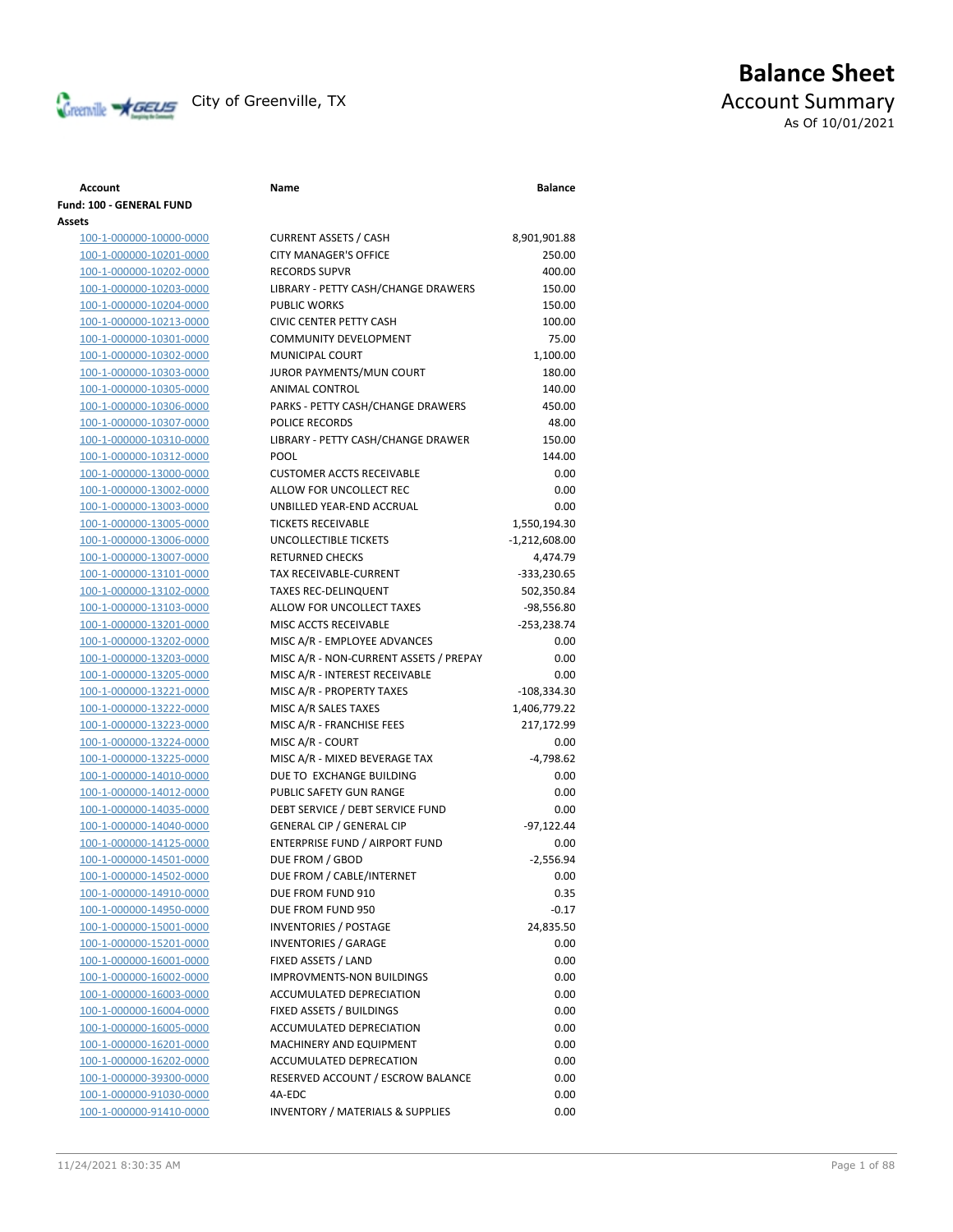# Balance Sheet

City of Greenville, TX

## Account Summary

As Of 10/01/2021

| Account | Name | Balance |
|---|---|---|
| **Fund: 100 - GENERAL FUND** | | |
| **Assets** | | |
| 100-1-000000-10000-0000 | CURRENT ASSETS / CASH | 8,901,901.88 |
| 100-1-000000-10201-0000 | CITY MANAGER'S OFFICE | 250.00 |
| 100-1-000000-10202-0000 | RECORDS SUPVR | 400.00 |
| 100-1-000000-10203-0000 | LIBRARY - PETTY CASH/CHANGE DRAWERS | 150.00 |
| 100-1-000000-10204-0000 | PUBLIC WORKS | 150.00 |
| 100-1-000000-10213-0000 | CIVIC CENTER PETTY CASH | 100.00 |
| 100-1-000000-10301-0000 | COMMUNITY DEVELOPMENT | 75.00 |
| 100-1-000000-10302-0000 | MUNICIPAL COURT | 1,100.00 |
| 100-1-000000-10303-0000 | JUROR PAYMENTS/MUN COURT | 180.00 |
| 100-1-000000-10305-0000 | ANIMAL CONTROL | 140.00 |
| 100-1-000000-10306-0000 | PARKS - PETTY CASH/CHANGE DRAWERS | 450.00 |
| 100-1-000000-10307-0000 | POLICE RECORDS | 48.00 |
| 100-1-000000-10310-0000 | LIBRARY - PETTY CASH/CHANGE DRAWER | 150.00 |
| 100-1-000000-10312-0000 | POOL | 144.00 |
| 100-1-000000-13000-0000 | CUSTOMER ACCTS RECEIVABLE | 0.00 |
| 100-1-000000-13002-0000 | ALLOW FOR UNCOLLECT REC | 0.00 |
| 100-1-000000-13003-0000 | UNBILLED YEAR-END ACCRUAL | 0.00 |
| 100-1-000000-13005-0000 | TICKETS RECEIVABLE | 1,550,194.30 |
| 100-1-000000-13006-0000 | UNCOLLECTIBLE TICKETS | -1,212,608.00 |
| 100-1-000000-13007-0000 | RETURNED CHECKS | 4,474.79 |
| 100-1-000000-13101-0000 | TAX RECEIVABLE-CURRENT | -333,230.65 |
| 100-1-000000-13102-0000 | TAXES REC-DELINQUENT | 502,350.84 |
| 100-1-000000-13103-0000 | ALLOW FOR UNCOLLECT TAXES | -98,556.80 |
| 100-1-000000-13201-0000 | MISC ACCTS RECEIVABLE | -253,238.74 |
| 100-1-000000-13202-0000 | MISC A/R - EMPLOYEE ADVANCES | 0.00 |
| 100-1-000000-13203-0000 | MISC A/R - NON-CURRENT ASSETS / PREPAY | 0.00 |
| 100-1-000000-13205-0000 | MISC A/R - INTEREST RECEIVABLE | 0.00 |
| 100-1-000000-13221-0000 | MISC A/R - PROPERTY TAXES | -108,334.30 |
| 100-1-000000-13222-0000 | MISC A/R SALES TAXES | 1,406,779.22 |
| 100-1-000000-13223-0000 | MISC A/R - FRANCHISE FEES | 217,172.99 |
| 100-1-000000-13224-0000 | MISC A/R - COURT | 0.00 |
| 100-1-000000-13225-0000 | MISC A/R - MIXED BEVERAGE TAX | -4,798.62 |
| 100-1-000000-14010-0000 | DUE TO EXCHANGE BUILDING | 0.00 |
| 100-1-000000-14012-0000 | PUBLIC SAFETY GUN RANGE | 0.00 |
| 100-1-000000-14035-0000 | DEBT SERVICE / DEBT SERVICE FUND | 0.00 |
| 100-1-000000-14040-0000 | GENERAL CIP / GENERAL CIP | -97,122.44 |
| 100-1-000000-14125-0000 | ENTERPRISE FUND / AIRPORT FUND | 0.00 |
| 100-1-000000-14501-0000 | DUE FROM / GBOD | -2,556.94 |
| 100-1-000000-14502-0000 | DUE FROM / CABLE/INTERNET | 0.00 |
| 100-1-000000-14910-0000 | DUE FROM FUND 910 | 0.35 |
| 100-1-000000-14950-0000 | DUE FROM FUND 950 | -0.17 |
| 100-1-000000-15001-0000 | INVENTORIES / POSTAGE | 24,835.50 |
| 100-1-000000-15201-0000 | INVENTORIES / GARAGE | 0.00 |
| 100-1-000000-16001-0000 | FIXED ASSETS / LAND | 0.00 |
| 100-1-000000-16002-0000 | IMPROVMENTS-NON BUILDINGS | 0.00 |
| 100-1-000000-16003-0000 | ACCUMULATED DEPRECIATION | 0.00 |
| 100-1-000000-16004-0000 | FIXED ASSETS / BUILDINGS | 0.00 |
| 100-1-000000-16005-0000 | ACCUMULATED DEPRECIATION | 0.00 |
| 100-1-000000-16201-0000 | MACHINERY AND EQUIPMENT | 0.00 |
| 100-1-000000-16202-0000 | ACCUMULATED DEPRECATION | 0.00 |
| 100-1-000000-39300-0000 | RESERVED ACCOUNT / ESCROW BALANCE | 0.00 |
| 100-1-000000-91030-0000 | 4A-EDC | 0.00 |
| 100-1-000000-91410-0000 | INVENTORY / MATERIALS & SUPPLIES | 0.00 |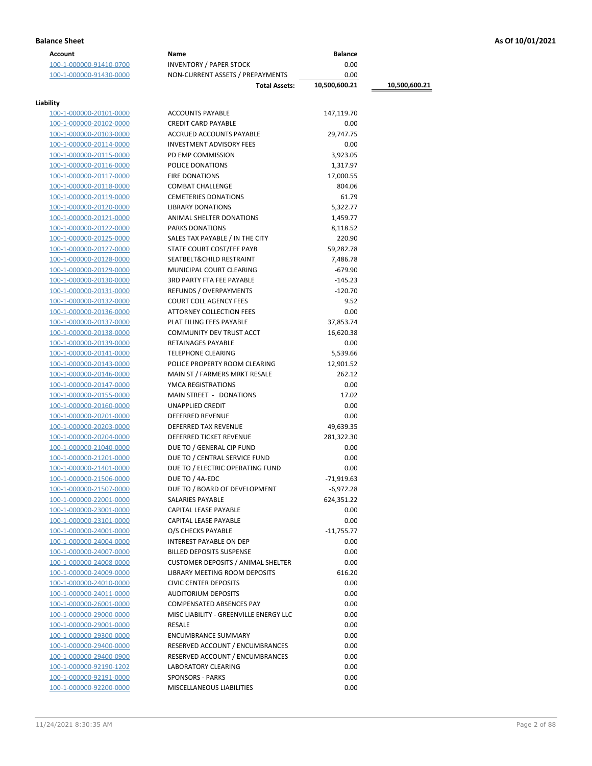**Balance Sheet** **As Of 10/01/2021**

| Account | Name | Balance | |
|---|---|---|---|
| 100-1-000000-91410-0700 | INVENTORY / PAPER STOCK | 0.00 | |
| 100-1-000000-91430-0000 | NON-CURRENT ASSETS / PREPAYMENTS | 0.00 | |
| | **Total Assets:** | **10,500,600.21** | **10,500,600.21** |

**Liability**

| Account | Name | Balance |
|---|---|---|
| 100-1-000000-20101-0000 | ACCOUNTS PAYABLE | 147,119.70 |
| 100-1-000000-20102-0000 | CREDIT CARD PAYABLE | 0.00 |
| 100-1-000000-20103-0000 | ACCRUED ACCOUNTS PAYABLE | 29,747.75 |
| 100-1-000000-20114-0000 | INVESTMENT ADVISORY FEES | 0.00 |
| 100-1-000000-20115-0000 | PD EMP COMMISSION | 3,923.05 |
| 100-1-000000-20116-0000 | POLICE DONATIONS | 1,317.97 |
| 100-1-000000-20117-0000 | FIRE DONATIONS | 17,000.55 |
| 100-1-000000-20118-0000 | COMBAT CHALLENGE | 804.06 |
| 100-1-000000-20119-0000 | CEMETERIES DONATIONS | 61.79 |
| 100-1-000000-20120-0000 | LIBRARY DONATIONS | 5,322.77 |
| 100-1-000000-20121-0000 | ANIMAL SHELTER DONATIONS | 1,459.77 |
| 100-1-000000-20122-0000 | PARKS DONATIONS | 8,118.52 |
| 100-1-000000-20125-0000 | SALES TAX PAYABLE / IN THE CITY | 220.90 |
| 100-1-000000-20127-0000 | STATE COURT COST/FEE PAYB | 59,282.78 |
| 100-1-000000-20128-0000 | SEATBELT&CHILD RESTRAINT | 7,486.78 |
| 100-1-000000-20129-0000 | MUNICIPAL COURT CLEARING | -679.90 |
| 100-1-000000-20130-0000 | 3RD PARTY FTA FEE PAYABLE | -145.23 |
| 100-1-000000-20131-0000 | REFUNDS / OVERPAYMENTS | -120.70 |
| 100-1-000000-20132-0000 | COURT COLL AGENCY FEES | 9.52 |
| 100-1-000000-20136-0000 | ATTORNEY COLLECTION FEES | 0.00 |
| 100-1-000000-20137-0000 | PLAT FILING FEES PAYABLE | 37,853.74 |
| 100-1-000000-20138-0000 | COMMUNITY DEV TRUST ACCT | 16,620.38 |
| 100-1-000000-20139-0000 | RETAINAGES PAYABLE | 0.00 |
| 100-1-000000-20141-0000 | TELEPHONE CLEARING | 5,539.66 |
| 100-1-000000-20143-0000 | POLICE PROPERTY ROOM CLEARING | 12,901.52 |
| 100-1-000000-20146-0000 | MAIN ST / FARMERS MRKT RESALE | 262.12 |
| 100-1-000000-20147-0000 | YMCA REGISTRATIONS | 0.00 |
| 100-1-000000-20155-0000 | MAIN STREET - DONATIONS | 17.02 |
| 100-1-000000-20160-0000 | UNAPPLIED CREDIT | 0.00 |
| 100-1-000000-20201-0000 | DEFERRED REVENUE | 0.00 |
| 100-1-000000-20203-0000 | DEFERRED TAX REVENUE | 49,639.35 |
| 100-1-000000-20204-0000 | DEFERRED TICKET REVENUE | 281,322.30 |
| 100-1-000000-21040-0000 | DUE TO / GENERAL CIP FUND | 0.00 |
| 100-1-000000-21201-0000 | DUE TO / CENTRAL SERVICE FUND | 0.00 |
| 100-1-000000-21401-0000 | DUE TO / ELECTRIC OPERATING FUND | 0.00 |
| 100-1-000000-21506-0000 | DUE TO / 4A-EDC | -71,919.63 |
| 100-1-000000-21507-0000 | DUE TO / BOARD OF DEVELOPMENT | -6,972.28 |
| 100-1-000000-22001-0000 | SALARIES PAYABLE | 624,351.22 |
| 100-1-000000-23001-0000 | CAPITAL LEASE PAYABLE | 0.00 |
| 100-1-000000-23101-0000 | CAPITAL LEASE PAYABLE | 0.00 |
| 100-1-000000-24001-0000 | O/S CHECKS PAYABLE | -11,755.77 |
| 100-1-000000-24004-0000 | INTEREST PAYABLE ON DEP | 0.00 |
| 100-1-000000-24007-0000 | BILLED DEPOSITS SUSPENSE | 0.00 |
| 100-1-000000-24008-0000 | CUSTOMER DEPOSITS / ANIMAL SHELTER | 0.00 |
| 100-1-000000-24009-0000 | LIBRARY MEETING ROOM DEPOSITS | 616.20 |
| 100-1-000000-24010-0000 | CIVIC CENTER DEPOSITS | 0.00 |
| 100-1-000000-24011-0000 | AUDITORIUM DEPOSITS | 0.00 |
| 100-1-000000-26001-0000 | COMPENSATED ABSENCES PAY | 0.00 |
| 100-1-000000-29000-0000 | MISC LIABILITY - GREENVILLE ENERGY LLC | 0.00 |
| 100-1-000000-29001-0000 | RESALE | 0.00 |
| 100-1-000000-29300-0000 | ENCUMBRANCE SUMMARY | 0.00 |
| 100-1-000000-29400-0000 | RESERVED ACCOUNT / ENCUMBRANCES | 0.00 |
| 100-1-000000-29400-0900 | RESERVED ACCOUNT / ENCUMBRANCES | 0.00 |
| 100-1-000000-92190-1202 | LABORATORY CLEARING | 0.00 |
| 100-1-000000-92191-0000 | SPONSORS - PARKS | 0.00 |
| 100-1-000000-92200-0000 | MISCELLANEOUS LIABILITIES | 0.00 |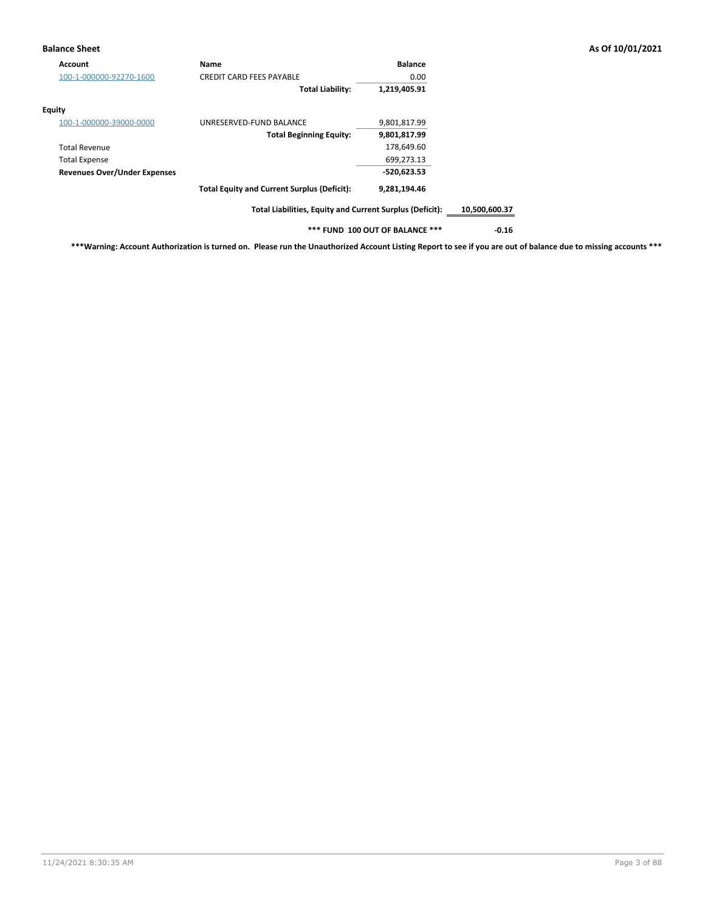## Balance Sheet

As Of 10/01/2021

| Account | Name | Balance | |
|---|---|---|---|
| 100-1-000000-92270-1600 | CREDIT CARD FEES PAYABLE | 0.00 | |
| | **Total Liability:** | **1,219,405.91** | |
| **Equity** | | | |
| 100-1-000000-39000-0000 | UNRESERVED-FUND BALANCE | 9,801,817.99 | |
| | **Total Beginning Equity:** | **9,801,817.99** | |
| Total Revenue | | 178,649.60 | |
| Total Expense | | 699,273.13 | |
| **Revenues Over/Under Expenses** | | **-520,623.53** | |
| | **Total Equity and Current Surplus (Deficit):** | **9,281,194.46** | |
| | **Total Liabilities, Equity and Current Surplus (Deficit):** | | **10,500,600.37** |
| | **\*\*\* FUND 100 OUT OF BALANCE \*\*\*** | | **-0.16** |

**\*\*\*Warning: Account Authorization is turned on. Please run the Unauthorized Account Listing Report to see if you are out of balance due to missing accounts \*\*\***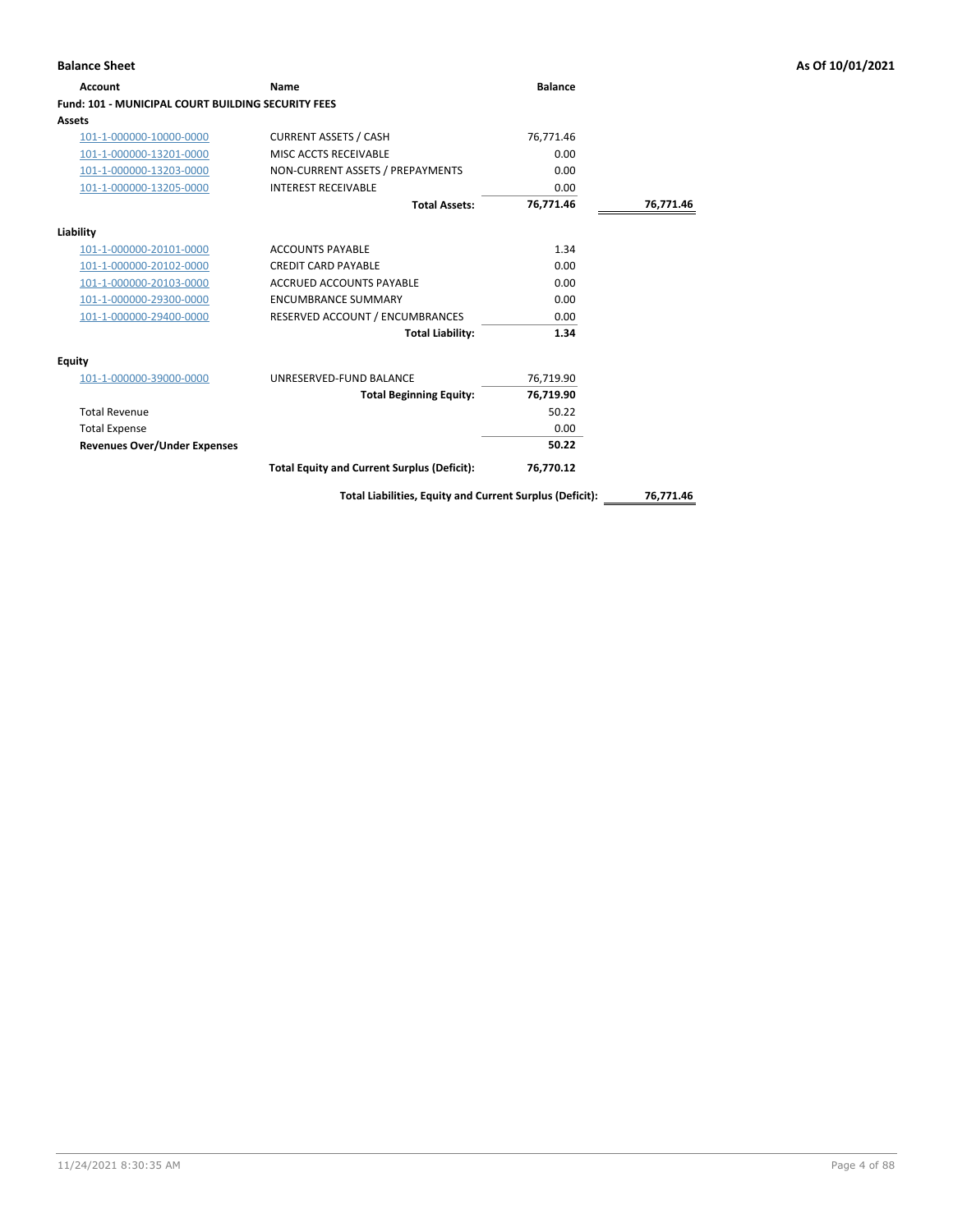**Balance Sheet** — As Of 10/01/2021

| Account | Name | Balance | |
|---|---|---|---|
| **Fund: 101 - MUNICIPAL COURT BUILDING SECURITY FEES** | | | |
| **Assets** | | | |
| 101-1-000000-10000-0000 | CURRENT ASSETS / CASH | 76,771.46 | |
| 101-1-000000-13201-0000 | MISC ACCTS RECEIVABLE | 0.00 | |
| 101-1-000000-13203-0000 | NON-CURRENT ASSETS / PREPAYMENTS | 0.00 | |
| 101-1-000000-13205-0000 | INTEREST RECEIVABLE | 0.00 | |
| | **Total Assets:** | **76,771.46** | **76,771.46** |
| **Liability** | | | |
| 101-1-000000-20101-0000 | ACCOUNTS PAYABLE | 1.34 | |
| 101-1-000000-20102-0000 | CREDIT CARD PAYABLE | 0.00 | |
| 101-1-000000-20103-0000 | ACCRUED ACCOUNTS PAYABLE | 0.00 | |
| 101-1-000000-29300-0000 | ENCUMBRANCE SUMMARY | 0.00 | |
| 101-1-000000-29400-0000 | RESERVED ACCOUNT / ENCUMBRANCES | 0.00 | |
| | **Total Liability:** | **1.34** | |
| **Equity** | | | |
| 101-1-000000-39000-0000 | UNRESERVED-FUND BALANCE | 76,719.90 | |
| | **Total Beginning Equity:** | **76,719.90** | |
| Total Revenue | | 50.22 | |
| Total Expense | | 0.00 | |
| **Revenues Over/Under Expenses** | | **50.22** | |
| | **Total Equity and Current Surplus (Deficit):** | **76,770.12** | |
| | **Total Liabilities, Equity and Current Surplus (Deficit):** | | **76,771.46** |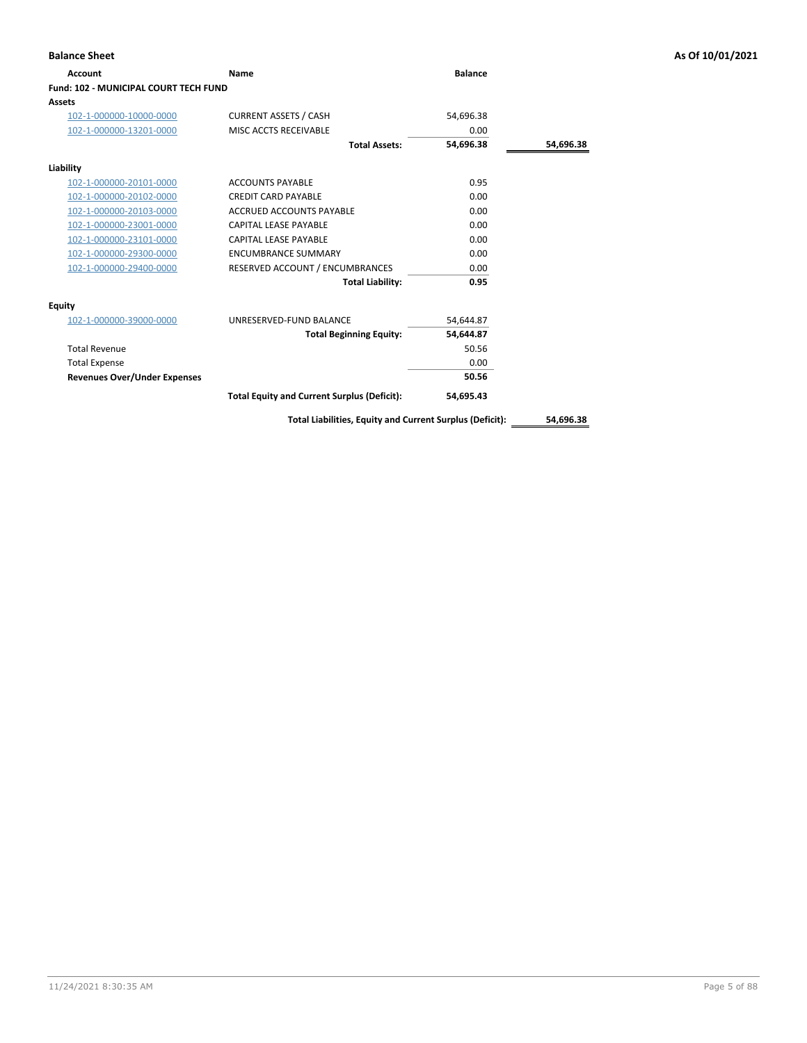## Balance Sheet

**As Of 10/01/2021**

| Account | Name | Balance | |
|---|---|---|---|
| **Fund: 102 - MUNICIPAL COURT TECH FUND** | | | |
| **Assets** | | | |
| 102-1-000000-10000-0000 | CURRENT ASSETS / CASH | 54,696.38 | |
| 102-1-000000-13201-0000 | MISC ACCTS RECEIVABLE | 0.00 | |
| | **Total Assets:** | **54,696.38** | **54,696.38** |
| **Liability** | | | |
| 102-1-000000-20101-0000 | ACCOUNTS PAYABLE | 0.95 | |
| 102-1-000000-20102-0000 | CREDIT CARD PAYABLE | 0.00 | |
| 102-1-000000-20103-0000 | ACCRUED ACCOUNTS PAYABLE | 0.00 | |
| 102-1-000000-23001-0000 | CAPITAL LEASE PAYABLE | 0.00 | |
| 102-1-000000-23101-0000 | CAPITAL LEASE PAYABLE | 0.00 | |
| 102-1-000000-29300-0000 | ENCUMBRANCE SUMMARY | 0.00 | |
| 102-1-000000-29400-0000 | RESERVED ACCOUNT / ENCUMBRANCES | 0.00 | |
| | **Total Liability:** | **0.95** | |
| **Equity** | | | |
| 102-1-000000-39000-0000 | UNRESERVED-FUND BALANCE | 54,644.87 | |
| | **Total Beginning Equity:** | **54,644.87** | |
| Total Revenue | | 50.56 | |
| Total Expense | | 0.00 | |
| **Revenues Over/Under Expenses** | | **50.56** | |
| | **Total Equity and Current Surplus (Deficit):** | **54,695.43** | |
| | **Total Liabilities, Equity and Current Surplus (Deficit):** | | **54,696.38** |

11/24/2021 8:30:35 AM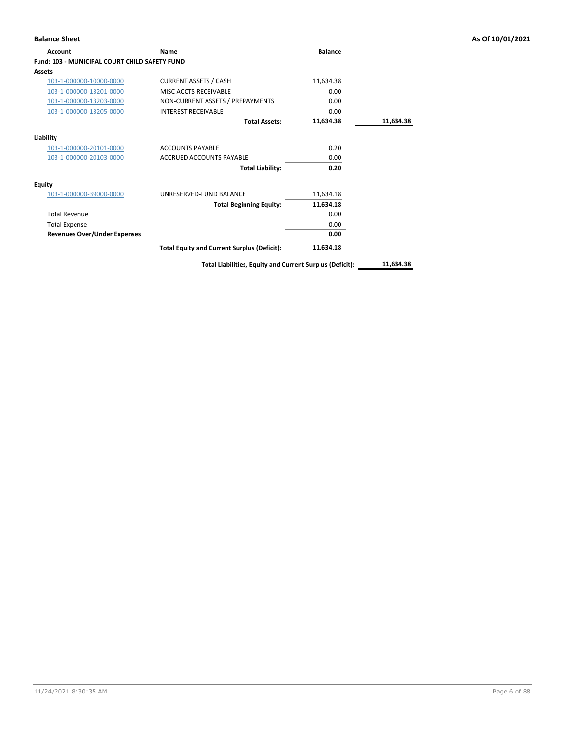**Balance Sheet** — As Of 10/01/2021

| Account | Name | Balance | |
|---|---|---|---|
| **Fund: 103 - MUNICIPAL COURT CHILD SAFETY FUND** | | | |
| **Assets** | | | |
| 103-1-000000-10000-0000 | CURRENT ASSETS / CASH | 11,634.38 | |
| 103-1-000000-13201-0000 | MISC ACCTS RECEIVABLE | 0.00 | |
| 103-1-000000-13203-0000 | NON-CURRENT ASSETS / PREPAYMENTS | 0.00 | |
| 103-1-000000-13205-0000 | INTEREST RECEIVABLE | 0.00 | |
| | **Total Assets:** | **11,634.38** | **11,634.38** |
| **Liability** | | | |
| 103-1-000000-20101-0000 | ACCOUNTS PAYABLE | 0.20 | |
| 103-1-000000-20103-0000 | ACCRUED ACCOUNTS PAYABLE | 0.00 | |
| | **Total Liability:** | **0.20** | |
| **Equity** | | | |
| 103-1-000000-39000-0000 | UNRESERVED-FUND BALANCE | 11,634.18 | |
| | **Total Beginning Equity:** | **11,634.18** | |
| Total Revenue | | 0.00 | |
| Total Expense | | 0.00 | |
| **Revenues Over/Under Expenses** | | **0.00** | |
| | **Total Equity and Current Surplus (Deficit):** | **11,634.18** | |
| | **Total Liabilities, Equity and Current Surplus (Deficit):** | | **11,634.38** |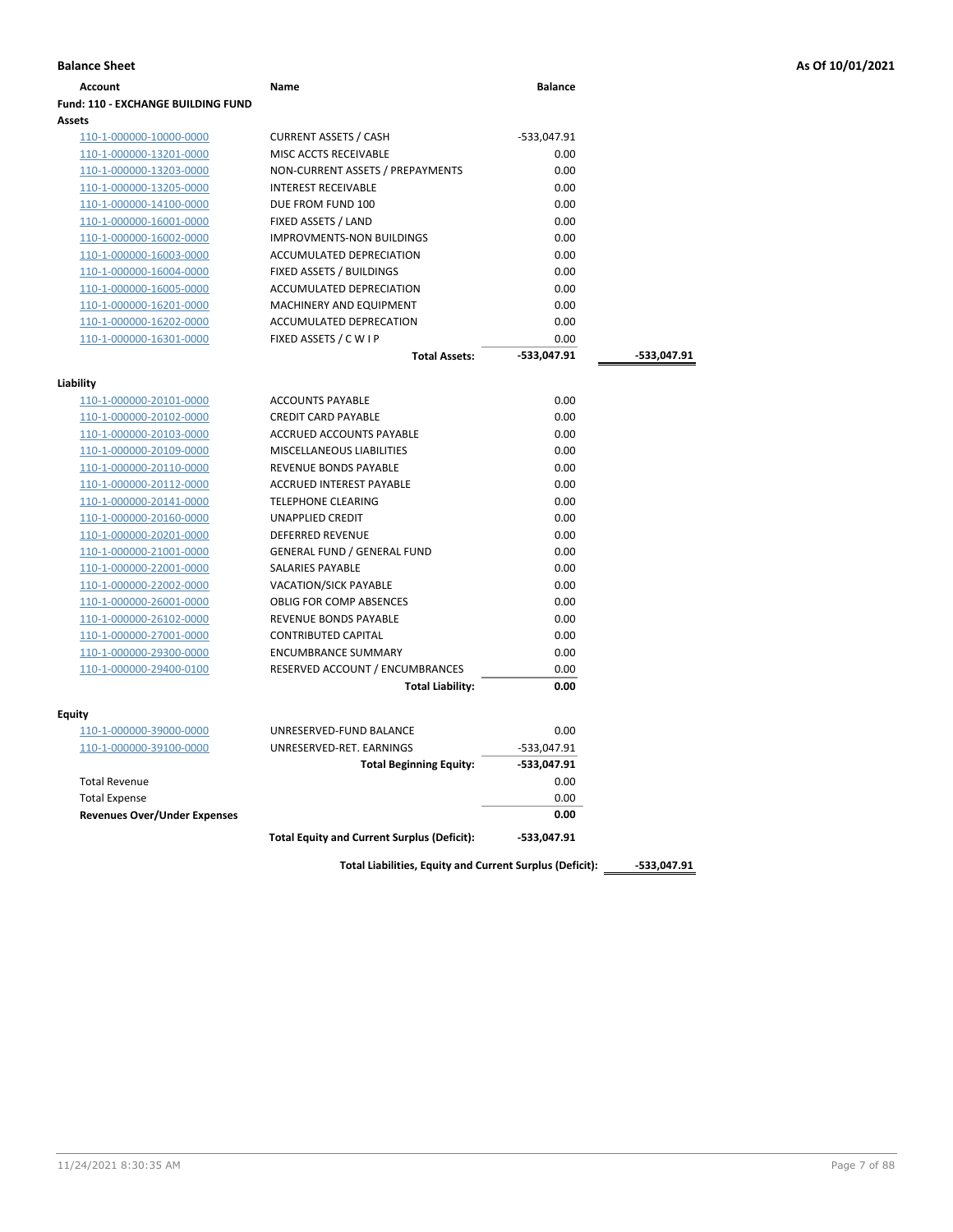**Balance Sheet** **As Of 10/01/2021**

| Account | Name | Balance | |
|---|---|---|---|
| **Fund: 110 - EXCHANGE BUILDING FUND** | | | |
| **Assets** | | | |
| 110-1-000000-10000-0000 | CURRENT ASSETS / CASH | -533,047.91 | |
| 110-1-000000-13201-0000 | MISC ACCTS RECEIVABLE | 0.00 | |
| 110-1-000000-13203-0000 | NON-CURRENT ASSETS / PREPAYMENTS | 0.00 | |
| 110-1-000000-13205-0000 | INTEREST RECEIVABLE | 0.00 | |
| 110-1-000000-14100-0000 | DUE FROM FUND 100 | 0.00 | |
| 110-1-000000-16001-0000 | FIXED ASSETS / LAND | 0.00 | |
| 110-1-000000-16002-0000 | IMPROVMENTS-NON BUILDINGS | 0.00 | |
| 110-1-000000-16003-0000 | ACCUMULATED DEPRECIATION | 0.00 | |
| 110-1-000000-16004-0000 | FIXED ASSETS / BUILDINGS | 0.00 | |
| 110-1-000000-16005-0000 | ACCUMULATED DEPRECIATION | 0.00 | |
| 110-1-000000-16201-0000 | MACHINERY AND EQUIPMENT | 0.00 | |
| 110-1-000000-16202-0000 | ACCUMULATED DEPRECATION | 0.00 | |
| 110-1-000000-16301-0000 | FIXED ASSETS / C W I P | 0.00 | |
| | **Total Assets:** | **-533,047.91** | **-533,047.91** |
| **Liability** | | | |
| 110-1-000000-20101-0000 | ACCOUNTS PAYABLE | 0.00 | |
| 110-1-000000-20102-0000 | CREDIT CARD PAYABLE | 0.00 | |
| 110-1-000000-20103-0000 | ACCRUED ACCOUNTS PAYABLE | 0.00 | |
| 110-1-000000-20109-0000 | MISCELLANEOUS LIABILITIES | 0.00 | |
| 110-1-000000-20110-0000 | REVENUE BONDS PAYABLE | 0.00 | |
| 110-1-000000-20112-0000 | ACCRUED INTEREST PAYABLE | 0.00 | |
| 110-1-000000-20141-0000 | TELEPHONE CLEARING | 0.00 | |
| 110-1-000000-20160-0000 | UNAPPLIED CREDIT | 0.00 | |
| 110-1-000000-20201-0000 | DEFERRED REVENUE | 0.00 | |
| 110-1-000000-21001-0000 | GENERAL FUND / GENERAL FUND | 0.00 | |
| 110-1-000000-22001-0000 | SALARIES PAYABLE | 0.00 | |
| 110-1-000000-22002-0000 | VACATION/SICK PAYABLE | 0.00 | |
| 110-1-000000-26001-0000 | OBLIG FOR COMP ABSENCES | 0.00 | |
| 110-1-000000-26102-0000 | REVENUE BONDS PAYABLE | 0.00 | |
| 110-1-000000-27001-0000 | CONTRIBUTED CAPITAL | 0.00 | |
| 110-1-000000-29300-0000 | ENCUMBRANCE SUMMARY | 0.00 | |
| 110-1-000000-29400-0100 | RESERVED ACCOUNT / ENCUMBRANCES | 0.00 | |
| | **Total Liability:** | **0.00** | |
| **Equity** | | | |
| 110-1-000000-39000-0000 | UNRESERVED-FUND BALANCE | 0.00 | |
| 110-1-000000-39100-0000 | UNRESERVED-RET. EARNINGS | -533,047.91 | |
| | **Total Beginning Equity:** | **-533,047.91** | |
| Total Revenue | | 0.00 | |
| Total Expense | | 0.00 | |
| **Revenues Over/Under Expenses** | | **0.00** | |
| | **Total Equity and Current Surplus (Deficit):** | **-533,047.91** | |
| | **Total Liabilities, Equity and Current Surplus (Deficit):** | | **-533,047.91** |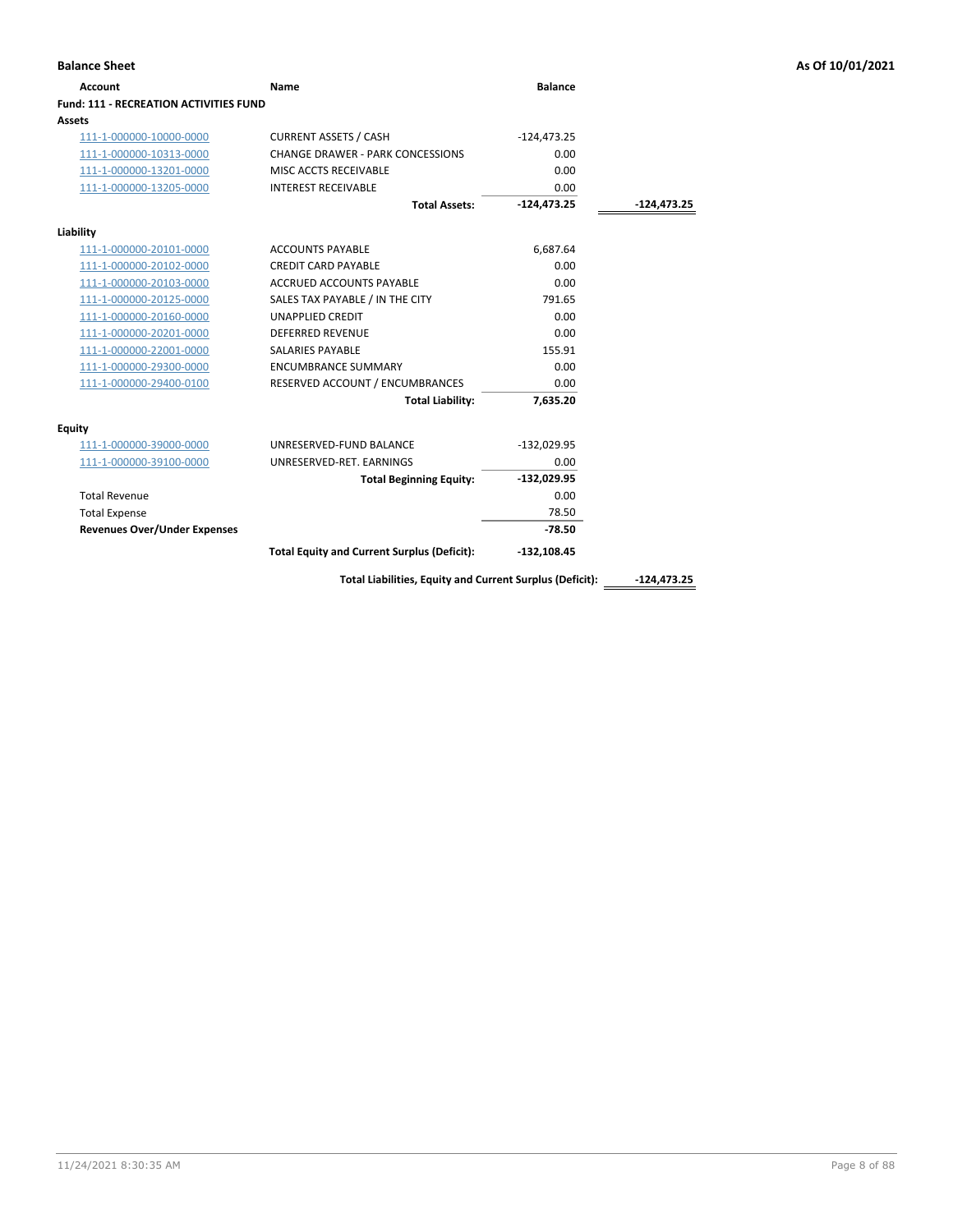**Balance Sheet** — As Of 10/01/2021

| Account | Name | Balance | |
|---|---|---|---|
| **Fund: 111 - RECREATION ACTIVITIES FUND** | | | |
| **Assets** | | | |
| 111-1-000000-10000-0000 | CURRENT ASSETS / CASH | -124,473.25 | |
| 111-1-000000-10313-0000 | CHANGE DRAWER - PARK CONCESSIONS | 0.00 | |
| 111-1-000000-13201-0000 | MISC ACCTS RECEIVABLE | 0.00 | |
| 111-1-000000-13205-0000 | INTEREST RECEIVABLE | 0.00 | |
| | **Total Assets:** | **-124,473.25** | **-124,473.25** |
| **Liability** | | | |
| 111-1-000000-20101-0000 | ACCOUNTS PAYABLE | 6,687.64 | |
| 111-1-000000-20102-0000 | CREDIT CARD PAYABLE | 0.00 | |
| 111-1-000000-20103-0000 | ACCRUED ACCOUNTS PAYABLE | 0.00 | |
| 111-1-000000-20125-0000 | SALES TAX PAYABLE / IN THE CITY | 791.65 | |
| 111-1-000000-20160-0000 | UNAPPLIED CREDIT | 0.00 | |
| 111-1-000000-20201-0000 | DEFERRED REVENUE | 0.00 | |
| 111-1-000000-22001-0000 | SALARIES PAYABLE | 155.91 | |
| 111-1-000000-29300-0000 | ENCUMBRANCE SUMMARY | 0.00 | |
| 111-1-000000-29400-0100 | RESERVED ACCOUNT / ENCUMBRANCES | 0.00 | |
| | **Total Liability:** | **7,635.20** | |
| **Equity** | | | |
| 111-1-000000-39000-0000 | UNRESERVED-FUND BALANCE | -132,029.95 | |
| 111-1-000000-39100-0000 | UNRESERVED-RET. EARNINGS | 0.00 | |
| | **Total Beginning Equity:** | **-132,029.95** | |
| Total Revenue | | 0.00 | |
| Total Expense | | 78.50 | |
| **Revenues Over/Under Expenses** | | **-78.50** | |
| | **Total Equity and Current Surplus (Deficit):** | **-132,108.45** | |
| | **Total Liabilities, Equity and Current Surplus (Deficit):** | | **-124,473.25** |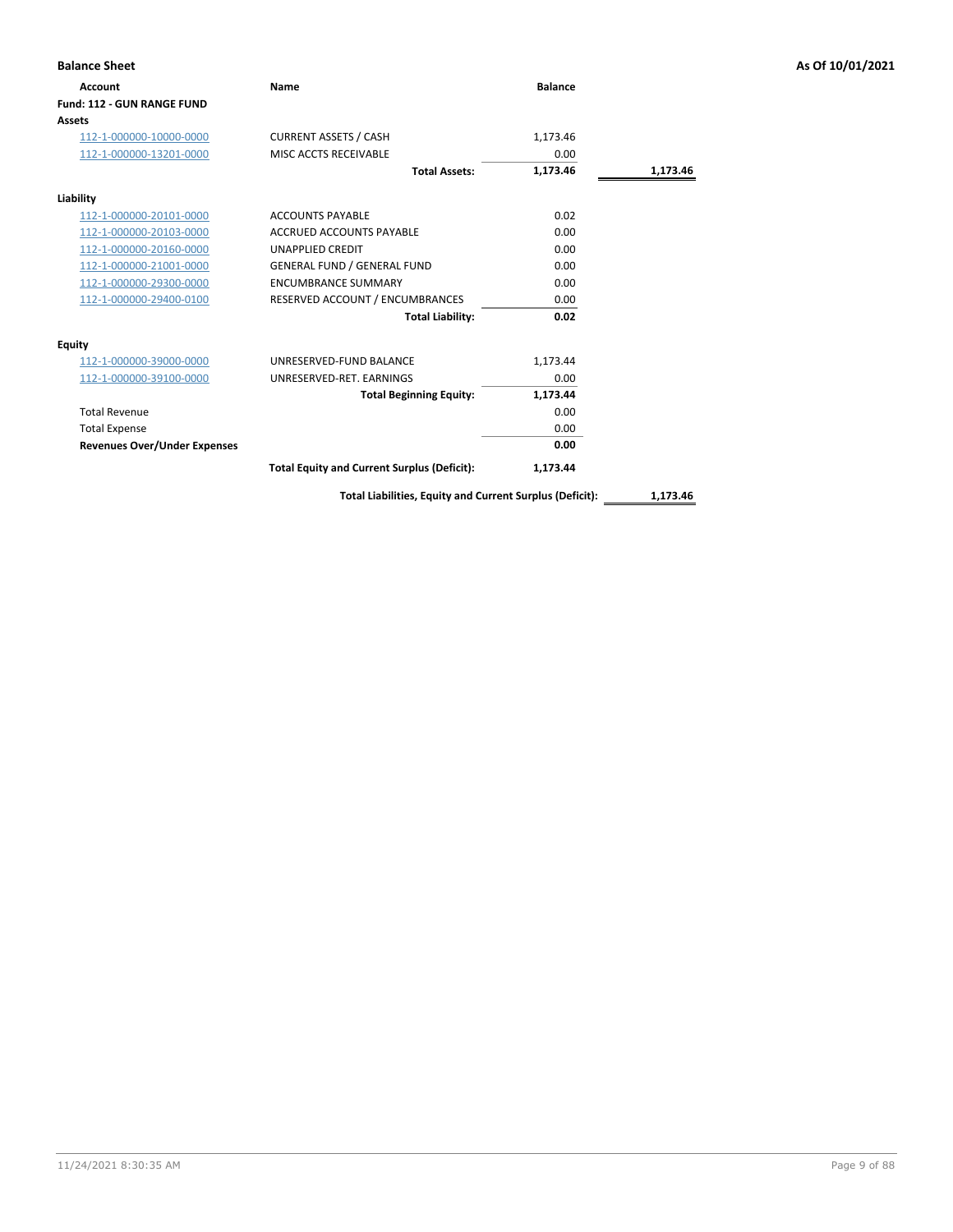**Balance Sheet** — As Of 10/01/2021

| Account | Name | Balance | |
|---|---|---|---|
| **Fund: 112 - GUN RANGE FUND** | | | |
| **Assets** | | | |
| 112-1-000000-10000-0000 | CURRENT ASSETS / CASH | 1,173.46 | |
| 112-1-000000-13201-0000 | MISC ACCTS RECEIVABLE | 0.00 | |
| | **Total Assets:** | **1,173.46** | **1,173.46** |
| **Liability** | | | |
| 112-1-000000-20101-0000 | ACCOUNTS PAYABLE | 0.02 | |
| 112-1-000000-20103-0000 | ACCRUED ACCOUNTS PAYABLE | 0.00 | |
| 112-1-000000-20160-0000 | UNAPPLIED CREDIT | 0.00 | |
| 112-1-000000-21001-0000 | GENERAL FUND / GENERAL FUND | 0.00 | |
| 112-1-000000-29300-0000 | ENCUMBRANCE SUMMARY | 0.00 | |
| 112-1-000000-29400-0100 | RESERVED ACCOUNT / ENCUMBRANCES | 0.00 | |
| | **Total Liability:** | **0.02** | |
| **Equity** | | | |
| 112-1-000000-39000-0000 | UNRESERVED-FUND BALANCE | 1,173.44 | |
| 112-1-000000-39100-0000 | UNRESERVED-RET. EARNINGS | 0.00 | |
| | **Total Beginning Equity:** | **1,173.44** | |
| Total Revenue | | 0.00 | |
| Total Expense | | 0.00 | |
| **Revenues Over/Under Expenses** | | **0.00** | |
| | **Total Equity and Current Surplus (Deficit):** | **1,173.44** | |
| | **Total Liabilities, Equity and Current Surplus (Deficit):** | | **1,173.46** |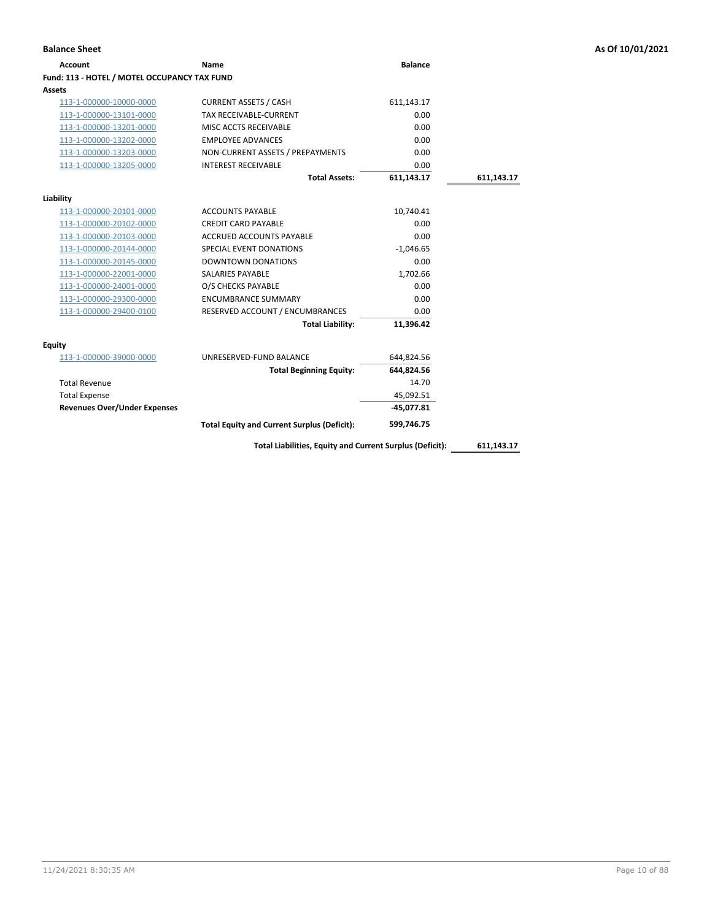**Balance Sheet** — As Of 10/01/2021

| Account | Name | Balance | |
|---|---|---|---|
| **Fund: 113 - HOTEL / MOTEL OCCUPANCY TAX FUND** | | | |
| **Assets** | | | |
| 113-1-000000-10000-0000 | CURRENT ASSETS / CASH | 611,143.17 | |
| 113-1-000000-13101-0000 | TAX RECEIVABLE-CURRENT | 0.00 | |
| 113-1-000000-13201-0000 | MISC ACCTS RECEIVABLE | 0.00 | |
| 113-1-000000-13202-0000 | EMPLOYEE ADVANCES | 0.00 | |
| 113-1-000000-13203-0000 | NON-CURRENT ASSETS / PREPAYMENTS | 0.00 | |
| 113-1-000000-13205-0000 | INTEREST RECEIVABLE | 0.00 | |
| | **Total Assets:** | **611,143.17** | **611,143.17** |
| **Liability** | | | |
| 113-1-000000-20101-0000 | ACCOUNTS PAYABLE | 10,740.41 | |
| 113-1-000000-20102-0000 | CREDIT CARD PAYABLE | 0.00 | |
| 113-1-000000-20103-0000 | ACCRUED ACCOUNTS PAYABLE | 0.00 | |
| 113-1-000000-20144-0000 | SPECIAL EVENT DONATIONS | -1,046.65 | |
| 113-1-000000-20145-0000 | DOWNTOWN DONATIONS | 0.00 | |
| 113-1-000000-22001-0000 | SALARIES PAYABLE | 1,702.66 | |
| 113-1-000000-24001-0000 | O/S CHECKS PAYABLE | 0.00 | |
| 113-1-000000-29300-0000 | ENCUMBRANCE SUMMARY | 0.00 | |
| 113-1-000000-29400-0100 | RESERVED ACCOUNT / ENCUMBRANCES | 0.00 | |
| | **Total Liability:** | **11,396.42** | |
| **Equity** | | | |
| 113-1-000000-39000-0000 | UNRESERVED-FUND BALANCE | 644,824.56 | |
| | **Total Beginning Equity:** | **644,824.56** | |
| Total Revenue | | 14.70 | |
| Total Expense | | 45,092.51 | |
| **Revenues Over/Under Expenses** | | **-45,077.81** | |
| | **Total Equity and Current Surplus (Deficit):** | **599,746.75** | |
| | **Total Liabilities, Equity and Current Surplus (Deficit):** | | **611,143.17** |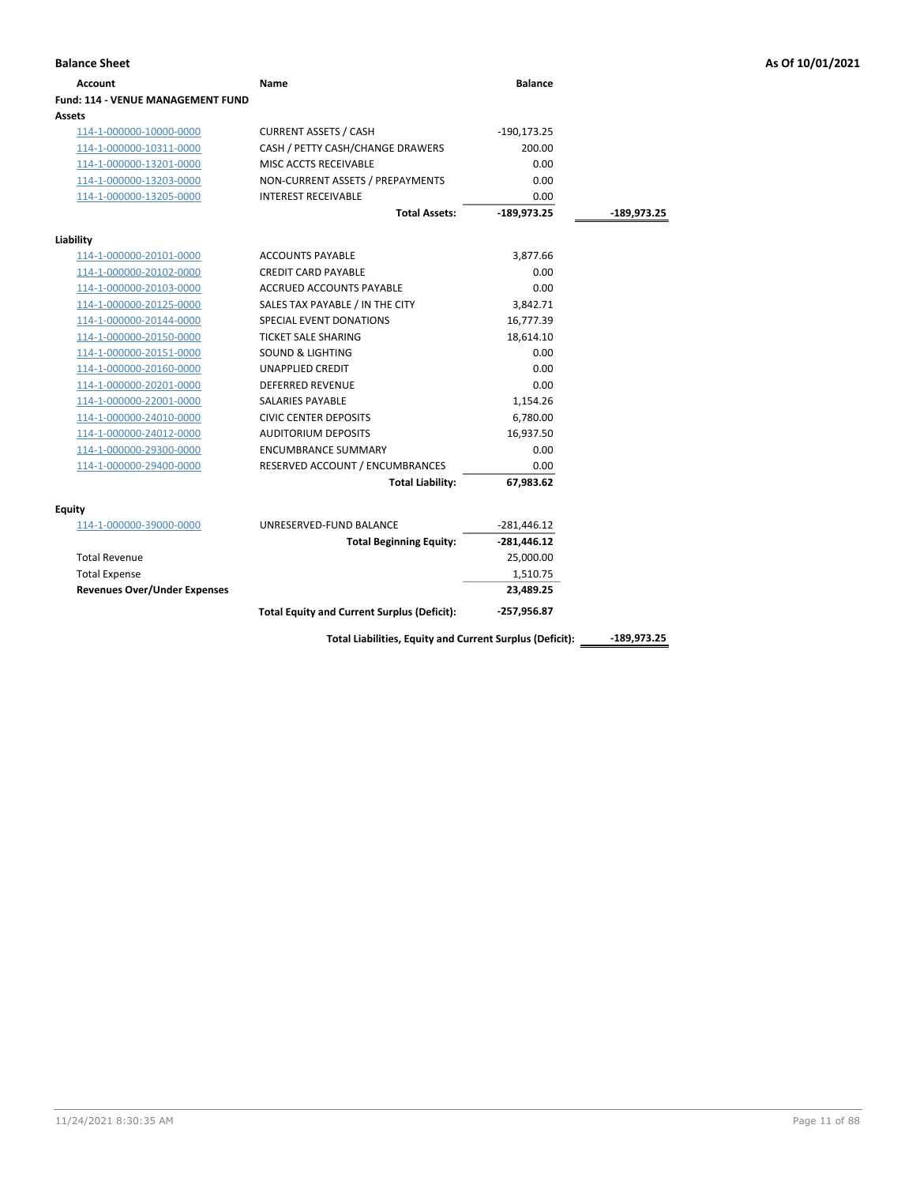**Balance Sheet** | **As Of 10/01/2021**

| Account | Name | Balance | |
|---|---|---|---|
| **Fund: 114 - VENUE MANAGEMENT FUND** | | | |
| **Assets** | | | |
| 114-1-000000-10000-0000 | CURRENT ASSETS / CASH | -190,173.25 | |
| 114-1-000000-10311-0000 | CASH / PETTY CASH/CHANGE DRAWERS | 200.00 | |
| 114-1-000000-13201-0000 | MISC ACCTS RECEIVABLE | 0.00 | |
| 114-1-000000-13203-0000 | NON-CURRENT ASSETS / PREPAYMENTS | 0.00 | |
| 114-1-000000-13205-0000 | INTEREST RECEIVABLE | 0.00 | |
| | **Total Assets:** | **-189,973.25** | **-189,973.25** |
| **Liability** | | | |
| 114-1-000000-20101-0000 | ACCOUNTS PAYABLE | 3,877.66 | |
| 114-1-000000-20102-0000 | CREDIT CARD PAYABLE | 0.00 | |
| 114-1-000000-20103-0000 | ACCRUED ACCOUNTS PAYABLE | 0.00 | |
| 114-1-000000-20125-0000 | SALES TAX PAYABLE / IN THE CITY | 3,842.71 | |
| 114-1-000000-20144-0000 | SPECIAL EVENT DONATIONS | 16,777.39 | |
| 114-1-000000-20150-0000 | TICKET SALE SHARING | 18,614.10 | |
| 114-1-000000-20151-0000 | SOUND & LIGHTING | 0.00 | |
| 114-1-000000-20160-0000 | UNAPPLIED CREDIT | 0.00 | |
| 114-1-000000-20201-0000 | DEFERRED REVENUE | 0.00 | |
| 114-1-000000-22001-0000 | SALARIES PAYABLE | 1,154.26 | |
| 114-1-000000-24010-0000 | CIVIC CENTER DEPOSITS | 6,780.00 | |
| 114-1-000000-24012-0000 | AUDITORIUM DEPOSITS | 16,937.50 | |
| 114-1-000000-29300-0000 | ENCUMBRANCE SUMMARY | 0.00 | |
| 114-1-000000-29400-0000 | RESERVED ACCOUNT / ENCUMBRANCES | 0.00 | |
| | **Total Liability:** | **67,983.62** | |
| **Equity** | | | |
| 114-1-000000-39000-0000 | UNRESERVED-FUND BALANCE | -281,446.12 | |
| | **Total Beginning Equity:** | **-281,446.12** | |
| Total Revenue | | 25,000.00 | |
| Total Expense | | 1,510.75 | |
| **Revenues Over/Under Expenses** | | **23,489.25** | |
| | **Total Equity and Current Surplus (Deficit):** | **-257,956.87** | |
| | **Total Liabilities, Equity and Current Surplus (Deficit):** | | **-189,973.25** |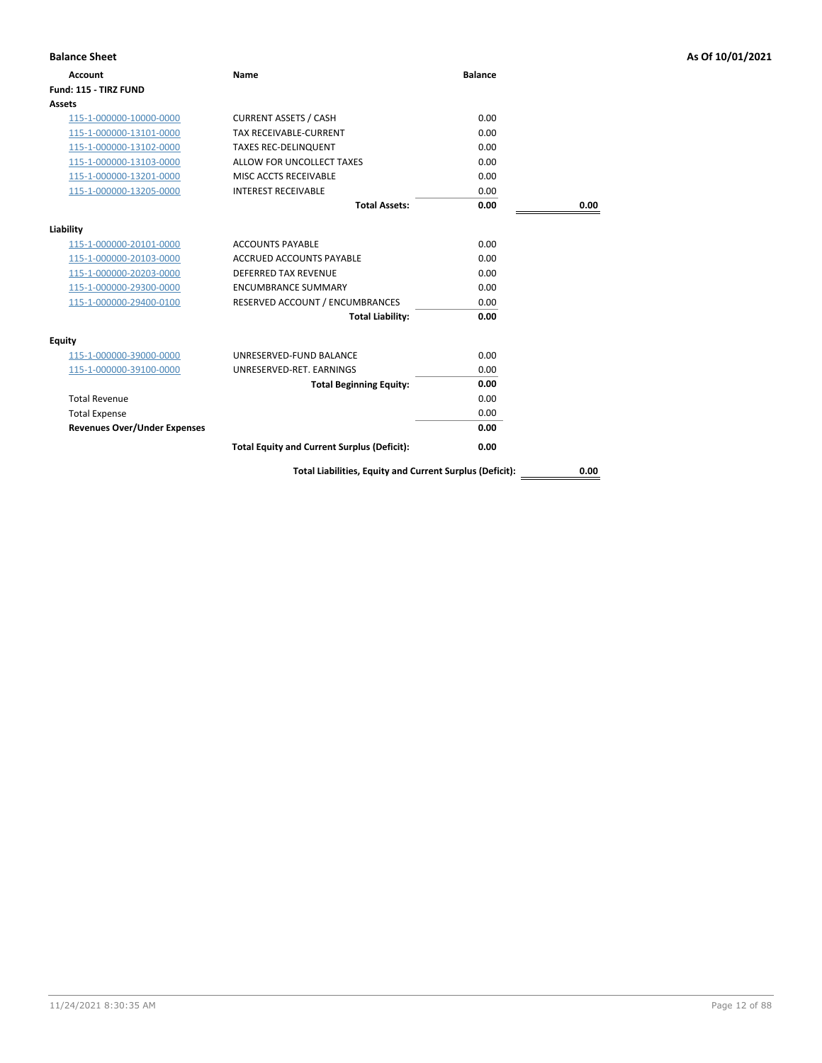## Balance Sheet

As Of 10/01/2021

| Account | Name | Balance | |
|---|---|---|---|
| **Fund: 115 - TIRZ FUND** | | | |
| **Assets** | | | |
| 115-1-000000-10000-0000 | CURRENT ASSETS / CASH | 0.00 | |
| 115-1-000000-13101-0000 | TAX RECEIVABLE-CURRENT | 0.00 | |
| 115-1-000000-13102-0000 | TAXES REC-DELINQUENT | 0.00 | |
| 115-1-000000-13103-0000 | ALLOW FOR UNCOLLECT TAXES | 0.00 | |
| 115-1-000000-13201-0000 | MISC ACCTS RECEIVABLE | 0.00 | |
| 115-1-000000-13205-0000 | INTEREST RECEIVABLE | 0.00 | |
| | **Total Assets:** | **0.00** | **0.00** |
| **Liability** | | | |
| 115-1-000000-20101-0000 | ACCOUNTS PAYABLE | 0.00 | |
| 115-1-000000-20103-0000 | ACCRUED ACCOUNTS PAYABLE | 0.00 | |
| 115-1-000000-20203-0000 | DEFERRED TAX REVENUE | 0.00 | |
| 115-1-000000-29300-0000 | ENCUMBRANCE SUMMARY | 0.00 | |
| 115-1-000000-29400-0100 | RESERVED ACCOUNT / ENCUMBRANCES | 0.00 | |
| | **Total Liability:** | **0.00** | |
| **Equity** | | | |
| 115-1-000000-39000-0000 | UNRESERVED-FUND BALANCE | 0.00 | |
| 115-1-000000-39100-0000 | UNRESERVED-RET. EARNINGS | 0.00 | |
| | **Total Beginning Equity:** | **0.00** | |
| Total Revenue | | 0.00 | |
| Total Expense | | 0.00 | |
| **Revenues Over/Under Expenses** | | **0.00** | |
| | **Total Equity and Current Surplus (Deficit):** | **0.00** | |
| | **Total Liabilities, Equity and Current Surplus (Deficit):** | | **0.00** |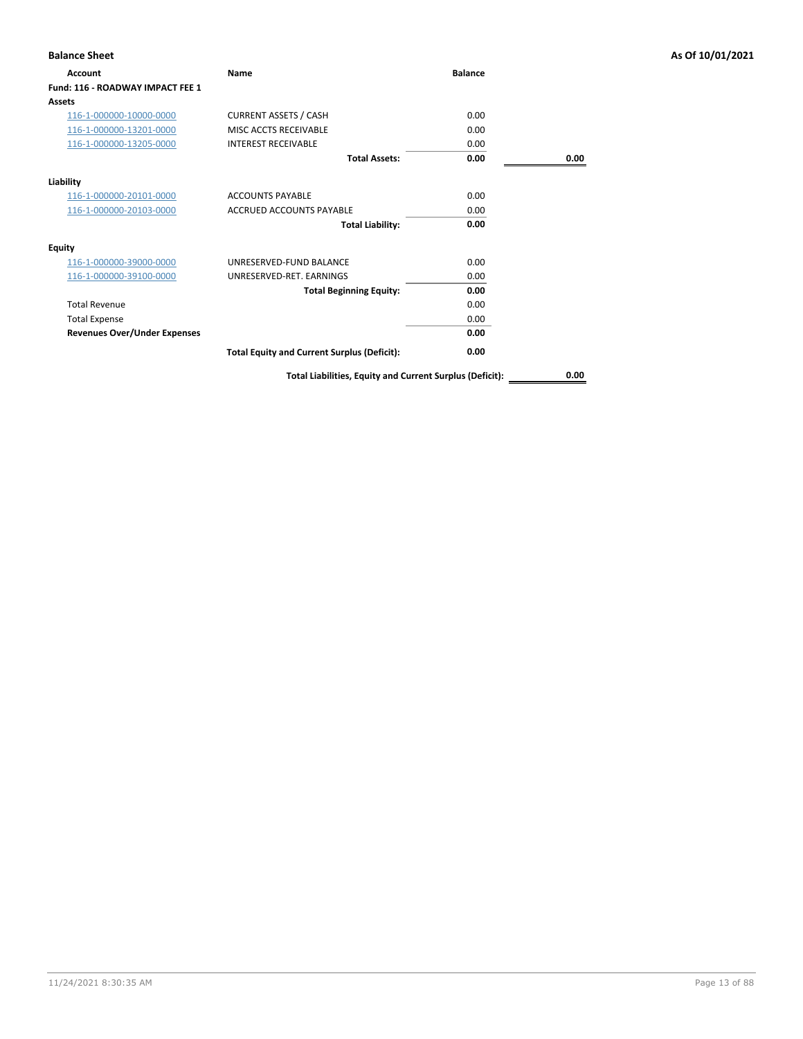## Balance Sheet

As Of 10/01/2021

| Account | Name | Balance | |
|---|---|---|---|
| **Fund: 116 - ROADWAY IMPACT FEE 1** | | | |
| **Assets** | | | |
| 116-1-000000-10000-0000 | CURRENT ASSETS / CASH | 0.00 | |
| 116-1-000000-13201-0000 | MISC ACCTS RECEIVABLE | 0.00 | |
| 116-1-000000-13205-0000 | INTEREST RECEIVABLE | 0.00 | |
| | **Total Assets:** | **0.00** | **0.00** |
| **Liability** | | | |
| 116-1-000000-20101-0000 | ACCOUNTS PAYABLE | 0.00 | |
| 116-1-000000-20103-0000 | ACCRUED ACCOUNTS PAYABLE | 0.00 | |
| | **Total Liability:** | **0.00** | |
| **Equity** | | | |
| 116-1-000000-39000-0000 | UNRESERVED-FUND BALANCE | 0.00 | |
| 116-1-000000-39100-0000 | UNRESERVED-RET. EARNINGS | 0.00 | |
| | **Total Beginning Equity:** | **0.00** | |
| Total Revenue | | 0.00 | |
| Total Expense | | 0.00 | |
| **Revenues Over/Under Expenses** | | **0.00** | |
| | **Total Equity and Current Surplus (Deficit):** | **0.00** | |
| | **Total Liabilities, Equity and Current Surplus (Deficit):** | | **0.00** |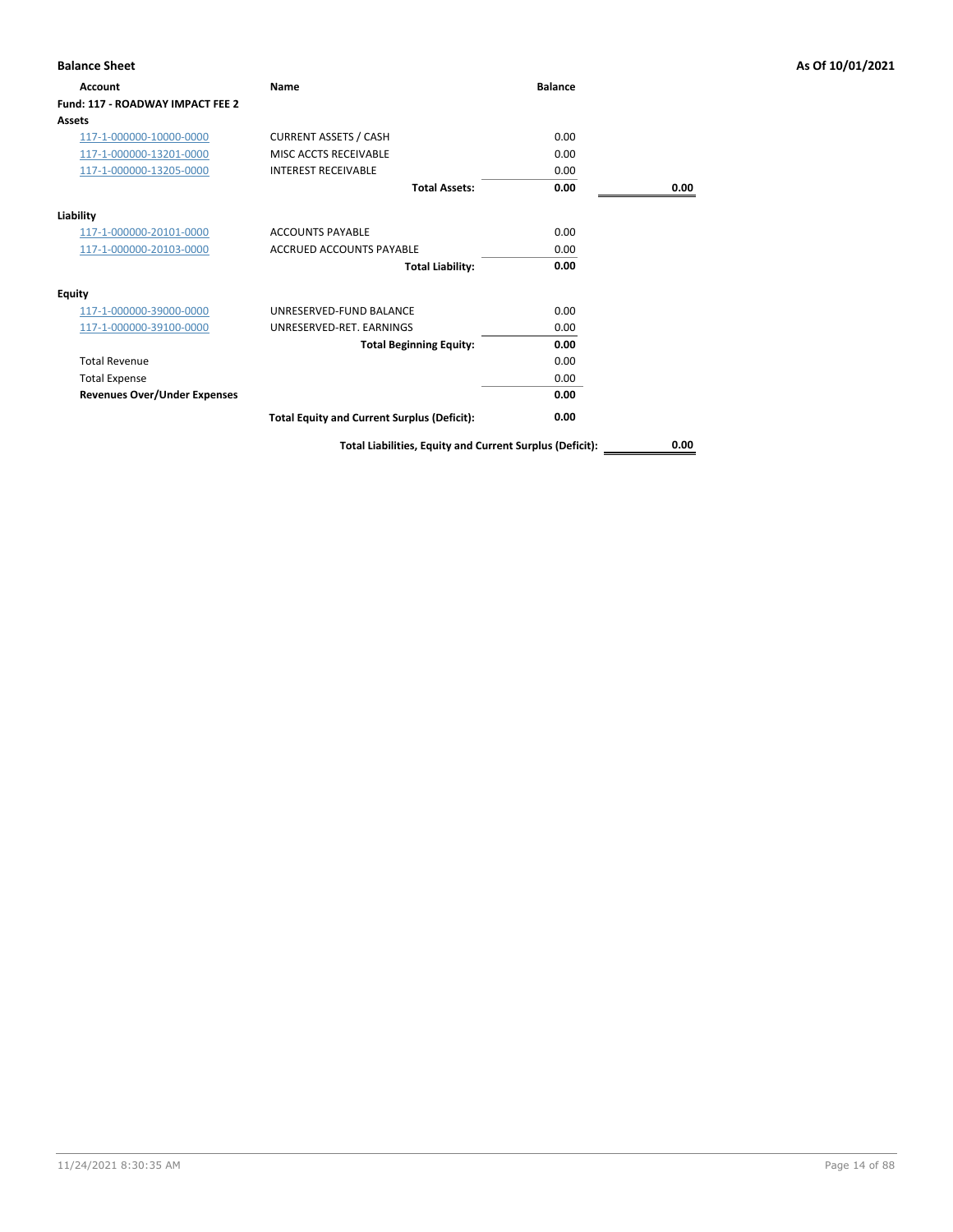**Balance Sheet** — As Of 10/01/2021

| Account | Name | Balance | |
|---|---|---|---|
| **Fund: 117 - ROADWAY IMPACT FEE 2** | | | |
| **Assets** | | | |
| 117-1-000000-10000-0000 | CURRENT ASSETS / CASH | 0.00 | |
| 117-1-000000-13201-0000 | MISC ACCTS RECEIVABLE | 0.00 | |
| 117-1-000000-13205-0000 | INTEREST RECEIVABLE | 0.00 | |
| | **Total Assets:** | **0.00** | **0.00** |
| **Liability** | | | |
| 117-1-000000-20101-0000 | ACCOUNTS PAYABLE | 0.00 | |
| 117-1-000000-20103-0000 | ACCRUED ACCOUNTS PAYABLE | 0.00 | |
| | **Total Liability:** | **0.00** | |
| **Equity** | | | |
| 117-1-000000-39000-0000 | UNRESERVED-FUND BALANCE | 0.00 | |
| 117-1-000000-39100-0000 | UNRESERVED-RET. EARNINGS | 0.00 | |
| | **Total Beginning Equity:** | **0.00** | |
| Total Revenue | | 0.00 | |
| Total Expense | | 0.00 | |
| **Revenues Over/Under Expenses** | | **0.00** | |
| | **Total Equity and Current Surplus (Deficit):** | **0.00** | |
| | **Total Liabilities, Equity and Current Surplus (Deficit):** | | **0.00** |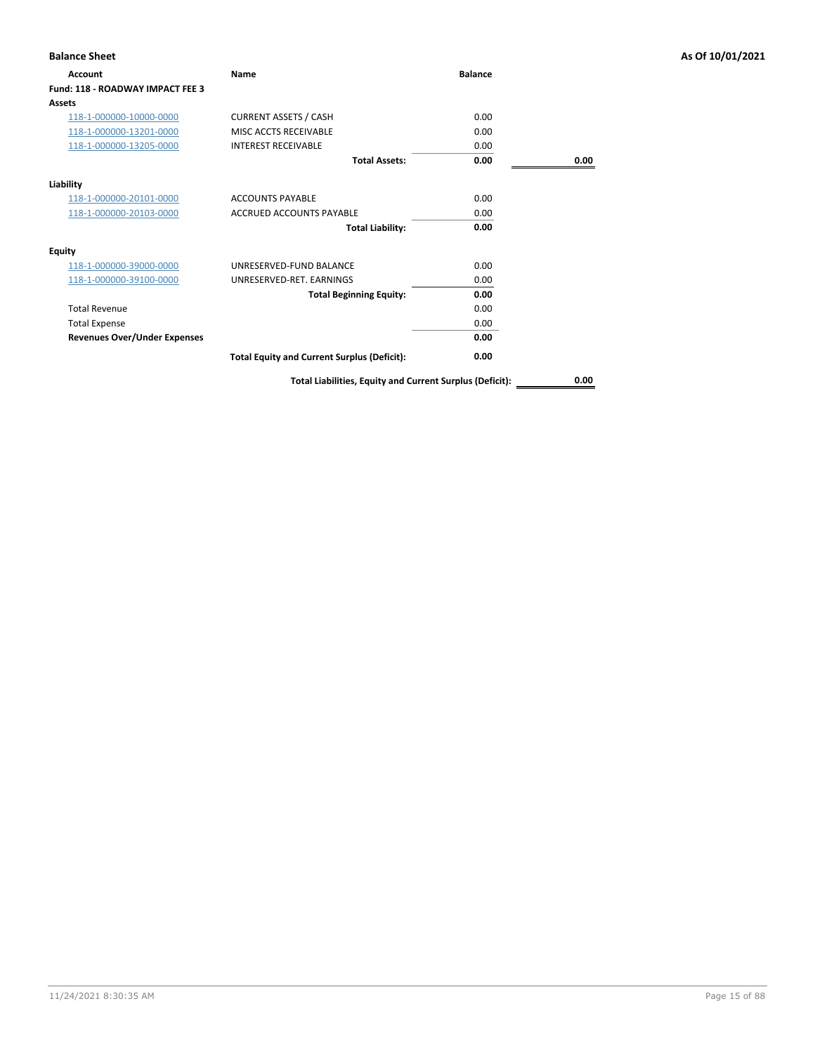**Balance Sheet** **As Of 10/01/2021**

| Account | Name | Balance | |
|---|---|---|---|
| **Fund: 118 - ROADWAY IMPACT FEE 3** | | | |
| **Assets** | | | |
| 118-1-000000-10000-0000 | CURRENT ASSETS / CASH | 0.00 | |
| 118-1-000000-13201-0000 | MISC ACCTS RECEIVABLE | 0.00 | |
| 118-1-000000-13205-0000 | INTEREST RECEIVABLE | 0.00 | |
| | **Total Assets:** | **0.00** | **0.00** |
| **Liability** | | | |
| 118-1-000000-20101-0000 | ACCOUNTS PAYABLE | 0.00 | |
| 118-1-000000-20103-0000 | ACCRUED ACCOUNTS PAYABLE | 0.00 | |
| | **Total Liability:** | **0.00** | |
| **Equity** | | | |
| 118-1-000000-39000-0000 | UNRESERVED-FUND BALANCE | 0.00 | |
| 118-1-000000-39100-0000 | UNRESERVED-RET. EARNINGS | 0.00 | |
| | **Total Beginning Equity:** | **0.00** | |
| Total Revenue | | 0.00 | |
| Total Expense | | 0.00 | |
| **Revenues Over/Under Expenses** | | **0.00** | |
| | **Total Equity and Current Surplus (Deficit):** | **0.00** | |
| | **Total Liabilities, Equity and Current Surplus (Deficit):** | | **0.00** |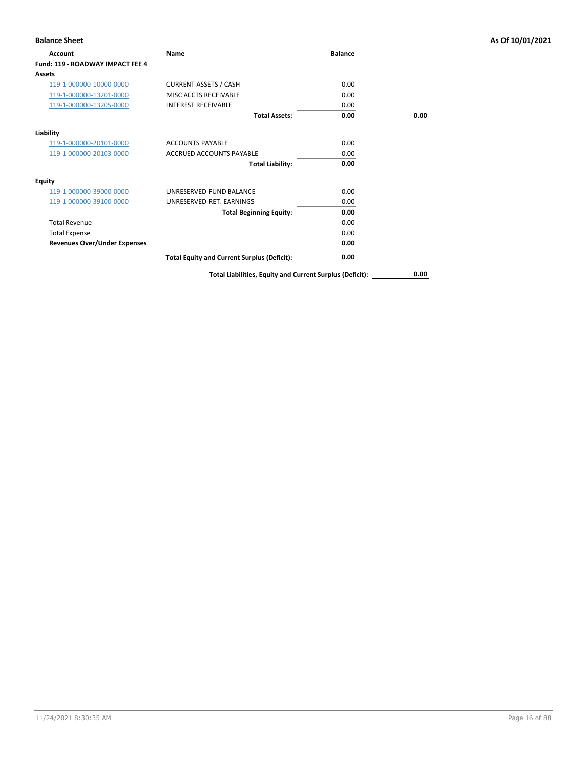**Balance Sheet** | **As Of 10/01/2021**

| Account | Name | Balance | |
|---|---|---|---|
| **Fund: 119 - ROADWAY IMPACT FEE 4** | | | |
| **Assets** | | | |
| 119-1-000000-10000-0000 | CURRENT ASSETS / CASH | 0.00 | |
| 119-1-000000-13201-0000 | MISC ACCTS RECEIVABLE | 0.00 | |
| 119-1-000000-13205-0000 | INTEREST RECEIVABLE | 0.00 | |
| | **Total Assets:** | **0.00** | **0.00** |
| **Liability** | | | |
| 119-1-000000-20101-0000 | ACCOUNTS PAYABLE | 0.00 | |
| 119-1-000000-20103-0000 | ACCRUED ACCOUNTS PAYABLE | 0.00 | |
| | **Total Liability:** | **0.00** | |
| **Equity** | | | |
| 119-1-000000-39000-0000 | UNRESERVED-FUND BALANCE | 0.00 | |
| 119-1-000000-39100-0000 | UNRESERVED-RET. EARNINGS | 0.00 | |
| | **Total Beginning Equity:** | **0.00** | |
| Total Revenue | | 0.00 | |
| Total Expense | | 0.00 | |
| **Revenues Over/Under Expenses** | | **0.00** | |
| | **Total Equity and Current Surplus (Deficit):** | **0.00** | |
| | **Total Liabilities, Equity and Current Surplus (Deficit):** | | **0.00** |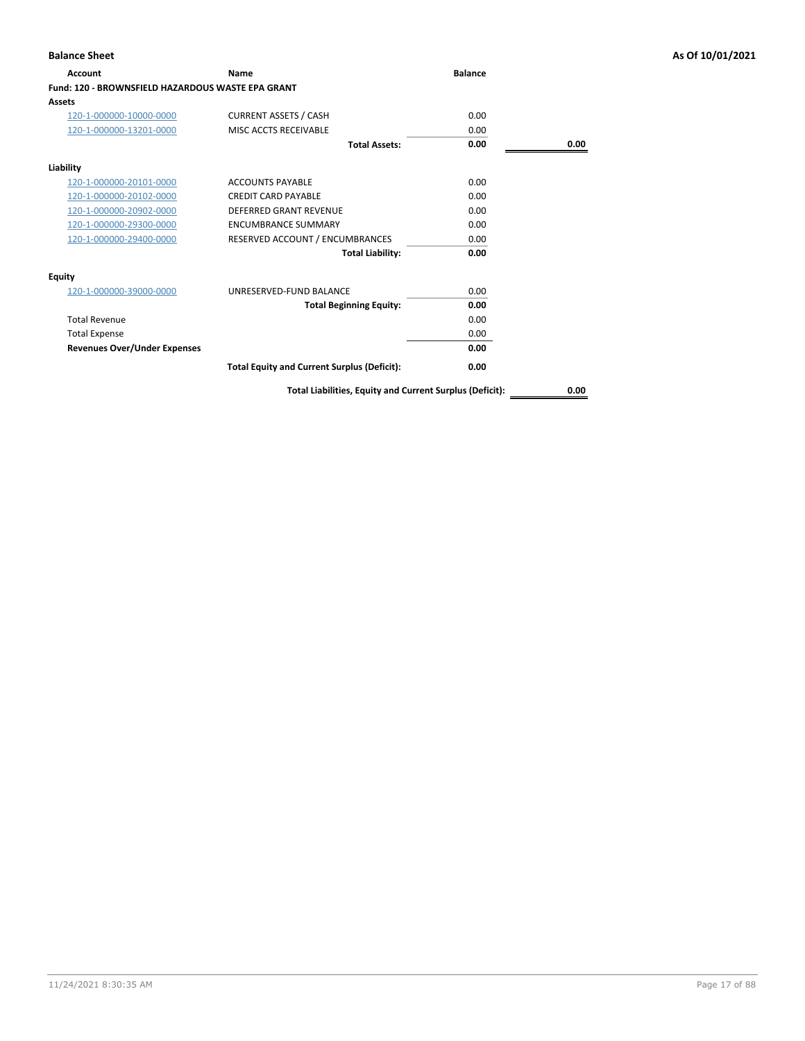## Balance Sheet

As Of 10/01/2021

| Account | Name | Balance | |
|---|---|---|---|
| **Fund: 120 - BROWNSFIELD HAZARDOUS WASTE EPA GRANT** | | | |
| **Assets** | | | |
| 120-1-000000-10000-0000 | CURRENT ASSETS / CASH | 0.00 | |
| 120-1-000000-13201-0000 | MISC ACCTS RECEIVABLE | 0.00 | |
| | **Total Assets:** | **0.00** | **0.00** |
| **Liability** | | | |
| 120-1-000000-20101-0000 | ACCOUNTS PAYABLE | 0.00 | |
| 120-1-000000-20102-0000 | CREDIT CARD PAYABLE | 0.00 | |
| 120-1-000000-20902-0000 | DEFERRED GRANT REVENUE | 0.00 | |
| 120-1-000000-29300-0000 | ENCUMBRANCE SUMMARY | 0.00 | |
| 120-1-000000-29400-0000 | RESERVED ACCOUNT / ENCUMBRANCES | 0.00 | |
| | **Total Liability:** | **0.00** | |
| **Equity** | | | |
| 120-1-000000-39000-0000 | UNRESERVED-FUND BALANCE | 0.00 | |
| | **Total Beginning Equity:** | **0.00** | |
| Total Revenue | | 0.00 | |
| Total Expense | | 0.00 | |
| **Revenues Over/Under Expenses** | | **0.00** | |
| | **Total Equity and Current Surplus (Deficit):** | **0.00** | |
| | **Total Liabilities, Equity and Current Surplus (Deficit):** | | **0.00** |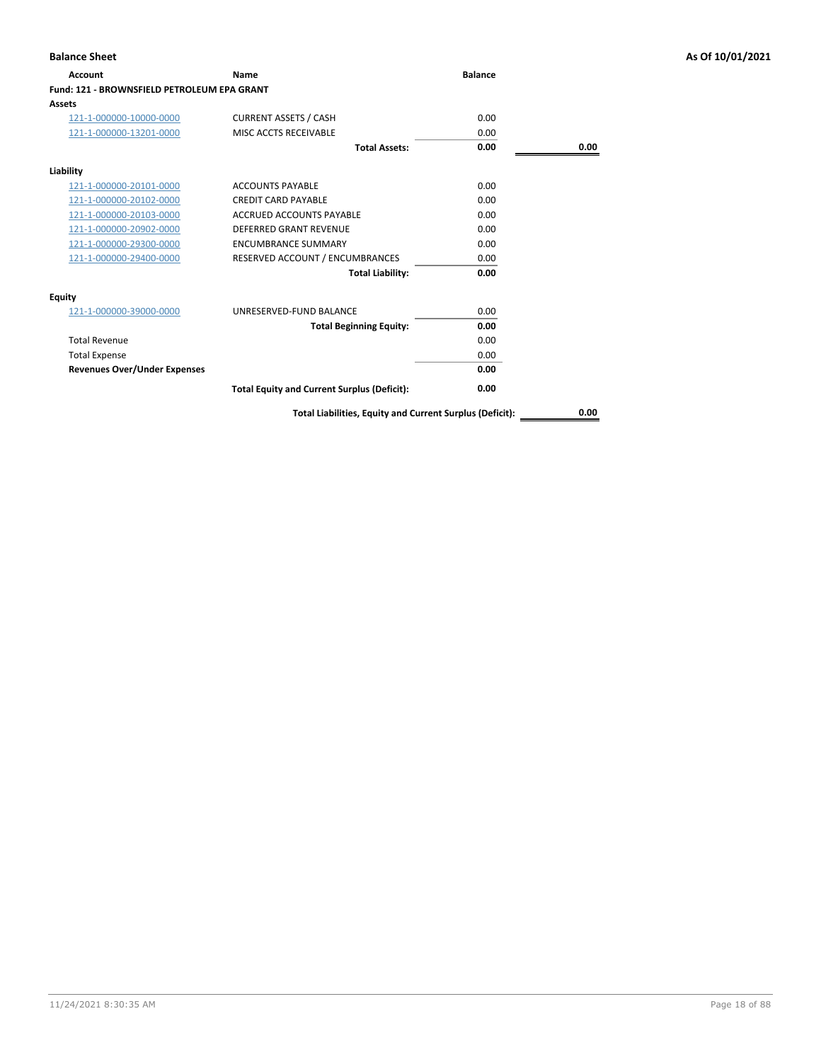# Balance Sheet

As Of 10/01/2021

| Account | Name | Balance | |
|---|---|---|---|
| **Fund: 121 - BROWNSFIELD PETROLEUM EPA GRANT** | | | |
| **Assets** | | | |
| 121-1-000000-10000-0000 | CURRENT ASSETS / CASH | 0.00 | |
| 121-1-000000-13201-0000 | MISC ACCTS RECEIVABLE | 0.00 | |
| | **Total Assets:** | **0.00** | **0.00** |
| **Liability** | | | |
| 121-1-000000-20101-0000 | ACCOUNTS PAYABLE | 0.00 | |
| 121-1-000000-20102-0000 | CREDIT CARD PAYABLE | 0.00 | |
| 121-1-000000-20103-0000 | ACCRUED ACCOUNTS PAYABLE | 0.00 | |
| 121-1-000000-20902-0000 | DEFERRED GRANT REVENUE | 0.00 | |
| 121-1-000000-29300-0000 | ENCUMBRANCE SUMMARY | 0.00 | |
| 121-1-000000-29400-0000 | RESERVED ACCOUNT / ENCUMBRANCES | 0.00 | |
| | **Total Liability:** | **0.00** | |
| **Equity** | | | |
| 121-1-000000-39000-0000 | UNRESERVED-FUND BALANCE | 0.00 | |
| | **Total Beginning Equity:** | **0.00** | |
| Total Revenue | | 0.00 | |
| Total Expense | | 0.00 | |
| **Revenues Over/Under Expenses** | | **0.00** | |
| | **Total Equity and Current Surplus (Deficit):** | **0.00** | |
| | **Total Liabilities, Equity and Current Surplus (Deficit):** | | **0.00** |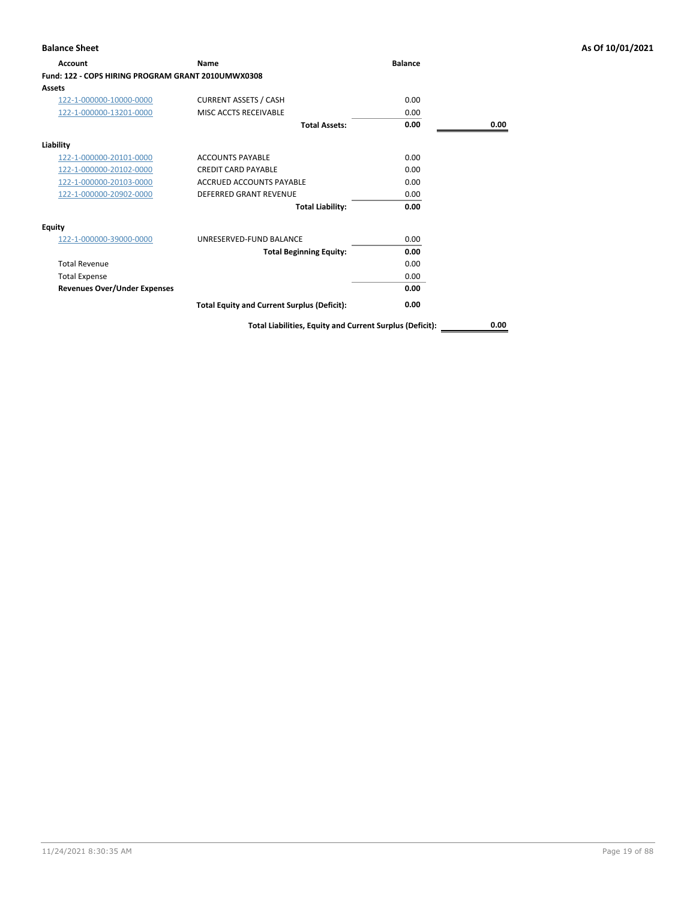## Balance Sheet

As Of 10/01/2021

| Account | Name | Balance | |
|---|---|---|---|
| **Fund: 122 - COPS HIRING PROGRAM GRANT 2010UMWX0308** | | | |
| **Assets** | | | |
| 122-1-000000-10000-0000 | CURRENT ASSETS / CASH | 0.00 | |
| 122-1-000000-13201-0000 | MISC ACCTS RECEIVABLE | 0.00 | |
| | **Total Assets:** | **0.00** | **0.00** |
| **Liability** | | | |
| 122-1-000000-20101-0000 | ACCOUNTS PAYABLE | 0.00 | |
| 122-1-000000-20102-0000 | CREDIT CARD PAYABLE | 0.00 | |
| 122-1-000000-20103-0000 | ACCRUED ACCOUNTS PAYABLE | 0.00 | |
| 122-1-000000-20902-0000 | DEFERRED GRANT REVENUE | 0.00 | |
| | **Total Liability:** | **0.00** | |
| **Equity** | | | |
| 122-1-000000-39000-0000 | UNRESERVED-FUND BALANCE | 0.00 | |
| | **Total Beginning Equity:** | **0.00** | |
| Total Revenue | | 0.00 | |
| Total Expense | | 0.00 | |
| **Revenues Over/Under Expenses** | | **0.00** | |
| | **Total Equity and Current Surplus (Deficit):** | **0.00** | |
| | **Total Liabilities, Equity and Current Surplus (Deficit):** | | **0.00** |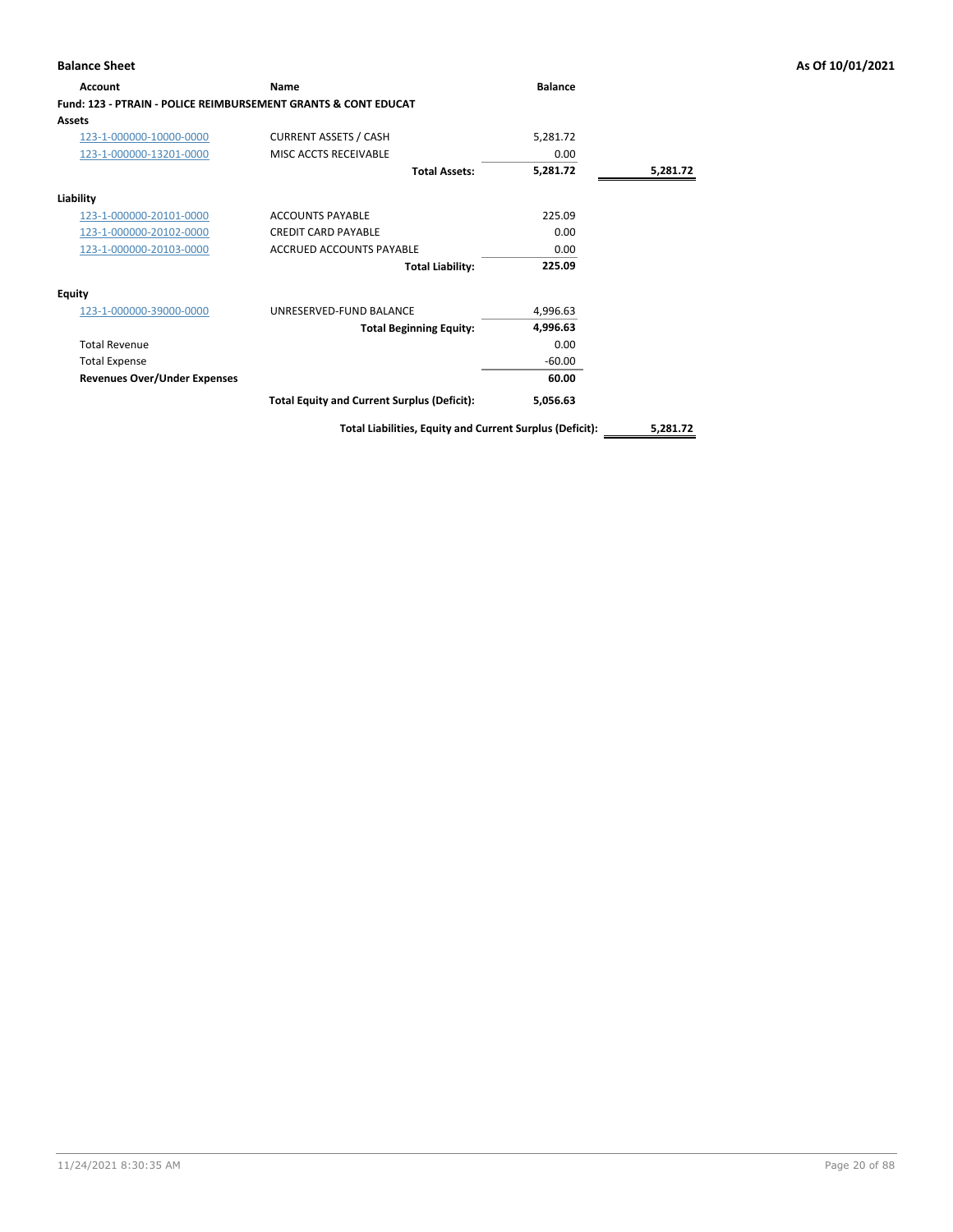**Balance Sheet** — As Of 10/01/2021

| Account | Name | Balance | |
|---|---|---|---|
| **Fund: 123 - PTRAIN - POLICE REIMBURSEMENT GRANTS & CONT EDUCAT** | | | |
| **Assets** | | | |
| 123-1-000000-10000-0000 | CURRENT ASSETS / CASH | 5,281.72 | |
| 123-1-000000-13201-0000 | MISC ACCTS RECEIVABLE | 0.00 | |
| | **Total Assets:** | **5,281.72** | **5,281.72** |
| **Liability** | | | |
| 123-1-000000-20101-0000 | ACCOUNTS PAYABLE | 225.09 | |
| 123-1-000000-20102-0000 | CREDIT CARD PAYABLE | 0.00 | |
| 123-1-000000-20103-0000 | ACCRUED ACCOUNTS PAYABLE | 0.00 | |
| | **Total Liability:** | **225.09** | |
| **Equity** | | | |
| 123-1-000000-39000-0000 | UNRESERVED-FUND BALANCE | 4,996.63 | |
| | **Total Beginning Equity:** | **4,996.63** | |
| Total Revenue | | 0.00 | |
| Total Expense | | -60.00 | |
| **Revenues Over/Under Expenses** | | **60.00** | |
| | **Total Equity and Current Surplus (Deficit):** | **5,056.63** | |
| | **Total Liabilities, Equity and Current Surplus (Deficit):** | | **5,281.72** |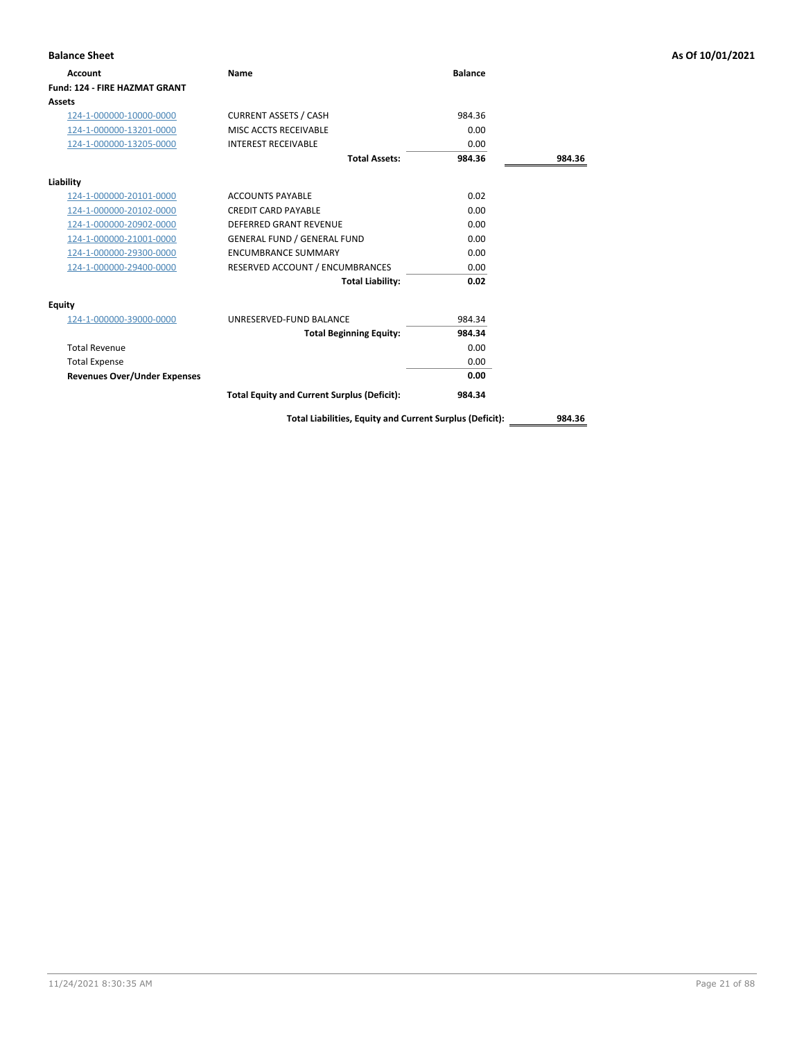# Balance Sheet

As Of 10/01/2021

| Account | Name | Balance | |
|---|---|---|---|
| **Fund: 124 - FIRE HAZMAT GRANT** | | | |
| **Assets** | | | |
| 124-1-000000-10000-0000 | CURRENT ASSETS / CASH | 984.36 | |
| 124-1-000000-13201-0000 | MISC ACCTS RECEIVABLE | 0.00 | |
| 124-1-000000-13205-0000 | INTEREST RECEIVABLE | 0.00 | |
| | **Total Assets:** | **984.36** | **984.36** |
| **Liability** | | | |
| 124-1-000000-20101-0000 | ACCOUNTS PAYABLE | 0.02 | |
| 124-1-000000-20102-0000 | CREDIT CARD PAYABLE | 0.00 | |
| 124-1-000000-20902-0000 | DEFERRED GRANT REVENUE | 0.00 | |
| 124-1-000000-21001-0000 | GENERAL FUND / GENERAL FUND | 0.00 | |
| 124-1-000000-29300-0000 | ENCUMBRANCE SUMMARY | 0.00 | |
| 124-1-000000-29400-0000 | RESERVED ACCOUNT / ENCUMBRANCES | 0.00 | |
| | **Total Liability:** | **0.02** | |
| **Equity** | | | |
| 124-1-000000-39000-0000 | UNRESERVED-FUND BALANCE | 984.34 | |
| | **Total Beginning Equity:** | **984.34** | |
| Total Revenue | | 0.00 | |
| Total Expense | | 0.00 | |
| **Revenues Over/Under Expenses** | | **0.00** | |
| | **Total Equity and Current Surplus (Deficit):** | **984.34** | |
| | **Total Liabilities, Equity and Current Surplus (Deficit):** | | **984.36** |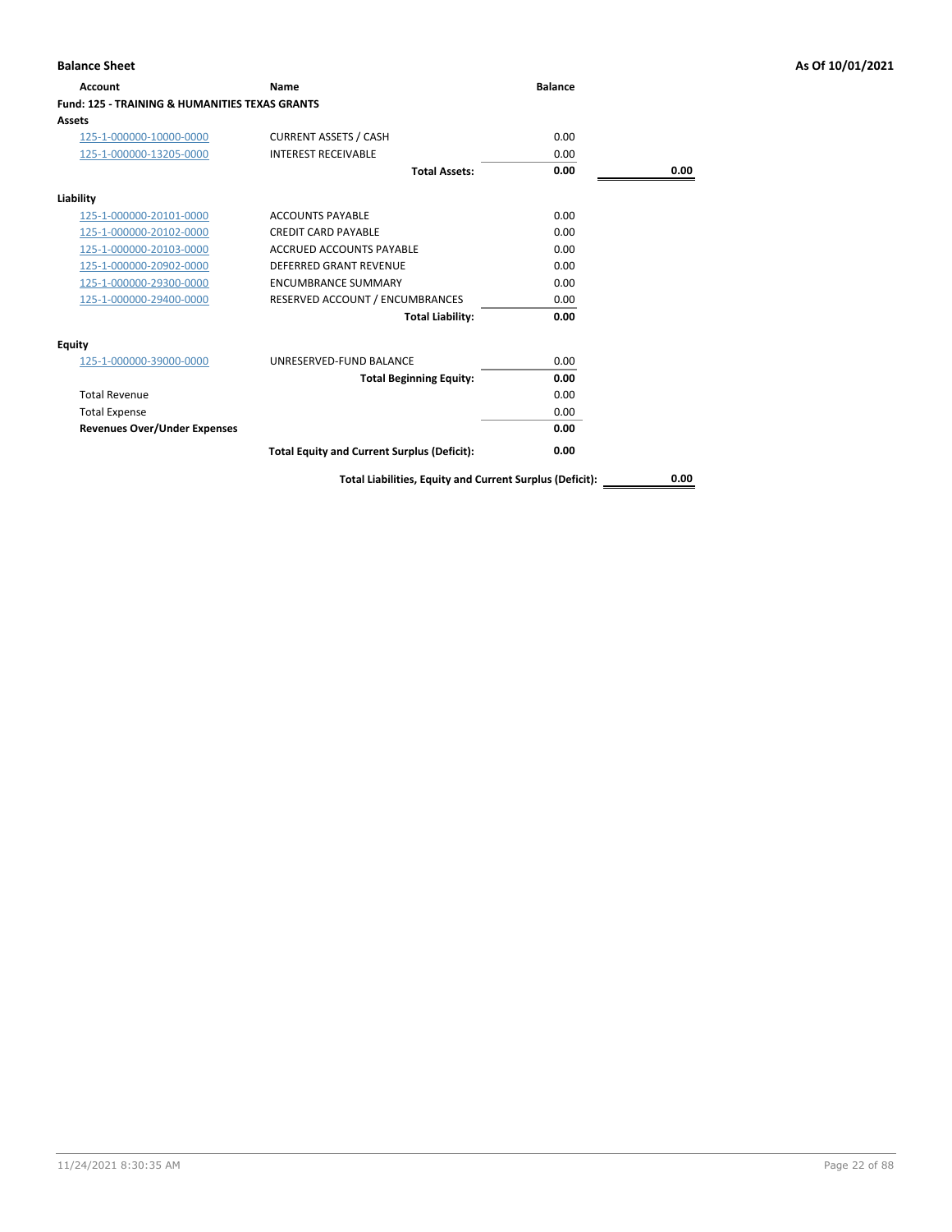**Balance Sheet** | **As Of 10/01/2021**

| Account | Name | Balance | |
|---|---|---|---|
| **Fund: 125 - TRAINING & HUMANITIES TEXAS GRANTS** | | | |
| **Assets** | | | |
| 125-1-000000-10000-0000 | CURRENT ASSETS / CASH | 0.00 | |
| 125-1-000000-13205-0000 | INTEREST RECEIVABLE | 0.00 | |
| | **Total Assets:** | **0.00** | **0.00** |
| **Liability** | | | |
| 125-1-000000-20101-0000 | ACCOUNTS PAYABLE | 0.00 | |
| 125-1-000000-20102-0000 | CREDIT CARD PAYABLE | 0.00 | |
| 125-1-000000-20103-0000 | ACCRUED ACCOUNTS PAYABLE | 0.00 | |
| 125-1-000000-20902-0000 | DEFERRED GRANT REVENUE | 0.00 | |
| 125-1-000000-29300-0000 | ENCUMBRANCE SUMMARY | 0.00 | |
| 125-1-000000-29400-0000 | RESERVED ACCOUNT / ENCUMBRANCES | 0.00 | |
| | **Total Liability:** | **0.00** | |
| **Equity** | | | |
| 125-1-000000-39000-0000 | UNRESERVED-FUND BALANCE | 0.00 | |
| | **Total Beginning Equity:** | **0.00** | |
| Total Revenue | | 0.00 | |
| Total Expense | | 0.00 | |
| **Revenues Over/Under Expenses** | | **0.00** | |
| | **Total Equity and Current Surplus (Deficit):** | **0.00** | |
| | **Total Liabilities, Equity and Current Surplus (Deficit):** | | **0.00** |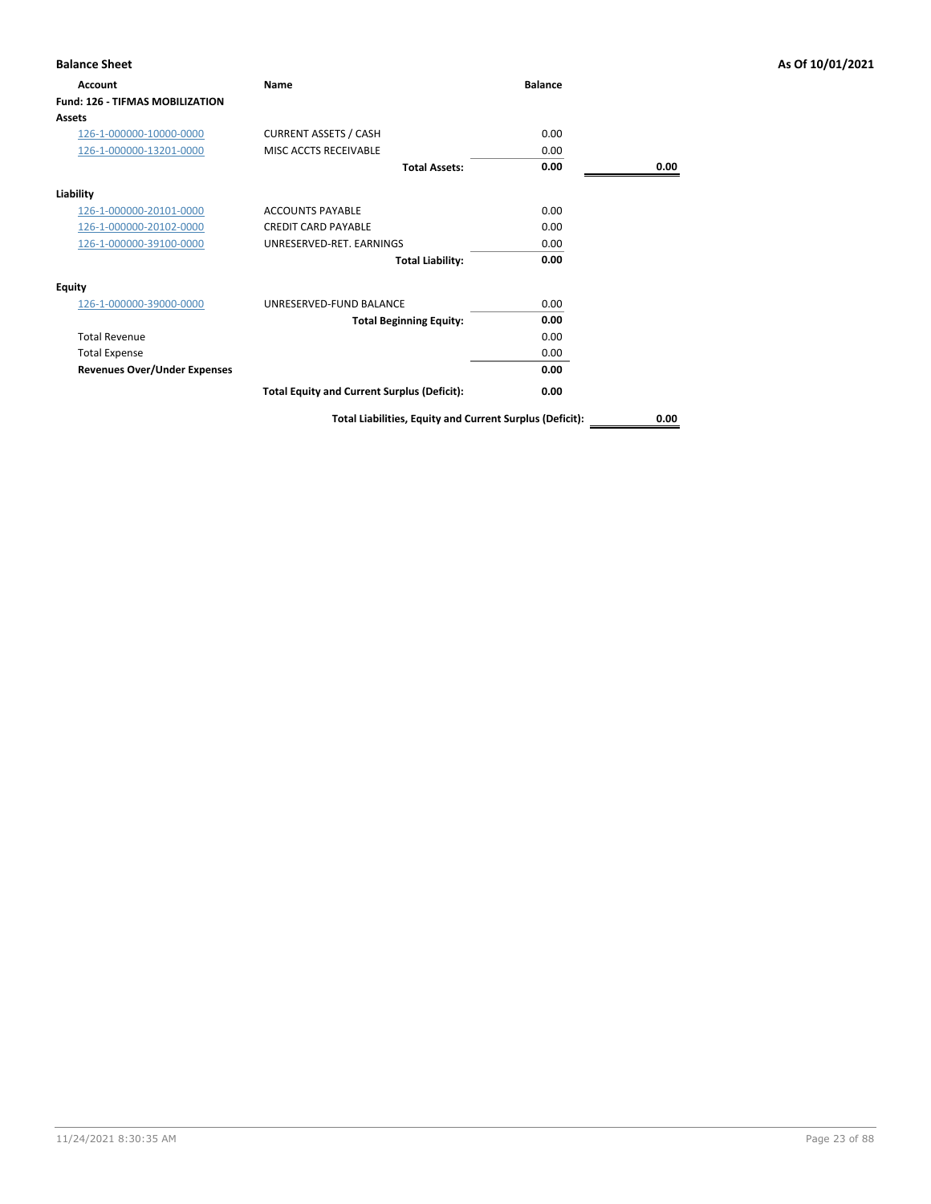**Balance Sheet** **As Of 10/01/2021**

| Account | Name | Balance | |
|---|---|---|---|
| **Fund: 126 - TIFMAS MOBILIZATION** | | | |
| **Assets** | | | |
| 126-1-000000-10000-0000 | CURRENT ASSETS / CASH | 0.00 | |
| 126-1-000000-13201-0000 | MISC ACCTS RECEIVABLE | 0.00 | |
| | **Total Assets:** | **0.00** | **0.00** |
| **Liability** | | | |
| 126-1-000000-20101-0000 | ACCOUNTS PAYABLE | 0.00 | |
| 126-1-000000-20102-0000 | CREDIT CARD PAYABLE | 0.00 | |
| 126-1-000000-39100-0000 | UNRESERVED-RET. EARNINGS | 0.00 | |
| | **Total Liability:** | **0.00** | |
| **Equity** | | | |
| 126-1-000000-39000-0000 | UNRESERVED-FUND BALANCE | 0.00 | |
| | **Total Beginning Equity:** | **0.00** | |
| Total Revenue | | 0.00 | |
| Total Expense | | 0.00 | |
| **Revenues Over/Under Expenses** | | **0.00** | |
| | **Total Equity and Current Surplus (Deficit):** | **0.00** | |
| | **Total Liabilities, Equity and Current Surplus (Deficit):** | | **0.00** |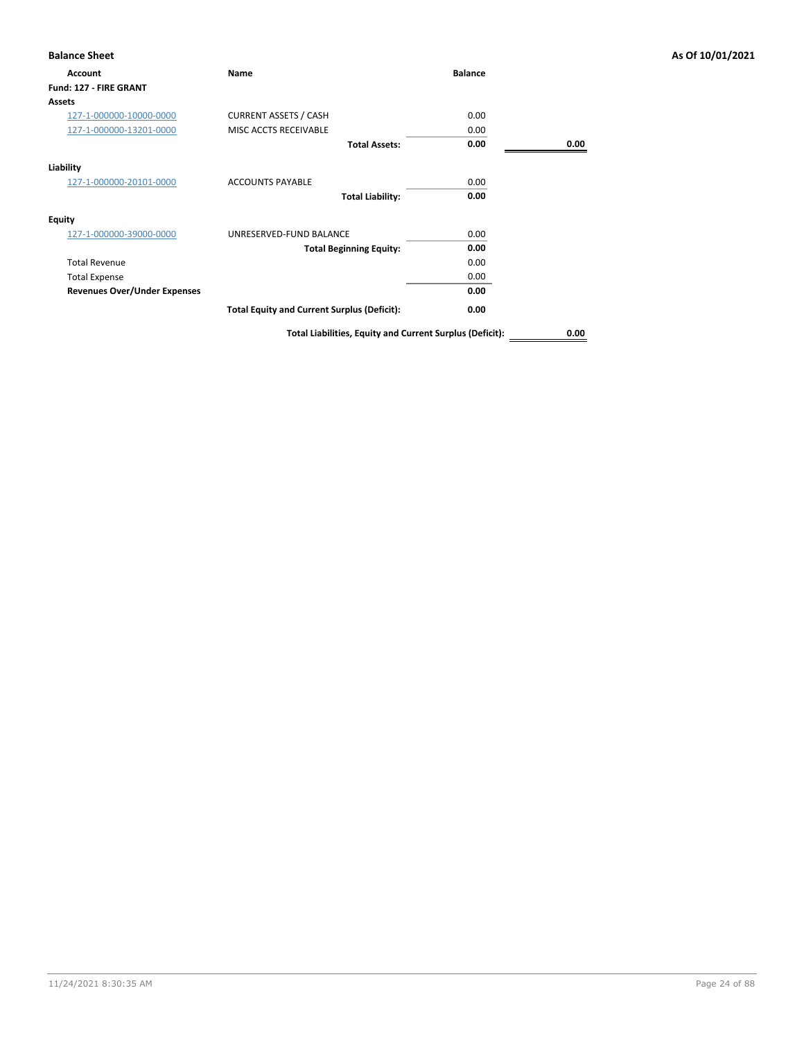**Balance Sheet** As Of 10/01/2021

| Account | Name | Balance | |
|---|---|---|---|
| **Fund: 127 - FIRE GRANT** | | | |
| **Assets** | | | |
| 127-1-000000-10000-0000 | CURRENT ASSETS / CASH | 0.00 | |
| 127-1-000000-13201-0000 | MISC ACCTS RECEIVABLE | 0.00 | |
| | **Total Assets:** | **0.00** | **0.00** |
| **Liability** | | | |
| 127-1-000000-20101-0000 | ACCOUNTS PAYABLE | 0.00 | |
| | **Total Liability:** | **0.00** | |
| **Equity** | | | |
| 127-1-000000-39000-0000 | UNRESERVED-FUND BALANCE | 0.00 | |
| | **Total Beginning Equity:** | **0.00** | |
| Total Revenue | | 0.00 | |
| Total Expense | | 0.00 | |
| **Revenues Over/Under Expenses** | | **0.00** | |
| | **Total Equity and Current Surplus (Deficit):** | **0.00** | |
| | **Total Liabilities, Equity and Current Surplus (Deficit):** | | **0.00** |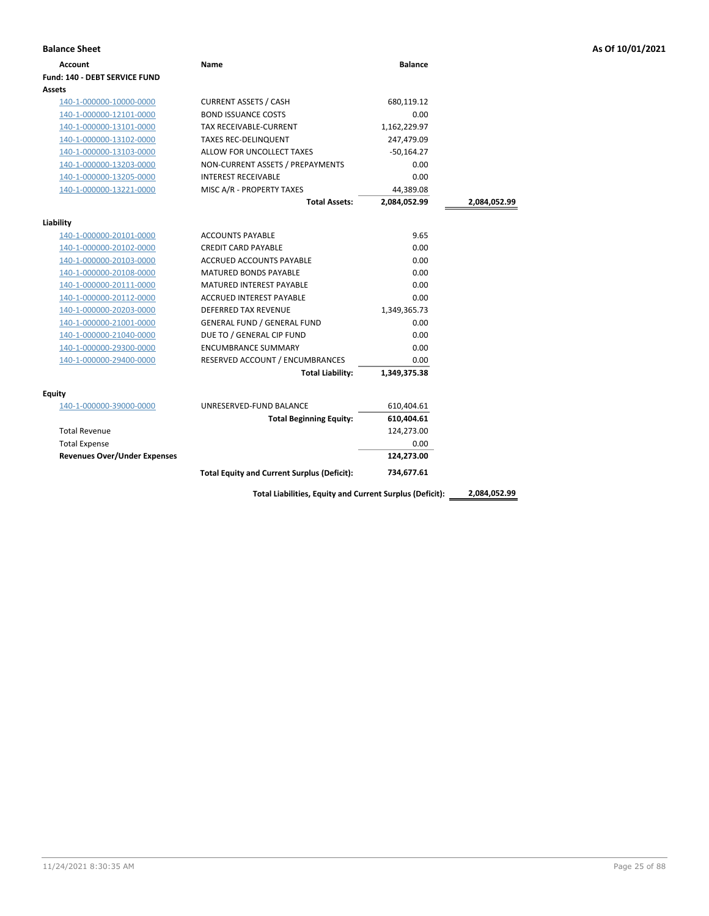**Balance Sheet** — As Of 10/01/2021

| Account | Name | Balance | |
|---|---|---|---|
| **Fund: 140 - DEBT SERVICE FUND** | | | |
| **Assets** | | | |
| 140-1-000000-10000-0000 | CURRENT ASSETS / CASH | 680,119.12 | |
| 140-1-000000-12101-0000 | BOND ISSUANCE COSTS | 0.00 | |
| 140-1-000000-13101-0000 | TAX RECEIVABLE-CURRENT | 1,162,229.97 | |
| 140-1-000000-13102-0000 | TAXES REC-DELINQUENT | 247,479.09 | |
| 140-1-000000-13103-0000 | ALLOW FOR UNCOLLECT TAXES | -50,164.27 | |
| 140-1-000000-13203-0000 | NON-CURRENT ASSETS / PREPAYMENTS | 0.00 | |
| 140-1-000000-13205-0000 | INTEREST RECEIVABLE | 0.00 | |
| 140-1-000000-13221-0000 | MISC A/R - PROPERTY TAXES | 44,389.08 | |
| | **Total Assets:** | **2,084,052.99** | **2,084,052.99** |
| **Liability** | | | |
| 140-1-000000-20101-0000 | ACCOUNTS PAYABLE | 9.65 | |
| 140-1-000000-20102-0000 | CREDIT CARD PAYABLE | 0.00 | |
| 140-1-000000-20103-0000 | ACCRUED ACCOUNTS PAYABLE | 0.00 | |
| 140-1-000000-20108-0000 | MATURED BONDS PAYABLE | 0.00 | |
| 140-1-000000-20111-0000 | MATURED INTEREST PAYABLE | 0.00 | |
| 140-1-000000-20112-0000 | ACCRUED INTEREST PAYABLE | 0.00 | |
| 140-1-000000-20203-0000 | DEFERRED TAX REVENUE | 1,349,365.73 | |
| 140-1-000000-21001-0000 | GENERAL FUND / GENERAL FUND | 0.00 | |
| 140-1-000000-21040-0000 | DUE TO / GENERAL CIP FUND | 0.00 | |
| 140-1-000000-29300-0000 | ENCUMBRANCE SUMMARY | 0.00 | |
| 140-1-000000-29400-0000 | RESERVED ACCOUNT / ENCUMBRANCES | 0.00 | |
| | **Total Liability:** | **1,349,375.38** | |
| **Equity** | | | |
| 140-1-000000-39000-0000 | UNRESERVED-FUND BALANCE | 610,404.61 | |
| | **Total Beginning Equity:** | **610,404.61** | |
| Total Revenue | | 124,273.00 | |
| Total Expense | | 0.00 | |
| **Revenues Over/Under Expenses** | | **124,273.00** | |
| | **Total Equity and Current Surplus (Deficit):** | **734,677.61** | |
| | **Total Liabilities, Equity and Current Surplus (Deficit):** | | **2,084,052.99** |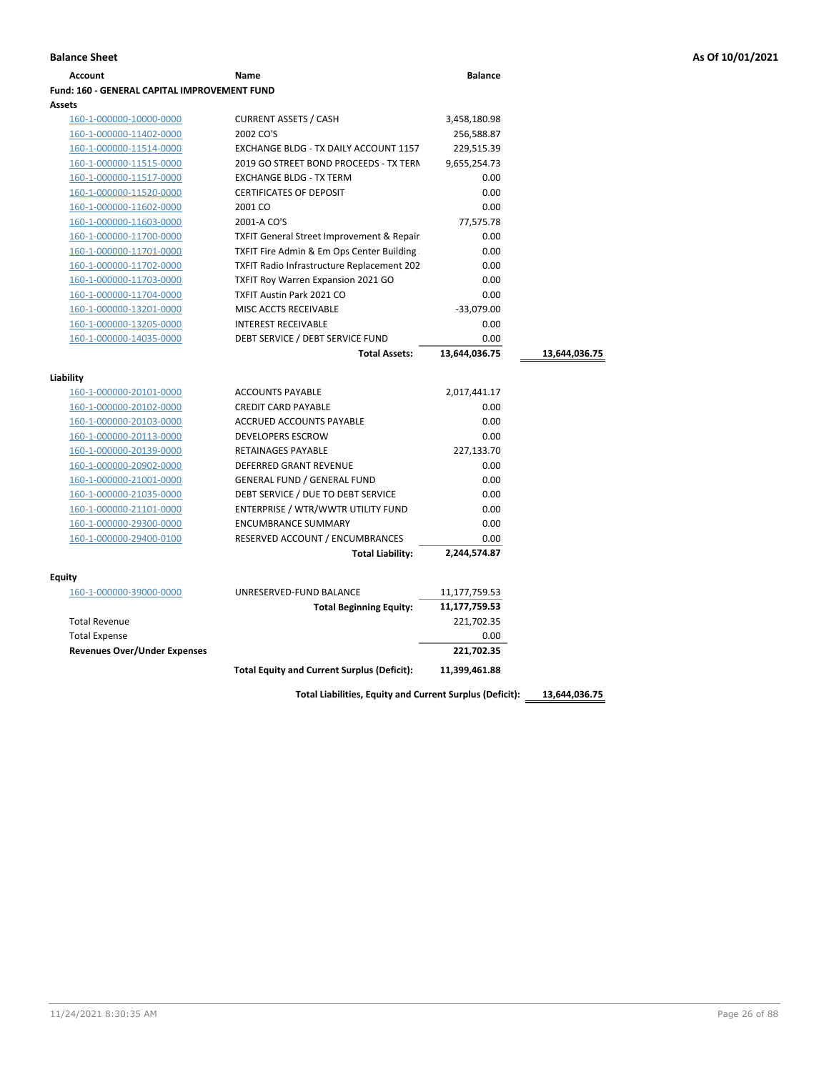**Balance Sheet** **As Of 10/01/2021**

| Account | Name | Balance | |
|---|---|---|---|
| **Fund: 160 - GENERAL CAPITAL IMPROVEMENT FUND** | | | |
| **Assets** | | | |
| 160-1-000000-10000-0000 | CURRENT ASSETS / CASH | 3,458,180.98 | |
| 160-1-000000-11402-0000 | 2002 CO'S | 256,588.87 | |
| 160-1-000000-11514-0000 | EXCHANGE BLDG - TX DAILY ACCOUNT 1157 | 229,515.39 | |
| 160-1-000000-11515-0000 | 2019 GO STREET BOND PROCEEDS - TX TERM | 9,655,254.73 | |
| 160-1-000000-11517-0000 | EXCHANGE BLDG - TX TERM | 0.00 | |
| 160-1-000000-11520-0000 | CERTIFICATES OF DEPOSIT | 0.00 | |
| 160-1-000000-11602-0000 | 2001 CO | 0.00 | |
| 160-1-000000-11603-0000 | 2001-A CO'S | 77,575.78 | |
| 160-1-000000-11700-0000 | TXFIT General Street Improvement & Repair | 0.00 | |
| 160-1-000000-11701-0000 | TXFIT Fire Admin & Em Ops Center Building | 0.00 | |
| 160-1-000000-11702-0000 | TXFIT Radio Infrastructure Replacement 202 | 0.00 | |
| 160-1-000000-11703-0000 | TXFIT Roy Warren Expansion 2021 GO | 0.00 | |
| 160-1-000000-11704-0000 | TXFIT Austin Park 2021 CO | 0.00 | |
| 160-1-000000-13201-0000 | MISC ACCTS RECEIVABLE | -33,079.00 | |
| 160-1-000000-13205-0000 | INTEREST RECEIVABLE | 0.00 | |
| 160-1-000000-14035-0000 | DEBT SERVICE / DEBT SERVICE FUND | 0.00 | |
| | **Total Assets:** | **13,644,036.75** | **13,644,036.75** |
| **Liability** | | | |
| 160-1-000000-20101-0000 | ACCOUNTS PAYABLE | 2,017,441.17 | |
| 160-1-000000-20102-0000 | CREDIT CARD PAYABLE | 0.00 | |
| 160-1-000000-20103-0000 | ACCRUED ACCOUNTS PAYABLE | 0.00 | |
| 160-1-000000-20113-0000 | DEVELOPERS ESCROW | 0.00 | |
| 160-1-000000-20139-0000 | RETAINAGES PAYABLE | 227,133.70 | |
| 160-1-000000-20902-0000 | DEFERRED GRANT REVENUE | 0.00 | |
| 160-1-000000-21001-0000 | GENERAL FUND / GENERAL FUND | 0.00 | |
| 160-1-000000-21035-0000 | DEBT SERVICE / DUE TO DEBT SERVICE | 0.00 | |
| 160-1-000000-21101-0000 | ENTERPRISE / WTR/WWTR UTILITY FUND | 0.00 | |
| 160-1-000000-29300-0000 | ENCUMBRANCE SUMMARY | 0.00 | |
| 160-1-000000-29400-0100 | RESERVED ACCOUNT / ENCUMBRANCES | 0.00 | |
| | **Total Liability:** | **2,244,574.87** | |
| **Equity** | | | |
| 160-1-000000-39000-0000 | UNRESERVED-FUND BALANCE | 11,177,759.53 | |
| | **Total Beginning Equity:** | **11,177,759.53** | |
| Total Revenue | | 221,702.35 | |
| Total Expense | | 0.00 | |
| **Revenues Over/Under Expenses** | | **221,702.35** | |
| | **Total Equity and Current Surplus (Deficit):** | **11,399,461.88** | |
| | **Total Liabilities, Equity and Current Surplus (Deficit):** | | **13,644,036.75** |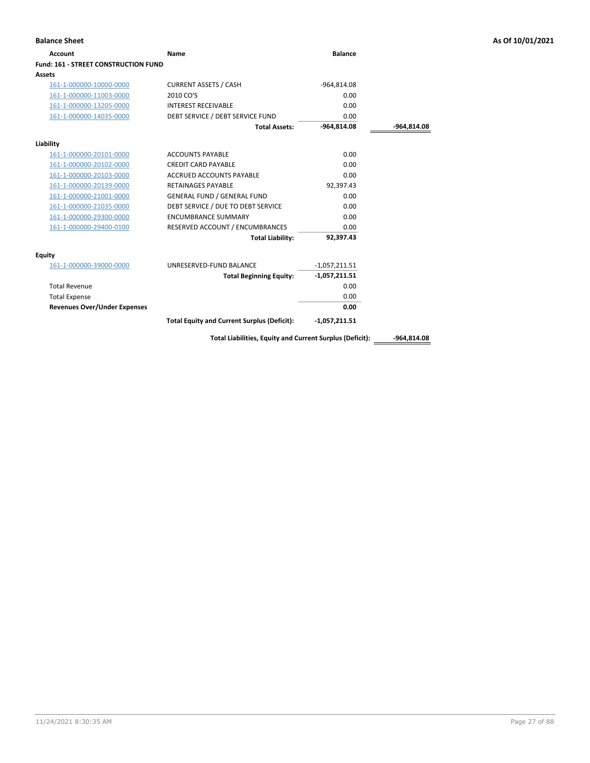**Balance Sheet** | **As Of 10/01/2021**

| Account | Name | Balance | |
|---|---|---|---|
| **Fund: 161 - STREET CONSTRUCTION FUND** | | | |
| **Assets** | | | |
| 161-1-000000-10000-0000 | CURRENT ASSETS / CASH | -964,814.08 | |
| 161-1-000000-11003-0000 | 2010 CO'S | 0.00 | |
| 161-1-000000-13205-0000 | INTEREST RECEIVABLE | 0.00 | |
| 161-1-000000-14035-0000 | DEBT SERVICE / DEBT SERVICE FUND | 0.00 | |
| | **Total Assets:** | **-964,814.08** | **-964,814.08** |
| **Liability** | | | |
| 161-1-000000-20101-0000 | ACCOUNTS PAYABLE | 0.00 | |
| 161-1-000000-20102-0000 | CREDIT CARD PAYABLE | 0.00 | |
| 161-1-000000-20103-0000 | ACCRUED ACCOUNTS PAYABLE | 0.00 | |
| 161-1-000000-20139-0000 | RETAINAGES PAYABLE | 92,397.43 | |
| 161-1-000000-21001-0000 | GENERAL FUND / GENERAL FUND | 0.00 | |
| 161-1-000000-21035-0000 | DEBT SERVICE / DUE TO DEBT SERVICE | 0.00 | |
| 161-1-000000-29300-0000 | ENCUMBRANCE SUMMARY | 0.00 | |
| 161-1-000000-29400-0100 | RESERVED ACCOUNT / ENCUMBRANCES | 0.00 | |
| | **Total Liability:** | **92,397.43** | |
| **Equity** | | | |
| 161-1-000000-39000-0000 | UNRESERVED-FUND BALANCE | -1,057,211.51 | |
| | **Total Beginning Equity:** | **-1,057,211.51** | |
| Total Revenue | | 0.00 | |
| Total Expense | | 0.00 | |
| **Revenues Over/Under Expenses** | | **0.00** | |
| | **Total Equity and Current Surplus (Deficit):** | **-1,057,211.51** | |
| | **Total Liabilities, Equity and Current Surplus (Deficit):** | | **-964,814.08** |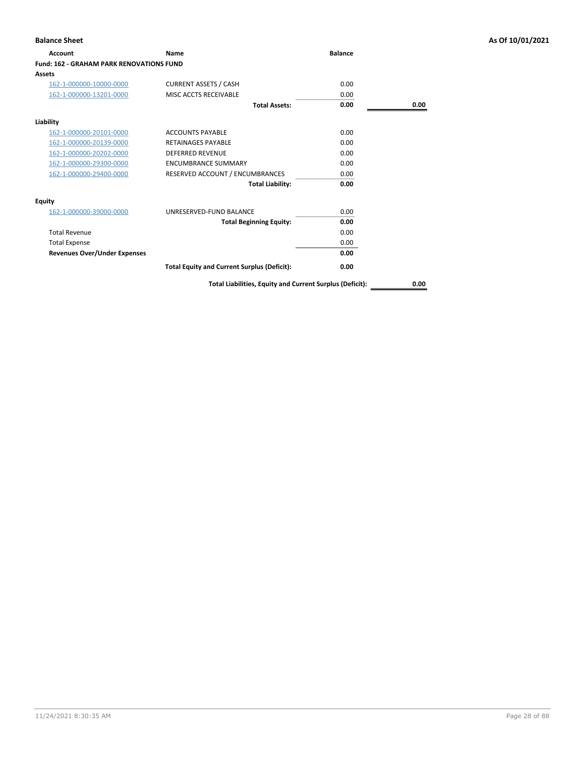**Balance Sheet** — As Of 10/01/2021

| Account | Name | Balance | |
|---|---|---|---|
| **Fund: 162 - GRAHAM PARK RENOVATIONS FUND** | | | |
| **Assets** | | | |
| 162-1-000000-10000-0000 | CURRENT ASSETS / CASH | 0.00 | |
| 162-1-000000-13201-0000 | MISC ACCTS RECEIVABLE | 0.00 | |
| | **Total Assets:** | **0.00** | **0.00** |
| **Liability** | | | |
| 162-1-000000-20101-0000 | ACCOUNTS PAYABLE | 0.00 | |
| 162-1-000000-20139-0000 | RETAINAGES PAYABLE | 0.00 | |
| 162-1-000000-20202-0000 | DEFERRED REVENUE | 0.00 | |
| 162-1-000000-29300-0000 | ENCUMBRANCE SUMMARY | 0.00 | |
| 162-1-000000-29400-0000 | RESERVED ACCOUNT / ENCUMBRANCES | 0.00 | |
| | **Total Liability:** | **0.00** | |
| **Equity** | | | |
| 162-1-000000-39000-0000 | UNRESERVED-FUND BALANCE | 0.00 | |
| | **Total Beginning Equity:** | **0.00** | |
| Total Revenue | | 0.00 | |
| Total Expense | | 0.00 | |
| **Revenues Over/Under Expenses** | | **0.00** | |
| | **Total Equity and Current Surplus (Deficit):** | **0.00** | |
| | **Total Liabilities, Equity and Current Surplus (Deficit):** | | **0.00** |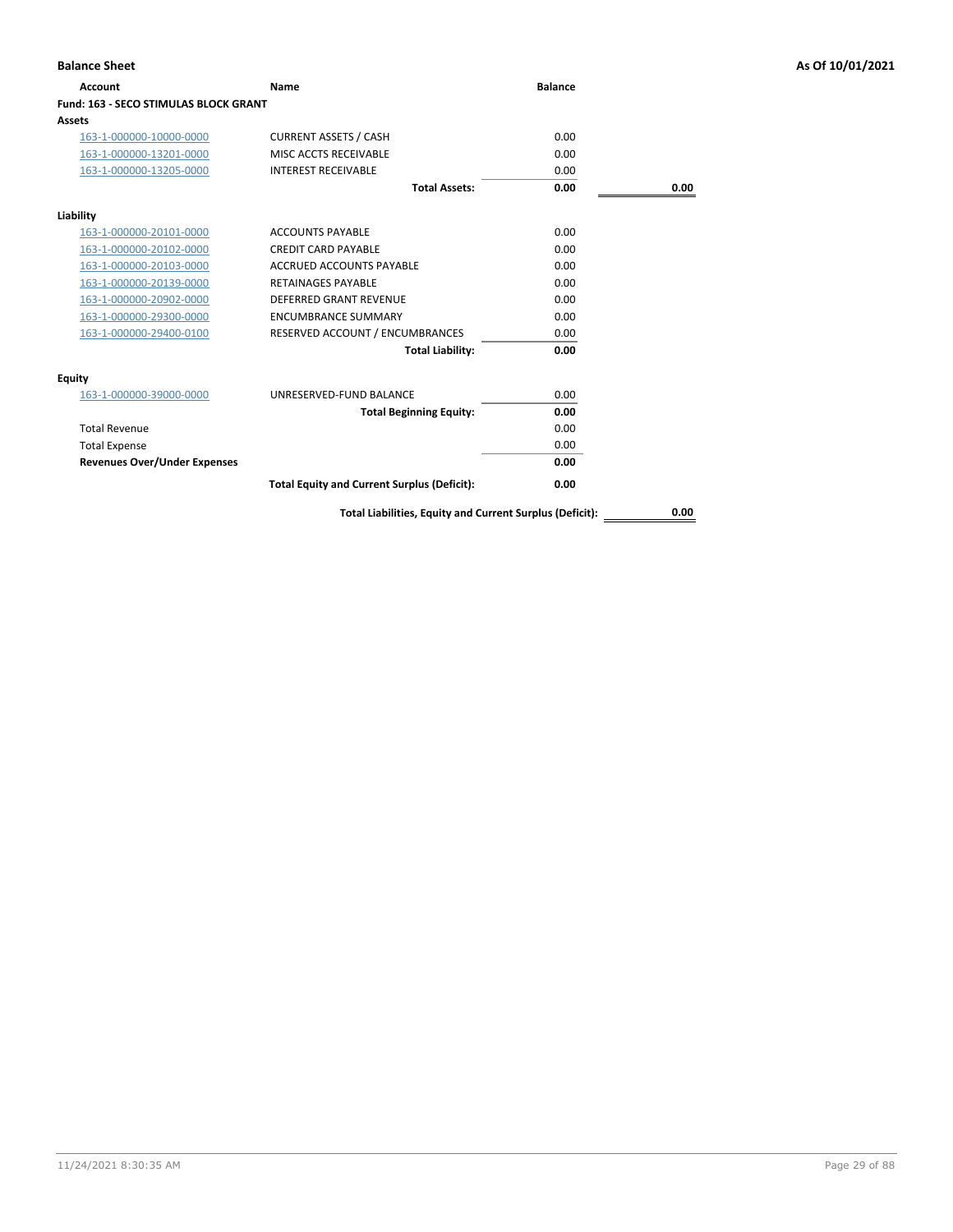**Balance Sheet** | **As Of 10/01/2021**

| Account | Name | Balance | |
|---|---|---|---|
| **Fund: 163 - SECO STIMULAS BLOCK GRANT** | | | |
| **Assets** | | | |
| 163-1-000000-10000-0000 | CURRENT ASSETS / CASH | 0.00 | |
| 163-1-000000-13201-0000 | MISC ACCTS RECEIVABLE | 0.00 | |
| 163-1-000000-13205-0000 | INTEREST RECEIVABLE | 0.00 | |
| | **Total Assets:** | **0.00** | **0.00** |
| **Liability** | | | |
| 163-1-000000-20101-0000 | ACCOUNTS PAYABLE | 0.00 | |
| 163-1-000000-20102-0000 | CREDIT CARD PAYABLE | 0.00 | |
| 163-1-000000-20103-0000 | ACCRUED ACCOUNTS PAYABLE | 0.00 | |
| 163-1-000000-20139-0000 | RETAINAGES PAYABLE | 0.00 | |
| 163-1-000000-20902-0000 | DEFERRED GRANT REVENUE | 0.00 | |
| 163-1-000000-29300-0000 | ENCUMBRANCE SUMMARY | 0.00 | |
| 163-1-000000-29400-0100 | RESERVED ACCOUNT / ENCUMBRANCES | 0.00 | |
| | **Total Liability:** | **0.00** | |
| **Equity** | | | |
| 163-1-000000-39000-0000 | UNRESERVED-FUND BALANCE | 0.00 | |
| | **Total Beginning Equity:** | **0.00** | |
| Total Revenue | | 0.00 | |
| Total Expense | | 0.00 | |
| **Revenues Over/Under Expenses** | | **0.00** | |
| | **Total Equity and Current Surplus (Deficit):** | **0.00** | |
| | **Total Liabilities, Equity and Current Surplus (Deficit):** | | **0.00** |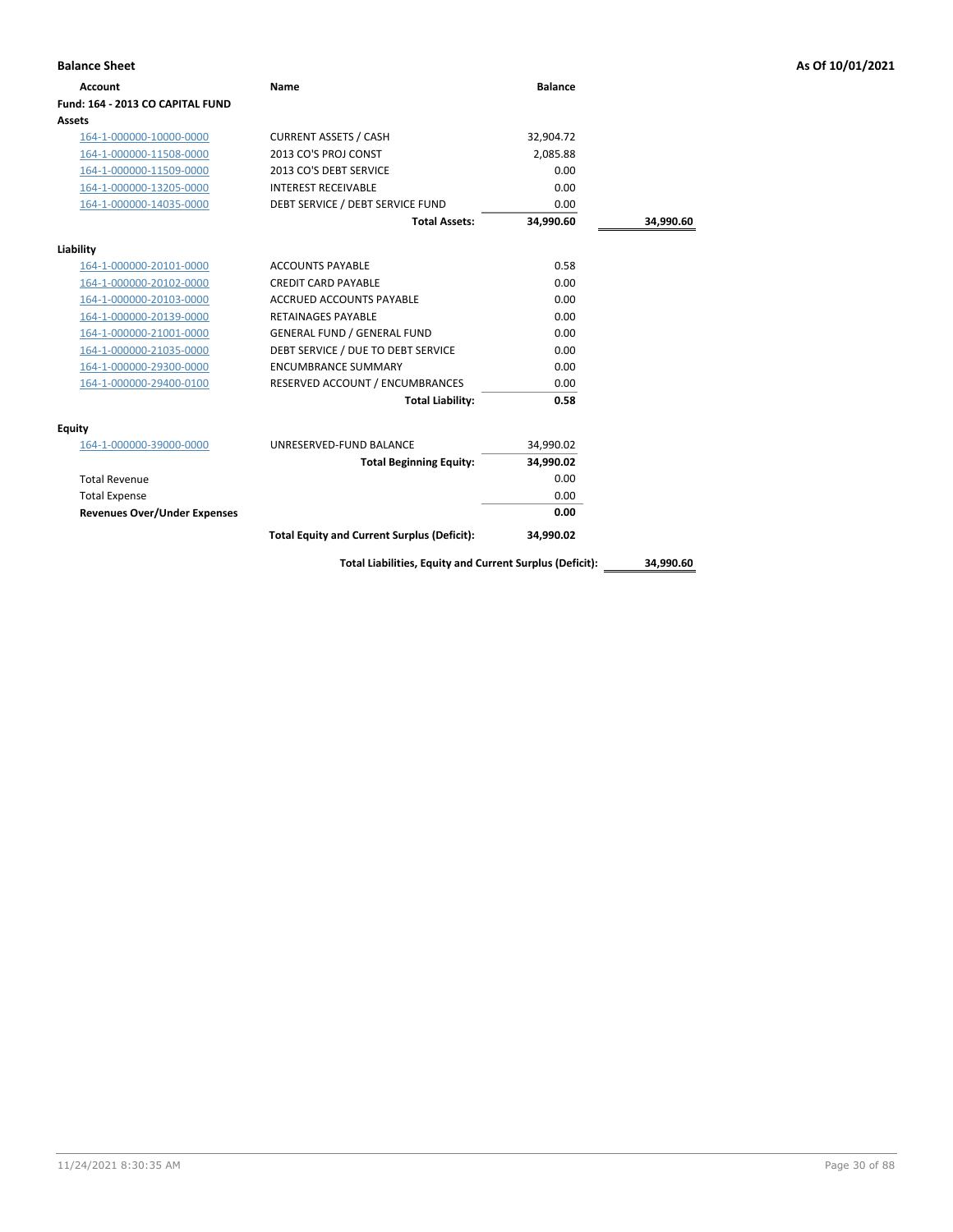**Balance Sheet** **As Of 10/01/2021**

| Account | Name | Balance | |
|---|---|---|---|
| **Fund: 164 - 2013 CO CAPITAL FUND** | | | |
| **Assets** | | | |
| 164-1-000000-10000-0000 | CURRENT ASSETS / CASH | 32,904.72 | |
| 164-1-000000-11508-0000 | 2013 CO'S PROJ CONST | 2,085.88 | |
| 164-1-000000-11509-0000 | 2013 CO'S DEBT SERVICE | 0.00 | |
| 164-1-000000-13205-0000 | INTEREST RECEIVABLE | 0.00 | |
| 164-1-000000-14035-0000 | DEBT SERVICE / DEBT SERVICE FUND | 0.00 | |
| | **Total Assets:** | **34,990.60** | **34,990.60** |
| **Liability** | | | |
| 164-1-000000-20101-0000 | ACCOUNTS PAYABLE | 0.58 | |
| 164-1-000000-20102-0000 | CREDIT CARD PAYABLE | 0.00 | |
| 164-1-000000-20103-0000 | ACCRUED ACCOUNTS PAYABLE | 0.00 | |
| 164-1-000000-20139-0000 | RETAINAGES PAYABLE | 0.00 | |
| 164-1-000000-21001-0000 | GENERAL FUND / GENERAL FUND | 0.00 | |
| 164-1-000000-21035-0000 | DEBT SERVICE / DUE TO DEBT SERVICE | 0.00 | |
| 164-1-000000-29300-0000 | ENCUMBRANCE SUMMARY | 0.00 | |
| 164-1-000000-29400-0100 | RESERVED ACCOUNT / ENCUMBRANCES | 0.00 | |
| | **Total Liability:** | **0.58** | |
| **Equity** | | | |
| 164-1-000000-39000-0000 | UNRESERVED-FUND BALANCE | 34,990.02 | |
| | **Total Beginning Equity:** | **34,990.02** | |
| Total Revenue | | 0.00 | |
| Total Expense | | 0.00 | |
| **Revenues Over/Under Expenses** | | **0.00** | |
| | **Total Equity and Current Surplus (Deficit):** | **34,990.02** | |
| | **Total Liabilities, Equity and Current Surplus (Deficit):** | | **34,990.60** |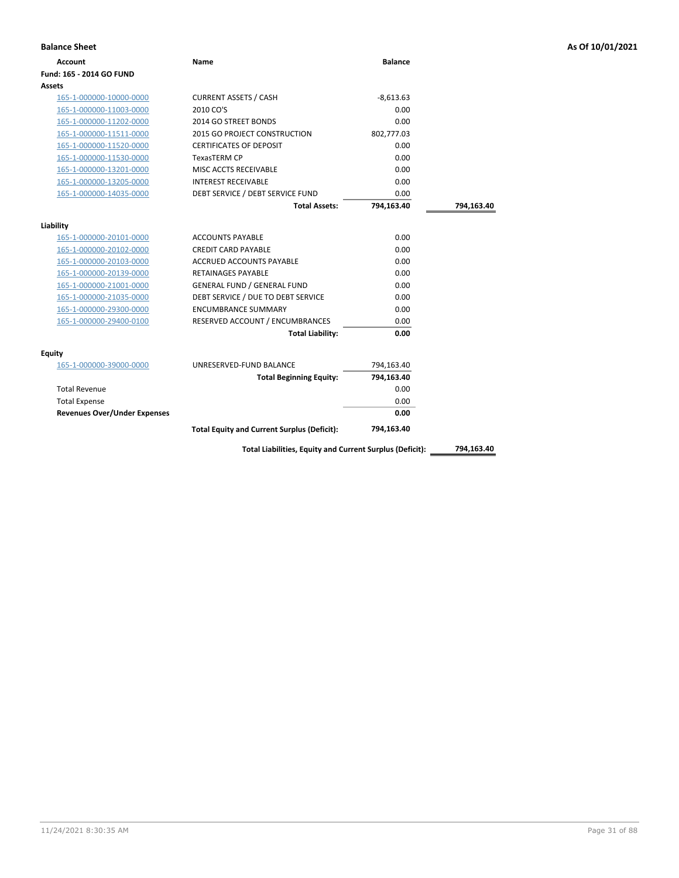**Balance Sheet** — As Of 10/01/2021

| Account | Name | Balance | |
|---|---|---|---|
| **Fund: 165 - 2014 GO FUND** | | | |
| **Assets** | | | |
| 165-1-000000-10000-0000 | CURRENT ASSETS / CASH | -8,613.63 | |
| 165-1-000000-11003-0000 | 2010 CO'S | 0.00 | |
| 165-1-000000-11202-0000 | 2014 GO STREET BONDS | 0.00 | |
| 165-1-000000-11511-0000 | 2015 GO PROJECT CONSTRUCTION | 802,777.03 | |
| 165-1-000000-11520-0000 | CERTIFICATES OF DEPOSIT | 0.00 | |
| 165-1-000000-11530-0000 | TexasTERM CP | 0.00 | |
| 165-1-000000-13201-0000 | MISC ACCTS RECEIVABLE | 0.00 | |
| 165-1-000000-13205-0000 | INTEREST RECEIVABLE | 0.00 | |
| 165-1-000000-14035-0000 | DEBT SERVICE / DEBT SERVICE FUND | 0.00 | |
| | **Total Assets:** | **794,163.40** | **794,163.40** |
| **Liability** | | | |
| 165-1-000000-20101-0000 | ACCOUNTS PAYABLE | 0.00 | |
| 165-1-000000-20102-0000 | CREDIT CARD PAYABLE | 0.00 | |
| 165-1-000000-20103-0000 | ACCRUED ACCOUNTS PAYABLE | 0.00 | |
| 165-1-000000-20139-0000 | RETAINAGES PAYABLE | 0.00 | |
| 165-1-000000-21001-0000 | GENERAL FUND / GENERAL FUND | 0.00 | |
| 165-1-000000-21035-0000 | DEBT SERVICE / DUE TO DEBT SERVICE | 0.00 | |
| 165-1-000000-29300-0000 | ENCUMBRANCE SUMMARY | 0.00 | |
| 165-1-000000-29400-0100 | RESERVED ACCOUNT / ENCUMBRANCES | 0.00 | |
| | **Total Liability:** | **0.00** | |
| **Equity** | | | |
| 165-1-000000-39000-0000 | UNRESERVED-FUND BALANCE | 794,163.40 | |
| | **Total Beginning Equity:** | **794,163.40** | |
| Total Revenue | | 0.00 | |
| Total Expense | | 0.00 | |
| **Revenues Over/Under Expenses** | | **0.00** | |
| | **Total Equity and Current Surplus (Deficit):** | **794,163.40** | |
| | **Total Liabilities, Equity and Current Surplus (Deficit):** | | **794,163.40** |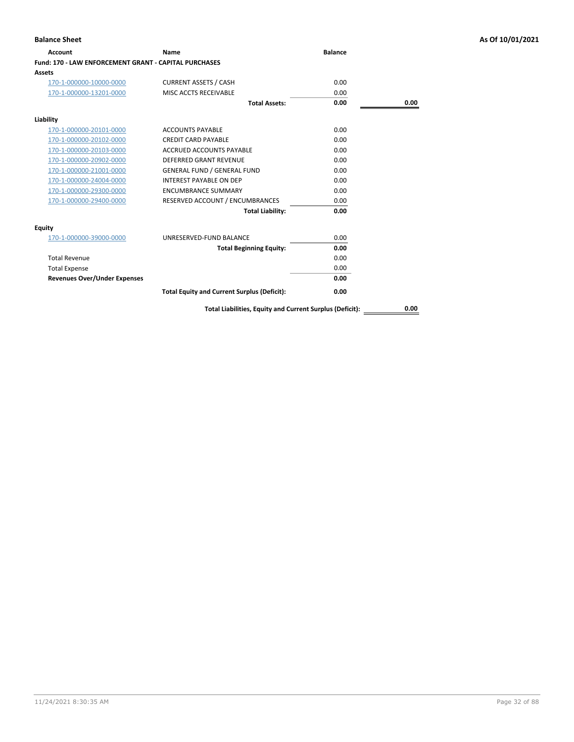**Balance Sheet** | **As Of 10/01/2021**

| Account | Name | Balance | |
|---|---|---|---|
| **Fund: 170 - LAW ENFORCEMENT GRANT - CAPITAL PURCHASES** | | | |
| **Assets** | | | |
| 170-1-000000-10000-0000 | CURRENT ASSETS / CASH | 0.00 | |
| 170-1-000000-13201-0000 | MISC ACCTS RECEIVABLE | 0.00 | |
| | **Total Assets:** | **0.00** | **0.00** |
| **Liability** | | | |
| 170-1-000000-20101-0000 | ACCOUNTS PAYABLE | 0.00 | |
| 170-1-000000-20102-0000 | CREDIT CARD PAYABLE | 0.00 | |
| 170-1-000000-20103-0000 | ACCRUED ACCOUNTS PAYABLE | 0.00 | |
| 170-1-000000-20902-0000 | DEFERRED GRANT REVENUE | 0.00 | |
| 170-1-000000-21001-0000 | GENERAL FUND / GENERAL FUND | 0.00 | |
| 170-1-000000-24004-0000 | INTEREST PAYABLE ON DEP | 0.00 | |
| 170-1-000000-29300-0000 | ENCUMBRANCE SUMMARY | 0.00 | |
| 170-1-000000-29400-0000 | RESERVED ACCOUNT / ENCUMBRANCES | 0.00 | |
| | **Total Liability:** | **0.00** | |
| **Equity** | | | |
| 170-1-000000-39000-0000 | UNRESERVED-FUND BALANCE | 0.00 | |
| | **Total Beginning Equity:** | **0.00** | |
| Total Revenue | | 0.00 | |
| Total Expense | | 0.00 | |
| **Revenues Over/Under Expenses** | | **0.00** | |
| | **Total Equity and Current Surplus (Deficit):** | **0.00** | |
| | **Total Liabilities, Equity and Current Surplus (Deficit):** | | **0.00** |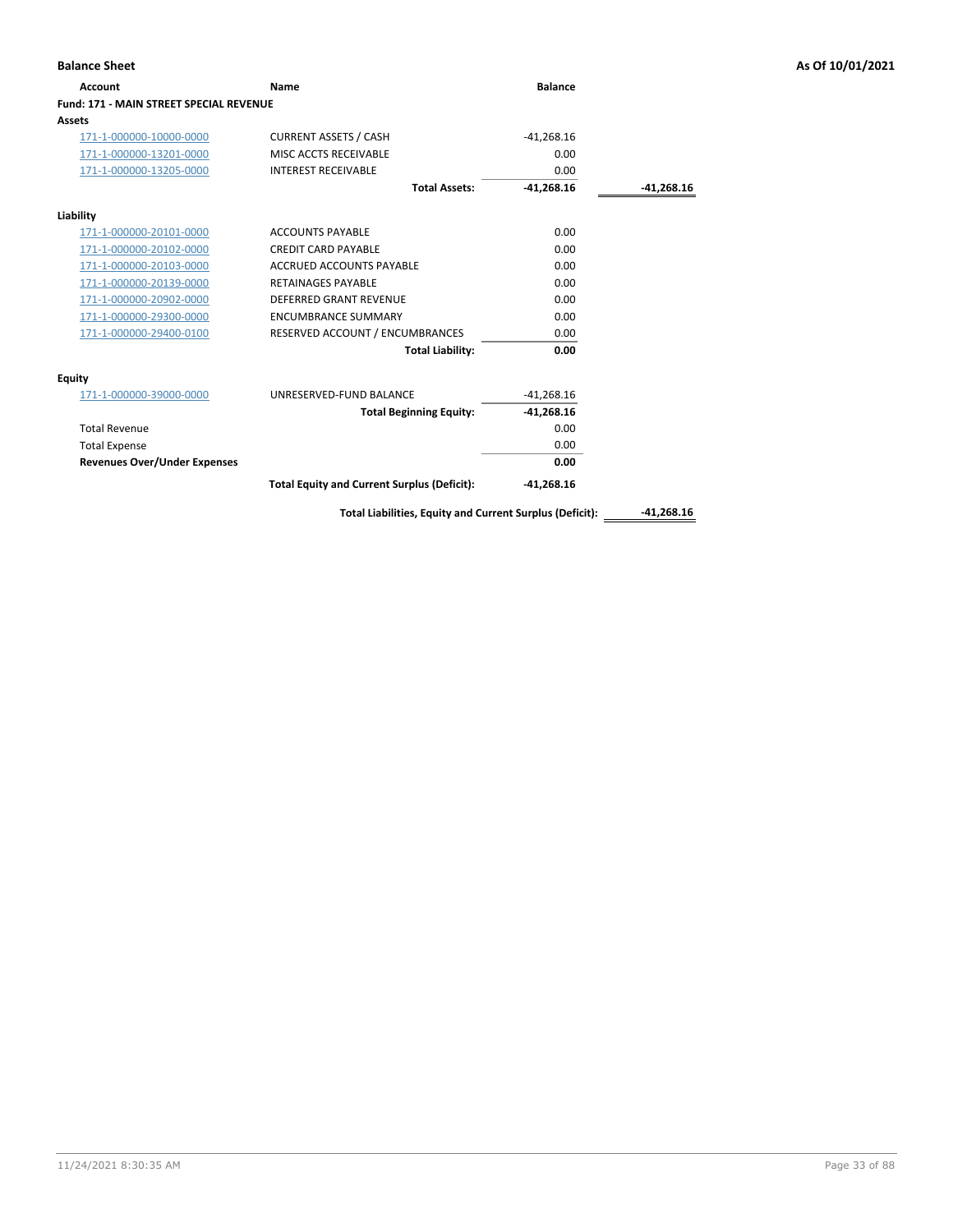**Balance Sheet** **As Of 10/01/2021**

| Account | Name | Balance | |
|---|---|---|---|
| **Fund: 171 - MAIN STREET SPECIAL REVENUE** | | | |
| **Assets** | | | |
| 171-1-000000-10000-0000 | CURRENT ASSETS / CASH | -41,268.16 | |
| 171-1-000000-13201-0000 | MISC ACCTS RECEIVABLE | 0.00 | |
| 171-1-000000-13205-0000 | INTEREST RECEIVABLE | 0.00 | |
| | **Total Assets:** | **-41,268.16** | **-41,268.16** |
| **Liability** | | | |
| 171-1-000000-20101-0000 | ACCOUNTS PAYABLE | 0.00 | |
| 171-1-000000-20102-0000 | CREDIT CARD PAYABLE | 0.00 | |
| 171-1-000000-20103-0000 | ACCRUED ACCOUNTS PAYABLE | 0.00 | |
| 171-1-000000-20139-0000 | RETAINAGES PAYABLE | 0.00 | |
| 171-1-000000-20902-0000 | DEFERRED GRANT REVENUE | 0.00 | |
| 171-1-000000-29300-0000 | ENCUMBRANCE SUMMARY | 0.00 | |
| 171-1-000000-29400-0100 | RESERVED ACCOUNT / ENCUMBRANCES | 0.00 | |
| | **Total Liability:** | **0.00** | |
| **Equity** | | | |
| 171-1-000000-39000-0000 | UNRESERVED-FUND BALANCE | -41,268.16 | |
| | **Total Beginning Equity:** | **-41,268.16** | |
| Total Revenue | | 0.00 | |
| Total Expense | | 0.00 | |
| **Revenues Over/Under Expenses** | | **0.00** | |
| | **Total Equity and Current Surplus (Deficit):** | **-41,268.16** | |
| | **Total Liabilities, Equity and Current Surplus (Deficit):** | | **-41,268.16** |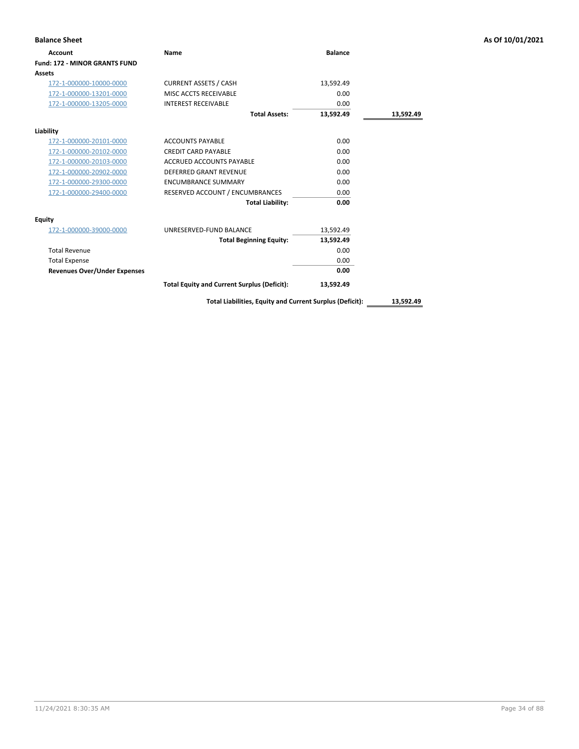**Balance Sheet** **As Of 10/01/2021**

| Account | Name | Balance | |
|---|---|---|---|
| **Fund: 172 - MINOR GRANTS FUND** | | | |
| **Assets** | | | |
| 172-1-000000-10000-0000 | CURRENT ASSETS / CASH | 13,592.49 | |
| 172-1-000000-13201-0000 | MISC ACCTS RECEIVABLE | 0.00 | |
| 172-1-000000-13205-0000 | INTEREST RECEIVABLE | 0.00 | |
| | **Total Assets:** | **13,592.49** | **13,592.49** |
| **Liability** | | | |
| 172-1-000000-20101-0000 | ACCOUNTS PAYABLE | 0.00 | |
| 172-1-000000-20102-0000 | CREDIT CARD PAYABLE | 0.00 | |
| 172-1-000000-20103-0000 | ACCRUED ACCOUNTS PAYABLE | 0.00 | |
| 172-1-000000-20902-0000 | DEFERRED GRANT REVENUE | 0.00 | |
| 172-1-000000-29300-0000 | ENCUMBRANCE SUMMARY | 0.00 | |
| 172-1-000000-29400-0000 | RESERVED ACCOUNT / ENCUMBRANCES | 0.00 | |
| | **Total Liability:** | **0.00** | |
| **Equity** | | | |
| 172-1-000000-39000-0000 | UNRESERVED-FUND BALANCE | 13,592.49 | |
| | **Total Beginning Equity:** | **13,592.49** | |
| Total Revenue | | 0.00 | |
| Total Expense | | 0.00 | |
| **Revenues Over/Under Expenses** | | **0.00** | |
| | **Total Equity and Current Surplus (Deficit):** | **13,592.49** | |
| | **Total Liabilities, Equity and Current Surplus (Deficit):** | | **13,592.49** |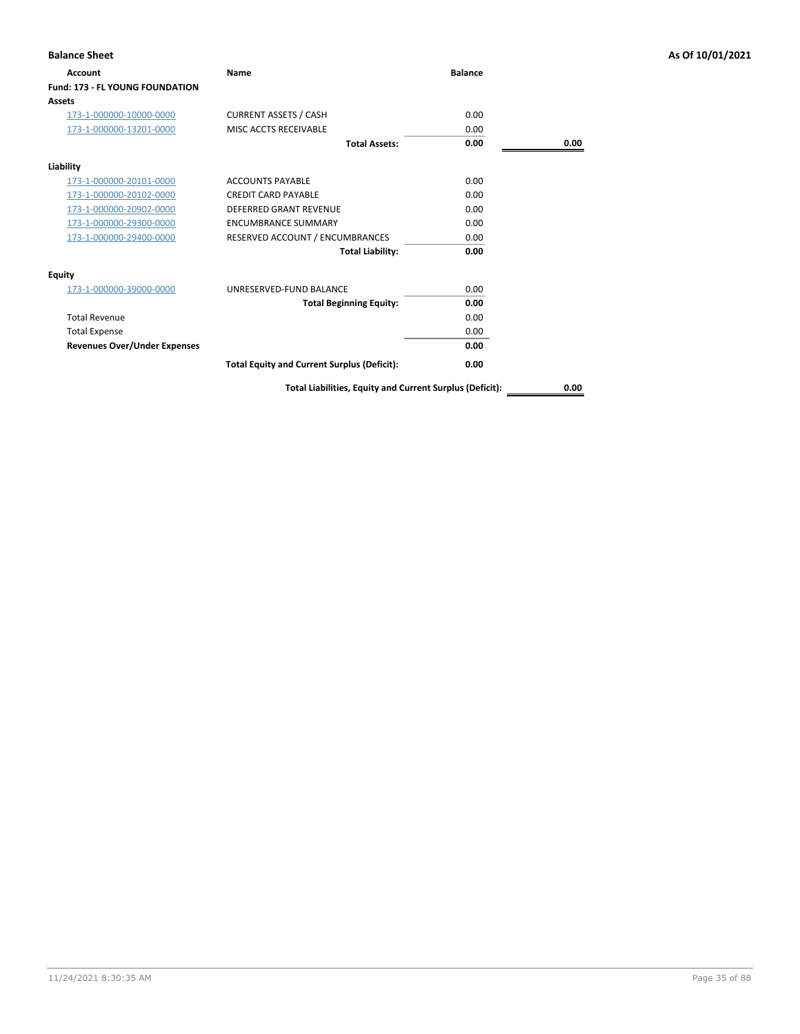**Balance Sheet** **As Of 10/01/2021**

| Account | Name | Balance | |
|---|---|---|---|
| **Fund: 173 - FL YOUNG FOUNDATION** | | | |
| **Assets** | | | |
| 173-1-000000-10000-0000 | CURRENT ASSETS / CASH | 0.00 | |
| 173-1-000000-13201-0000 | MISC ACCTS RECEIVABLE | 0.00 | |
| | **Total Assets:** | **0.00** | **0.00** |
| **Liability** | | | |
| 173-1-000000-20101-0000 | ACCOUNTS PAYABLE | 0.00 | |
| 173-1-000000-20102-0000 | CREDIT CARD PAYABLE | 0.00 | |
| 173-1-000000-20902-0000 | DEFERRED GRANT REVENUE | 0.00 | |
| 173-1-000000-29300-0000 | ENCUMBRANCE SUMMARY | 0.00 | |
| 173-1-000000-29400-0000 | RESERVED ACCOUNT / ENCUMBRANCES | 0.00 | |
| | **Total Liability:** | **0.00** | |
| **Equity** | | | |
| 173-1-000000-39000-0000 | UNRESERVED-FUND BALANCE | 0.00 | |
| | **Total Beginning Equity:** | **0.00** | |
| Total Revenue | | 0.00 | |
| Total Expense | | 0.00 | |
| **Revenues Over/Under Expenses** | | **0.00** | |
| | **Total Equity and Current Surplus (Deficit):** | **0.00** | |
| | **Total Liabilities, Equity and Current Surplus (Deficit):** | | **0.00** |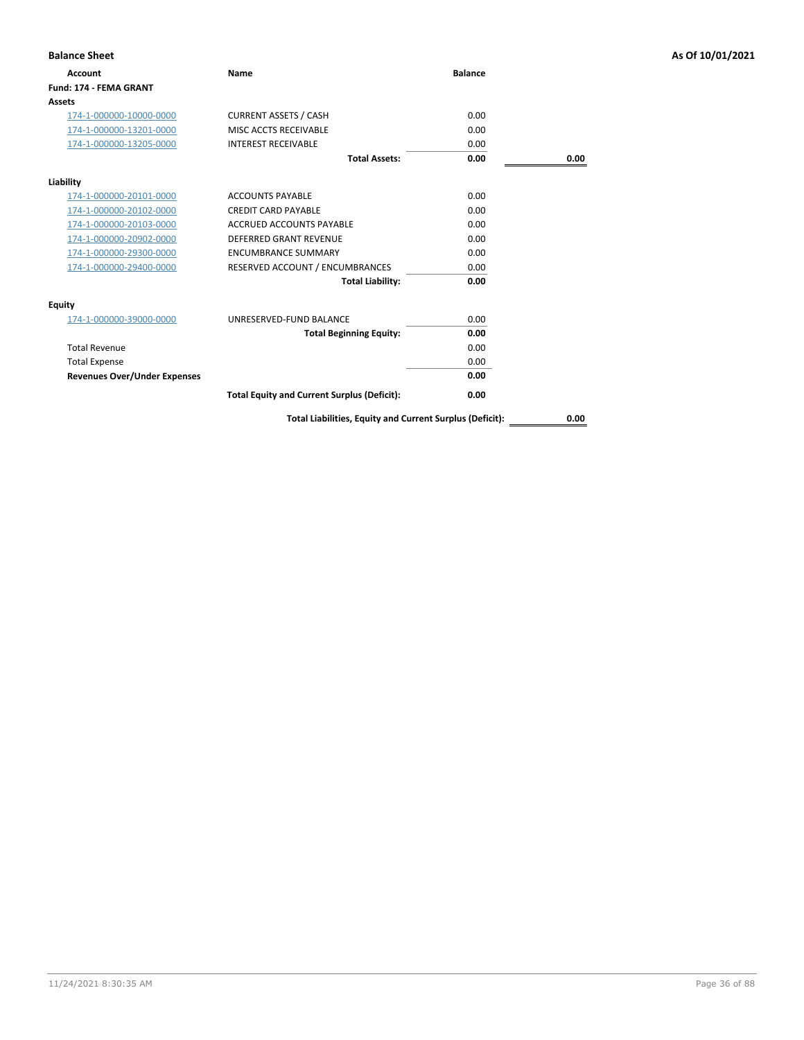**Balance Sheet** **As Of 10/01/2021**

| Account | Name | Balance | |
|---|---|---|---|
| **Fund: 174 - FEMA GRANT** | | | |
| **Assets** | | | |
| 174-1-000000-10000-0000 | CURRENT ASSETS / CASH | 0.00 | |
| 174-1-000000-13201-0000 | MISC ACCTS RECEIVABLE | 0.00 | |
| 174-1-000000-13205-0000 | INTEREST RECEIVABLE | 0.00 | |
| | **Total Assets:** | **0.00** | **0.00** |
| **Liability** | | | |
| 174-1-000000-20101-0000 | ACCOUNTS PAYABLE | 0.00 | |
| 174-1-000000-20102-0000 | CREDIT CARD PAYABLE | 0.00 | |
| 174-1-000000-20103-0000 | ACCRUED ACCOUNTS PAYABLE | 0.00 | |
| 174-1-000000-20902-0000 | DEFERRED GRANT REVENUE | 0.00 | |
| 174-1-000000-29300-0000 | ENCUMBRANCE SUMMARY | 0.00 | |
| 174-1-000000-29400-0000 | RESERVED ACCOUNT / ENCUMBRANCES | 0.00 | |
| | **Total Liability:** | **0.00** | |
| **Equity** | | | |
| 174-1-000000-39000-0000 | UNRESERVED-FUND BALANCE | 0.00 | |
| | **Total Beginning Equity:** | **0.00** | |
| Total Revenue | | 0.00 | |
| Total Expense | | 0.00 | |
| **Revenues Over/Under Expenses** | | **0.00** | |
| | **Total Equity and Current Surplus (Deficit):** | **0.00** | |
| | **Total Liabilities, Equity and Current Surplus (Deficit):** | | **0.00** |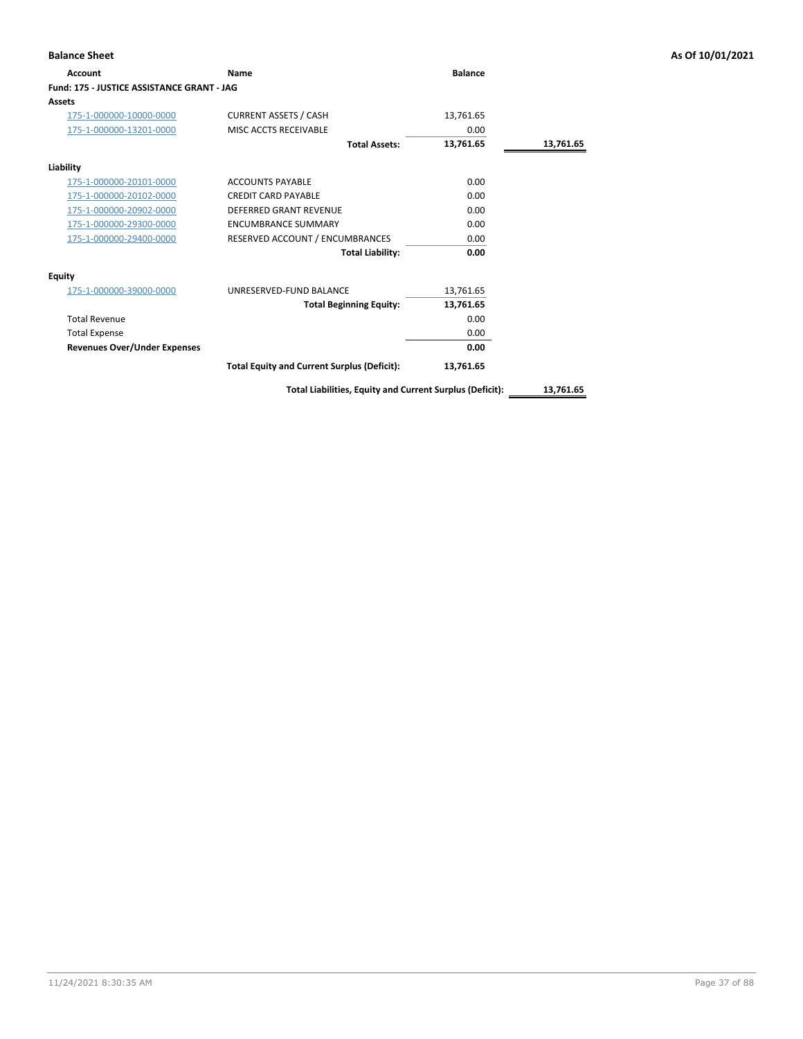**Balance Sheet** | **As Of 10/01/2021**

| Account | Name | Balance | |
|---|---|---|---|
| **Fund: 175 - JUSTICE ASSISTANCE GRANT - JAG** | | | |
| **Assets** | | | |
| 175-1-000000-10000-0000 | CURRENT ASSETS / CASH | 13,761.65 | |
| 175-1-000000-13201-0000 | MISC ACCTS RECEIVABLE | 0.00 | |
| | **Total Assets:** | **13,761.65** | **13,761.65** |
| **Liability** | | | |
| 175-1-000000-20101-0000 | ACCOUNTS PAYABLE | 0.00 | |
| 175-1-000000-20102-0000 | CREDIT CARD PAYABLE | 0.00 | |
| 175-1-000000-20902-0000 | DEFERRED GRANT REVENUE | 0.00 | |
| 175-1-000000-29300-0000 | ENCUMBRANCE SUMMARY | 0.00 | |
| 175-1-000000-29400-0000 | RESERVED ACCOUNT / ENCUMBRANCES | 0.00 | |
| | **Total Liability:** | **0.00** | |
| **Equity** | | | |
| 175-1-000000-39000-0000 | UNRESERVED-FUND BALANCE | 13,761.65 | |
| | **Total Beginning Equity:** | **13,761.65** | |
| Total Revenue | | 0.00 | |
| Total Expense | | 0.00 | |
| **Revenues Over/Under Expenses** | | **0.00** | |
| | **Total Equity and Current Surplus (Deficit):** | **13,761.65** | |
| | **Total Liabilities, Equity and Current Surplus (Deficit):** | | **13,761.65** |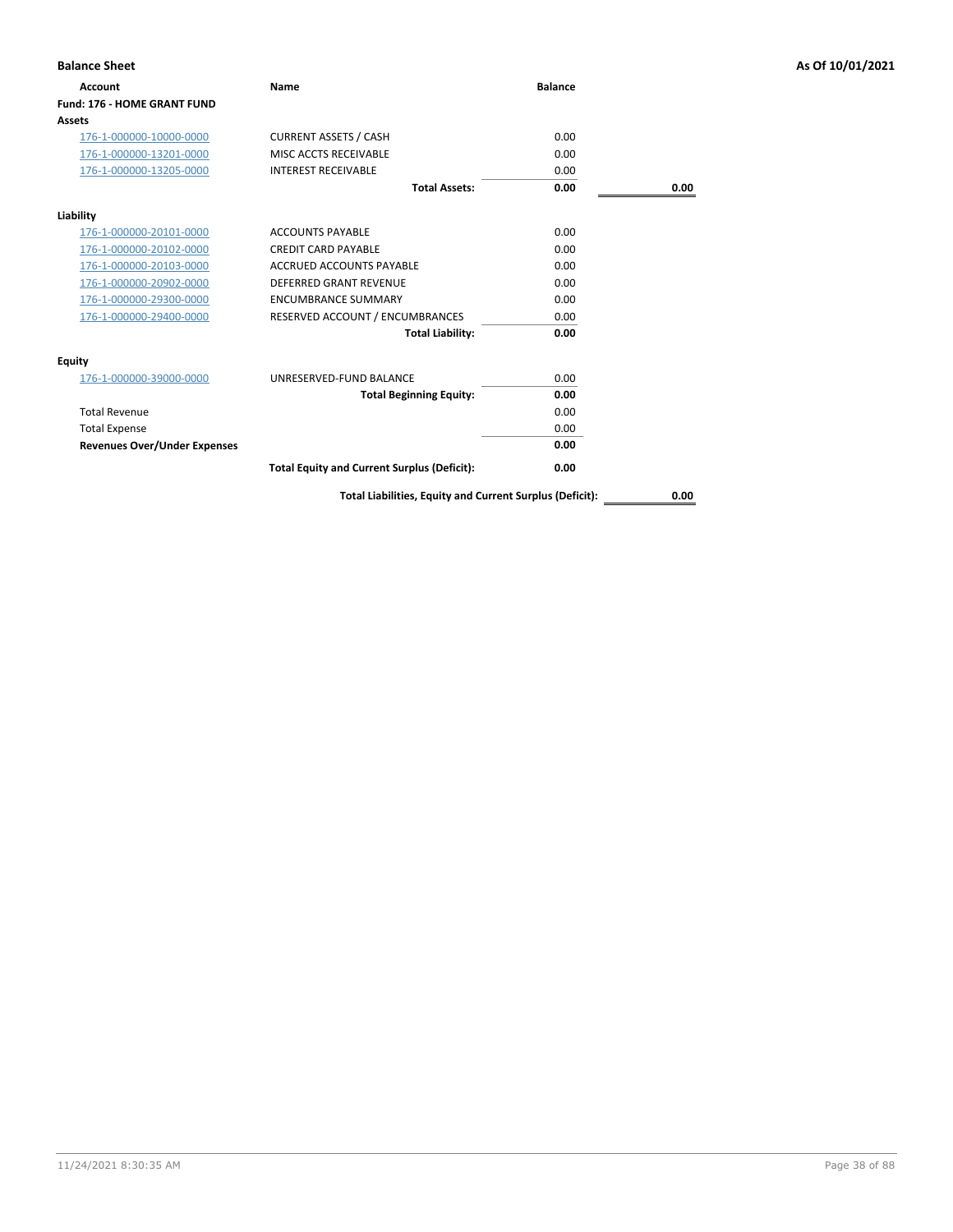**Balance Sheet** **As Of 10/01/2021**

| Account | Name | Balance | |
|---|---|---|---|
| **Fund: 176 - HOME GRANT FUND** | | | |
| **Assets** | | | |
| 176-1-000000-10000-0000 | CURRENT ASSETS / CASH | 0.00 | |
| 176-1-000000-13201-0000 | MISC ACCTS RECEIVABLE | 0.00 | |
| 176-1-000000-13205-0000 | INTEREST RECEIVABLE | 0.00 | |
| | **Total Assets:** | **0.00** | **0.00** |
| **Liability** | | | |
| 176-1-000000-20101-0000 | ACCOUNTS PAYABLE | 0.00 | |
| 176-1-000000-20102-0000 | CREDIT CARD PAYABLE | 0.00 | |
| 176-1-000000-20103-0000 | ACCRUED ACCOUNTS PAYABLE | 0.00 | |
| 176-1-000000-20902-0000 | DEFERRED GRANT REVENUE | 0.00 | |
| 176-1-000000-29300-0000 | ENCUMBRANCE SUMMARY | 0.00 | |
| 176-1-000000-29400-0000 | RESERVED ACCOUNT / ENCUMBRANCES | 0.00 | |
| | **Total Liability:** | **0.00** | |
| **Equity** | | | |
| 176-1-000000-39000-0000 | UNRESERVED-FUND BALANCE | 0.00 | |
| | **Total Beginning Equity:** | **0.00** | |
| Total Revenue | | 0.00 | |
| Total Expense | | 0.00 | |
| **Revenues Over/Under Expenses** | | **0.00** | |
| | **Total Equity and Current Surplus (Deficit):** | **0.00** | |
| | **Total Liabilities, Equity and Current Surplus (Deficit):** | | **0.00** |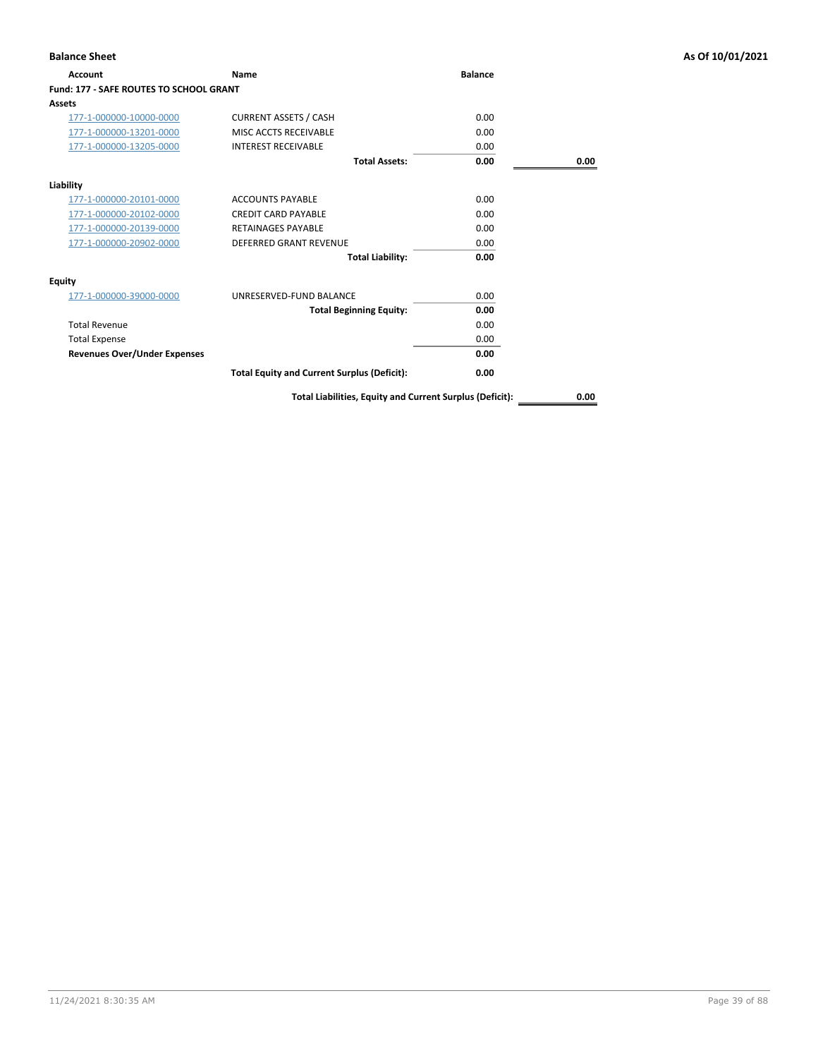**Balance Sheet** — As Of 10/01/2021

| Account | Name | Balance | |
|---|---|---|---|
| **Fund: 177 - SAFE ROUTES TO SCHOOL GRANT** | | | |
| **Assets** | | | |
| 177-1-000000-10000-0000 | CURRENT ASSETS / CASH | 0.00 | |
| 177-1-000000-13201-0000 | MISC ACCTS RECEIVABLE | 0.00 | |
| 177-1-000000-13205-0000 | INTEREST RECEIVABLE | 0.00 | |
| | **Total Assets:** | **0.00** | **0.00** |
| **Liability** | | | |
| 177-1-000000-20101-0000 | ACCOUNTS PAYABLE | 0.00 | |
| 177-1-000000-20102-0000 | CREDIT CARD PAYABLE | 0.00 | |
| 177-1-000000-20139-0000 | RETAINAGES PAYABLE | 0.00 | |
| 177-1-000000-20902-0000 | DEFERRED GRANT REVENUE | 0.00 | |
| | **Total Liability:** | **0.00** | |
| **Equity** | | | |
| 177-1-000000-39000-0000 | UNRESERVED-FUND BALANCE | 0.00 | |
| | **Total Beginning Equity:** | **0.00** | |
| Total Revenue | | 0.00 | |
| Total Expense | | 0.00 | |
| **Revenues Over/Under Expenses** | | **0.00** | |
| | **Total Equity and Current Surplus (Deficit):** | **0.00** | |
| | **Total Liabilities, Equity and Current Surplus (Deficit):** | | **0.00** |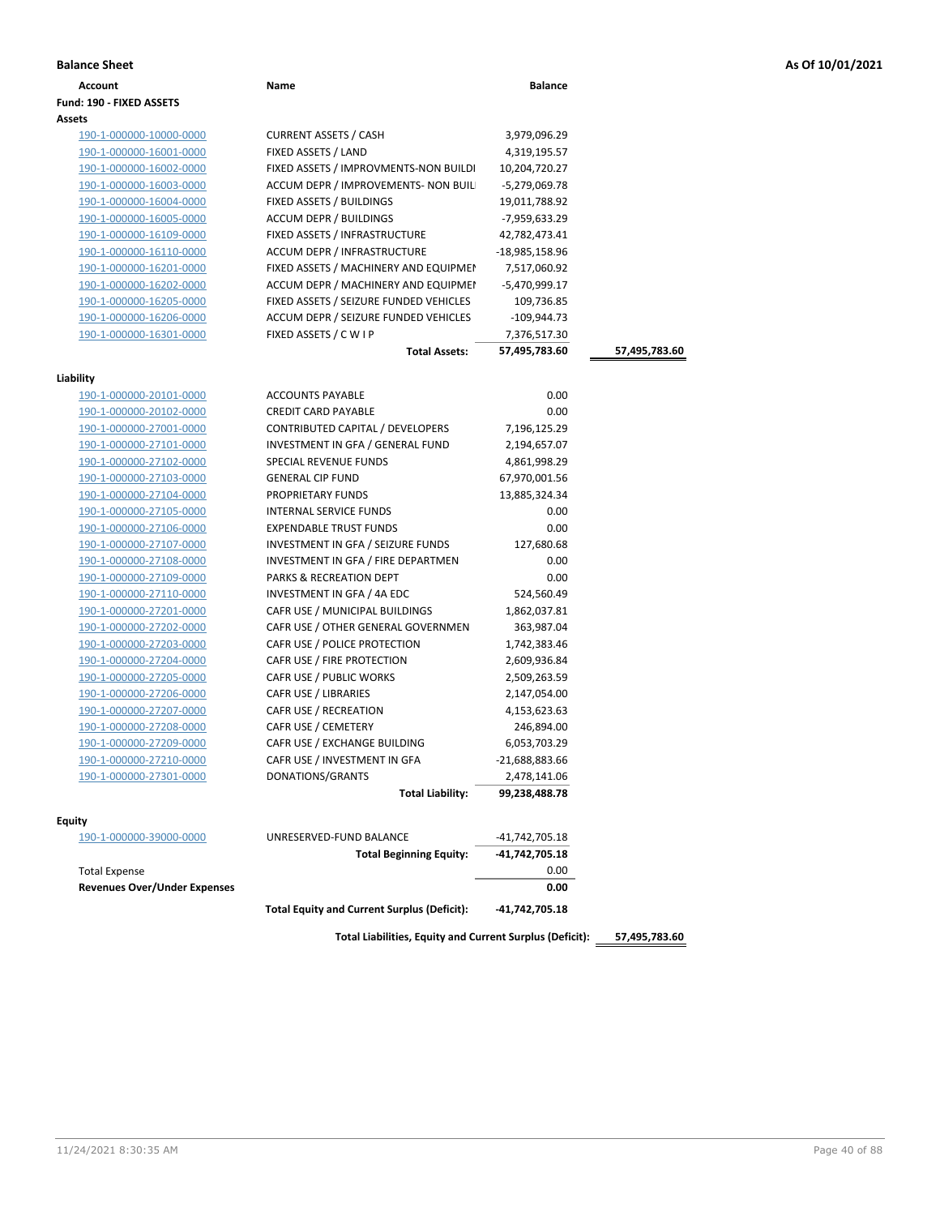**Balance Sheet** — As Of 10/01/2021

| Account | Name | Balance | |
|---|---|---|---|
| **Fund: 190 - FIXED ASSETS** | | | |
| **Assets** | | | |
| 190-1-000000-10000-0000 | CURRENT ASSETS / CASH | 3,979,096.29 | |
| 190-1-000000-16001-0000 | FIXED ASSETS / LAND | 4,319,195.57 | |
| 190-1-000000-16002-0000 | FIXED ASSETS / IMPROVMENTS-NON BUILDI | 10,204,720.27 | |
| 190-1-000000-16003-0000 | ACCUM DEPR / IMPROVEMENTS- NON BUIL | -5,279,069.78 | |
| 190-1-000000-16004-0000 | FIXED ASSETS / BUILDINGS | 19,011,788.92 | |
| 190-1-000000-16005-0000 | ACCUM DEPR / BUILDINGS | -7,959,633.29 | |
| 190-1-000000-16109-0000 | FIXED ASSETS / INFRASTRUCTURE | 42,782,473.41 | |
| 190-1-000000-16110-0000 | ACCUM DEPR / INFRASTRUCTURE | -18,985,158.96 | |
| 190-1-000000-16201-0000 | FIXED ASSETS / MACHINERY AND EQUIPMEI | 7,517,060.92 | |
| 190-1-000000-16202-0000 | ACCUM DEPR / MACHINERY AND EQUIPMEI | -5,470,999.17 | |
| 190-1-000000-16205-0000 | FIXED ASSETS / SEIZURE FUNDED VEHICLES | 109,736.85 | |
| 190-1-000000-16206-0000 | ACCUM DEPR / SEIZURE FUNDED VEHICLES | -109,944.73 | |
| 190-1-000000-16301-0000 | FIXED ASSETS / C W I P | 7,376,517.30 | |
| | **Total Assets:** | **57,495,783.60** | **57,495,783.60** |
| **Liability** | | | |
| 190-1-000000-20101-0000 | ACCOUNTS PAYABLE | 0.00 | |
| 190-1-000000-20102-0000 | CREDIT CARD PAYABLE | 0.00 | |
| 190-1-000000-27001-0000 | CONTRIBUTED CAPITAL / DEVELOPERS | 7,196,125.29 | |
| 190-1-000000-27101-0000 | INVESTMENT IN GFA / GENERAL FUND | 2,194,657.07 | |
| 190-1-000000-27102-0000 | SPECIAL REVENUE FUNDS | 4,861,998.29 | |
| 190-1-000000-27103-0000 | GENERAL CIP FUND | 67,970,001.56 | |
| 190-1-000000-27104-0000 | PROPRIETARY FUNDS | 13,885,324.34 | |
| 190-1-000000-27105-0000 | INTERNAL SERVICE FUNDS | 0.00 | |
| 190-1-000000-27106-0000 | EXPENDABLE TRUST FUNDS | 0.00 | |
| 190-1-000000-27107-0000 | INVESTMENT IN GFA / SEIZURE FUNDS | 127,680.68 | |
| 190-1-000000-27108-0000 | INVESTMENT IN GFA / FIRE DEPARTMEN | 0.00 | |
| 190-1-000000-27109-0000 | PARKS & RECREATION DEPT | 0.00 | |
| 190-1-000000-27110-0000 | INVESTMENT IN GFA / 4A EDC | 524,560.49 | |
| 190-1-000000-27201-0000 | CAFR USE / MUNICIPAL BUILDINGS | 1,862,037.81 | |
| 190-1-000000-27202-0000 | CAFR USE / OTHER GENERAL GOVERNMEN | 363,987.04 | |
| 190-1-000000-27203-0000 | CAFR USE / POLICE PROTECTION | 1,742,383.46 | |
| 190-1-000000-27204-0000 | CAFR USE / FIRE PROTECTION | 2,609,936.84 | |
| 190-1-000000-27205-0000 | CAFR USE / PUBLIC WORKS | 2,509,263.59 | |
| 190-1-000000-27206-0000 | CAFR USE / LIBRARIES | 2,147,054.00 | |
| 190-1-000000-27207-0000 | CAFR USE / RECREATION | 4,153,623.63 | |
| 190-1-000000-27208-0000 | CAFR USE / CEMETERY | 246,894.00 | |
| 190-1-000000-27209-0000 | CAFR USE / EXCHANGE BUILDING | 6,053,703.29 | |
| 190-1-000000-27210-0000 | CAFR USE / INVESTMENT IN GFA | -21,688,883.66 | |
| 190-1-000000-27301-0000 | DONATIONS/GRANTS | 2,478,141.06 | |
| | **Total Liability:** | **99,238,488.78** | |
| **Equity** | | | |
| 190-1-000000-39000-0000 | UNRESERVED-FUND BALANCE | -41,742,705.18 | |
| | **Total Beginning Equity:** | **-41,742,705.18** | |
| Total Expense | | 0.00 | |
| **Revenues Over/Under Expenses** | | **0.00** | |
| | **Total Equity and Current Surplus (Deficit):** | **-41,742,705.18** | |
| | **Total Liabilities, Equity and Current Surplus (Deficit):** | | **57,495,783.60** |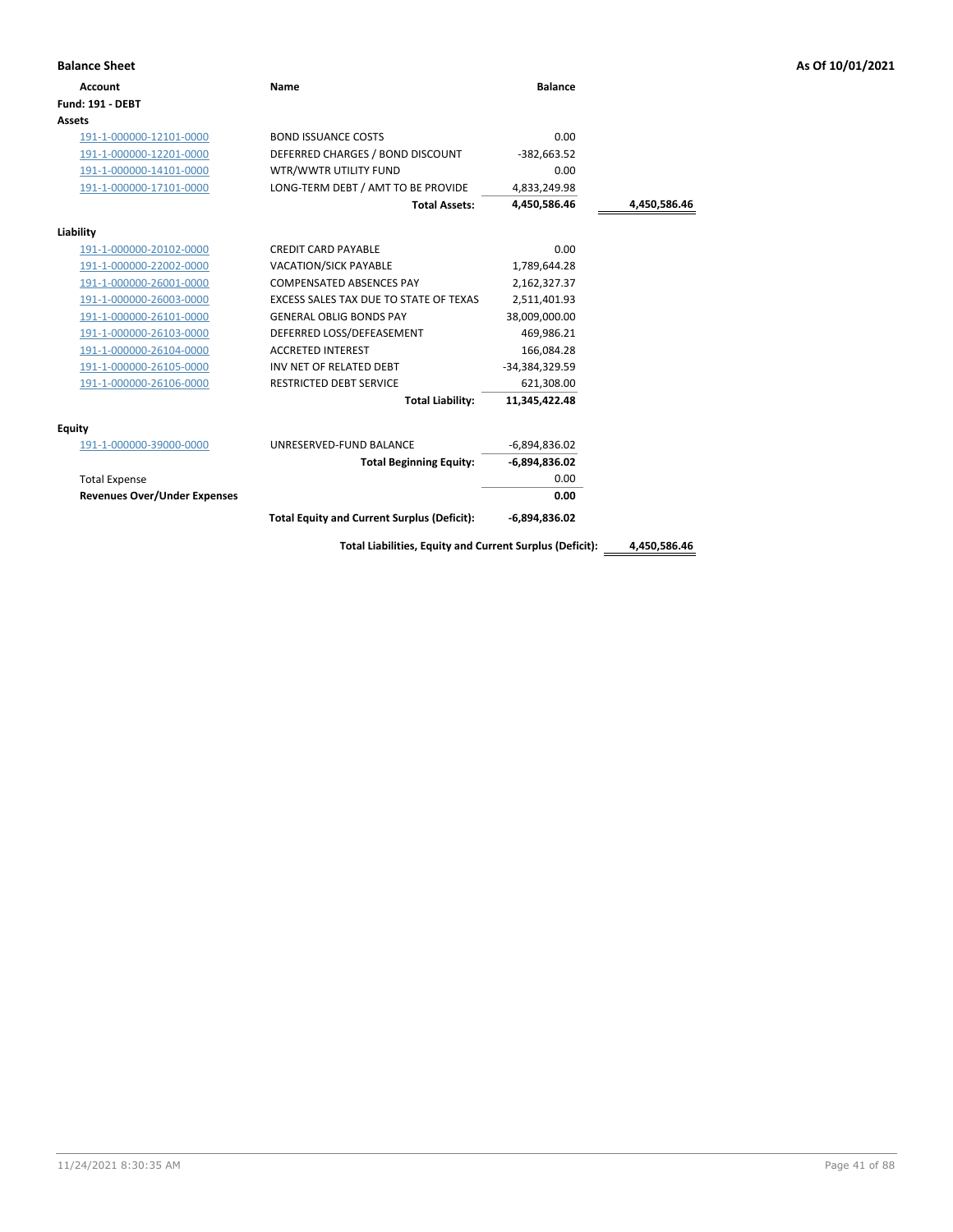**Balance Sheet** — As Of 10/01/2021

| Account | Name | Balance | |
|---|---|---|---|
| **Fund: 191 - DEBT** | | | |
| **Assets** | | | |
| 191-1-000000-12101-0000 | BOND ISSUANCE COSTS | 0.00 | |
| 191-1-000000-12201-0000 | DEFERRED CHARGES / BOND DISCOUNT | -382,663.52 | |
| 191-1-000000-14101-0000 | WTR/WWTR UTILITY FUND | 0.00 | |
| 191-1-000000-17101-0000 | LONG-TERM DEBT / AMT TO BE PROVIDE | 4,833,249.98 | |
| | **Total Assets:** | **4,450,586.46** | **4,450,586.46** |
| **Liability** | | | |
| 191-1-000000-20102-0000 | CREDIT CARD PAYABLE | 0.00 | |
| 191-1-000000-22002-0000 | VACATION/SICK PAYABLE | 1,789,644.28 | |
| 191-1-000000-26001-0000 | COMPENSATED ABSENCES PAY | 2,162,327.37 | |
| 191-1-000000-26003-0000 | EXCESS SALES TAX DUE TO STATE OF TEXAS | 2,511,401.93 | |
| 191-1-000000-26101-0000 | GENERAL OBLIG BONDS PAY | 38,009,000.00 | |
| 191-1-000000-26103-0000 | DEFERRED LOSS/DEFEASEMENT | 469,986.21 | |
| 191-1-000000-26104-0000 | ACCRETED INTEREST | 166,084.28 | |
| 191-1-000000-26105-0000 | INV NET OF RELATED DEBT | -34,384,329.59 | |
| 191-1-000000-26106-0000 | RESTRICTED DEBT SERVICE | 621,308.00 | |
| | **Total Liability:** | **11,345,422.48** | |
| **Equity** | | | |
| 191-1-000000-39000-0000 | UNRESERVED-FUND BALANCE | -6,894,836.02 | |
| | **Total Beginning Equity:** | **-6,894,836.02** | |
| Total Expense | | 0.00 | |
| **Revenues Over/Under Expenses** | | **0.00** | |
| | **Total Equity and Current Surplus (Deficit):** | **-6,894,836.02** | |
| | **Total Liabilities, Equity and Current Surplus (Deficit):** | | **4,450,586.46** |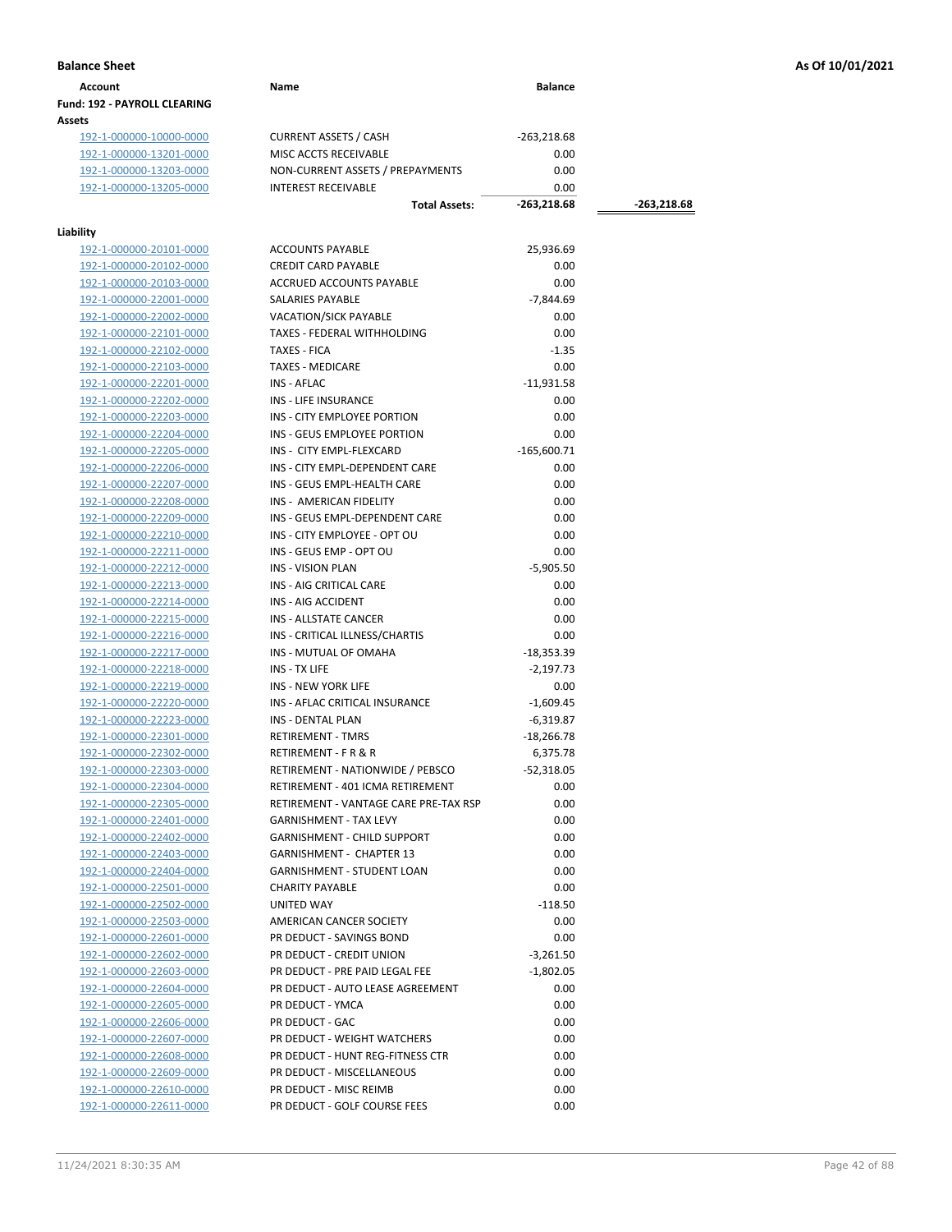**Balance Sheet** — As Of 10/01/2021

| Account | Name | Balance | |
|---|---|---|---|
| **Fund: 192 - PAYROLL CLEARING** | | | |
| **Assets** | | | |
| 192-1-000000-10000-0000 | CURRENT ASSETS / CASH | -263,218.68 | |
| 192-1-000000-13201-0000 | MISC ACCTS RECEIVABLE | 0.00 | |
| 192-1-000000-13203-0000 | NON-CURRENT ASSETS / PREPAYMENTS | 0.00 | |
| 192-1-000000-13205-0000 | INTEREST RECEIVABLE | 0.00 | |
| | **Total Assets:** | **-263,218.68** | **-263,218.68** |
| **Liability** | | | |
| 192-1-000000-20101-0000 | ACCOUNTS PAYABLE | 25,936.69 | |
| 192-1-000000-20102-0000 | CREDIT CARD PAYABLE | 0.00 | |
| 192-1-000000-20103-0000 | ACCRUED ACCOUNTS PAYABLE | 0.00 | |
| 192-1-000000-22001-0000 | SALARIES PAYABLE | -7,844.69 | |
| 192-1-000000-22002-0000 | VACATION/SICK PAYABLE | 0.00 | |
| 192-1-000000-22101-0000 | TAXES - FEDERAL WITHHOLDING | 0.00 | |
| 192-1-000000-22102-0000 | TAXES - FICA | -1.35 | |
| 192-1-000000-22103-0000 | TAXES - MEDICARE | 0.00 | |
| 192-1-000000-22201-0000 | INS - AFLAC | -11,931.58 | |
| 192-1-000000-22202-0000 | INS - LIFE INSURANCE | 0.00 | |
| 192-1-000000-22203-0000 | INS - CITY EMPLOYEE PORTION | 0.00 | |
| 192-1-000000-22204-0000 | INS - GEUS EMPLOYEE PORTION | 0.00 | |
| 192-1-000000-22205-0000 | INS - CITY EMPL-FLEXCARD | -165,600.71 | |
| 192-1-000000-22206-0000 | INS - CITY EMPL-DEPENDENT CARE | 0.00 | |
| 192-1-000000-22207-0000 | INS - GEUS EMPL-HEALTH CARE | 0.00 | |
| 192-1-000000-22208-0000 | INS - AMERICAN FIDELITY | 0.00 | |
| 192-1-000000-22209-0000 | INS - GEUS EMPL-DEPENDENT CARE | 0.00 | |
| 192-1-000000-22210-0000 | INS - CITY EMPLOYEE - OPT OU | 0.00 | |
| 192-1-000000-22211-0000 | INS - GEUS EMP - OPT OU | 0.00 | |
| 192-1-000000-22212-0000 | INS - VISION PLAN | -5,905.50 | |
| 192-1-000000-22213-0000 | INS - AIG CRITICAL CARE | 0.00 | |
| 192-1-000000-22214-0000 | INS - AIG ACCIDENT | 0.00 | |
| 192-1-000000-22215-0000 | INS - ALLSTATE CANCER | 0.00 | |
| 192-1-000000-22216-0000 | INS - CRITICAL ILLNESS/CHARTIS | 0.00 | |
| 192-1-000000-22217-0000 | INS - MUTUAL OF OMAHA | -18,353.39 | |
| 192-1-000000-22218-0000 | INS - TX LIFE | -2,197.73 | |
| 192-1-000000-22219-0000 | INS - NEW YORK LIFE | 0.00 | |
| 192-1-000000-22220-0000 | INS - AFLAC CRITICAL INSURANCE | -1,609.45 | |
| 192-1-000000-22223-0000 | INS - DENTAL PLAN | -6,319.87 | |
| 192-1-000000-22301-0000 | RETIREMENT - TMRS | -18,266.78 | |
| 192-1-000000-22302-0000 | RETIREMENT - F R & R | 6,375.78 | |
| 192-1-000000-22303-0000 | RETIREMENT - NATIONWIDE / PEBSCO | -52,318.05 | |
| 192-1-000000-22304-0000 | RETIREMENT - 401 ICMA RETIREMENT | 0.00 | |
| 192-1-000000-22305-0000 | RETIREMENT - VANTAGE CARE PRE-TAX RSP | 0.00 | |
| 192-1-000000-22401-0000 | GARNISHMENT - TAX LEVY | 0.00 | |
| 192-1-000000-22402-0000 | GARNISHMENT - CHILD SUPPORT | 0.00 | |
| 192-1-000000-22403-0000 | GARNISHMENT - CHAPTER 13 | 0.00 | |
| 192-1-000000-22404-0000 | GARNISHMENT - STUDENT LOAN | 0.00 | |
| 192-1-000000-22501-0000 | CHARITY PAYABLE | 0.00 | |
| 192-1-000000-22502-0000 | UNITED WAY | -118.50 | |
| 192-1-000000-22503-0000 | AMERICAN CANCER SOCIETY | 0.00 | |
| 192-1-000000-22601-0000 | PR DEDUCT - SAVINGS BOND | 0.00 | |
| 192-1-000000-22602-0000 | PR DEDUCT - CREDIT UNION | -3,261.50 | |
| 192-1-000000-22603-0000 | PR DEDUCT - PRE PAID LEGAL FEE | -1,802.05 | |
| 192-1-000000-22604-0000 | PR DEDUCT - AUTO LEASE AGREEMENT | 0.00 | |
| 192-1-000000-22605-0000 | PR DEDUCT - YMCA | 0.00 | |
| 192-1-000000-22606-0000 | PR DEDUCT - GAC | 0.00 | |
| 192-1-000000-22607-0000 | PR DEDUCT - WEIGHT WATCHERS | 0.00 | |
| 192-1-000000-22608-0000 | PR DEDUCT - HUNT REG-FITNESS CTR | 0.00 | |
| 192-1-000000-22609-0000 | PR DEDUCT - MISCELLANEOUS | 0.00 | |
| 192-1-000000-22610-0000 | PR DEDUCT - MISC REIMB | 0.00 | |
| 192-1-000000-22611-0000 | PR DEDUCT - GOLF COURSE FEES | 0.00 | |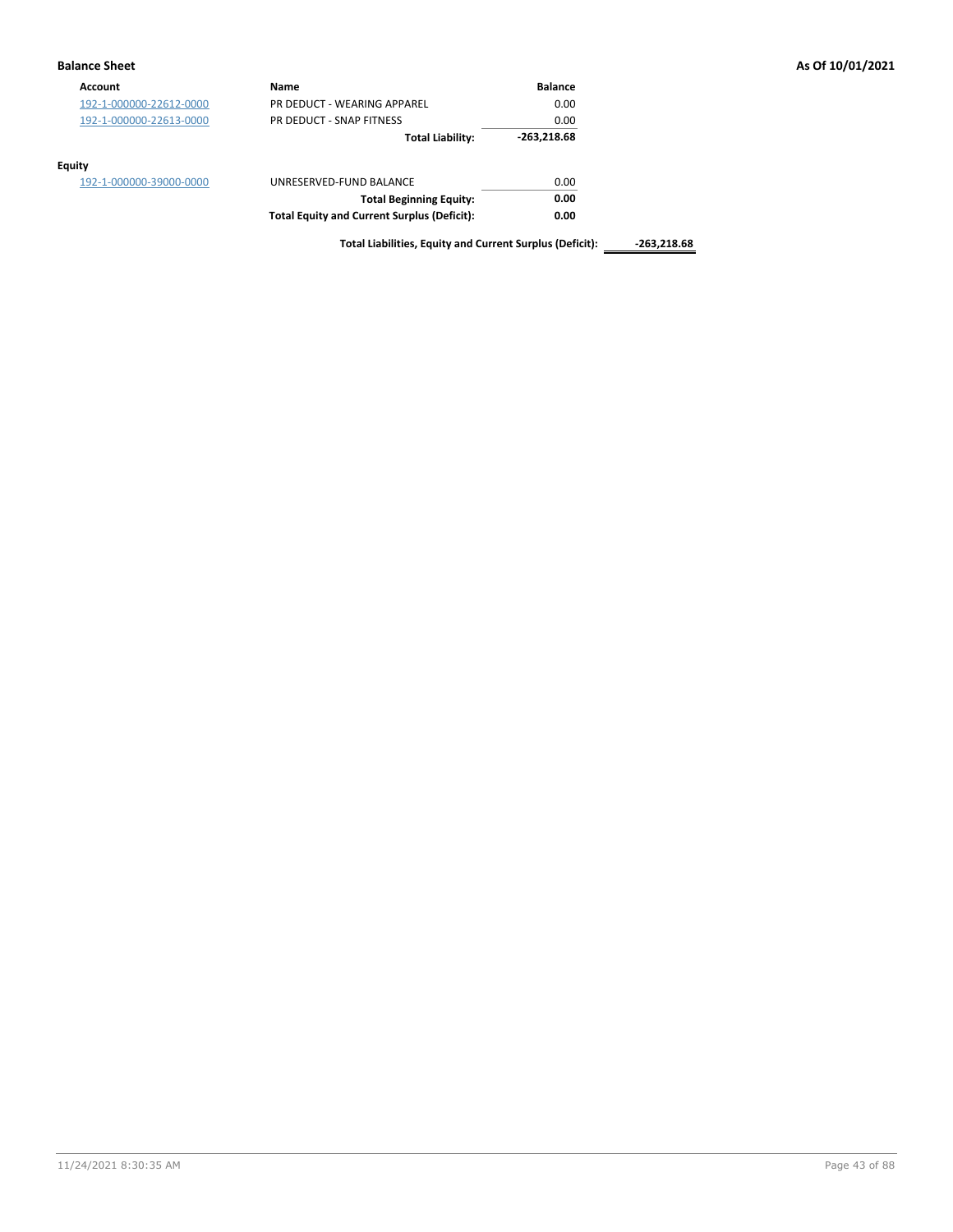**Balance Sheet** **As Of 10/01/2021**

| Account | Name | Balance | |
|---|---|---|---|
| 192-1-000000-22612-0000 | PR DEDUCT - WEARING APPAREL | 0.00 | |
| 192-1-000000-22613-0000 | PR DEDUCT - SNAP FITNESS | 0.00 | |
| | **Total Liability:** | **-263,218.68** | |
| **Equity** | | | |
| 192-1-000000-39000-0000 | UNRESERVED-FUND BALANCE | 0.00 | |
| | **Total Beginning Equity:** | **0.00** | |
| | **Total Equity and Current Surplus (Deficit):** | **0.00** | |
| | **Total Liabilities, Equity and Current Surplus (Deficit):** | | **-263,218.68** |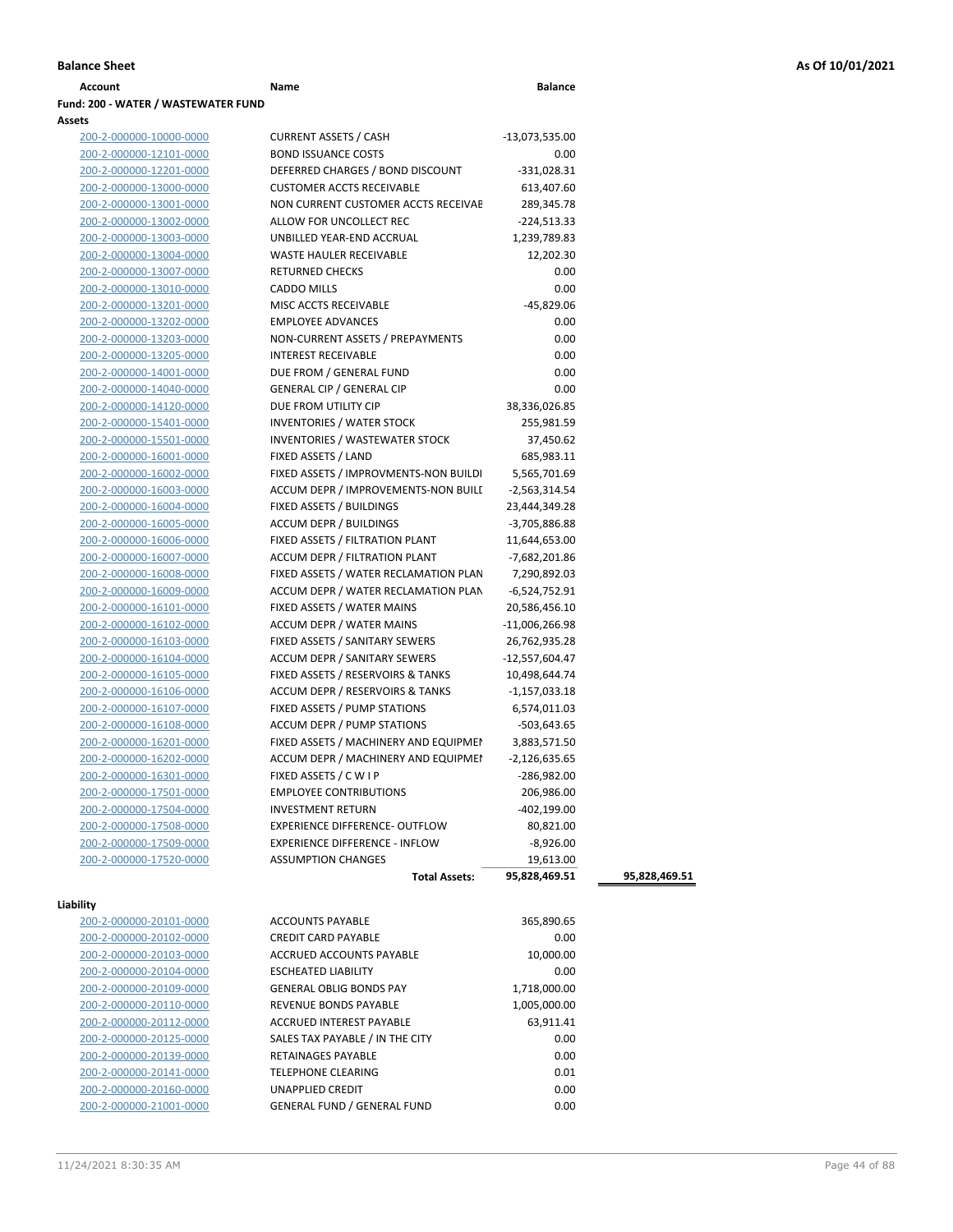**Balance Sheet** | **As Of 10/01/2021**

| Account | Name | Balance | |
|---|---|---|---|
| **Fund: 200 - WATER / WASTEWATER FUND** | | | |
| **Assets** | | | |
| 200-2-000000-10000-0000 | CURRENT ASSETS / CASH | -13,073,535.00 | |
| 200-2-000000-12101-0000 | BOND ISSUANCE COSTS | 0.00 | |
| 200-2-000000-12201-0000 | DEFERRED CHARGES / BOND DISCOUNT | -331,028.31 | |
| 200-2-000000-13000-0000 | CUSTOMER ACCTS RECEIVABLE | 613,407.60 | |
| 200-2-000000-13001-0000 | NON CURRENT CUSTOMER ACCTS RECEIVAE | 289,345.78 | |
| 200-2-000000-13002-0000 | ALLOW FOR UNCOLLECT REC | -224,513.33 | |
| 200-2-000000-13003-0000 | UNBILLED YEAR-END ACCRUAL | 1,239,789.83 | |
| 200-2-000000-13004-0000 | WASTE HAULER RECEIVABLE | 12,202.30 | |
| 200-2-000000-13007-0000 | RETURNED CHECKS | 0.00 | |
| 200-2-000000-13010-0000 | CADDO MILLS | 0.00 | |
| 200-2-000000-13201-0000 | MISC ACCTS RECEIVABLE | -45,829.06 | |
| 200-2-000000-13202-0000 | EMPLOYEE ADVANCES | 0.00 | |
| 200-2-000000-13203-0000 | NON-CURRENT ASSETS / PREPAYMENTS | 0.00 | |
| 200-2-000000-13205-0000 | INTEREST RECEIVABLE | 0.00 | |
| 200-2-000000-14001-0000 | DUE FROM / GENERAL FUND | 0.00 | |
| 200-2-000000-14040-0000 | GENERAL CIP / GENERAL CIP | 0.00 | |
| 200-2-000000-14120-0000 | DUE FROM UTILITY CIP | 38,336,026.85 | |
| 200-2-000000-15401-0000 | INVENTORIES / WATER STOCK | 255,981.59 | |
| 200-2-000000-15501-0000 | INVENTORIES / WASTEWATER STOCK | 37,450.62 | |
| 200-2-000000-16001-0000 | FIXED ASSETS / LAND | 685,983.11 | |
| 200-2-000000-16002-0000 | FIXED ASSETS / IMPROVMENTS-NON BUILDI | 5,565,701.69 | |
| 200-2-000000-16003-0000 | ACCUM DEPR / IMPROVEMENTS-NON BUILI | -2,563,314.54 | |
| 200-2-000000-16004-0000 | FIXED ASSETS / BUILDINGS | 23,444,349.28 | |
| 200-2-000000-16005-0000 | ACCUM DEPR / BUILDINGS | -3,705,886.88 | |
| 200-2-000000-16006-0000 | FIXED ASSETS / FILTRATION PLANT | 11,644,653.00 | |
| 200-2-000000-16007-0000 | ACCUM DEPR / FILTRATION PLANT | -7,682,201.86 | |
| 200-2-000000-16008-0000 | FIXED ASSETS / WATER RECLAMATION PLAN | 7,290,892.03 | |
| 200-2-000000-16009-0000 | ACCUM DEPR / WATER RECLAMATION PLAN | -6,524,752.91 | |
| 200-2-000000-16101-0000 | FIXED ASSETS / WATER MAINS | 20,586,456.10 | |
| 200-2-000000-16102-0000 | ACCUM DEPR / WATER MAINS | -11,006,266.98 | |
| 200-2-000000-16103-0000 | FIXED ASSETS / SANITARY SEWERS | 26,762,935.28 | |
| 200-2-000000-16104-0000 | ACCUM DEPR / SANITARY SEWERS | -12,557,604.47 | |
| 200-2-000000-16105-0000 | FIXED ASSETS / RESERVOIRS & TANKS | 10,498,644.74 | |
| 200-2-000000-16106-0000 | ACCUM DEPR / RESERVOIRS & TANKS | -1,157,033.18 | |
| 200-2-000000-16107-0000 | FIXED ASSETS / PUMP STATIONS | 6,574,011.03 | |
| 200-2-000000-16108-0000 | ACCUM DEPR / PUMP STATIONS | -503,643.65 | |
| 200-2-000000-16201-0000 | FIXED ASSETS / MACHINERY AND EQUIPMEI | 3,883,571.50 | |
| 200-2-000000-16202-0000 | ACCUM DEPR / MACHINERY AND EQUIPMEI | -2,126,635.65 | |
| 200-2-000000-16301-0000 | FIXED ASSETS / C W I P | -286,982.00 | |
| 200-2-000000-17501-0000 | EMPLOYEE CONTRIBUTIONS | 206,986.00 | |
| 200-2-000000-17504-0000 | INVESTMENT RETURN | -402,199.00 | |
| 200-2-000000-17508-0000 | EXPERIENCE DIFFERENCE- OUTFLOW | 80,821.00 | |
| 200-2-000000-17509-0000 | EXPERIENCE DIFFERENCE - INFLOW | -8,926.00 | |
| 200-2-000000-17520-0000 | ASSUMPTION CHANGES | 19,613.00 | |
| | **Total Assets:** | **95,828,469.51** | **95,828,469.51** |
| **Liability** | | | |
| 200-2-000000-20101-0000 | ACCOUNTS PAYABLE | 365,890.65 | |
| 200-2-000000-20102-0000 | CREDIT CARD PAYABLE | 0.00 | |
| 200-2-000000-20103-0000 | ACCRUED ACCOUNTS PAYABLE | 10,000.00 | |
| 200-2-000000-20104-0000 | ESCHEATED LIABILITY | 0.00 | |
| 200-2-000000-20109-0000 | GENERAL OBLIG BONDS PAY | 1,718,000.00 | |
| 200-2-000000-20110-0000 | REVENUE BONDS PAYABLE | 1,005,000.00 | |
| 200-2-000000-20112-0000 | ACCRUED INTEREST PAYABLE | 63,911.41 | |
| 200-2-000000-20125-0000 | SALES TAX PAYABLE / IN THE CITY | 0.00 | |
| 200-2-000000-20139-0000 | RETAINAGES PAYABLE | 0.00 | |
| 200-2-000000-20141-0000 | TELEPHONE CLEARING | 0.01 | |
| 200-2-000000-20160-0000 | UNAPPLIED CREDIT | 0.00 | |
| 200-2-000000-21001-0000 | GENERAL FUND / GENERAL FUND | 0.00 | |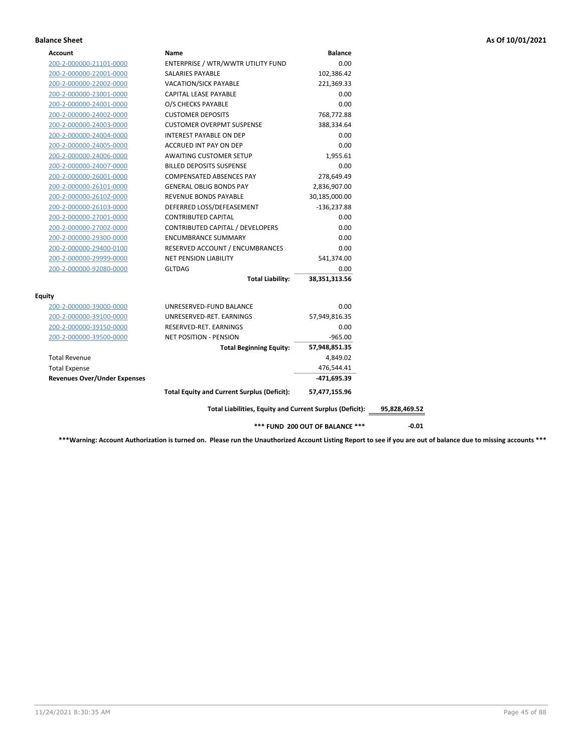**Balance Sheet** **As Of 10/01/2021**

| Account | Name | Balance | |
|---|---|---|---|
| 200-2-000000-21101-0000 | ENTERPRISE / WTR/WWTR UTILITY FUND | 0.00 | |
| 200-2-000000-22001-0000 | SALARIES PAYABLE | 102,386.42 | |
| 200-2-000000-22002-0000 | VACATION/SICK PAYABLE | 221,369.33 | |
| 200-2-000000-23001-0000 | CAPITAL LEASE PAYABLE | 0.00 | |
| 200-2-000000-24001-0000 | O/S CHECKS PAYABLE | 0.00 | |
| 200-2-000000-24002-0000 | CUSTOMER DEPOSITS | 768,772.88 | |
| 200-2-000000-24003-0000 | CUSTOMER OVERPMT SUSPENSE | 388,334.64 | |
| 200-2-000000-24004-0000 | INTEREST PAYABLE ON DEP | 0.00 | |
| 200-2-000000-24005-0000 | ACCRUED INT PAY ON DEP | 0.00 | |
| 200-2-000000-24006-0000 | AWAITING CUSTOMER SETUP | 1,955.61 | |
| 200-2-000000-24007-0000 | BILLED DEPOSITS SUSPENSE | 0.00 | |
| 200-2-000000-26001-0000 | COMPENSATED ABSENCES PAY | 278,649.49 | |
| 200-2-000000-26101-0000 | GENERAL OBLIG BONDS PAY | 2,836,907.00 | |
| 200-2-000000-26102-0000 | REVENUE BONDS PAYABLE | 30,185,000.00 | |
| 200-2-000000-26103-0000 | DEFERRED LOSS/DEFEASEMENT | -136,237.88 | |
| 200-2-000000-27001-0000 | CONTRIBUTED CAPITAL | 0.00 | |
| 200-2-000000-27002-0000 | CONTRIBUTED CAPITAL / DEVELOPERS | 0.00 | |
| 200-2-000000-29300-0000 | ENCUMBRANCE SUMMARY | 0.00 | |
| 200-2-000000-29400-0100 | RESERVED ACCOUNT / ENCUMBRANCES | 0.00 | |
| 200-2-000000-29999-0000 | NET PENSION LIABILITY | 541,374.00 | |
| 200-2-000000-92080-0000 | GLTDAG | 0.00 | |
| | **Total Liability:** | **38,351,313.56** | |
| **Equity** | | | |
| 200-2-000000-39000-0000 | UNRESERVED-FUND BALANCE | 0.00 | |
| 200-2-000000-39100-0000 | UNRESERVED-RET. EARNINGS | 57,949,816.35 | |
| 200-2-000000-39150-0000 | RESERVED-RET. EARNINGS | 0.00 | |
| 200-2-000000-39500-0000 | NET POSITION - PENSION | -965.00 | |
| | **Total Beginning Equity:** | **57,948,851.35** | |
| Total Revenue | | 4,849.02 | |
| Total Expense | | 476,544.41 | |
| **Revenues Over/Under Expenses** | | **-471,695.39** | |
| | **Total Equity and Current Surplus (Deficit):** | **57,477,155.96** | |
| | **Total Liabilities, Equity and Current Surplus (Deficit):** | | **95,828,469.52** |
| | **\*\*\* FUND 200 OUT OF BALANCE \*\*\*** | | **-0.01** |

**\*\*\*Warning: Account Authorization is turned on. Please run the Unauthorized Account Listing Report to see if you are out of balance due to missing accounts \*\*\***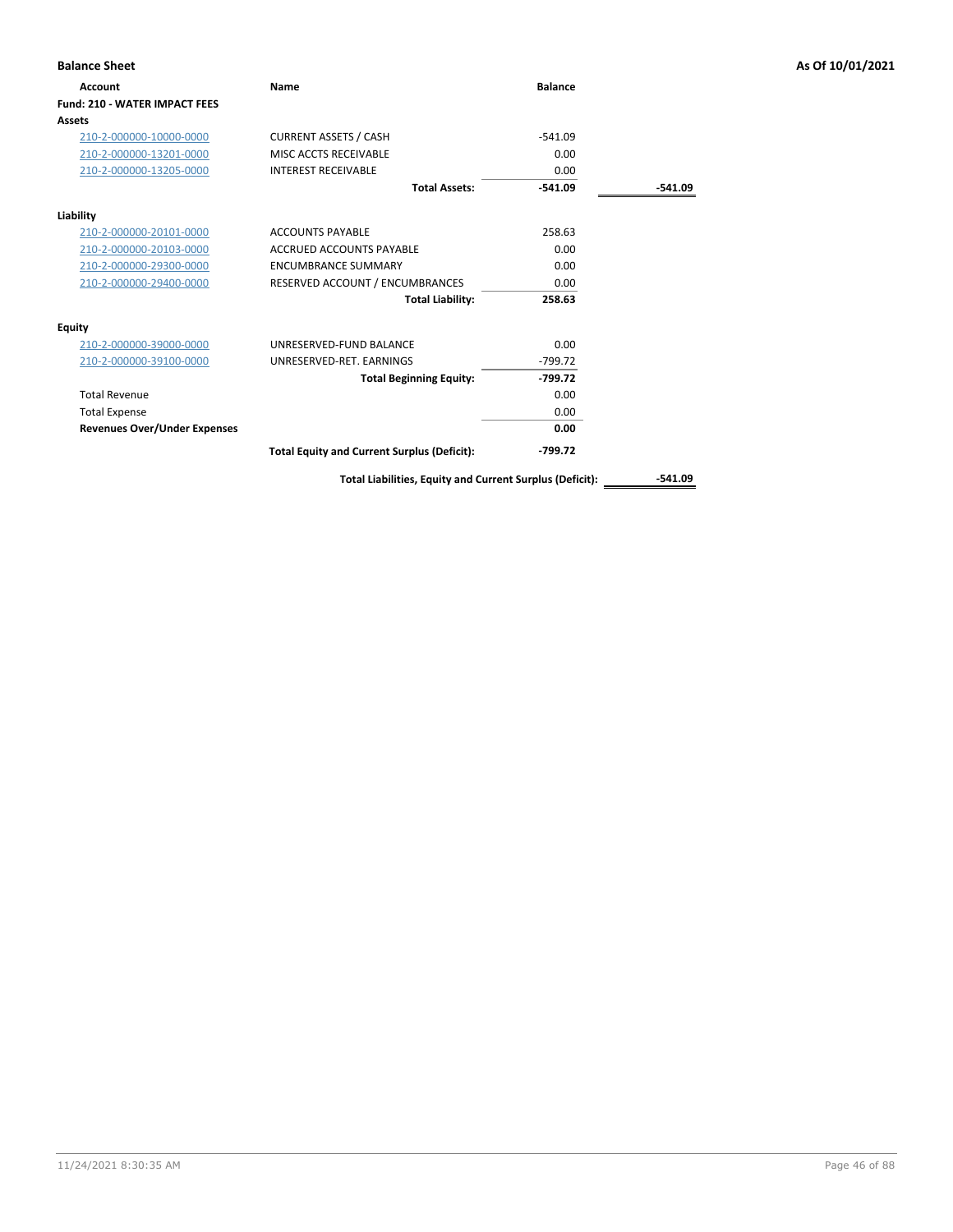**Balance Sheet** As Of 10/01/2021

| Account | Name | Balance | |
|---|---|---|---|
| **Fund: 210 - WATER IMPACT FEES** | | | |
| **Assets** | | | |
| 210-2-000000-10000-0000 | CURRENT ASSETS / CASH | -541.09 | |
| 210-2-000000-13201-0000 | MISC ACCTS RECEIVABLE | 0.00 | |
| 210-2-000000-13205-0000 | INTEREST RECEIVABLE | 0.00 | |
| | **Total Assets:** | **-541.09** | **-541.09** |
| **Liability** | | | |
| 210-2-000000-20101-0000 | ACCOUNTS PAYABLE | 258.63 | |
| 210-2-000000-20103-0000 | ACCRUED ACCOUNTS PAYABLE | 0.00 | |
| 210-2-000000-29300-0000 | ENCUMBRANCE SUMMARY | 0.00 | |
| 210-2-000000-29400-0000 | RESERVED ACCOUNT / ENCUMBRANCES | 0.00 | |
| | **Total Liability:** | **258.63** | |
| **Equity** | | | |
| 210-2-000000-39000-0000 | UNRESERVED-FUND BALANCE | 0.00 | |
| 210-2-000000-39100-0000 | UNRESERVED-RET. EARNINGS | -799.72 | |
| | **Total Beginning Equity:** | **-799.72** | |
| Total Revenue | | 0.00 | |
| Total Expense | | 0.00 | |
| **Revenues Over/Under Expenses** | | **0.00** | |
| | **Total Equity and Current Surplus (Deficit):** | **-799.72** | |
| | **Total Liabilities, Equity and Current Surplus (Deficit):** | | **-541.09** |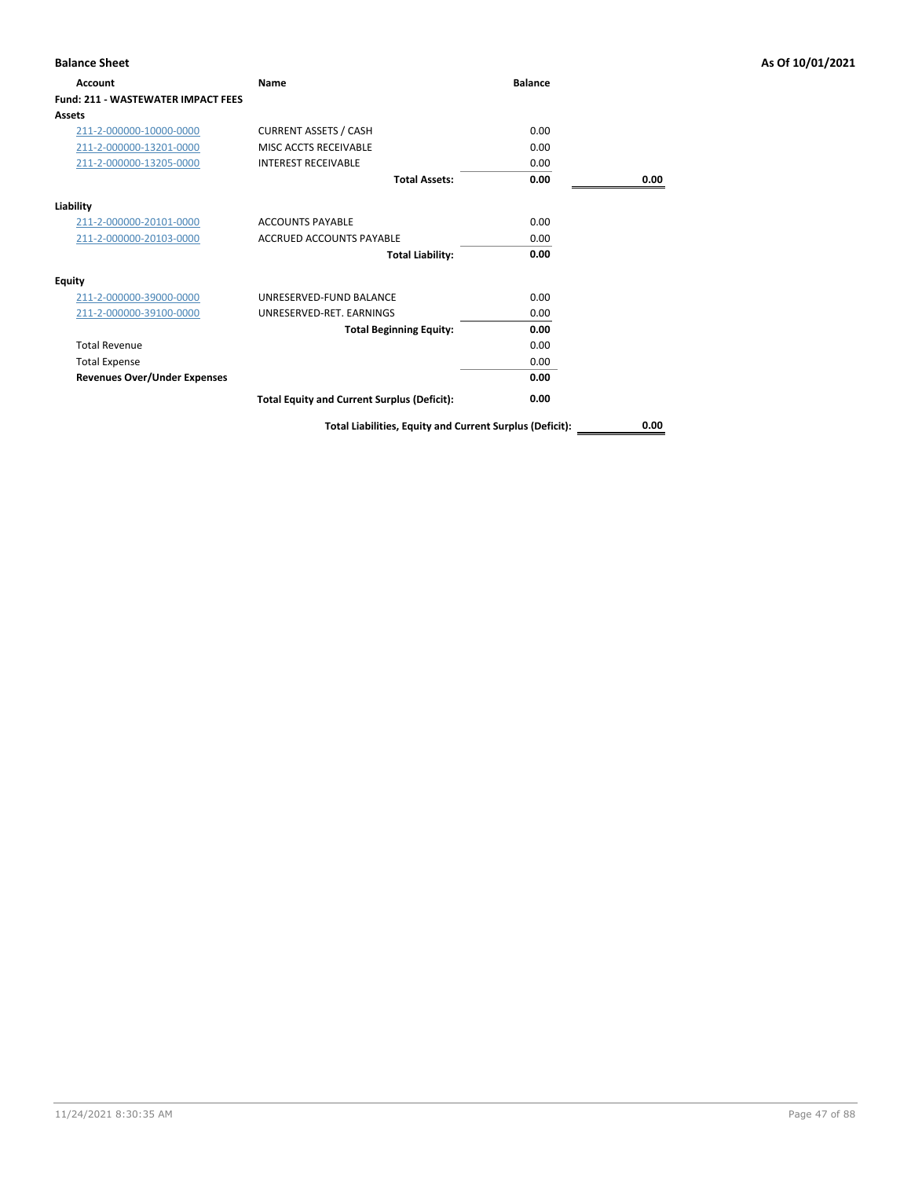## Balance Sheet

As Of 10/01/2021

| Account | Name | Balance | |
|---|---|---|---|
| **Fund: 211 - WASTEWATER IMPACT FEES** | | | |
| **Assets** | | | |
| 211-2-000000-10000-0000 | CURRENT ASSETS / CASH | 0.00 | |
| 211-2-000000-13201-0000 | MISC ACCTS RECEIVABLE | 0.00 | |
| 211-2-000000-13205-0000 | INTEREST RECEIVABLE | 0.00 | |
| | **Total Assets:** | **0.00** | **0.00** |
| **Liability** | | | |
| 211-2-000000-20101-0000 | ACCOUNTS PAYABLE | 0.00 | |
| 211-2-000000-20103-0000 | ACCRUED ACCOUNTS PAYABLE | 0.00 | |
| | **Total Liability:** | **0.00** | |
| **Equity** | | | |
| 211-2-000000-39000-0000 | UNRESERVED-FUND BALANCE | 0.00 | |
| 211-2-000000-39100-0000 | UNRESERVED-RET. EARNINGS | 0.00 | |
| | **Total Beginning Equity:** | **0.00** | |
| Total Revenue | | 0.00 | |
| Total Expense | | 0.00 | |
| **Revenues Over/Under Expenses** | | **0.00** | |
| | **Total Equity and Current Surplus (Deficit):** | **0.00** | |
| | **Total Liabilities, Equity and Current Surplus (Deficit):** | | **0.00** |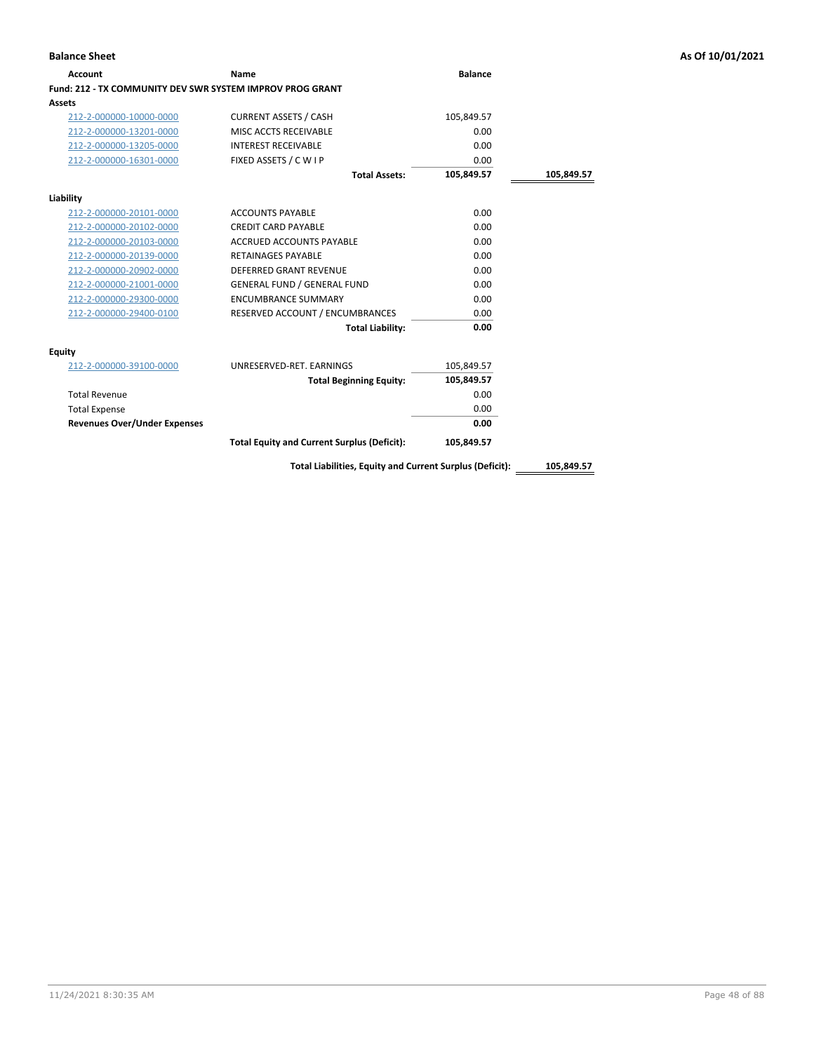**Balance Sheet** **As Of 10/01/2021**

| Account | Name | Balance | |
|---|---|---|---|
| **Fund: 212 - TX COMMUNITY DEV SWR SYSTEM IMPROV PROG GRANT** | | | |
| **Assets** | | | |
| 212-2-000000-10000-0000 | CURRENT ASSETS / CASH | 105,849.57 | |
| 212-2-000000-13201-0000 | MISC ACCTS RECEIVABLE | 0.00 | |
| 212-2-000000-13205-0000 | INTEREST RECEIVABLE | 0.00 | |
| 212-2-000000-16301-0000 | FIXED ASSETS / C W I P | 0.00 | |
| | **Total Assets:** | **105,849.57** | **105,849.57** |
| **Liability** | | | |
| 212-2-000000-20101-0000 | ACCOUNTS PAYABLE | 0.00 | |
| 212-2-000000-20102-0000 | CREDIT CARD PAYABLE | 0.00 | |
| 212-2-000000-20103-0000 | ACCRUED ACCOUNTS PAYABLE | 0.00 | |
| 212-2-000000-20139-0000 | RETAINAGES PAYABLE | 0.00 | |
| 212-2-000000-20902-0000 | DEFERRED GRANT REVENUE | 0.00 | |
| 212-2-000000-21001-0000 | GENERAL FUND / GENERAL FUND | 0.00 | |
| 212-2-000000-29300-0000 | ENCUMBRANCE SUMMARY | 0.00 | |
| 212-2-000000-29400-0100 | RESERVED ACCOUNT / ENCUMBRANCES | 0.00 | |
| | **Total Liability:** | **0.00** | |
| **Equity** | | | |
| 212-2-000000-39100-0000 | UNRESERVED-RET. EARNINGS | 105,849.57 | |
| | **Total Beginning Equity:** | **105,849.57** | |
| Total Revenue | | 0.00 | |
| Total Expense | | 0.00 | |
| **Revenues Over/Under Expenses** | | **0.00** | |
| | **Total Equity and Current Surplus (Deficit):** | **105,849.57** | |
| | **Total Liabilities, Equity and Current Surplus (Deficit):** | | **105,849.57** |

11/24/2021 8:30:35 AM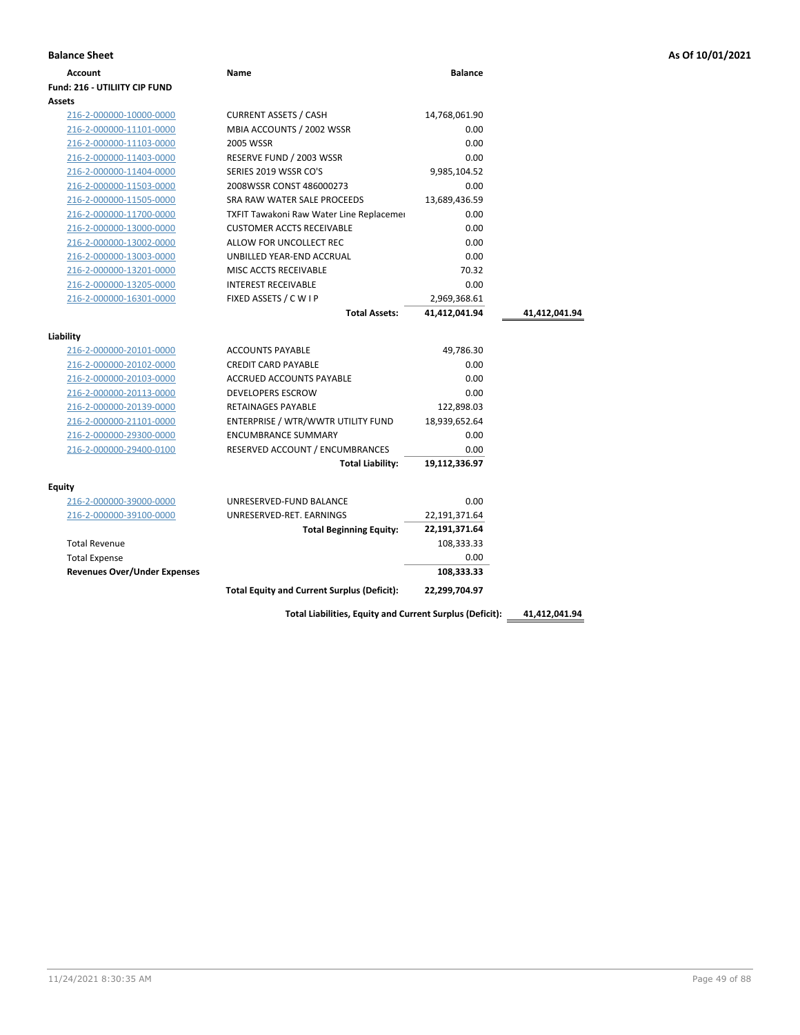**Balance Sheet** — As Of 10/01/2021

| Account | Name | Balance | |
|---|---|---|---|
| **Fund: 216 - UTILIITY CIP FUND** | | | |
| **Assets** | | | |
| 216-2-000000-10000-0000 | CURRENT ASSETS / CASH | 14,768,061.90 | |
| 216-2-000000-11101-0000 | MBIA ACCOUNTS / 2002 WSSR | 0.00 | |
| 216-2-000000-11103-0000 | 2005 WSSR | 0.00 | |
| 216-2-000000-11403-0000 | RESERVE FUND / 2003 WSSR | 0.00 | |
| 216-2-000000-11404-0000 | SERIES 2019 WSSR CO'S | 9,985,104.52 | |
| 216-2-000000-11503-0000 | 2008WSSR CONST 486000273 | 0.00 | |
| 216-2-000000-11505-0000 | SRA RAW WATER SALE PROCEEDS | 13,689,436.59 | |
| 216-2-000000-11700-0000 | TXFIT Tawakoni Raw Water Line Replacemei | 0.00 | |
| 216-2-000000-13000-0000 | CUSTOMER ACCTS RECEIVABLE | 0.00 | |
| 216-2-000000-13002-0000 | ALLOW FOR UNCOLLECT REC | 0.00 | |
| 216-2-000000-13003-0000 | UNBILLED YEAR-END ACCRUAL | 0.00 | |
| 216-2-000000-13201-0000 | MISC ACCTS RECEIVABLE | 70.32 | |
| 216-2-000000-13205-0000 | INTEREST RECEIVABLE | 0.00 | |
| 216-2-000000-16301-0000 | FIXED ASSETS / C W I P | 2,969,368.61 | |
| | **Total Assets:** | **41,412,041.94** | **41,412,041.94** |
| **Liability** | | | |
| 216-2-000000-20101-0000 | ACCOUNTS PAYABLE | 49,786.30 | |
| 216-2-000000-20102-0000 | CREDIT CARD PAYABLE | 0.00 | |
| 216-2-000000-20103-0000 | ACCRUED ACCOUNTS PAYABLE | 0.00 | |
| 216-2-000000-20113-0000 | DEVELOPERS ESCROW | 0.00 | |
| 216-2-000000-20139-0000 | RETAINAGES PAYABLE | 122,898.03 | |
| 216-2-000000-21101-0000 | ENTERPRISE / WTR/WWTR UTILITY FUND | 18,939,652.64 | |
| 216-2-000000-29300-0000 | ENCUMBRANCE SUMMARY | 0.00 | |
| 216-2-000000-29400-0100 | RESERVED ACCOUNT / ENCUMBRANCES | 0.00 | |
| | **Total Liability:** | **19,112,336.97** | |
| **Equity** | | | |
| 216-2-000000-39000-0000 | UNRESERVED-FUND BALANCE | 0.00 | |
| 216-2-000000-39100-0000 | UNRESERVED-RET. EARNINGS | 22,191,371.64 | |
| | **Total Beginning Equity:** | **22,191,371.64** | |
| Total Revenue | | 108,333.33 | |
| Total Expense | | 0.00 | |
| **Revenues Over/Under Expenses** | | **108,333.33** | |
| | **Total Equity and Current Surplus (Deficit):** | **22,299,704.97** | |
| | **Total Liabilities, Equity and Current Surplus (Deficit):** | | **41,412,041.94** |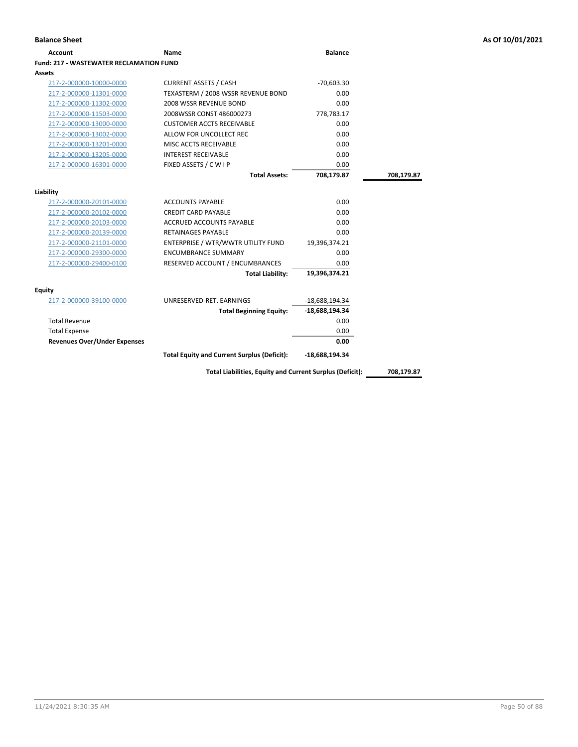**Balance Sheet** — As Of 10/01/2021

| Account | Name | Balance | |
|---|---|---|---|
| **Fund: 217 - WASTEWATER RECLAMATION FUND** | | | |
| **Assets** | | | |
| 217-2-000000-10000-0000 | CURRENT ASSETS / CASH | -70,603.30 | |
| 217-2-000000-11301-0000 | TEXASTERM / 2008 WSSR REVENUE BOND | 0.00 | |
| 217-2-000000-11302-0000 | 2008 WSSR REVENUE BOND | 0.00 | |
| 217-2-000000-11503-0000 | 2008WSSR CONST 486000273 | 778,783.17 | |
| 217-2-000000-13000-0000 | CUSTOMER ACCTS RECEIVABLE | 0.00 | |
| 217-2-000000-13002-0000 | ALLOW FOR UNCOLLECT REC | 0.00 | |
| 217-2-000000-13201-0000 | MISC ACCTS RECEIVABLE | 0.00 | |
| 217-2-000000-13205-0000 | INTEREST RECEIVABLE | 0.00 | |
| 217-2-000000-16301-0000 | FIXED ASSETS / C W I P | 0.00 | |
| | **Total Assets:** | **708,179.87** | **708,179.87** |
| **Liability** | | | |
| 217-2-000000-20101-0000 | ACCOUNTS PAYABLE | 0.00 | |
| 217-2-000000-20102-0000 | CREDIT CARD PAYABLE | 0.00 | |
| 217-2-000000-20103-0000 | ACCRUED ACCOUNTS PAYABLE | 0.00 | |
| 217-2-000000-20139-0000 | RETAINAGES PAYABLE | 0.00 | |
| 217-2-000000-21101-0000 | ENTERPRISE / WTR/WWTR UTILITY FUND | 19,396,374.21 | |
| 217-2-000000-29300-0000 | ENCUMBRANCE SUMMARY | 0.00 | |
| 217-2-000000-29400-0100 | RESERVED ACCOUNT / ENCUMBRANCES | 0.00 | |
| | **Total Liability:** | **19,396,374.21** | |
| **Equity** | | | |
| 217-2-000000-39100-0000 | UNRESERVED-RET. EARNINGS | -18,688,194.34 | |
| | **Total Beginning Equity:** | **-18,688,194.34** | |
| Total Revenue | | 0.00 | |
| Total Expense | | 0.00 | |
| **Revenues Over/Under Expenses** | | **0.00** | |
| | **Total Equity and Current Surplus (Deficit):** | **-18,688,194.34** | |
| | **Total Liabilities, Equity and Current Surplus (Deficit):** | | **708,179.87** |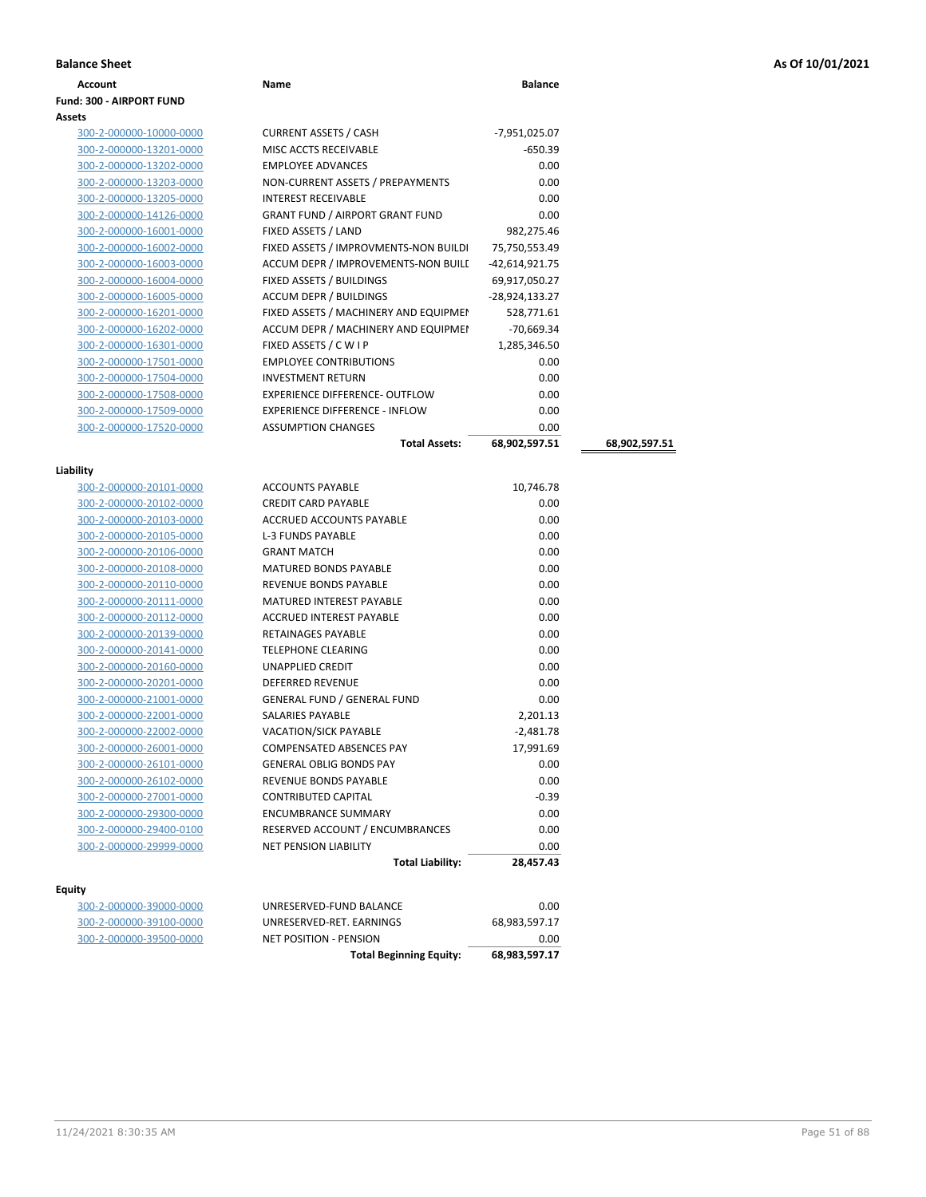**Balance Sheet** | **As Of 10/01/2021**

| Account | Name | Balance | |
|---|---|---|---|
| **Fund: 300 - AIRPORT FUND** | | | |
| **Assets** | | | |
| 300-2-000000-10000-0000 | CURRENT ASSETS / CASH | -7,951,025.07 | |
| 300-2-000000-13201-0000 | MISC ACCTS RECEIVABLE | -650.39 | |
| 300-2-000000-13202-0000 | EMPLOYEE ADVANCES | 0.00 | |
| 300-2-000000-13203-0000 | NON-CURRENT ASSETS / PREPAYMENTS | 0.00 | |
| 300-2-000000-13205-0000 | INTEREST RECEIVABLE | 0.00 | |
| 300-2-000000-14126-0000 | GRANT FUND / AIRPORT GRANT FUND | 0.00 | |
| 300-2-000000-16001-0000 | FIXED ASSETS / LAND | 982,275.46 | |
| 300-2-000000-16002-0000 | FIXED ASSETS / IMPROVMENTS-NON BUILDI | 75,750,553.49 | |
| 300-2-000000-16003-0000 | ACCUM DEPR / IMPROVEMENTS-NON BUILI | -42,614,921.75 | |
| 300-2-000000-16004-0000 | FIXED ASSETS / BUILDINGS | 69,917,050.27 | |
| 300-2-000000-16005-0000 | ACCUM DEPR / BUILDINGS | -28,924,133.27 | |
| 300-2-000000-16201-0000 | FIXED ASSETS / MACHINERY AND EQUIPMEI | 528,771.61 | |
| 300-2-000000-16202-0000 | ACCUM DEPR / MACHINERY AND EQUIPMEI | -70,669.34 | |
| 300-2-000000-16301-0000 | FIXED ASSETS / C W I P | 1,285,346.50 | |
| 300-2-000000-17501-0000 | EMPLOYEE CONTRIBUTIONS | 0.00 | |
| 300-2-000000-17504-0000 | INVESTMENT RETURN | 0.00 | |
| 300-2-000000-17508-0000 | EXPERIENCE DIFFERENCE- OUTFLOW | 0.00 | |
| 300-2-000000-17509-0000 | EXPERIENCE DIFFERENCE - INFLOW | 0.00 | |
| 300-2-000000-17520-0000 | ASSUMPTION CHANGES | 0.00 | |
| | **Total Assets:** | **68,902,597.51** | **68,902,597.51** |
| **Liability** | | | |
| 300-2-000000-20101-0000 | ACCOUNTS PAYABLE | 10,746.78 | |
| 300-2-000000-20102-0000 | CREDIT CARD PAYABLE | 0.00 | |
| 300-2-000000-20103-0000 | ACCRUED ACCOUNTS PAYABLE | 0.00 | |
| 300-2-000000-20105-0000 | L-3 FUNDS PAYABLE | 0.00 | |
| 300-2-000000-20106-0000 | GRANT MATCH | 0.00 | |
| 300-2-000000-20108-0000 | MATURED BONDS PAYABLE | 0.00 | |
| 300-2-000000-20110-0000 | REVENUE BONDS PAYABLE | 0.00 | |
| 300-2-000000-20111-0000 | MATURED INTEREST PAYABLE | 0.00 | |
| 300-2-000000-20112-0000 | ACCRUED INTEREST PAYABLE | 0.00 | |
| 300-2-000000-20139-0000 | RETAINAGES PAYABLE | 0.00 | |
| 300-2-000000-20141-0000 | TELEPHONE CLEARING | 0.00 | |
| 300-2-000000-20160-0000 | UNAPPLIED CREDIT | 0.00 | |
| 300-2-000000-20201-0000 | DEFERRED REVENUE | 0.00 | |
| 300-2-000000-21001-0000 | GENERAL FUND / GENERAL FUND | 0.00 | |
| 300-2-000000-22001-0000 | SALARIES PAYABLE | 2,201.13 | |
| 300-2-000000-22002-0000 | VACATION/SICK PAYABLE | -2,481.78 | |
| 300-2-000000-26001-0000 | COMPENSATED ABSENCES PAY | 17,991.69 | |
| 300-2-000000-26101-0000 | GENERAL OBLIG BONDS PAY | 0.00 | |
| 300-2-000000-26102-0000 | REVENUE BONDS PAYABLE | 0.00 | |
| 300-2-000000-27001-0000 | CONTRIBUTED CAPITAL | -0.39 | |
| 300-2-000000-29300-0000 | ENCUMBRANCE SUMMARY | 0.00 | |
| 300-2-000000-29400-0100 | RESERVED ACCOUNT / ENCUMBRANCES | 0.00 | |
| 300-2-000000-29999-0000 | NET PENSION LIABILITY | 0.00 | |
| | **Total Liability:** | **28,457.43** | |
| **Equity** | | | |
| 300-2-000000-39000-0000 | UNRESERVED-FUND BALANCE | 0.00 | |
| 300-2-000000-39100-0000 | UNRESERVED-RET. EARNINGS | 68,983,597.17 | |
| 300-2-000000-39500-0000 | NET POSITION - PENSION | 0.00 | |
| | **Total Beginning Equity:** | **68,983,597.17** | |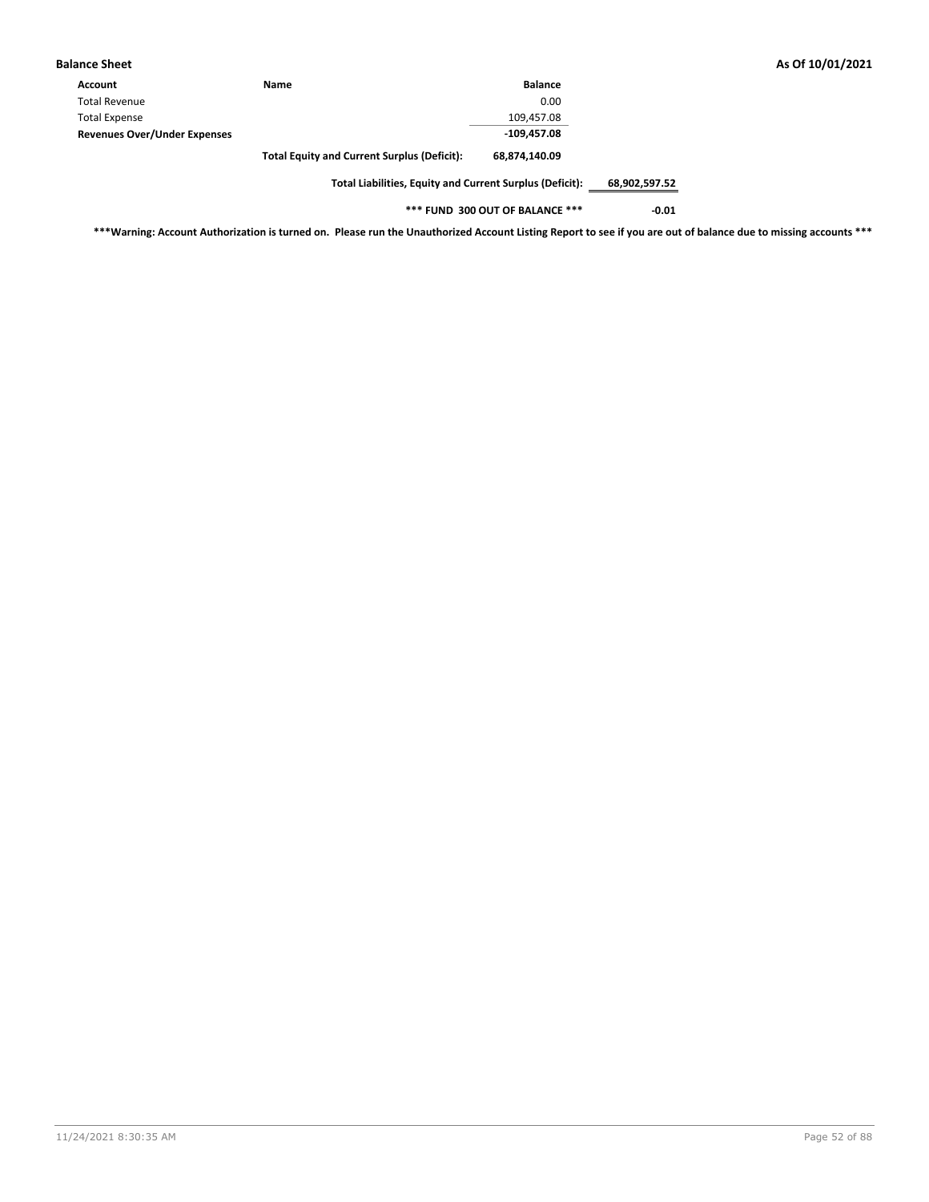| Account | Name | Balance | |
|---|---|---|---|
| Total Revenue | | 0.00 | |
| Total Expense | | 109,457.08 | |
| **Revenues Over/Under Expenses** | | **-109,457.08** | |
| | **Total Equity and Current Surplus (Deficit):** | **68,874,140.09** | |
| | **Total Liabilities, Equity and Current Surplus (Deficit):** | | **68,902,597.52** |
| | **\*\*\* FUND 300 OUT OF BALANCE \*\*\*** | | **-0.01** |

**\*\*\*Warning: Account Authorization is turned on. Please run the Unauthorized Account Listing Report to see if you are out of balance due to missing accounts \*\*\***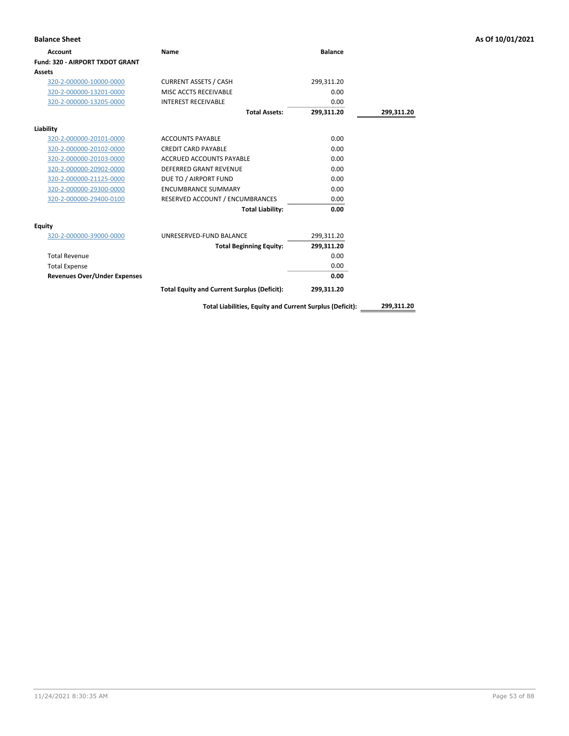**Balance Sheet** **As Of 10/01/2021**

| Account | Name | Balance | |
|---|---|---|---|
| **Fund: 320 - AIRPORT TXDOT GRANT** | | | |
| **Assets** | | | |
| 320-2-000000-10000-0000 | CURRENT ASSETS / CASH | 299,311.20 | |
| 320-2-000000-13201-0000 | MISC ACCTS RECEIVABLE | 0.00 | |
| 320-2-000000-13205-0000 | INTEREST RECEIVABLE | 0.00 | |
| | **Total Assets:** | **299,311.20** | **299,311.20** |
| **Liability** | | | |
| 320-2-000000-20101-0000 | ACCOUNTS PAYABLE | 0.00 | |
| 320-2-000000-20102-0000 | CREDIT CARD PAYABLE | 0.00 | |
| 320-2-000000-20103-0000 | ACCRUED ACCOUNTS PAYABLE | 0.00 | |
| 320-2-000000-20902-0000 | DEFERRED GRANT REVENUE | 0.00 | |
| 320-2-000000-21125-0000 | DUE TO / AIRPORT FUND | 0.00 | |
| 320-2-000000-29300-0000 | ENCUMBRANCE SUMMARY | 0.00 | |
| 320-2-000000-29400-0100 | RESERVED ACCOUNT / ENCUMBRANCES | 0.00 | |
| | **Total Liability:** | **0.00** | |
| **Equity** | | | |
| 320-2-000000-39000-0000 | UNRESERVED-FUND BALANCE | 299,311.20 | |
| | **Total Beginning Equity:** | **299,311.20** | |
| Total Revenue | | 0.00 | |
| Total Expense | | 0.00 | |
| **Revenues Over/Under Expenses** | | **0.00** | |
| | **Total Equity and Current Surplus (Deficit):** | **299,311.20** | |
| | **Total Liabilities, Equity and Current Surplus (Deficit):** | | **299,311.20** |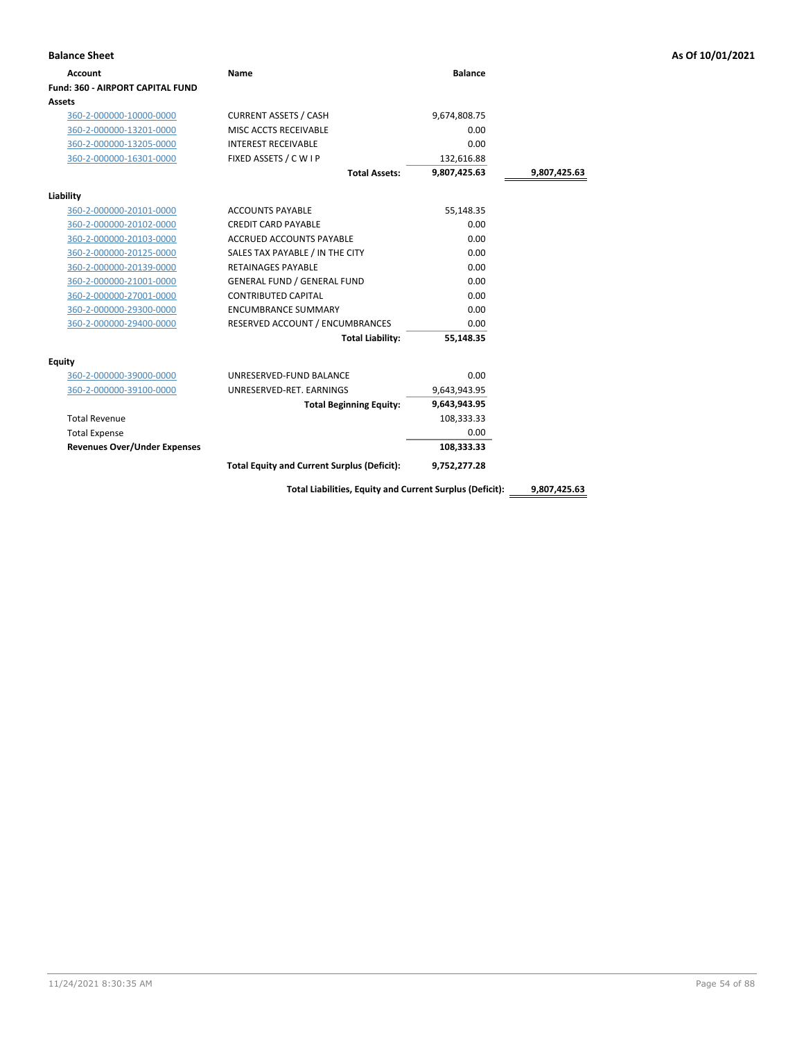**Balance Sheet** **As Of 10/01/2021**

| Account | Name | Balance | |
|---|---|---|---|
| **Fund: 360 - AIRPORT CAPITAL FUND** | | | |
| **Assets** | | | |
| 360-2-000000-10000-0000 | CURRENT ASSETS / CASH | 9,674,808.75 | |
| 360-2-000000-13201-0000 | MISC ACCTS RECEIVABLE | 0.00 | |
| 360-2-000000-13205-0000 | INTEREST RECEIVABLE | 0.00 | |
| 360-2-000000-16301-0000 | FIXED ASSETS / C W I P | 132,616.88 | |
| | **Total Assets:** | **9,807,425.63** | **9,807,425.63** |
| **Liability** | | | |
| 360-2-000000-20101-0000 | ACCOUNTS PAYABLE | 55,148.35 | |
| 360-2-000000-20102-0000 | CREDIT CARD PAYABLE | 0.00 | |
| 360-2-000000-20103-0000 | ACCRUED ACCOUNTS PAYABLE | 0.00 | |
| 360-2-000000-20125-0000 | SALES TAX PAYABLE / IN THE CITY | 0.00 | |
| 360-2-000000-20139-0000 | RETAINAGES PAYABLE | 0.00 | |
| 360-2-000000-21001-0000 | GENERAL FUND / GENERAL FUND | 0.00 | |
| 360-2-000000-27001-0000 | CONTRIBUTED CAPITAL | 0.00 | |
| 360-2-000000-29300-0000 | ENCUMBRANCE SUMMARY | 0.00 | |
| 360-2-000000-29400-0000 | RESERVED ACCOUNT / ENCUMBRANCES | 0.00 | |
| | **Total Liability:** | **55,148.35** | |
| **Equity** | | | |
| 360-2-000000-39000-0000 | UNRESERVED-FUND BALANCE | 0.00 | |
| 360-2-000000-39100-0000 | UNRESERVED-RET. EARNINGS | 9,643,943.95 | |
| | **Total Beginning Equity:** | **9,643,943.95** | |
| Total Revenue | | 108,333.33 | |
| Total Expense | | 0.00 | |
| **Revenues Over/Under Expenses** | | **108,333.33** | |
| | **Total Equity and Current Surplus (Deficit):** | **9,752,277.28** | |
| | **Total Liabilities, Equity and Current Surplus (Deficit):** | | **9,807,425.63** |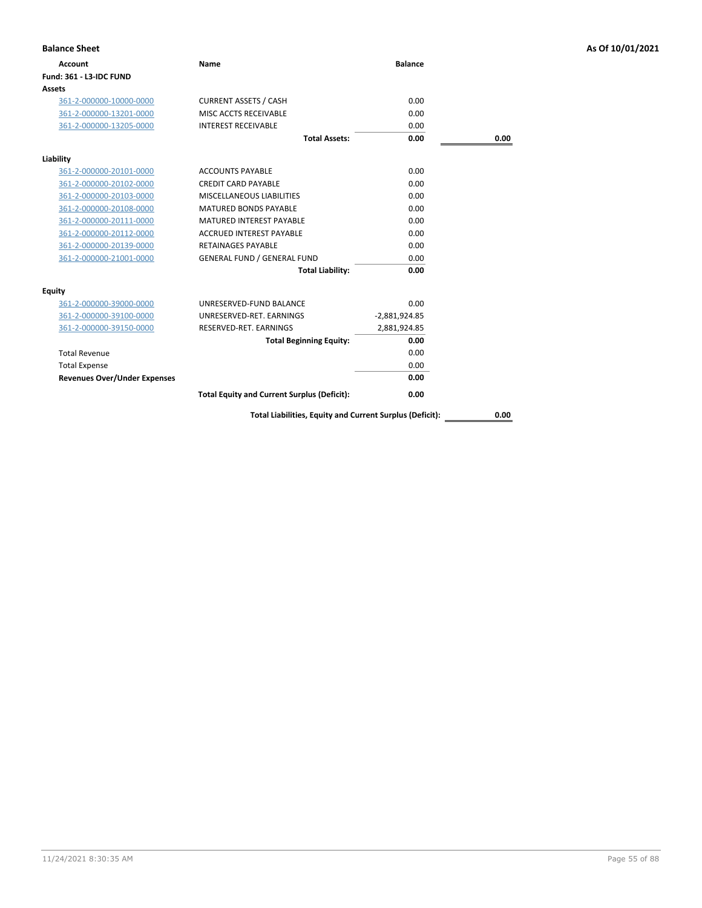**Balance Sheet** — As Of 10/01/2021

| Account | Name | Balance | |
|---|---|---|---|
| **Fund: 361 - L3-IDC FUND** | | | |
| **Assets** | | | |
| 361-2-000000-10000-0000 | CURRENT ASSETS / CASH | 0.00 | |
| 361-2-000000-13201-0000 | MISC ACCTS RECEIVABLE | 0.00 | |
| 361-2-000000-13205-0000 | INTEREST RECEIVABLE | 0.00 | |
| | **Total Assets:** | **0.00** | **0.00** |
| **Liability** | | | |
| 361-2-000000-20101-0000 | ACCOUNTS PAYABLE | 0.00 | |
| 361-2-000000-20102-0000 | CREDIT CARD PAYABLE | 0.00 | |
| 361-2-000000-20103-0000 | MISCELLANEOUS LIABILITIES | 0.00 | |
| 361-2-000000-20108-0000 | MATURED BONDS PAYABLE | 0.00 | |
| 361-2-000000-20111-0000 | MATURED INTEREST PAYABLE | 0.00 | |
| 361-2-000000-20112-0000 | ACCRUED INTEREST PAYABLE | 0.00 | |
| 361-2-000000-20139-0000 | RETAINAGES PAYABLE | 0.00 | |
| 361-2-000000-21001-0000 | GENERAL FUND / GENERAL FUND | 0.00 | |
| | **Total Liability:** | **0.00** | |
| **Equity** | | | |
| 361-2-000000-39000-0000 | UNRESERVED-FUND BALANCE | 0.00 | |
| 361-2-000000-39100-0000 | UNRESERVED-RET. EARNINGS | -2,881,924.85 | |
| 361-2-000000-39150-0000 | RESERVED-RET. EARNINGS | 2,881,924.85 | |
| | **Total Beginning Equity:** | **0.00** | |
| Total Revenue | | 0.00 | |
| Total Expense | | 0.00 | |
| **Revenues Over/Under Expenses** | | **0.00** | |
| | **Total Equity and Current Surplus (Deficit):** | **0.00** | |
| | **Total Liabilities, Equity and Current Surplus (Deficit):** | | **0.00** |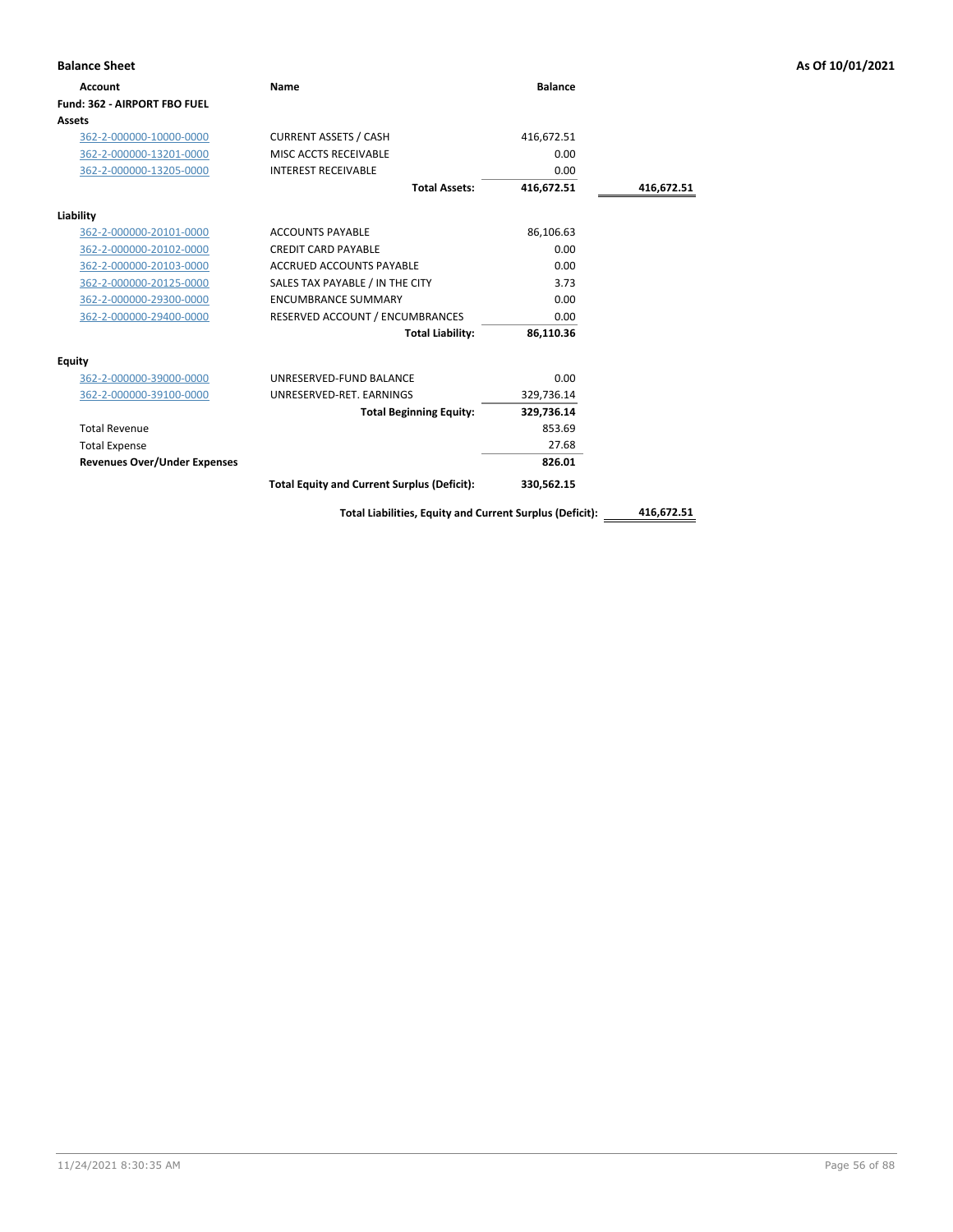**Balance Sheet** — As Of 10/01/2021

| Account | Name | Balance | |
|---|---|---|---|
| **Fund: 362 - AIRPORT FBO FUEL** | | | |
| **Assets** | | | |
| 362-2-000000-10000-0000 | CURRENT ASSETS / CASH | 416,672.51 | |
| 362-2-000000-13201-0000 | MISC ACCTS RECEIVABLE | 0.00 | |
| 362-2-000000-13205-0000 | INTEREST RECEIVABLE | 0.00 | |
| | **Total Assets:** | **416,672.51** | **416,672.51** |
| **Liability** | | | |
| 362-2-000000-20101-0000 | ACCOUNTS PAYABLE | 86,106.63 | |
| 362-2-000000-20102-0000 | CREDIT CARD PAYABLE | 0.00 | |
| 362-2-000000-20103-0000 | ACCRUED ACCOUNTS PAYABLE | 0.00 | |
| 362-2-000000-20125-0000 | SALES TAX PAYABLE / IN THE CITY | 3.73 | |
| 362-2-000000-29300-0000 | ENCUMBRANCE SUMMARY | 0.00 | |
| 362-2-000000-29400-0000 | RESERVED ACCOUNT / ENCUMBRANCES | 0.00 | |
| | **Total Liability:** | **86,110.36** | |
| **Equity** | | | |
| 362-2-000000-39000-0000 | UNRESERVED-FUND BALANCE | 0.00 | |
| 362-2-000000-39100-0000 | UNRESERVED-RET. EARNINGS | 329,736.14 | |
| | **Total Beginning Equity:** | **329,736.14** | |
| Total Revenue | | 853.69 | |
| Total Expense | | 27.68 | |
| **Revenues Over/Under Expenses** | | **826.01** | |
| | **Total Equity and Current Surplus (Deficit):** | **330,562.15** | |
| | **Total Liabilities, Equity and Current Surplus (Deficit):** | | **416,672.51** |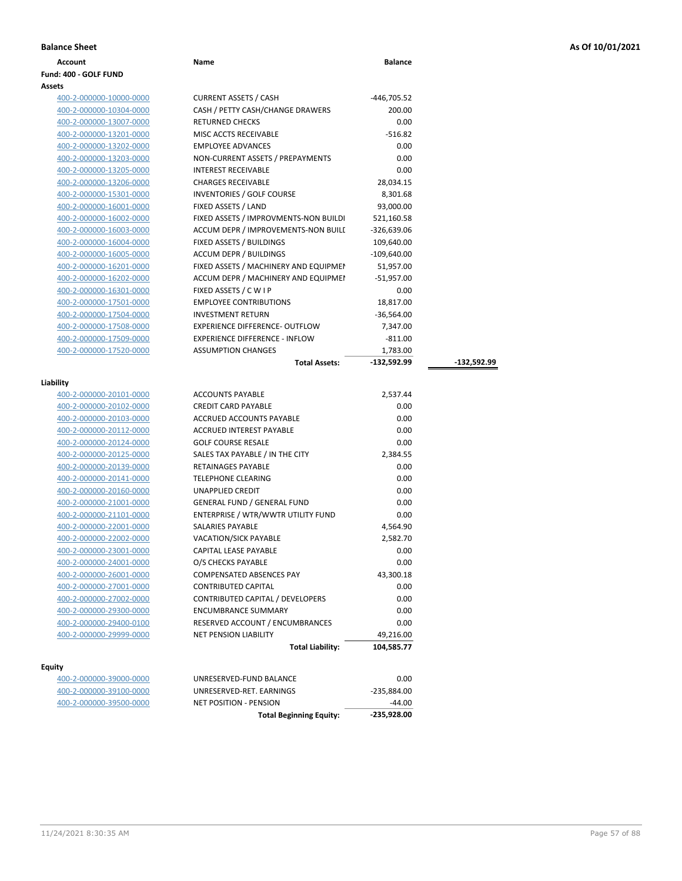**Balance Sheet** — **As Of 10/01/2021**

| Account | Name | Balance | |
|---|---|---|---|
| **Fund: 400 - GOLF FUND** | | | |
| **Assets** | | | |
| 400-2-000000-10000-0000 | CURRENT ASSETS / CASH | -446,705.52 | |
| 400-2-000000-10304-0000 | CASH / PETTY CASH/CHANGE DRAWERS | 200.00 | |
| 400-2-000000-13007-0000 | RETURNED CHECKS | 0.00 | |
| 400-2-000000-13201-0000 | MISC ACCTS RECEIVABLE | -516.82 | |
| 400-2-000000-13202-0000 | EMPLOYEE ADVANCES | 0.00 | |
| 400-2-000000-13203-0000 | NON-CURRENT ASSETS / PREPAYMENTS | 0.00 | |
| 400-2-000000-13205-0000 | INTEREST RECEIVABLE | 0.00 | |
| 400-2-000000-13206-0000 | CHARGES RECEIVABLE | 28,034.15 | |
| 400-2-000000-15301-0000 | INVENTORIES / GOLF COURSE | 8,301.68 | |
| 400-2-000000-16001-0000 | FIXED ASSETS / LAND | 93,000.00 | |
| 400-2-000000-16002-0000 | FIXED ASSETS / IMPROVMENTS-NON BUILDI | 521,160.58 | |
| 400-2-000000-16003-0000 | ACCUM DEPR / IMPROVEMENTS-NON BUILI | -326,639.06 | |
| 400-2-000000-16004-0000 | FIXED ASSETS / BUILDINGS | 109,640.00 | |
| 400-2-000000-16005-0000 | ACCUM DEPR / BUILDINGS | -109,640.00 | |
| 400-2-000000-16201-0000 | FIXED ASSETS / MACHINERY AND EQUIPMEN | 51,957.00 | |
| 400-2-000000-16202-0000 | ACCUM DEPR / MACHINERY AND EQUIPMEI | -51,957.00 | |
| 400-2-000000-16301-0000 | FIXED ASSETS / C W I P | 0.00 | |
| 400-2-000000-17501-0000 | EMPLOYEE CONTRIBUTIONS | 18,817.00 | |
| 400-2-000000-17504-0000 | INVESTMENT RETURN | -36,564.00 | |
| 400-2-000000-17508-0000 | EXPERIENCE DIFFERENCE- OUTFLOW | 7,347.00 | |
| 400-2-000000-17509-0000 | EXPERIENCE DIFFERENCE - INFLOW | -811.00 | |
| 400-2-000000-17520-0000 | ASSUMPTION CHANGES | 1,783.00 | |
| | **Total Assets:** | **-132,592.99** | **-132,592.99** |
| **Liability** | | | |
| 400-2-000000-20101-0000 | ACCOUNTS PAYABLE | 2,537.44 | |
| 400-2-000000-20102-0000 | CREDIT CARD PAYABLE | 0.00 | |
| 400-2-000000-20103-0000 | ACCRUED ACCOUNTS PAYABLE | 0.00 | |
| 400-2-000000-20112-0000 | ACCRUED INTEREST PAYABLE | 0.00 | |
| 400-2-000000-20124-0000 | GOLF COURSE RESALE | 0.00 | |
| 400-2-000000-20125-0000 | SALES TAX PAYABLE / IN THE CITY | 2,384.55 | |
| 400-2-000000-20139-0000 | RETAINAGES PAYABLE | 0.00 | |
| 400-2-000000-20141-0000 | TELEPHONE CLEARING | 0.00 | |
| 400-2-000000-20160-0000 | UNAPPLIED CREDIT | 0.00 | |
| 400-2-000000-21001-0000 | GENERAL FUND / GENERAL FUND | 0.00 | |
| 400-2-000000-21101-0000 | ENTERPRISE / WTR/WWTR UTILITY FUND | 0.00 | |
| 400-2-000000-22001-0000 | SALARIES PAYABLE | 4,564.90 | |
| 400-2-000000-22002-0000 | VACATION/SICK PAYABLE | 2,582.70 | |
| 400-2-000000-23001-0000 | CAPITAL LEASE PAYABLE | 0.00 | |
| 400-2-000000-24001-0000 | O/S CHECKS PAYABLE | 0.00 | |
| 400-2-000000-26001-0000 | COMPENSATED ABSENCES PAY | 43,300.18 | |
| 400-2-000000-27001-0000 | CONTRIBUTED CAPITAL | 0.00 | |
| 400-2-000000-27002-0000 | CONTRIBUTED CAPITAL / DEVELOPERS | 0.00 | |
| 400-2-000000-29300-0000 | ENCUMBRANCE SUMMARY | 0.00 | |
| 400-2-000000-29400-0100 | RESERVED ACCOUNT / ENCUMBRANCES | 0.00 | |
| 400-2-000000-29999-0000 | NET PENSION LIABILITY | 49,216.00 | |
| | **Total Liability:** | **104,585.77** | |
| **Equity** | | | |
| 400-2-000000-39000-0000 | UNRESERVED-FUND BALANCE | 0.00 | |
| 400-2-000000-39100-0000 | UNRESERVED-RET. EARNINGS | -235,884.00 | |
| 400-2-000000-39500-0000 | NET POSITION - PENSION | -44.00 | |
| | **Total Beginning Equity:** | **-235,928.00** | |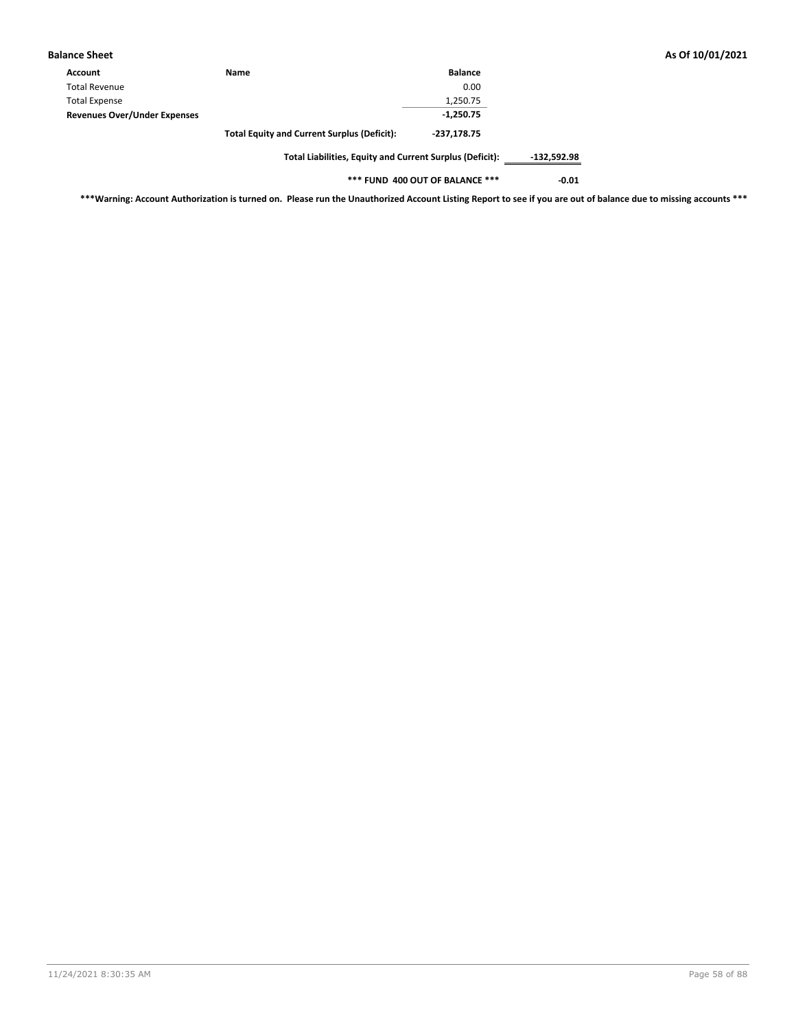**Balance Sheet** **As Of 10/01/2021**

| Account | Name | Balance | |
|---|---|---|---|
| Total Revenue | | 0.00 | |
| Total Expense | | 1,250.75 | |
| **Revenues Over/Under Expenses** | | **-1,250.75** | |
| | **Total Equity and Current Surplus (Deficit):** | **-237,178.75** | |
| | **Total Liabilities, Equity and Current Surplus (Deficit):** | | **-132,592.98** |
| | **\*\*\* FUND 400 OUT OF BALANCE \*\*\*** | | **-0.01** |

**\*\*\*Warning: Account Authorization is turned on. Please run the Unauthorized Account Listing Report to see if you are out of balance due to missing accounts \*\*\***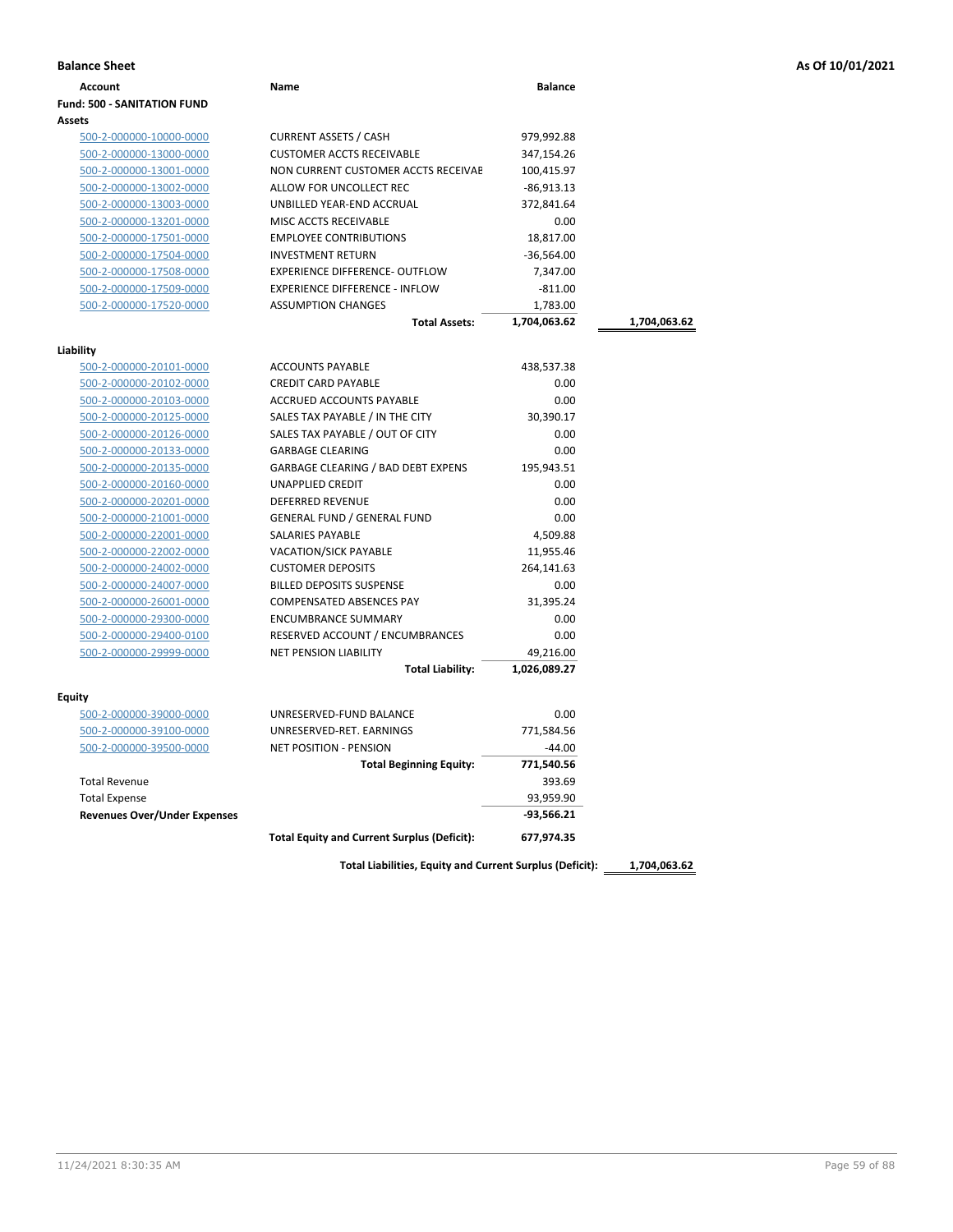## Balance Sheet

As Of 10/01/2021

| Account | Name | Balance | |
|---|---|---|---|
| **Fund: 500 - SANITATION FUND** | | | |
| **Assets** | | | |
| 500-2-000000-10000-0000 | CURRENT ASSETS / CASH | 979,992.88 | |
| 500-2-000000-13000-0000 | CUSTOMER ACCTS RECEIVABLE | 347,154.26 | |
| 500-2-000000-13001-0000 | NON CURRENT CUSTOMER ACCTS RECEIVAE | 100,415.97 | |
| 500-2-000000-13002-0000 | ALLOW FOR UNCOLLECT REC | -86,913.13 | |
| 500-2-000000-13003-0000 | UNBILLED YEAR-END ACCRUAL | 372,841.64 | |
| 500-2-000000-13201-0000 | MISC ACCTS RECEIVABLE | 0.00 | |
| 500-2-000000-17501-0000 | EMPLOYEE CONTRIBUTIONS | 18,817.00 | |
| 500-2-000000-17504-0000 | INVESTMENT RETURN | -36,564.00 | |
| 500-2-000000-17508-0000 | EXPERIENCE DIFFERENCE- OUTFLOW | 7,347.00 | |
| 500-2-000000-17509-0000 | EXPERIENCE DIFFERENCE - INFLOW | -811.00 | |
| 500-2-000000-17520-0000 | ASSUMPTION CHANGES | 1,783.00 | |
| | **Total Assets:** | **1,704,063.62** | **1,704,063.62** |
| **Liability** | | | |
| 500-2-000000-20101-0000 | ACCOUNTS PAYABLE | 438,537.38 | |
| 500-2-000000-20102-0000 | CREDIT CARD PAYABLE | 0.00 | |
| 500-2-000000-20103-0000 | ACCRUED ACCOUNTS PAYABLE | 0.00 | |
| 500-2-000000-20125-0000 | SALES TAX PAYABLE / IN THE CITY | 30,390.17 | |
| 500-2-000000-20126-0000 | SALES TAX PAYABLE / OUT OF CITY | 0.00 | |
| 500-2-000000-20133-0000 | GARBAGE CLEARING | 0.00 | |
| 500-2-000000-20135-0000 | GARBAGE CLEARING / BAD DEBT EXPENS | 195,943.51 | |
| 500-2-000000-20160-0000 | UNAPPLIED CREDIT | 0.00 | |
| 500-2-000000-20201-0000 | DEFERRED REVENUE | 0.00 | |
| 500-2-000000-21001-0000 | GENERAL FUND / GENERAL FUND | 0.00 | |
| 500-2-000000-22001-0000 | SALARIES PAYABLE | 4,509.88 | |
| 500-2-000000-22002-0000 | VACATION/SICK PAYABLE | 11,955.46 | |
| 500-2-000000-24002-0000 | CUSTOMER DEPOSITS | 264,141.63 | |
| 500-2-000000-24007-0000 | BILLED DEPOSITS SUSPENSE | 0.00 | |
| 500-2-000000-26001-0000 | COMPENSATED ABSENCES PAY | 31,395.24 | |
| 500-2-000000-29300-0000 | ENCUMBRANCE SUMMARY | 0.00 | |
| 500-2-000000-29400-0100 | RESERVED ACCOUNT / ENCUMBRANCES | 0.00 | |
| 500-2-000000-29999-0000 | NET PENSION LIABILITY | 49,216.00 | |
| | **Total Liability:** | **1,026,089.27** | |
| **Equity** | | | |
| 500-2-000000-39000-0000 | UNRESERVED-FUND BALANCE | 0.00 | |
| 500-2-000000-39100-0000 | UNRESERVED-RET. EARNINGS | 771,584.56 | |
| 500-2-000000-39500-0000 | NET POSITION - PENSION | -44.00 | |
| | **Total Beginning Equity:** | **771,540.56** | |
| Total Revenue | | 393.69 | |
| Total Expense | | 93,959.90 | |
| **Revenues Over/Under Expenses** | | **-93,566.21** | |
| | **Total Equity and Current Surplus (Deficit):** | **677,974.35** | |
| | **Total Liabilities, Equity and Current Surplus (Deficit):** | | **1,704,063.62** |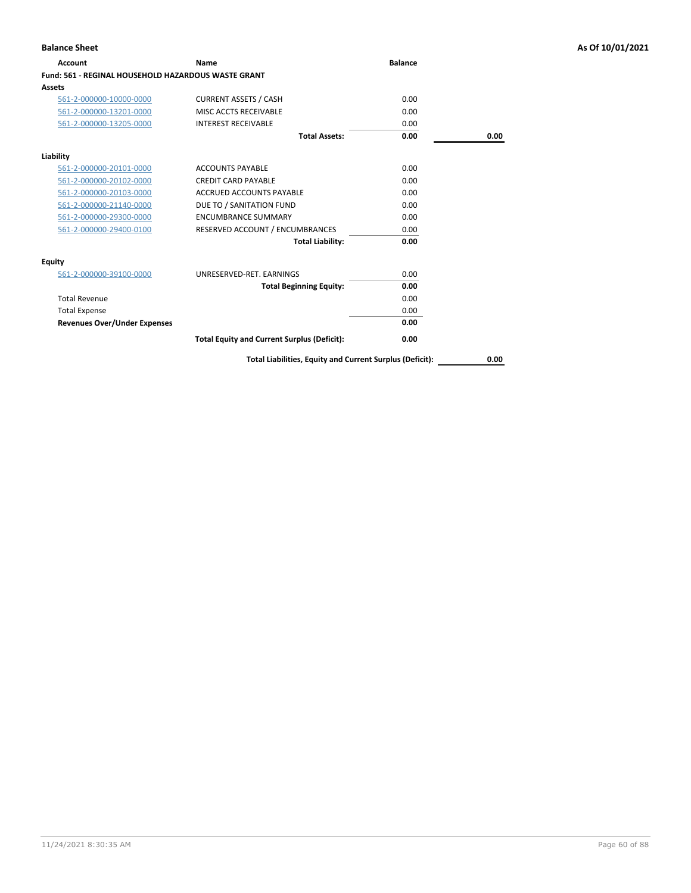**Balance Sheet** — As Of 10/01/2021

| Account | Name | Balance | |
|---|---|---|---|
| **Fund: 561 - REGINAL HOUSEHOLD HAZARDOUS WASTE GRANT** | | | |
| **Assets** | | | |
| 561-2-000000-10000-0000 | CURRENT ASSETS / CASH | 0.00 | |
| 561-2-000000-13201-0000 | MISC ACCTS RECEIVABLE | 0.00 | |
| 561-2-000000-13205-0000 | INTEREST RECEIVABLE | 0.00 | |
| | **Total Assets:** | **0.00** | **0.00** |
| **Liability** | | | |
| 561-2-000000-20101-0000 | ACCOUNTS PAYABLE | 0.00 | |
| 561-2-000000-20102-0000 | CREDIT CARD PAYABLE | 0.00 | |
| 561-2-000000-20103-0000 | ACCRUED ACCOUNTS PAYABLE | 0.00 | |
| 561-2-000000-21140-0000 | DUE TO / SANITATION FUND | 0.00 | |
| 561-2-000000-29300-0000 | ENCUMBRANCE SUMMARY | 0.00 | |
| 561-2-000000-29400-0100 | RESERVED ACCOUNT / ENCUMBRANCES | 0.00 | |
| | **Total Liability:** | **0.00** | |
| **Equity** | | | |
| 561-2-000000-39100-0000 | UNRESERVED-RET. EARNINGS | 0.00 | |
| | **Total Beginning Equity:** | **0.00** | |
| Total Revenue | | 0.00 | |
| Total Expense | | 0.00 | |
| **Revenues Over/Under Expenses** | | **0.00** | |
| | **Total Equity and Current Surplus (Deficit):** | **0.00** | |
| | **Total Liabilities, Equity and Current Surplus (Deficit):** | | **0.00** |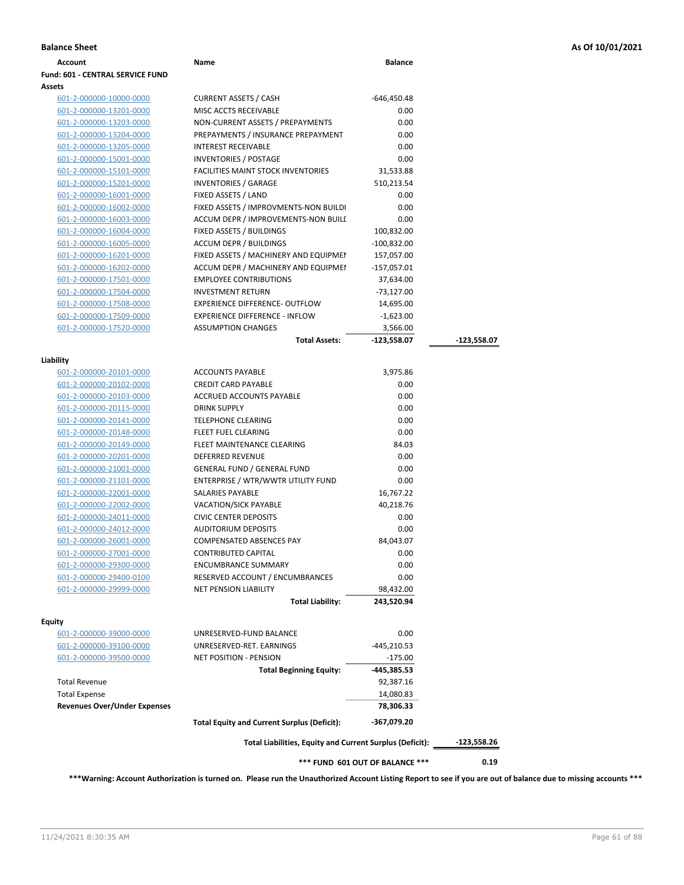**Balance Sheet** **As Of 10/01/2021**

| Account | Name | Balance | |
|---|---|---|---|
| **Fund: 601 - CENTRAL SERVICE FUND** | | | |
| **Assets** | | | |
| 601-2-000000-10000-0000 | CURRENT ASSETS / CASH | -646,450.48 | |
| 601-2-000000-13201-0000 | MISC ACCTS RECEIVABLE | 0.00 | |
| 601-2-000000-13203-0000 | NON-CURRENT ASSETS / PREPAYMENTS | 0.00 | |
| 601-2-000000-13204-0000 | PREPAYMENTS / INSURANCE PREPAYMENT | 0.00 | |
| 601-2-000000-13205-0000 | INTEREST RECEIVABLE | 0.00 | |
| 601-2-000000-15001-0000 | INVENTORIES / POSTAGE | 0.00 | |
| 601-2-000000-15101-0000 | FACILITIES MAINT STOCK INVENTORIES | 31,533.88 | |
| 601-2-000000-15201-0000 | INVENTORIES / GARAGE | 510,213.54 | |
| 601-2-000000-16001-0000 | FIXED ASSETS / LAND | 0.00 | |
| 601-2-000000-16002-0000 | FIXED ASSETS / IMPROVMENTS-NON BUILDI | 0.00 | |
| 601-2-000000-16003-0000 | ACCUM DEPR / IMPROVEMENTS-NON BUILI | 0.00 | |
| 601-2-000000-16004-0000 | FIXED ASSETS / BUILDINGS | 100,832.00 | |
| 601-2-000000-16005-0000 | ACCUM DEPR / BUILDINGS | -100,832.00 | |
| 601-2-000000-16201-0000 | FIXED ASSETS / MACHINERY AND EQUIPMEI | 157,057.00 | |
| 601-2-000000-16202-0000 | ACCUM DEPR / MACHINERY AND EQUIPMEI | -157,057.01 | |
| 601-2-000000-17501-0000 | EMPLOYEE CONTRIBUTIONS | 37,634.00 | |
| 601-2-000000-17504-0000 | INVESTMENT RETURN | -73,127.00 | |
| 601-2-000000-17508-0000 | EXPERIENCE DIFFERENCE- OUTFLOW | 14,695.00 | |
| 601-2-000000-17509-0000 | EXPERIENCE DIFFERENCE - INFLOW | -1,623.00 | |
| 601-2-000000-17520-0000 | ASSUMPTION CHANGES | 3,566.00 | |
| | **Total Assets:** | **-123,558.07** | **-123,558.07** |
| **Liability** | | | |
| 601-2-000000-20101-0000 | ACCOUNTS PAYABLE | 3,975.86 | |
| 601-2-000000-20102-0000 | CREDIT CARD PAYABLE | 0.00 | |
| 601-2-000000-20103-0000 | ACCRUED ACCOUNTS PAYABLE | 0.00 | |
| 601-2-000000-20115-0000 | DRINK SUPPLY | 0.00 | |
| 601-2-000000-20141-0000 | TELEPHONE CLEARING | 0.00 | |
| 601-2-000000-20148-0000 | FLEET FUEL CLEARING | 0.00 | |
| 601-2-000000-20149-0000 | FLEET MAINTENANCE CLEARING | 84.03 | |
| 601-2-000000-20201-0000 | DEFERRED REVENUE | 0.00 | |
| 601-2-000000-21001-0000 | GENERAL FUND / GENERAL FUND | 0.00 | |
| 601-2-000000-21101-0000 | ENTERPRISE / WTR/WWTR UTILITY FUND | 0.00 | |
| 601-2-000000-22001-0000 | SALARIES PAYABLE | 16,767.22 | |
| 601-2-000000-22002-0000 | VACATION/SICK PAYABLE | 40,218.76 | |
| 601-2-000000-24011-0000 | CIVIC CENTER DEPOSITS | 0.00 | |
| 601-2-000000-24012-0000 | AUDITORIUM DEPOSITS | 0.00 | |
| 601-2-000000-26001-0000 | COMPENSATED ABSENCES PAY | 84,043.07 | |
| 601-2-000000-27001-0000 | CONTRIBUTED CAPITAL | 0.00 | |
| 601-2-000000-29300-0000 | ENCUMBRANCE SUMMARY | 0.00 | |
| 601-2-000000-29400-0100 | RESERVED ACCOUNT / ENCUMBRANCES | 0.00 | |
| 601-2-000000-29999-0000 | NET PENSION LIABILITY | 98,432.00 | |
| | **Total Liability:** | **243,520.94** | |
| **Equity** | | | |
| 601-2-000000-39000-0000 | UNRESERVED-FUND BALANCE | 0.00 | |
| 601-2-000000-39100-0000 | UNRESERVED-RET. EARNINGS | -445,210.53 | |
| 601-2-000000-39500-0000 | NET POSITION - PENSION | -175.00 | |
| | **Total Beginning Equity:** | **-445,385.53** | |
| Total Revenue | | 92,387.16 | |
| Total Expense | | 14,080.83 | |
| **Revenues Over/Under Expenses** | | **78,306.33** | |
| | **Total Equity and Current Surplus (Deficit):** | **-367,079.20** | |
| | **Total Liabilities, Equity and Current Surplus (Deficit):** | | **-123,558.26** |
| | **\*\*\* FUND 601 OUT OF BALANCE \*\*\*** | | **0.19** |

**\*\*\*Warning: Account Authorization is turned on. Please run the Unauthorized Account Listing Report to see if you are out of balance due to missing accounts \*\*\***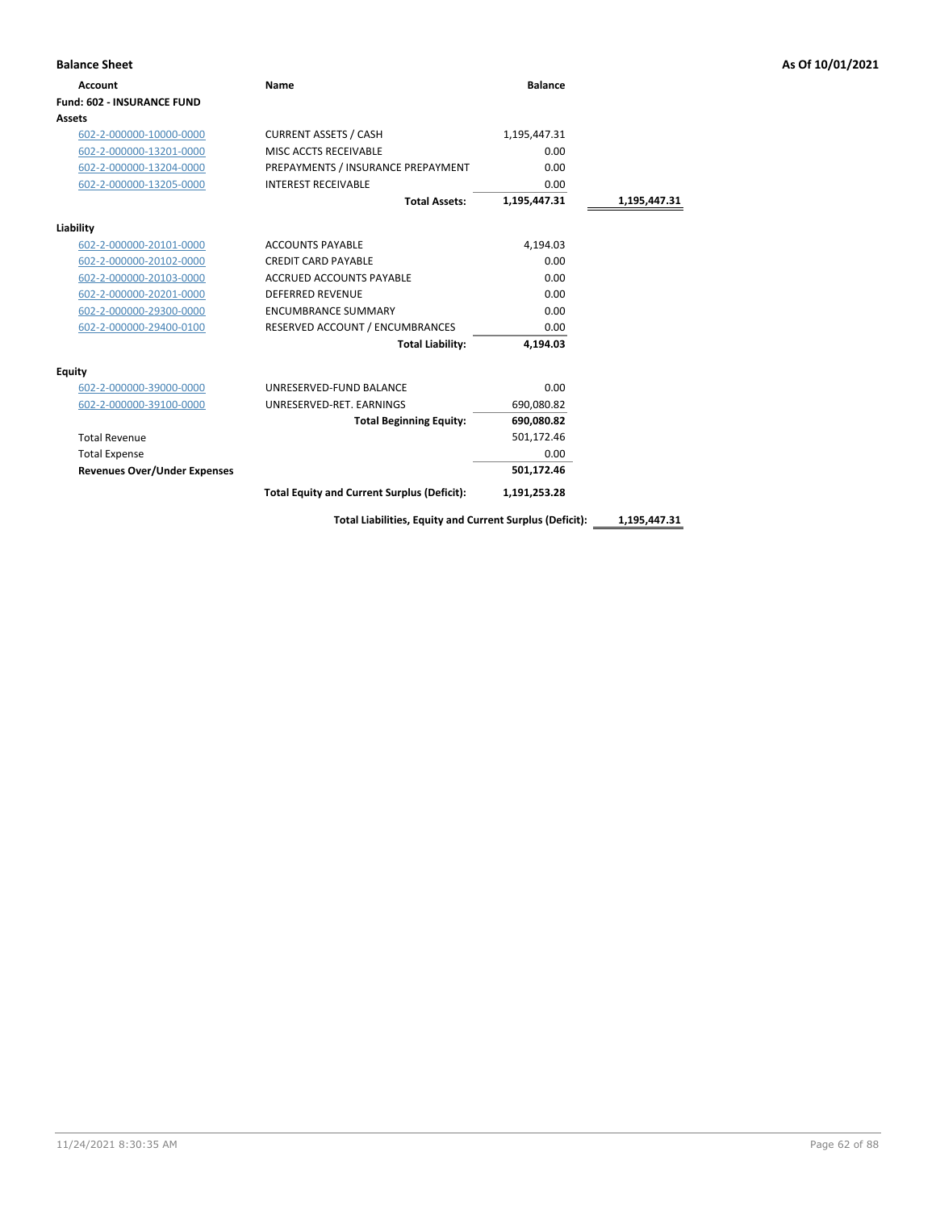**Balance Sheet** As Of 10/01/2021

| Account | Name | Balance | |
|---|---|---|---|
| **Fund: 602 - INSURANCE FUND** | | | |
| **Assets** | | | |
| 602-2-000000-10000-0000 | CURRENT ASSETS / CASH | 1,195,447.31 | |
| 602-2-000000-13201-0000 | MISC ACCTS RECEIVABLE | 0.00 | |
| 602-2-000000-13204-0000 | PREPAYMENTS / INSURANCE PREPAYMENT | 0.00 | |
| 602-2-000000-13205-0000 | INTEREST RECEIVABLE | 0.00 | |
| | **Total Assets:** | **1,195,447.31** | **1,195,447.31** |
| **Liability** | | | |
| 602-2-000000-20101-0000 | ACCOUNTS PAYABLE | 4,194.03 | |
| 602-2-000000-20102-0000 | CREDIT CARD PAYABLE | 0.00 | |
| 602-2-000000-20103-0000 | ACCRUED ACCOUNTS PAYABLE | 0.00 | |
| 602-2-000000-20201-0000 | DEFERRED REVENUE | 0.00 | |
| 602-2-000000-29300-0000 | ENCUMBRANCE SUMMARY | 0.00 | |
| 602-2-000000-29400-0100 | RESERVED ACCOUNT / ENCUMBRANCES | 0.00 | |
| | **Total Liability:** | **4,194.03** | |
| **Equity** | | | |
| 602-2-000000-39000-0000 | UNRESERVED-FUND BALANCE | 0.00 | |
| 602-2-000000-39100-0000 | UNRESERVED-RET. EARNINGS | 690,080.82 | |
| | **Total Beginning Equity:** | **690,080.82** | |
| Total Revenue | | 501,172.46 | |
| Total Expense | | 0.00 | |
| **Revenues Over/Under Expenses** | | **501,172.46** | |
| | **Total Equity and Current Surplus (Deficit):** | **1,191,253.28** | |
| | **Total Liabilities, Equity and Current Surplus (Deficit):** | | **1,195,447.31** |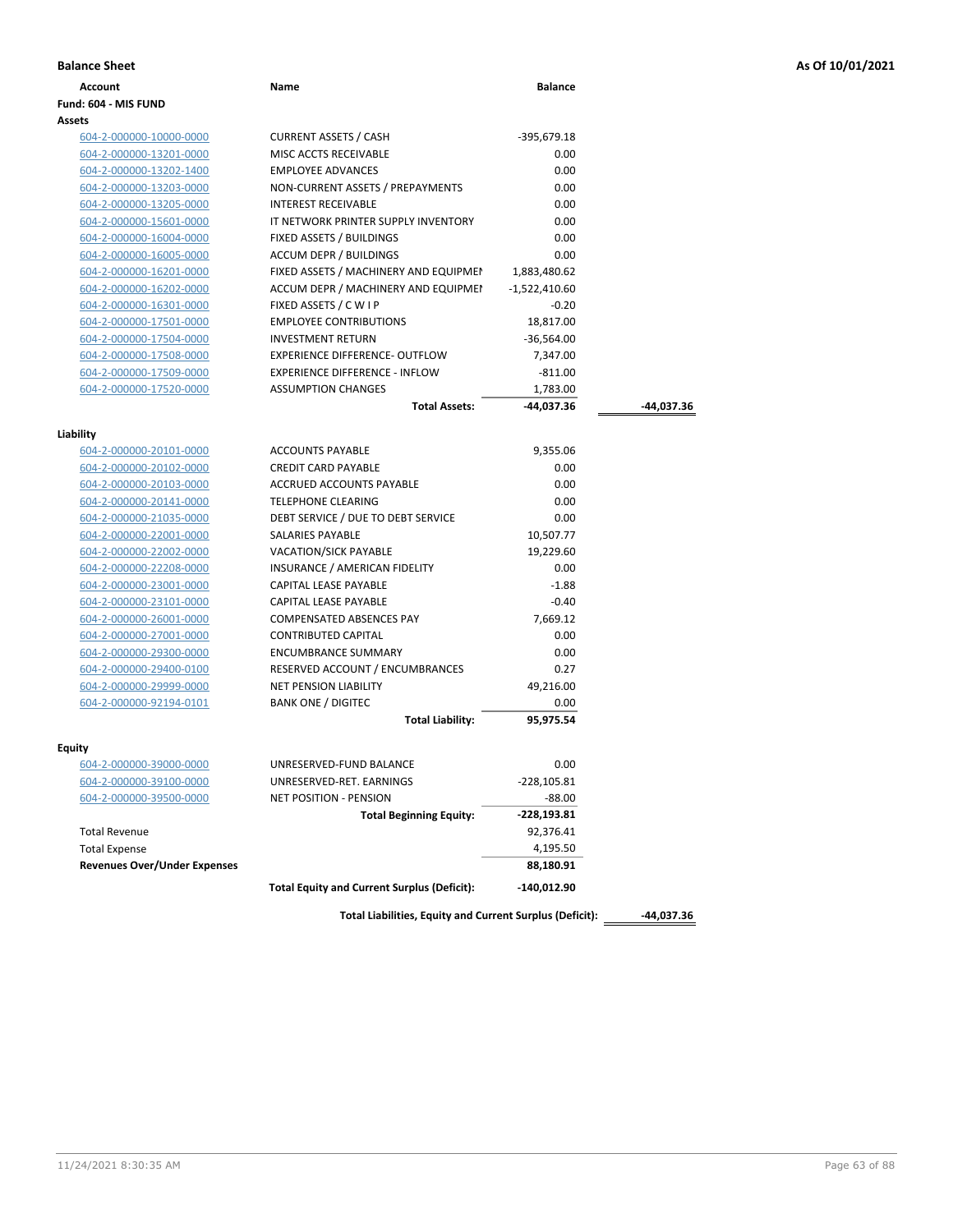**Balance Sheet** **As Of 10/01/2021**

| Account | Name | Balance | |
|---|---|---|---|
| **Fund: 604 - MIS FUND** | | | |
| **Assets** | | | |
| 604-2-000000-10000-0000 | CURRENT ASSETS / CASH | -395,679.18 | |
| 604-2-000000-13201-0000 | MISC ACCTS RECEIVABLE | 0.00 | |
| 604-2-000000-13202-1400 | EMPLOYEE ADVANCES | 0.00 | |
| 604-2-000000-13203-0000 | NON-CURRENT ASSETS / PREPAYMENTS | 0.00 | |
| 604-2-000000-13205-0000 | INTEREST RECEIVABLE | 0.00 | |
| 604-2-000000-15601-0000 | IT NETWORK PRINTER SUPPLY INVENTORY | 0.00 | |
| 604-2-000000-16004-0000 | FIXED ASSETS / BUILDINGS | 0.00 | |
| 604-2-000000-16005-0000 | ACCUM DEPR / BUILDINGS | 0.00 | |
| 604-2-000000-16201-0000 | FIXED ASSETS / MACHINERY AND EQUIPMEI | 1,883,480.62 | |
| 604-2-000000-16202-0000 | ACCUM DEPR / MACHINERY AND EQUIPMEI | -1,522,410.60 | |
| 604-2-000000-16301-0000 | FIXED ASSETS / C W I P | -0.20 | |
| 604-2-000000-17501-0000 | EMPLOYEE CONTRIBUTIONS | 18,817.00 | |
| 604-2-000000-17504-0000 | INVESTMENT RETURN | -36,564.00 | |
| 604-2-000000-17508-0000 | EXPERIENCE DIFFERENCE- OUTFLOW | 7,347.00 | |
| 604-2-000000-17509-0000 | EXPERIENCE DIFFERENCE - INFLOW | -811.00 | |
| 604-2-000000-17520-0000 | ASSUMPTION CHANGES | 1,783.00 | |
| | **Total Assets:** | **-44,037.36** | **-44,037.36** |
| **Liability** | | | |
| 604-2-000000-20101-0000 | ACCOUNTS PAYABLE | 9,355.06 | |
| 604-2-000000-20102-0000 | CREDIT CARD PAYABLE | 0.00 | |
| 604-2-000000-20103-0000 | ACCRUED ACCOUNTS PAYABLE | 0.00 | |
| 604-2-000000-20141-0000 | TELEPHONE CLEARING | 0.00 | |
| 604-2-000000-21035-0000 | DEBT SERVICE / DUE TO DEBT SERVICE | 0.00 | |
| 604-2-000000-22001-0000 | SALARIES PAYABLE | 10,507.77 | |
| 604-2-000000-22002-0000 | VACATION/SICK PAYABLE | 19,229.60 | |
| 604-2-000000-22208-0000 | INSURANCE / AMERICAN FIDELITY | 0.00 | |
| 604-2-000000-23001-0000 | CAPITAL LEASE PAYABLE | -1.88 | |
| 604-2-000000-23101-0000 | CAPITAL LEASE PAYABLE | -0.40 | |
| 604-2-000000-26001-0000 | COMPENSATED ABSENCES PAY | 7,669.12 | |
| 604-2-000000-27001-0000 | CONTRIBUTED CAPITAL | 0.00 | |
| 604-2-000000-29300-0000 | ENCUMBRANCE SUMMARY | 0.00 | |
| 604-2-000000-29400-0100 | RESERVED ACCOUNT / ENCUMBRANCES | 0.27 | |
| 604-2-000000-29999-0000 | NET PENSION LIABILITY | 49,216.00 | |
| 604-2-000000-92194-0101 | BANK ONE / DIGITEC | 0.00 | |
| | **Total Liability:** | **95,975.54** | |
| **Equity** | | | |
| 604-2-000000-39000-0000 | UNRESERVED-FUND BALANCE | 0.00 | |
| 604-2-000000-39100-0000 | UNRESERVED-RET. EARNINGS | -228,105.81 | |
| 604-2-000000-39500-0000 | NET POSITION - PENSION | -88.00 | |
| | **Total Beginning Equity:** | **-228,193.81** | |
| Total Revenue | | 92,376.41 | |
| Total Expense | | 4,195.50 | |
| **Revenues Over/Under Expenses** | | **88,180.91** | |
| | **Total Equity and Current Surplus (Deficit):** | **-140,012.90** | |
| | **Total Liabilities, Equity and Current Surplus (Deficit):** | | **-44,037.36** |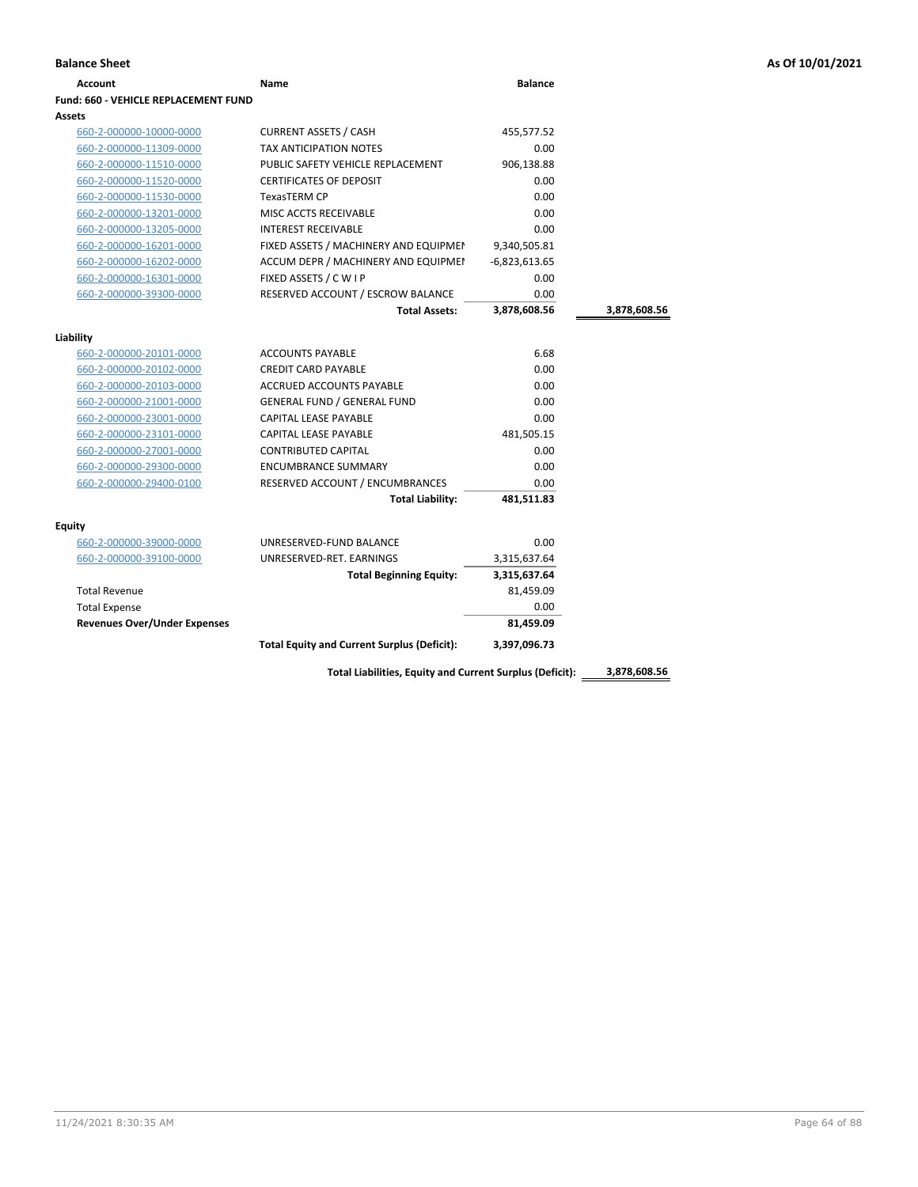**Balance Sheet** — As Of 10/01/2021

| Account | Name | Balance | |
|---|---|---|---|
| **Fund: 660 - VEHICLE REPLACEMENT FUND** | | | |
| **Assets** | | | |
| 660-2-000000-10000-0000 | CURRENT ASSETS / CASH | 455,577.52 | |
| 660-2-000000-11309-0000 | TAX ANTICIPATION NOTES | 0.00 | |
| 660-2-000000-11510-0000 | PUBLIC SAFETY VEHICLE REPLACEMENT | 906,138.88 | |
| 660-2-000000-11520-0000 | CERTIFICATES OF DEPOSIT | 0.00 | |
| 660-2-000000-11530-0000 | TexasTERM CP | 0.00 | |
| 660-2-000000-13201-0000 | MISC ACCTS RECEIVABLE | 0.00 | |
| 660-2-000000-13205-0000 | INTEREST RECEIVABLE | 0.00 | |
| 660-2-000000-16201-0000 | FIXED ASSETS / MACHINERY AND EQUIPMEI | 9,340,505.81 | |
| 660-2-000000-16202-0000 | ACCUM DEPR / MACHINERY AND EQUIPMEI | -6,823,613.65 | |
| 660-2-000000-16301-0000 | FIXED ASSETS / C W I P | 0.00 | |
| 660-2-000000-39300-0000 | RESERVED ACCOUNT / ESCROW BALANCE | 0.00 | |
| | **Total Assets:** | **3,878,608.56** | **3,878,608.56** |
| **Liability** | | | |
| 660-2-000000-20101-0000 | ACCOUNTS PAYABLE | 6.68 | |
| 660-2-000000-20102-0000 | CREDIT CARD PAYABLE | 0.00 | |
| 660-2-000000-20103-0000 | ACCRUED ACCOUNTS PAYABLE | 0.00 | |
| 660-2-000000-21001-0000 | GENERAL FUND / GENERAL FUND | 0.00 | |
| 660-2-000000-23001-0000 | CAPITAL LEASE PAYABLE | 0.00 | |
| 660-2-000000-23101-0000 | CAPITAL LEASE PAYABLE | 481,505.15 | |
| 660-2-000000-27001-0000 | CONTRIBUTED CAPITAL | 0.00 | |
| 660-2-000000-29300-0000 | ENCUMBRANCE SUMMARY | 0.00 | |
| 660-2-000000-29400-0100 | RESERVED ACCOUNT / ENCUMBRANCES | 0.00 | |
| | **Total Liability:** | **481,511.83** | |
| **Equity** | | | |
| 660-2-000000-39000-0000 | UNRESERVED-FUND BALANCE | 0.00 | |
| 660-2-000000-39100-0000 | UNRESERVED-RET. EARNINGS | 3,315,637.64 | |
| | **Total Beginning Equity:** | **3,315,637.64** | |
| Total Revenue | | 81,459.09 | |
| Total Expense | | 0.00 | |
| **Revenues Over/Under Expenses** | | **81,459.09** | |
| | **Total Equity and Current Surplus (Deficit):** | **3,397,096.73** | |
| | **Total Liabilities, Equity and Current Surplus (Deficit):** | | **3,878,608.56** |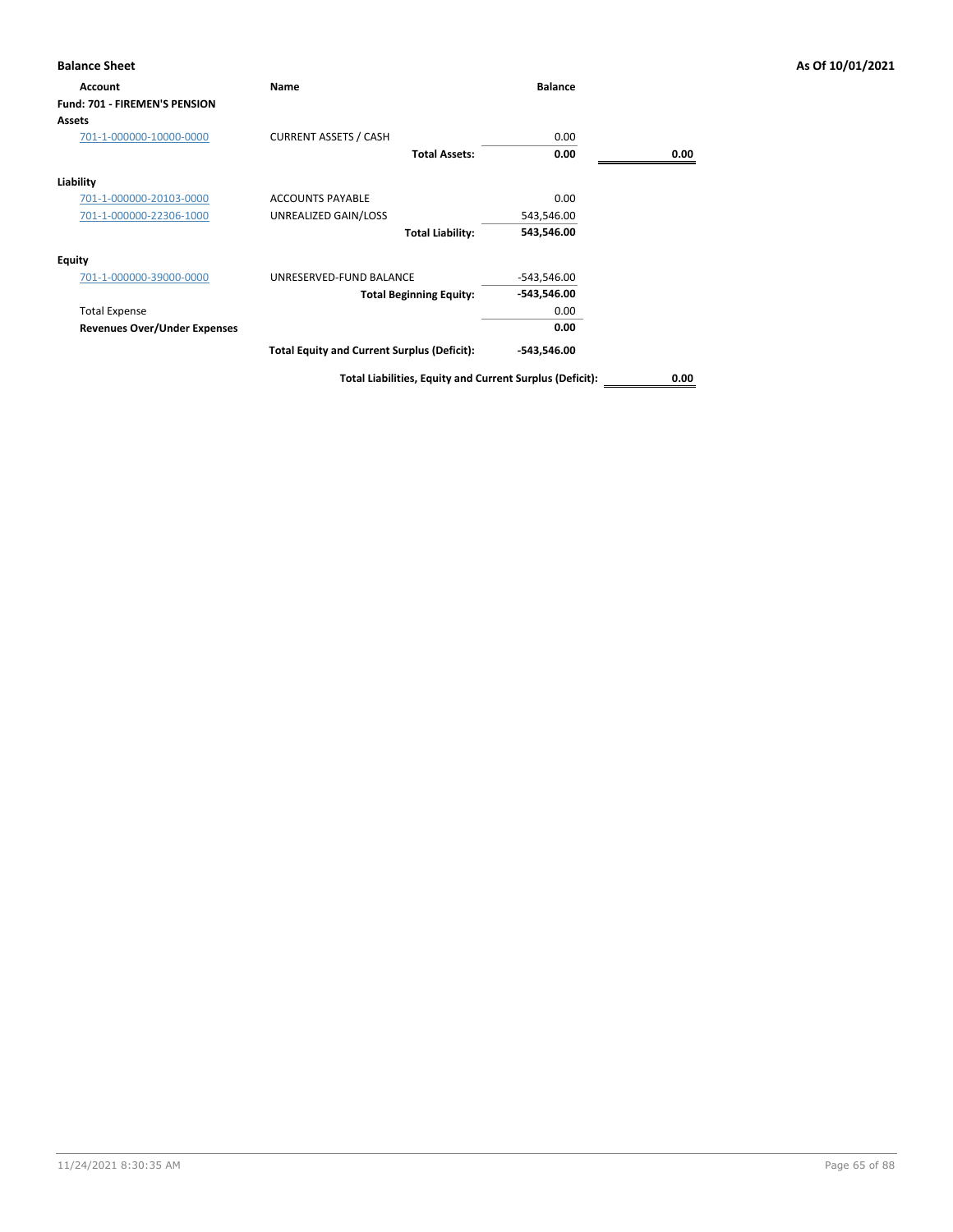## Balance Sheet

As Of 10/01/2021

| Account | Name | Balance | |
|---|---|---|---|
| **Fund: 701 - FIREMEN'S PENSION** | | | |
| **Assets** | | | |
| 701-1-000000-10000-0000 | CURRENT ASSETS / CASH | 0.00 | |
| | **Total Assets:** | **0.00** | **0.00** |
| **Liability** | | | |
| 701-1-000000-20103-0000 | ACCOUNTS PAYABLE | 0.00 | |
| 701-1-000000-22306-1000 | UNREALIZED GAIN/LOSS | 543,546.00 | |
| | **Total Liability:** | **543,546.00** | |
| **Equity** | | | |
| 701-1-000000-39000-0000 | UNRESERVED-FUND BALANCE | -543,546.00 | |
| | **Total Beginning Equity:** | **-543,546.00** | |
| Total Expense | | 0.00 | |
| **Revenues Over/Under Expenses** | | **0.00** | |
| | **Total Equity and Current Surplus (Deficit):** | **-543,546.00** | |
| | **Total Liabilities, Equity and Current Surplus (Deficit):** | | **0.00** |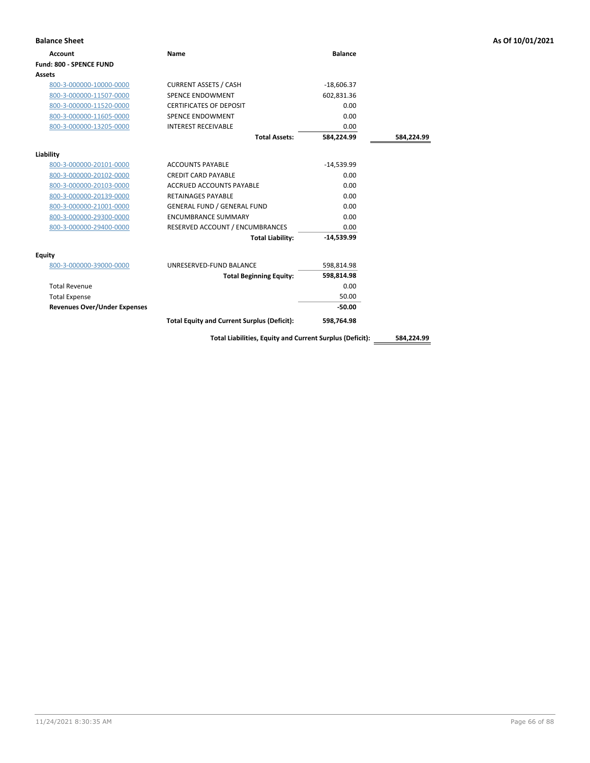## Balance Sheet

As Of 10/01/2021

| Account | Name | Balance | |
|---|---|---|---|
| **Fund: 800 - SPENCE FUND** | | | |
| **Assets** | | | |
| 800-3-000000-10000-0000 | CURRENT ASSETS / CASH | -18,606.37 | |
| 800-3-000000-11507-0000 | SPENCE ENDOWMENT | 602,831.36 | |
| 800-3-000000-11520-0000 | CERTIFICATES OF DEPOSIT | 0.00 | |
| 800-3-000000-11605-0000 | SPENCE ENDOWMENT | 0.00 | |
| 800-3-000000-13205-0000 | INTEREST RECEIVABLE | 0.00 | |
| | **Total Assets:** | **584,224.99** | **584,224.99** |
| **Liability** | | | |
| 800-3-000000-20101-0000 | ACCOUNTS PAYABLE | -14,539.99 | |
| 800-3-000000-20102-0000 | CREDIT CARD PAYABLE | 0.00 | |
| 800-3-000000-20103-0000 | ACCRUED ACCOUNTS PAYABLE | 0.00 | |
| 800-3-000000-20139-0000 | RETAINAGES PAYABLE | 0.00 | |
| 800-3-000000-21001-0000 | GENERAL FUND / GENERAL FUND | 0.00 | |
| 800-3-000000-29300-0000 | ENCUMBRANCE SUMMARY | 0.00 | |
| 800-3-000000-29400-0000 | RESERVED ACCOUNT / ENCUMBRANCES | 0.00 | |
| | **Total Liability:** | **-14,539.99** | |
| **Equity** | | | |
| 800-3-000000-39000-0000 | UNRESERVED-FUND BALANCE | 598,814.98 | |
| | **Total Beginning Equity:** | **598,814.98** | |
| Total Revenue | | 0.00 | |
| Total Expense | | 50.00 | |
| **Revenues Over/Under Expenses** | | **-50.00** | |
| | **Total Equity and Current Surplus (Deficit):** | **598,764.98** | |
| | **Total Liabilities, Equity and Current Surplus (Deficit):** | | **584,224.99** |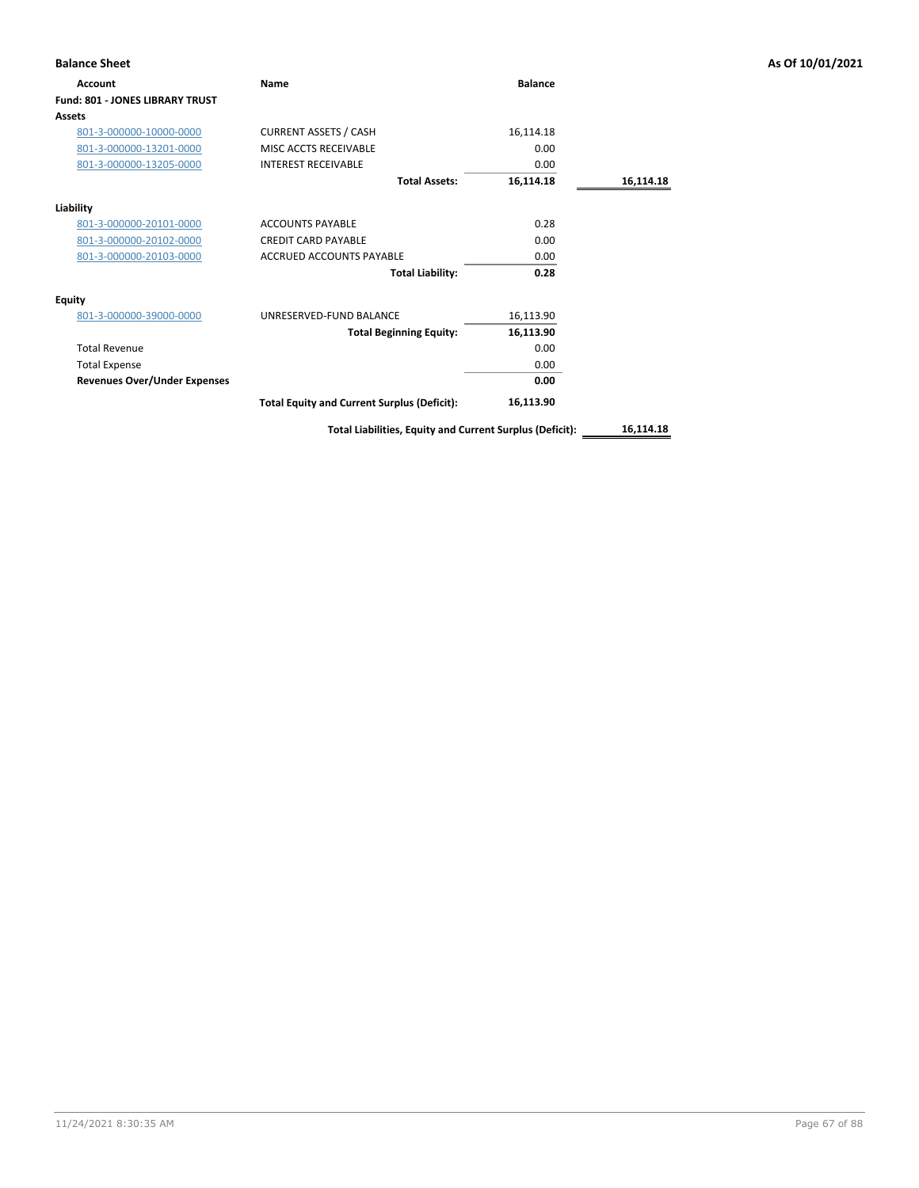## Balance Sheet

**As Of 10/01/2021**

| Account | Name | Balance | |
|---|---|---|---|
| **Fund: 801 - JONES LIBRARY TRUST** | | | |
| **Assets** | | | |
| 801-3-000000-10000-0000 | CURRENT ASSETS / CASH | 16,114.18 | |
| 801-3-000000-13201-0000 | MISC ACCTS RECEIVABLE | 0.00 | |
| 801-3-000000-13205-0000 | INTEREST RECEIVABLE | 0.00 | |
| | **Total Assets:** | **16,114.18** | **16,114.18** |
| **Liability** | | | |
| 801-3-000000-20101-0000 | ACCOUNTS PAYABLE | 0.28 | |
| 801-3-000000-20102-0000 | CREDIT CARD PAYABLE | 0.00 | |
| 801-3-000000-20103-0000 | ACCRUED ACCOUNTS PAYABLE | 0.00 | |
| | **Total Liability:** | **0.28** | |
| **Equity** | | | |
| 801-3-000000-39000-0000 | UNRESERVED-FUND BALANCE | 16,113.90 | |
| | **Total Beginning Equity:** | **16,113.90** | |
| Total Revenue | | 0.00 | |
| Total Expense | | 0.00 | |
| **Revenues Over/Under Expenses** | | **0.00** | |
| | **Total Equity and Current Surplus (Deficit):** | **16,113.90** | |
| | **Total Liabilities, Equity and Current Surplus (Deficit):** | | **16,114.18** |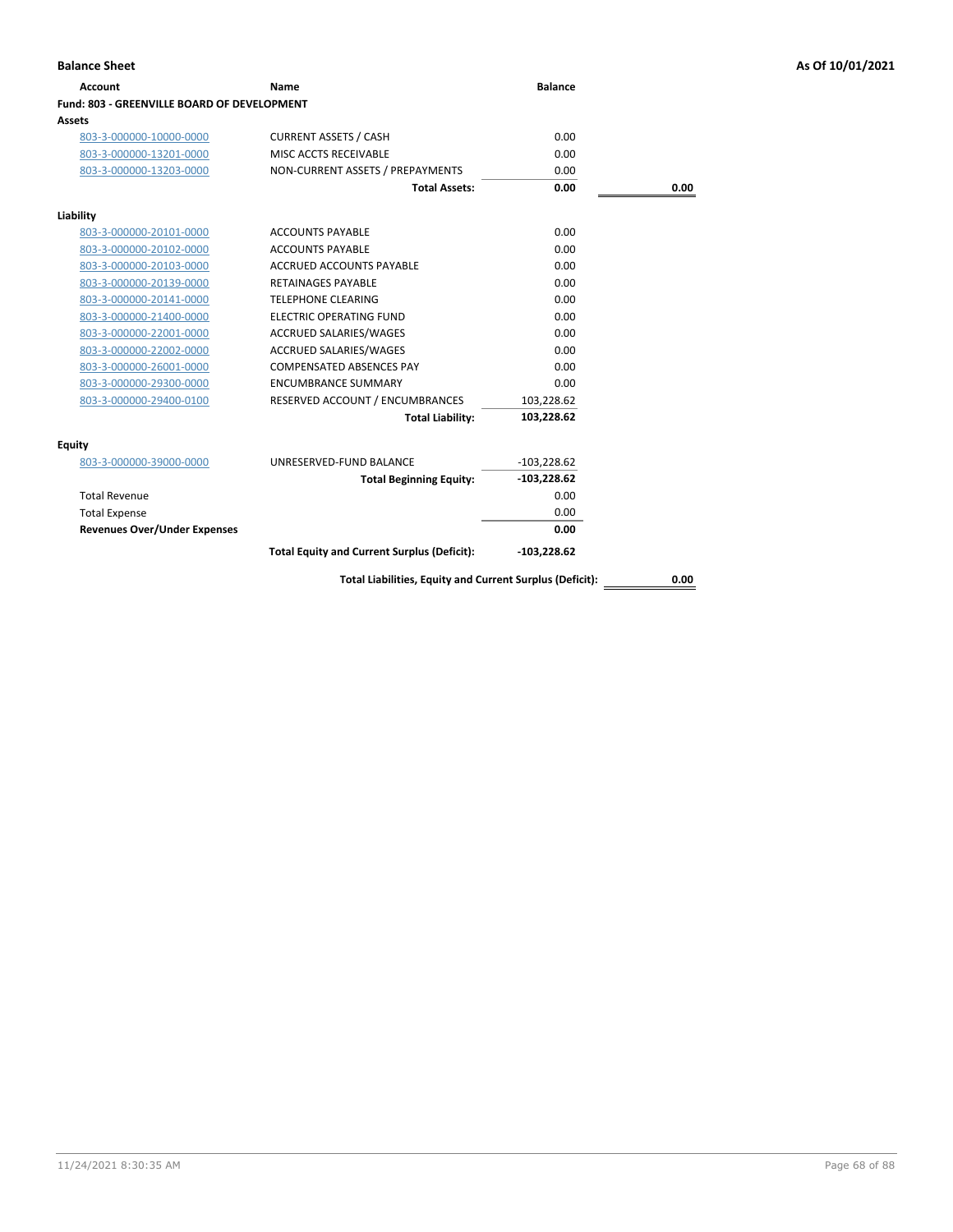**Balance Sheet** — As Of 10/01/2021

| Account | Name | Balance | |
|---|---|---|---|
| **Fund: 803 - GREENVILLE BOARD OF DEVELOPMENT** | | | |
| **Assets** | | | |
| 803-3-000000-10000-0000 | CURRENT ASSETS / CASH | 0.00 | |
| 803-3-000000-13201-0000 | MISC ACCTS RECEIVABLE | 0.00 | |
| 803-3-000000-13203-0000 | NON-CURRENT ASSETS / PREPAYMENTS | 0.00 | |
| | **Total Assets:** | **0.00** | **0.00** |
| **Liability** | | | |
| 803-3-000000-20101-0000 | ACCOUNTS PAYABLE | 0.00 | |
| 803-3-000000-20102-0000 | ACCOUNTS PAYABLE | 0.00 | |
| 803-3-000000-20103-0000 | ACCRUED ACCOUNTS PAYABLE | 0.00 | |
| 803-3-000000-20139-0000 | RETAINAGES PAYABLE | 0.00 | |
| 803-3-000000-20141-0000 | TELEPHONE CLEARING | 0.00 | |
| 803-3-000000-21400-0000 | ELECTRIC OPERATING FUND | 0.00 | |
| 803-3-000000-22001-0000 | ACCRUED SALARIES/WAGES | 0.00 | |
| 803-3-000000-22002-0000 | ACCRUED SALARIES/WAGES | 0.00 | |
| 803-3-000000-26001-0000 | COMPENSATED ABSENCES PAY | 0.00 | |
| 803-3-000000-29300-0000 | ENCUMBRANCE SUMMARY | 0.00 | |
| 803-3-000000-29400-0100 | RESERVED ACCOUNT / ENCUMBRANCES | 103,228.62 | |
| | **Total Liability:** | **103,228.62** | |
| **Equity** | | | |
| 803-3-000000-39000-0000 | UNRESERVED-FUND BALANCE | -103,228.62 | |
| | **Total Beginning Equity:** | **-103,228.62** | |
| Total Revenue | | 0.00 | |
| Total Expense | | 0.00 | |
| **Revenues Over/Under Expenses** | | **0.00** | |
| | **Total Equity and Current Surplus (Deficit):** | **-103,228.62** | |
| | **Total Liabilities, Equity and Current Surplus (Deficit):** | | **0.00** |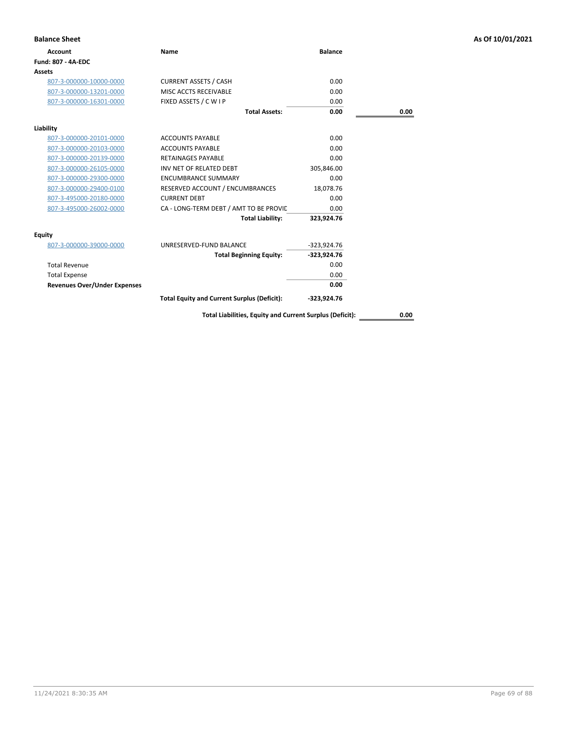## Balance Sheet

**As Of 10/01/2021**

| Account | Name | Balance | |
|---|---|---|---|
| **Fund: 807 - 4A-EDC** | | | |
| **Assets** | | | |
| 807-3-000000-10000-0000 | CURRENT ASSETS / CASH | 0.00 | |
| 807-3-000000-13201-0000 | MISC ACCTS RECEIVABLE | 0.00 | |
| 807-3-000000-16301-0000 | FIXED ASSETS / C W I P | 0.00 | |
| | **Total Assets:** | **0.00** | **0.00** |
| **Liability** | | | |
| 807-3-000000-20101-0000 | ACCOUNTS PAYABLE | 0.00 | |
| 807-3-000000-20103-0000 | ACCOUNTS PAYABLE | 0.00 | |
| 807-3-000000-20139-0000 | RETAINAGES PAYABLE | 0.00 | |
| 807-3-000000-26105-0000 | INV NET OF RELATED DEBT | 305,846.00 | |
| 807-3-000000-29300-0000 | ENCUMBRANCE SUMMARY | 0.00 | |
| 807-3-000000-29400-0100 | RESERVED ACCOUNT / ENCUMBRANCES | 18,078.76 | |
| 807-3-495000-20180-0000 | CURRENT DEBT | 0.00 | |
| 807-3-495000-26002-0000 | CA - LONG-TERM DEBT / AMT TO BE PROVIL | 0.00 | |
| | **Total Liability:** | **323,924.76** | |
| **Equity** | | | |
| 807-3-000000-39000-0000 | UNRESERVED-FUND BALANCE | -323,924.76 | |
| | **Total Beginning Equity:** | **-323,924.76** | |
| Total Revenue | | 0.00 | |
| Total Expense | | 0.00 | |
| **Revenues Over/Under Expenses** | | **0.00** | |
| | **Total Equity and Current Surplus (Deficit):** | **-323,924.76** | |
| | **Total Liabilities, Equity and Current Surplus (Deficit):** | | **0.00** |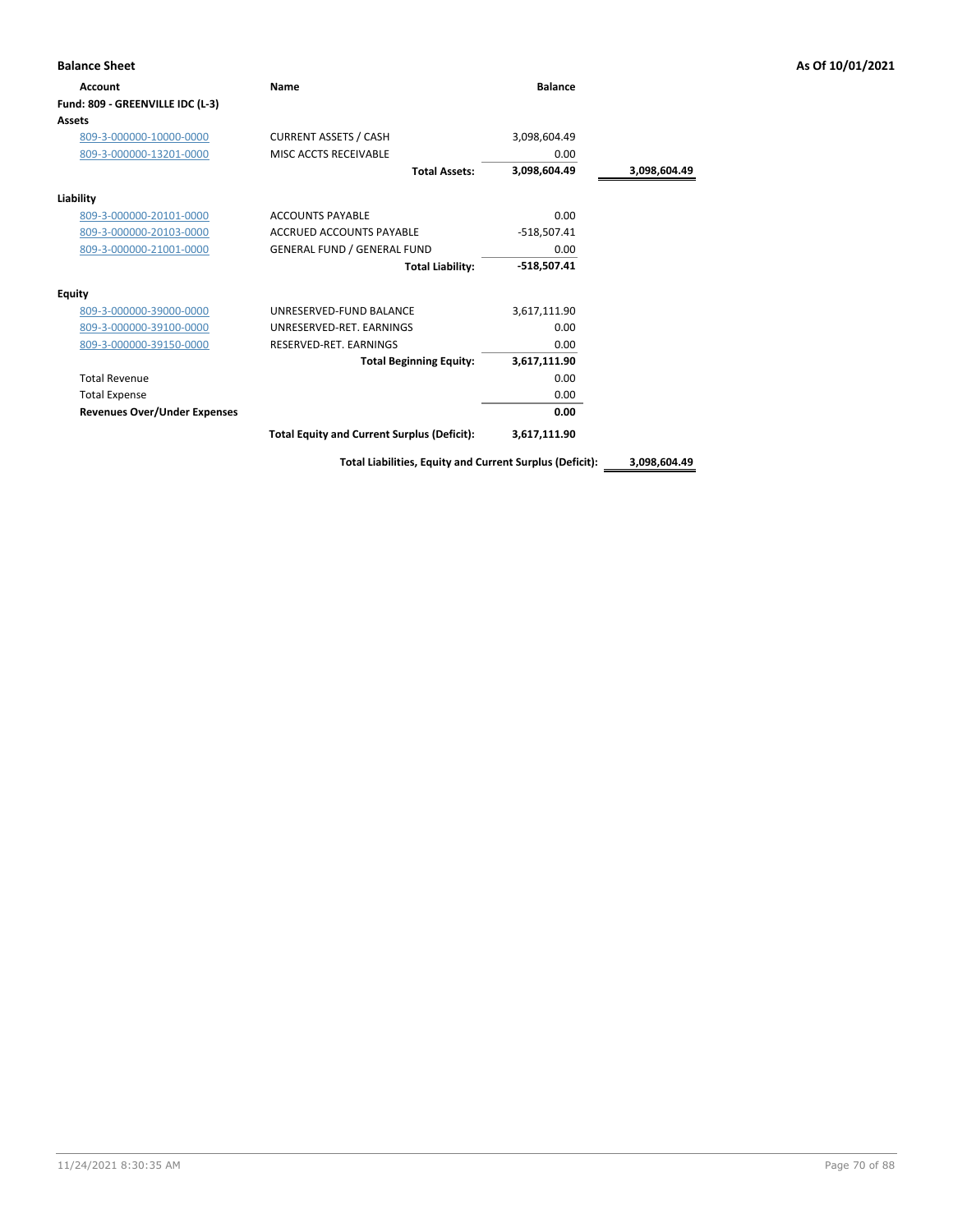## Balance Sheet

As Of 10/01/2021

| Account | Name | Balance | |
|---|---|---|---|
| **Fund: 809 - GREENVILLE IDC (L-3)** | | | |
| **Assets** | | | |
| 809-3-000000-10000-0000 | CURRENT ASSETS / CASH | 3,098,604.49 | |
| 809-3-000000-13201-0000 | MISC ACCTS RECEIVABLE | 0.00 | |
| | **Total Assets:** | **3,098,604.49** | **3,098,604.49** |
| **Liability** | | | |
| 809-3-000000-20101-0000 | ACCOUNTS PAYABLE | 0.00 | |
| 809-3-000000-20103-0000 | ACCRUED ACCOUNTS PAYABLE | -518,507.41 | |
| 809-3-000000-21001-0000 | GENERAL FUND / GENERAL FUND | 0.00 | |
| | **Total Liability:** | **-518,507.41** | |
| **Equity** | | | |
| 809-3-000000-39000-0000 | UNRESERVED-FUND BALANCE | 3,617,111.90 | |
| 809-3-000000-39100-0000 | UNRESERVED-RET. EARNINGS | 0.00 | |
| 809-3-000000-39150-0000 | RESERVED-RET. EARNINGS | 0.00 | |
| | **Total Beginning Equity:** | **3,617,111.90** | |
| Total Revenue | | 0.00 | |
| Total Expense | | 0.00 | |
| **Revenues Over/Under Expenses** | | **0.00** | |
| | **Total Equity and Current Surplus (Deficit):** | **3,617,111.90** | |
| | **Total Liabilities, Equity and Current Surplus (Deficit):** | | **3,098,604.49** |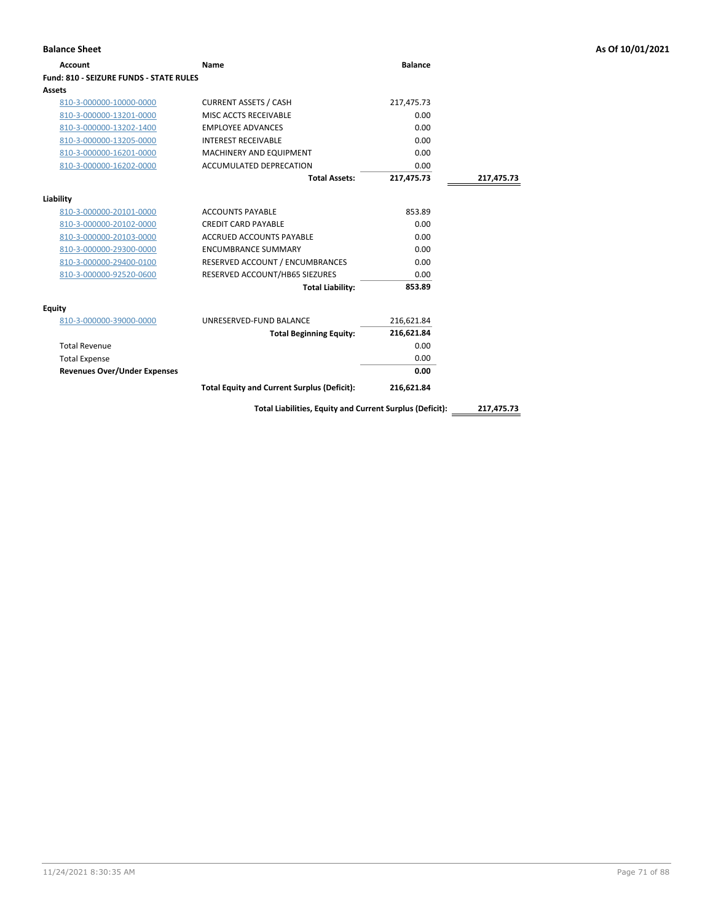**Balance Sheet** — As Of 10/01/2021

| Account | Name | Balance | |
|---|---|---|---|
| **Fund: 810 - SEIZURE FUNDS - STATE RULES** | | | |
| **Assets** | | | |
| 810-3-000000-10000-0000 | CURRENT ASSETS / CASH | 217,475.73 | |
| 810-3-000000-13201-0000 | MISC ACCTS RECEIVABLE | 0.00 | |
| 810-3-000000-13202-1400 | EMPLOYEE ADVANCES | 0.00 | |
| 810-3-000000-13205-0000 | INTEREST RECEIVABLE | 0.00 | |
| 810-3-000000-16201-0000 | MACHINERY AND EQUIPMENT | 0.00 | |
| 810-3-000000-16202-0000 | ACCUMULATED DEPRECATION | 0.00 | |
| | **Total Assets:** | **217,475.73** | **217,475.73** |
| **Liability** | | | |
| 810-3-000000-20101-0000 | ACCOUNTS PAYABLE | 853.89 | |
| 810-3-000000-20102-0000 | CREDIT CARD PAYABLE | 0.00 | |
| 810-3-000000-20103-0000 | ACCRUED ACCOUNTS PAYABLE | 0.00 | |
| 810-3-000000-29300-0000 | ENCUMBRANCE SUMMARY | 0.00 | |
| 810-3-000000-29400-0100 | RESERVED ACCOUNT / ENCUMBRANCES | 0.00 | |
| 810-3-000000-92520-0600 | RESERVED ACCOUNT/HB65 SIEZURES | 0.00 | |
| | **Total Liability:** | **853.89** | |
| **Equity** | | | |
| 810-3-000000-39000-0000 | UNRESERVED-FUND BALANCE | 216,621.84 | |
| | **Total Beginning Equity:** | **216,621.84** | |
| Total Revenue | | 0.00 | |
| Total Expense | | 0.00 | |
| **Revenues Over/Under Expenses** | | **0.00** | |
| | **Total Equity and Current Surplus (Deficit):** | **216,621.84** | |
| | **Total Liabilities, Equity and Current Surplus (Deficit):** | | **217,475.73** |

11/24/2021 8:30:35 AM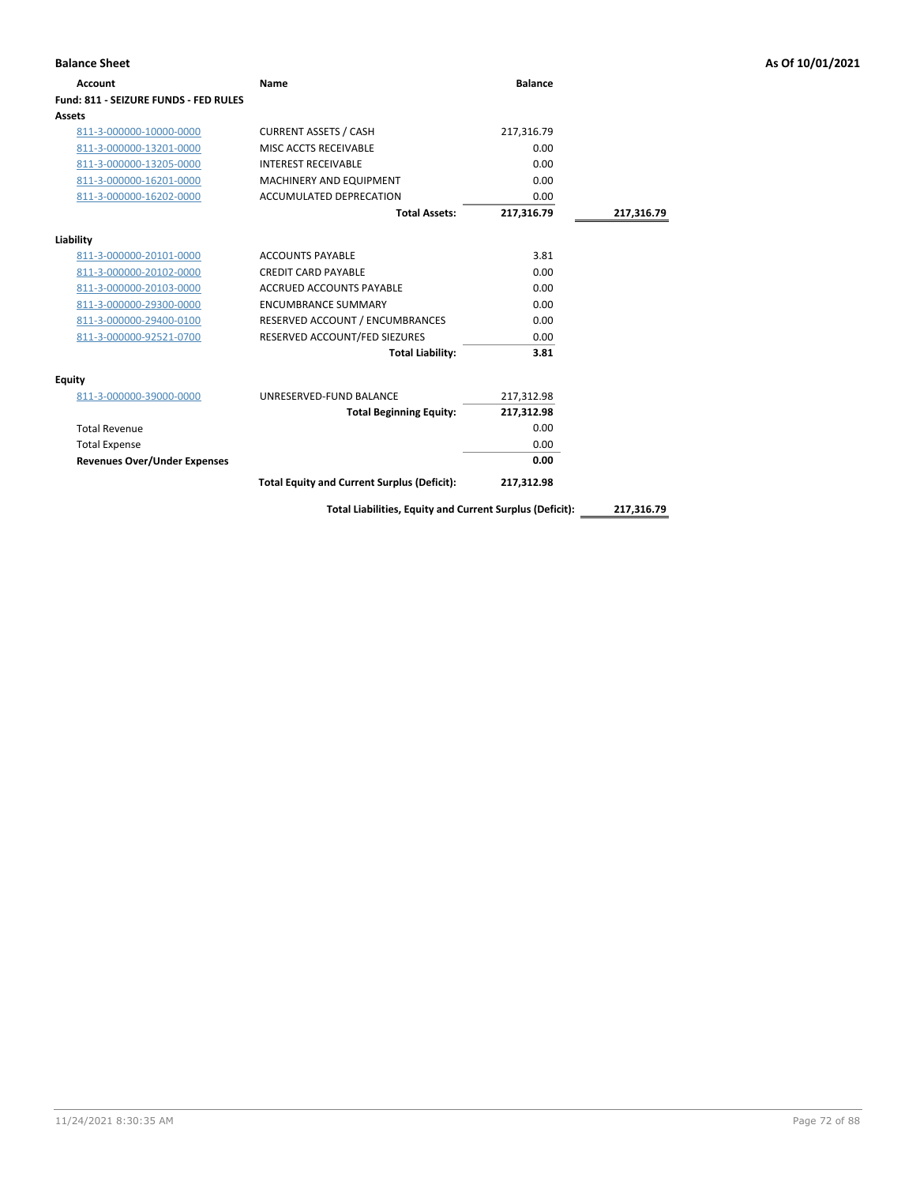**Balance Sheet** **As Of 10/01/2021**

| Account | Name | Balance | |
|---|---|---|---|
| **Fund: 811 - SEIZURE FUNDS - FED RULES** | | | |
| **Assets** | | | |
| 811-3-000000-10000-0000 | CURRENT ASSETS / CASH | 217,316.79 | |
| 811-3-000000-13201-0000 | MISC ACCTS RECEIVABLE | 0.00 | |
| 811-3-000000-13205-0000 | INTEREST RECEIVABLE | 0.00 | |
| 811-3-000000-16201-0000 | MACHINERY AND EQUIPMENT | 0.00 | |
| 811-3-000000-16202-0000 | ACCUMULATED DEPRECATION | 0.00 | |
| | **Total Assets:** | **217,316.79** | **217,316.79** |
| **Liability** | | | |
| 811-3-000000-20101-0000 | ACCOUNTS PAYABLE | 3.81 | |
| 811-3-000000-20102-0000 | CREDIT CARD PAYABLE | 0.00 | |
| 811-3-000000-20103-0000 | ACCRUED ACCOUNTS PAYABLE | 0.00 | |
| 811-3-000000-29300-0000 | ENCUMBRANCE SUMMARY | 0.00 | |
| 811-3-000000-29400-0100 | RESERVED ACCOUNT / ENCUMBRANCES | 0.00 | |
| 811-3-000000-92521-0700 | RESERVED ACCOUNT/FED SIEZURES | 0.00 | |
| | **Total Liability:** | **3.81** | |
| **Equity** | | | |
| 811-3-000000-39000-0000 | UNRESERVED-FUND BALANCE | 217,312.98 | |
| | **Total Beginning Equity:** | **217,312.98** | |
| Total Revenue | | 0.00 | |
| Total Expense | | 0.00 | |
| **Revenues Over/Under Expenses** | | **0.00** | |
| | **Total Equity and Current Surplus (Deficit):** | **217,312.98** | |
| | **Total Liabilities, Equity and Current Surplus (Deficit):** | | **217,316.79** |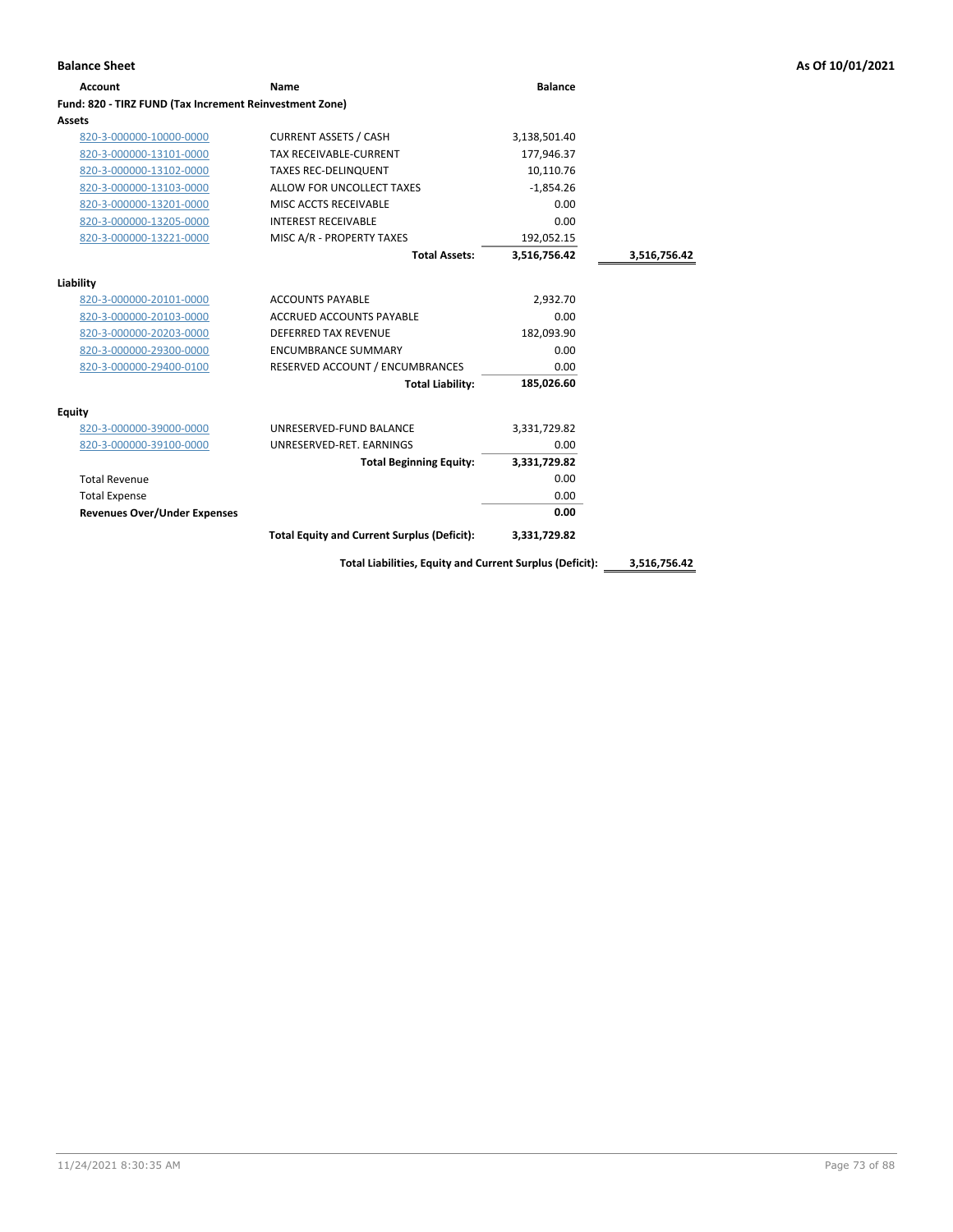**Balance Sheet** **As Of 10/01/2021**

| Account | Name | Balance | |
|---|---|---|---|
| **Fund: 820 - TIRZ FUND (Tax Increment Reinvestment Zone)** | | | |
| **Assets** | | | |
| 820-3-000000-10000-0000 | CURRENT ASSETS / CASH | 3,138,501.40 | |
| 820-3-000000-13101-0000 | TAX RECEIVABLE-CURRENT | 177,946.37 | |
| 820-3-000000-13102-0000 | TAXES REC-DELINQUENT | 10,110.76 | |
| 820-3-000000-13103-0000 | ALLOW FOR UNCOLLECT TAXES | -1,854.26 | |
| 820-3-000000-13201-0000 | MISC ACCTS RECEIVABLE | 0.00 | |
| 820-3-000000-13205-0000 | INTEREST RECEIVABLE | 0.00 | |
| 820-3-000000-13221-0000 | MISC A/R - PROPERTY TAXES | 192,052.15 | |
| | **Total Assets:** | **3,516,756.42** | **3,516,756.42** |
| **Liability** | | | |
| 820-3-000000-20101-0000 | ACCOUNTS PAYABLE | 2,932.70 | |
| 820-3-000000-20103-0000 | ACCRUED ACCOUNTS PAYABLE | 0.00 | |
| 820-3-000000-20203-0000 | DEFERRED TAX REVENUE | 182,093.90 | |
| 820-3-000000-29300-0000 | ENCUMBRANCE SUMMARY | 0.00 | |
| 820-3-000000-29400-0100 | RESERVED ACCOUNT / ENCUMBRANCES | 0.00 | |
| | **Total Liability:** | **185,026.60** | |
| **Equity** | | | |
| 820-3-000000-39000-0000 | UNRESERVED-FUND BALANCE | 3,331,729.82 | |
| 820-3-000000-39100-0000 | UNRESERVED-RET. EARNINGS | 0.00 | |
| | **Total Beginning Equity:** | **3,331,729.82** | |
| Total Revenue | | 0.00 | |
| Total Expense | | 0.00 | |
| **Revenues Over/Under Expenses** | | **0.00** | |
| | **Total Equity and Current Surplus (Deficit):** | **3,331,729.82** | |
| | **Total Liabilities, Equity and Current Surplus (Deficit):** | | **3,516,756.42** |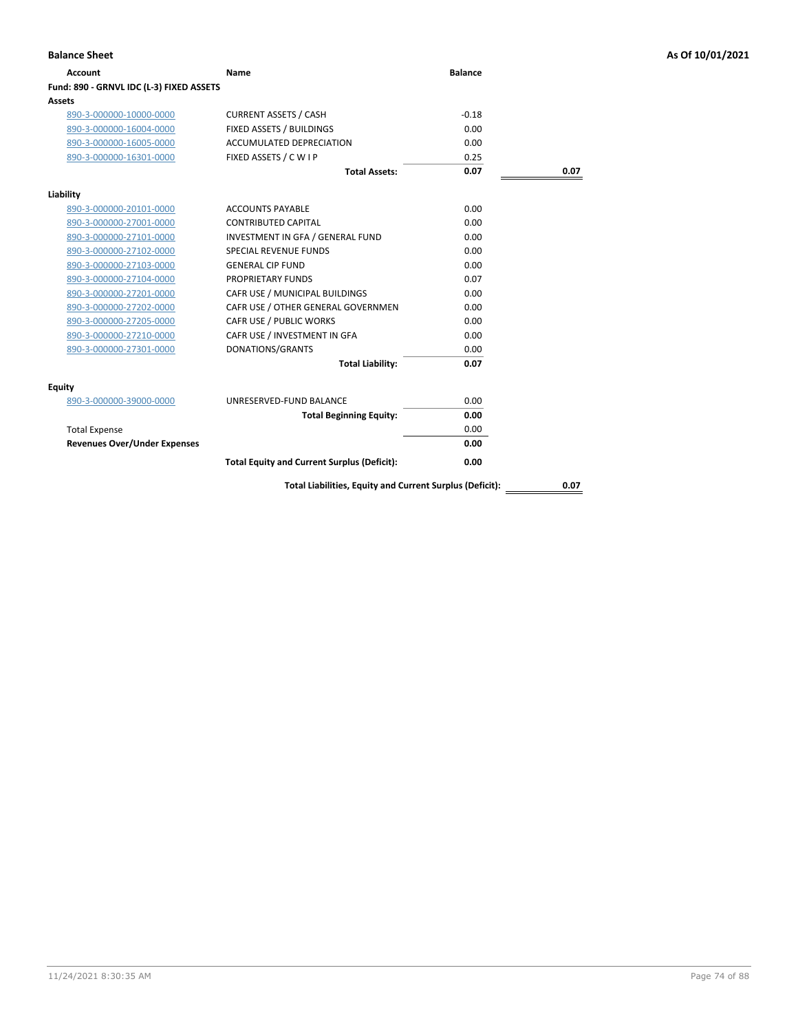## Balance Sheet

**As Of 10/01/2021**

| Account | Name | Balance | |
|---|---|---|---|
| **Fund: 890 - GRNVL IDC (L-3) FIXED ASSETS** | | | |
| **Assets** | | | |
| 890-3-000000-10000-0000 | CURRENT ASSETS / CASH | -0.18 | |
| 890-3-000000-16004-0000 | FIXED ASSETS / BUILDINGS | 0.00 | |
| 890-3-000000-16005-0000 | ACCUMULATED DEPRECIATION | 0.00 | |
| 890-3-000000-16301-0000 | FIXED ASSETS / C W I P | 0.25 | |
| | **Total Assets:** | **0.07** | **0.07** |
| **Liability** | | | |
| 890-3-000000-20101-0000 | ACCOUNTS PAYABLE | 0.00 | |
| 890-3-000000-27001-0000 | CONTRIBUTED CAPITAL | 0.00 | |
| 890-3-000000-27101-0000 | INVESTMENT IN GFA / GENERAL FUND | 0.00 | |
| 890-3-000000-27102-0000 | SPECIAL REVENUE FUNDS | 0.00 | |
| 890-3-000000-27103-0000 | GENERAL CIP FUND | 0.00 | |
| 890-3-000000-27104-0000 | PROPRIETARY FUNDS | 0.07 | |
| 890-3-000000-27201-0000 | CAFR USE / MUNICIPAL BUILDINGS | 0.00 | |
| 890-3-000000-27202-0000 | CAFR USE / OTHER GENERAL GOVERNMEN | 0.00 | |
| 890-3-000000-27205-0000 | CAFR USE / PUBLIC WORKS | 0.00 | |
| 890-3-000000-27210-0000 | CAFR USE / INVESTMENT IN GFA | 0.00 | |
| 890-3-000000-27301-0000 | DONATIONS/GRANTS | 0.00 | |
| | **Total Liability:** | **0.07** | |
| **Equity** | | | |
| 890-3-000000-39000-0000 | UNRESERVED-FUND BALANCE | 0.00 | |
| | **Total Beginning Equity:** | **0.00** | |
| Total Expense | | 0.00 | |
| **Revenues Over/Under Expenses** | | **0.00** | |
| | **Total Equity and Current Surplus (Deficit):** | **0.00** | |
| | **Total Liabilities, Equity and Current Surplus (Deficit):** | | **0.07** |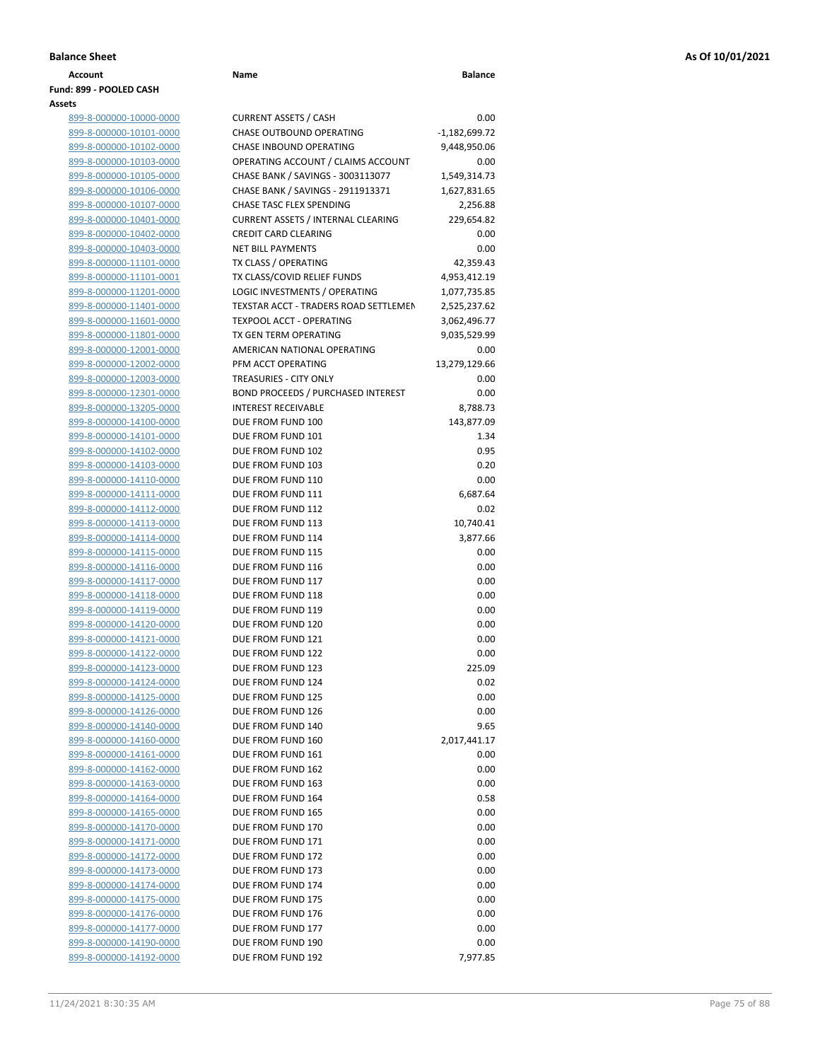**Balance Sheet** **As Of 10/01/2021**

| Account | Name | Balance |
|---|---|---|
| **Fund: 899 - POOLED CASH** | | |
| **Assets** | | |
| 899-8-000000-10000-0000 | CURRENT ASSETS / CASH | 0.00 |
| 899-8-000000-10101-0000 | CHASE OUTBOUND OPERATING | -1,182,699.72 |
| 899-8-000000-10102-0000 | CHASE INBOUND OPERATING | 9,448,950.06 |
| 899-8-000000-10103-0000 | OPERATING ACCOUNT / CLAIMS ACCOUNT | 0.00 |
| 899-8-000000-10105-0000 | CHASE BANK / SAVINGS - 3003113077 | 1,549,314.73 |
| 899-8-000000-10106-0000 | CHASE BANK / SAVINGS - 2911913371 | 1,627,831.65 |
| 899-8-000000-10107-0000 | CHASE TASC FLEX SPENDING | 2,256.88 |
| 899-8-000000-10401-0000 | CURRENT ASSETS / INTERNAL CLEARING | 229,654.82 |
| 899-8-000000-10402-0000 | CREDIT CARD CLEARING | 0.00 |
| 899-8-000000-10403-0000 | NET BILL PAYMENTS | 0.00 |
| 899-8-000000-11101-0000 | TX CLASS / OPERATING | 42,359.43 |
| 899-8-000000-11101-0001 | TX CLASS/COVID RELIEF FUNDS | 4,953,412.19 |
| 899-8-000000-11201-0000 | LOGIC INVESTMENTS / OPERATING | 1,077,735.85 |
| 899-8-000000-11401-0000 | TEXSTAR ACCT - TRADERS ROAD SETTLEMEN | 2,525,237.62 |
| 899-8-000000-11601-0000 | TEXPOOL ACCT - OPERATING | 3,062,496.77 |
| 899-8-000000-11801-0000 | TX GEN TERM OPERATING | 9,035,529.99 |
| 899-8-000000-12001-0000 | AMERICAN NATIONAL OPERATING | 0.00 |
| 899-8-000000-12002-0000 | PFM ACCT OPERATING | 13,279,129.66 |
| 899-8-000000-12003-0000 | TREASURIES - CITY ONLY | 0.00 |
| 899-8-000000-12301-0000 | BOND PROCEEDS / PURCHASED INTEREST | 0.00 |
| 899-8-000000-13205-0000 | INTEREST RECEIVABLE | 8,788.73 |
| 899-8-000000-14100-0000 | DUE FROM FUND 100 | 143,877.09 |
| 899-8-000000-14101-0000 | DUE FROM FUND 101 | 1.34 |
| 899-8-000000-14102-0000 | DUE FROM FUND 102 | 0.95 |
| 899-8-000000-14103-0000 | DUE FROM FUND 103 | 0.20 |
| 899-8-000000-14110-0000 | DUE FROM FUND 110 | 0.00 |
| 899-8-000000-14111-0000 | DUE FROM FUND 111 | 6,687.64 |
| 899-8-000000-14112-0000 | DUE FROM FUND 112 | 0.02 |
| 899-8-000000-14113-0000 | DUE FROM FUND 113 | 10,740.41 |
| 899-8-000000-14114-0000 | DUE FROM FUND 114 | 3,877.66 |
| 899-8-000000-14115-0000 | DUE FROM FUND 115 | 0.00 |
| 899-8-000000-14116-0000 | DUE FROM FUND 116 | 0.00 |
| 899-8-000000-14117-0000 | DUE FROM FUND 117 | 0.00 |
| 899-8-000000-14118-0000 | DUE FROM FUND 118 | 0.00 |
| 899-8-000000-14119-0000 | DUE FROM FUND 119 | 0.00 |
| 899-8-000000-14120-0000 | DUE FROM FUND 120 | 0.00 |
| 899-8-000000-14121-0000 | DUE FROM FUND 121 | 0.00 |
| 899-8-000000-14122-0000 | DUE FROM FUND 122 | 0.00 |
| 899-8-000000-14123-0000 | DUE FROM FUND 123 | 225.09 |
| 899-8-000000-14124-0000 | DUE FROM FUND 124 | 0.02 |
| 899-8-000000-14125-0000 | DUE FROM FUND 125 | 0.00 |
| 899-8-000000-14126-0000 | DUE FROM FUND 126 | 0.00 |
| 899-8-000000-14140-0000 | DUE FROM FUND 140 | 9.65 |
| 899-8-000000-14160-0000 | DUE FROM FUND 160 | 2,017,441.17 |
| 899-8-000000-14161-0000 | DUE FROM FUND 161 | 0.00 |
| 899-8-000000-14162-0000 | DUE FROM FUND 162 | 0.00 |
| 899-8-000000-14163-0000 | DUE FROM FUND 163 | 0.00 |
| 899-8-000000-14164-0000 | DUE FROM FUND 164 | 0.58 |
| 899-8-000000-14165-0000 | DUE FROM FUND 165 | 0.00 |
| 899-8-000000-14170-0000 | DUE FROM FUND 170 | 0.00 |
| 899-8-000000-14171-0000 | DUE FROM FUND 171 | 0.00 |
| 899-8-000000-14172-0000 | DUE FROM FUND 172 | 0.00 |
| 899-8-000000-14173-0000 | DUE FROM FUND 173 | 0.00 |
| 899-8-000000-14174-0000 | DUE FROM FUND 174 | 0.00 |
| 899-8-000000-14175-0000 | DUE FROM FUND 175 | 0.00 |
| 899-8-000000-14176-0000 | DUE FROM FUND 176 | 0.00 |
| 899-8-000000-14177-0000 | DUE FROM FUND 177 | 0.00 |
| 899-8-000000-14190-0000 | DUE FROM FUND 190 | 0.00 |
| 899-8-000000-14192-0000 | DUE FROM FUND 192 | 7,977.85 |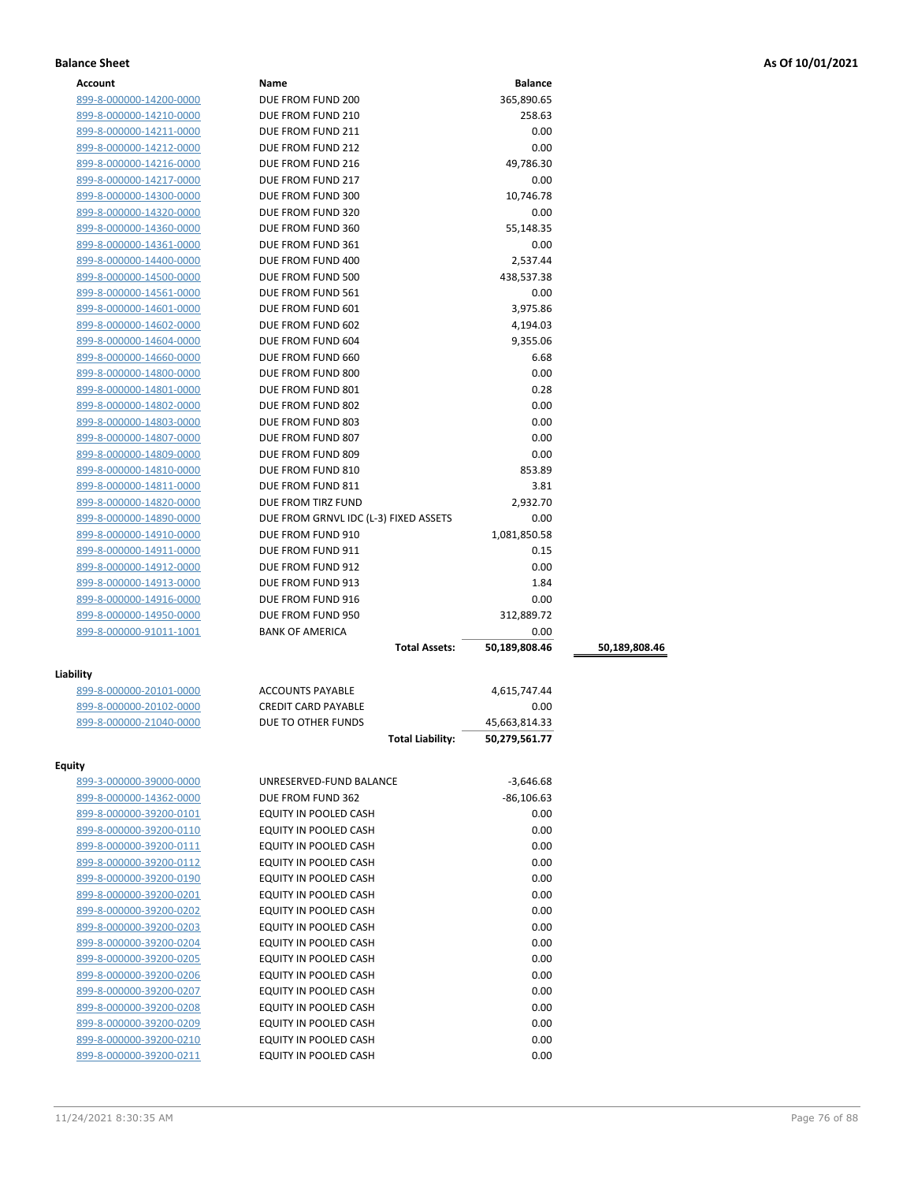**Balance Sheet** **As Of 10/01/2021**

| Account | Name | Balance | |
|---|---|---|---|
| 899-8-000000-14200-0000 | DUE FROM FUND 200 | 365,890.65 | |
| 899-8-000000-14210-0000 | DUE FROM FUND 210 | 258.63 | |
| 899-8-000000-14211-0000 | DUE FROM FUND 211 | 0.00 | |
| 899-8-000000-14212-0000 | DUE FROM FUND 212 | 0.00 | |
| 899-8-000000-14216-0000 | DUE FROM FUND 216 | 49,786.30 | |
| 899-8-000000-14217-0000 | DUE FROM FUND 217 | 0.00 | |
| 899-8-000000-14300-0000 | DUE FROM FUND 300 | 10,746.78 | |
| 899-8-000000-14320-0000 | DUE FROM FUND 320 | 0.00 | |
| 899-8-000000-14360-0000 | DUE FROM FUND 360 | 55,148.35 | |
| 899-8-000000-14361-0000 | DUE FROM FUND 361 | 0.00 | |
| 899-8-000000-14400-0000 | DUE FROM FUND 400 | 2,537.44 | |
| 899-8-000000-14500-0000 | DUE FROM FUND 500 | 438,537.38 | |
| 899-8-000000-14561-0000 | DUE FROM FUND 561 | 0.00 | |
| 899-8-000000-14601-0000 | DUE FROM FUND 601 | 3,975.86 | |
| 899-8-000000-14602-0000 | DUE FROM FUND 602 | 4,194.03 | |
| 899-8-000000-14604-0000 | DUE FROM FUND 604 | 9,355.06 | |
| 899-8-000000-14660-0000 | DUE FROM FUND 660 | 6.68 | |
| 899-8-000000-14800-0000 | DUE FROM FUND 800 | 0.00 | |
| 899-8-000000-14801-0000 | DUE FROM FUND 801 | 0.28 | |
| 899-8-000000-14802-0000 | DUE FROM FUND 802 | 0.00 | |
| 899-8-000000-14803-0000 | DUE FROM FUND 803 | 0.00 | |
| 899-8-000000-14807-0000 | DUE FROM FUND 807 | 0.00 | |
| 899-8-000000-14809-0000 | DUE FROM FUND 809 | 0.00 | |
| 899-8-000000-14810-0000 | DUE FROM FUND 810 | 853.89 | |
| 899-8-000000-14811-0000 | DUE FROM FUND 811 | 3.81 | |
| 899-8-000000-14820-0000 | DUE FROM TIRZ FUND | 2,932.70 | |
| 899-8-000000-14890-0000 | DUE FROM GRNVL IDC (L-3) FIXED ASSETS | 0.00 | |
| 899-8-000000-14910-0000 | DUE FROM FUND 910 | 1,081,850.58 | |
| 899-8-000000-14911-0000 | DUE FROM FUND 911 | 0.15 | |
| 899-8-000000-14912-0000 | DUE FROM FUND 912 | 0.00 | |
| 899-8-000000-14913-0000 | DUE FROM FUND 913 | 1.84 | |
| 899-8-000000-14916-0000 | DUE FROM FUND 916 | 0.00 | |
| 899-8-000000-14950-0000 | DUE FROM FUND 950 | 312,889.72 | |
| 899-8-000000-91011-1001 | BANK OF AMERICA | 0.00 | |
| | **Total Assets:** | **50,189,808.46** | **50,189,808.46** |

**Liability**

| Account | Name | Balance |
|---|---|---|
| 899-8-000000-20101-0000 | ACCOUNTS PAYABLE | 4,615,747.44 |
| 899-8-000000-20102-0000 | CREDIT CARD PAYABLE | 0.00 |
| 899-8-000000-21040-0000 | DUE TO OTHER FUNDS | 45,663,814.33 |
| | **Total Liability:** | **50,279,561.77** |

**Equity**

| Account | Name | Balance |
|---|---|---|
| 899-3-000000-39000-0000 | UNRESERVED-FUND BALANCE | -3,646.68 |
| 899-8-000000-14362-0000 | DUE FROM FUND 362 | -86,106.63 |
| 899-8-000000-39200-0101 | EQUITY IN POOLED CASH | 0.00 |
| 899-8-000000-39200-0110 | EQUITY IN POOLED CASH | 0.00 |
| 899-8-000000-39200-0111 | EQUITY IN POOLED CASH | 0.00 |
| 899-8-000000-39200-0112 | EQUITY IN POOLED CASH | 0.00 |
| 899-8-000000-39200-0190 | EQUITY IN POOLED CASH | 0.00 |
| 899-8-000000-39200-0201 | EQUITY IN POOLED CASH | 0.00 |
| 899-8-000000-39200-0202 | EQUITY IN POOLED CASH | 0.00 |
| 899-8-000000-39200-0203 | EQUITY IN POOLED CASH | 0.00 |
| 899-8-000000-39200-0204 | EQUITY IN POOLED CASH | 0.00 |
| 899-8-000000-39200-0205 | EQUITY IN POOLED CASH | 0.00 |
| 899-8-000000-39200-0206 | EQUITY IN POOLED CASH | 0.00 |
| 899-8-000000-39200-0207 | EQUITY IN POOLED CASH | 0.00 |
| 899-8-000000-39200-0208 | EQUITY IN POOLED CASH | 0.00 |
| 899-8-000000-39200-0209 | EQUITY IN POOLED CASH | 0.00 |
| 899-8-000000-39200-0210 | EQUITY IN POOLED CASH | 0.00 |
| 899-8-000000-39200-0211 | EQUITY IN POOLED CASH | 0.00 |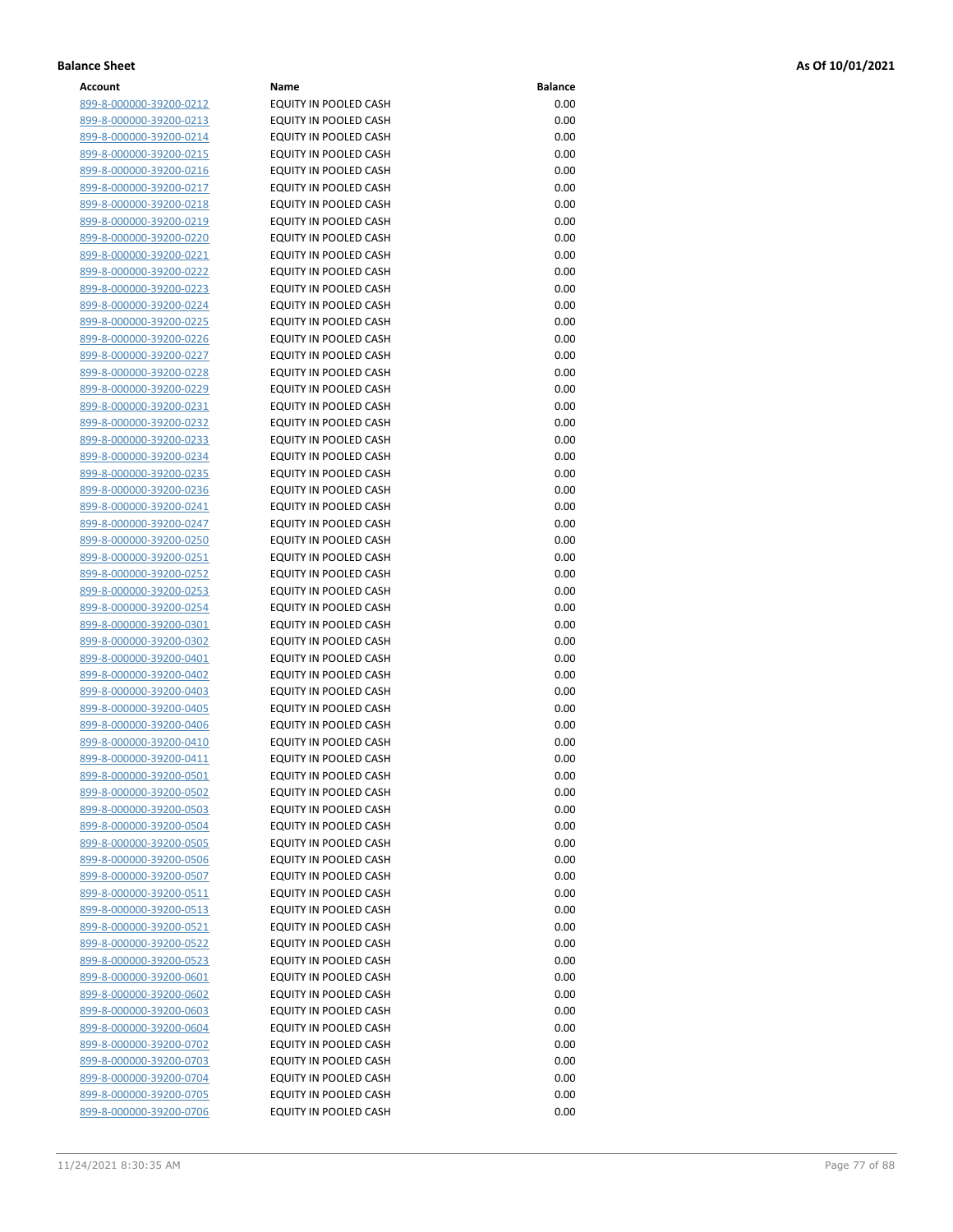**Balance Sheet** **As Of 10/01/2021**

| Account | Name | Balance |
|---|---|---|
| 899-8-000000-39200-0212 | EQUITY IN POOLED CASH | 0.00 |
| 899-8-000000-39200-0213 | EQUITY IN POOLED CASH | 0.00 |
| 899-8-000000-39200-0214 | EQUITY IN POOLED CASH | 0.00 |
| 899-8-000000-39200-0215 | EQUITY IN POOLED CASH | 0.00 |
| 899-8-000000-39200-0216 | EQUITY IN POOLED CASH | 0.00 |
| 899-8-000000-39200-0217 | EQUITY IN POOLED CASH | 0.00 |
| 899-8-000000-39200-0218 | EQUITY IN POOLED CASH | 0.00 |
| 899-8-000000-39200-0219 | EQUITY IN POOLED CASH | 0.00 |
| 899-8-000000-39200-0220 | EQUITY IN POOLED CASH | 0.00 |
| 899-8-000000-39200-0221 | EQUITY IN POOLED CASH | 0.00 |
| 899-8-000000-39200-0222 | EQUITY IN POOLED CASH | 0.00 |
| 899-8-000000-39200-0223 | EQUITY IN POOLED CASH | 0.00 |
| 899-8-000000-39200-0224 | EQUITY IN POOLED CASH | 0.00 |
| 899-8-000000-39200-0225 | EQUITY IN POOLED CASH | 0.00 |
| 899-8-000000-39200-0226 | EQUITY IN POOLED CASH | 0.00 |
| 899-8-000000-39200-0227 | EQUITY IN POOLED CASH | 0.00 |
| 899-8-000000-39200-0228 | EQUITY IN POOLED CASH | 0.00 |
| 899-8-000000-39200-0229 | EQUITY IN POOLED CASH | 0.00 |
| 899-8-000000-39200-0231 | EQUITY IN POOLED CASH | 0.00 |
| 899-8-000000-39200-0232 | EQUITY IN POOLED CASH | 0.00 |
| 899-8-000000-39200-0233 | EQUITY IN POOLED CASH | 0.00 |
| 899-8-000000-39200-0234 | EQUITY IN POOLED CASH | 0.00 |
| 899-8-000000-39200-0235 | EQUITY IN POOLED CASH | 0.00 |
| 899-8-000000-39200-0236 | EQUITY IN POOLED CASH | 0.00 |
| 899-8-000000-39200-0241 | EQUITY IN POOLED CASH | 0.00 |
| 899-8-000000-39200-0247 | EQUITY IN POOLED CASH | 0.00 |
| 899-8-000000-39200-0250 | EQUITY IN POOLED CASH | 0.00 |
| 899-8-000000-39200-0251 | EQUITY IN POOLED CASH | 0.00 |
| 899-8-000000-39200-0252 | EQUITY IN POOLED CASH | 0.00 |
| 899-8-000000-39200-0253 | EQUITY IN POOLED CASH | 0.00 |
| 899-8-000000-39200-0254 | EQUITY IN POOLED CASH | 0.00 |
| 899-8-000000-39200-0301 | EQUITY IN POOLED CASH | 0.00 |
| 899-8-000000-39200-0302 | EQUITY IN POOLED CASH | 0.00 |
| 899-8-000000-39200-0401 | EQUITY IN POOLED CASH | 0.00 |
| 899-8-000000-39200-0402 | EQUITY IN POOLED CASH | 0.00 |
| 899-8-000000-39200-0403 | EQUITY IN POOLED CASH | 0.00 |
| 899-8-000000-39200-0405 | EQUITY IN POOLED CASH | 0.00 |
| 899-8-000000-39200-0406 | EQUITY IN POOLED CASH | 0.00 |
| 899-8-000000-39200-0410 | EQUITY IN POOLED CASH | 0.00 |
| 899-8-000000-39200-0411 | EQUITY IN POOLED CASH | 0.00 |
| 899-8-000000-39200-0501 | EQUITY IN POOLED CASH | 0.00 |
| 899-8-000000-39200-0502 | EQUITY IN POOLED CASH | 0.00 |
| 899-8-000000-39200-0503 | EQUITY IN POOLED CASH | 0.00 |
| 899-8-000000-39200-0504 | EQUITY IN POOLED CASH | 0.00 |
| 899-8-000000-39200-0505 | EQUITY IN POOLED CASH | 0.00 |
| 899-8-000000-39200-0506 | EQUITY IN POOLED CASH | 0.00 |
| 899-8-000000-39200-0507 | EQUITY IN POOLED CASH | 0.00 |
| 899-8-000000-39200-0511 | EQUITY IN POOLED CASH | 0.00 |
| 899-8-000000-39200-0513 | EQUITY IN POOLED CASH | 0.00 |
| 899-8-000000-39200-0521 | EQUITY IN POOLED CASH | 0.00 |
| 899-8-000000-39200-0522 | EQUITY IN POOLED CASH | 0.00 |
| 899-8-000000-39200-0523 | EQUITY IN POOLED CASH | 0.00 |
| 899-8-000000-39200-0601 | EQUITY IN POOLED CASH | 0.00 |
| 899-8-000000-39200-0602 | EQUITY IN POOLED CASH | 0.00 |
| 899-8-000000-39200-0603 | EQUITY IN POOLED CASH | 0.00 |
| 899-8-000000-39200-0604 | EQUITY IN POOLED CASH | 0.00 |
| 899-8-000000-39200-0702 | EQUITY IN POOLED CASH | 0.00 |
| 899-8-000000-39200-0703 | EQUITY IN POOLED CASH | 0.00 |
| 899-8-000000-39200-0704 | EQUITY IN POOLED CASH | 0.00 |
| 899-8-000000-39200-0705 | EQUITY IN POOLED CASH | 0.00 |
| 899-8-000000-39200-0706 | EQUITY IN POOLED CASH | 0.00 |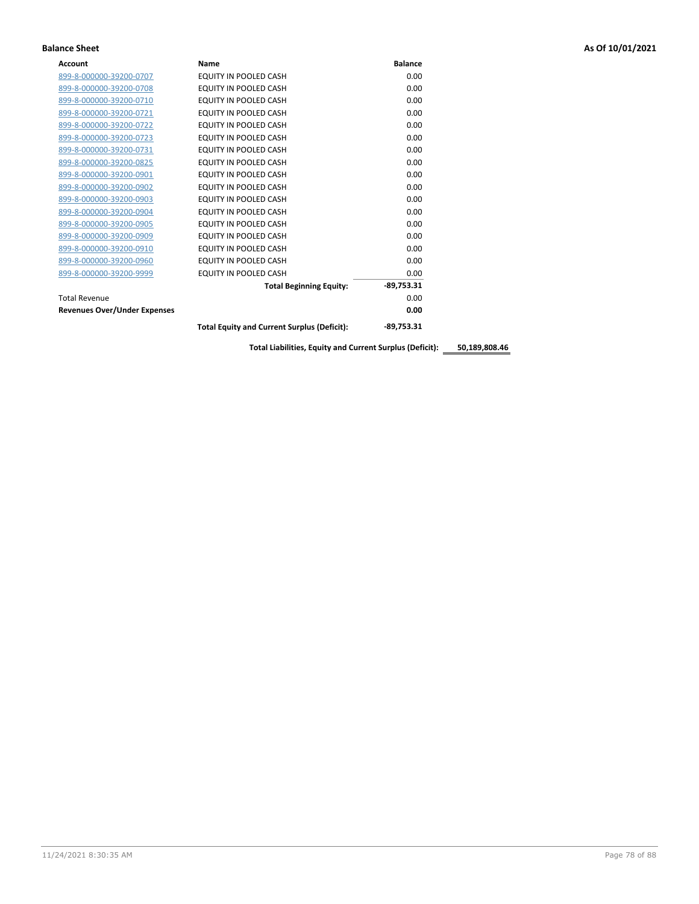**Balance Sheet** **As Of 10/01/2021**

| Account | Name | Balance |
|---|---|---|
| 899-8-000000-39200-0707 | EQUITY IN POOLED CASH | 0.00 |
| 899-8-000000-39200-0708 | EQUITY IN POOLED CASH | 0.00 |
| 899-8-000000-39200-0710 | EQUITY IN POOLED CASH | 0.00 |
| 899-8-000000-39200-0721 | EQUITY IN POOLED CASH | 0.00 |
| 899-8-000000-39200-0722 | EQUITY IN POOLED CASH | 0.00 |
| 899-8-000000-39200-0723 | EQUITY IN POOLED CASH | 0.00 |
| 899-8-000000-39200-0731 | EQUITY IN POOLED CASH | 0.00 |
| 899-8-000000-39200-0825 | EQUITY IN POOLED CASH | 0.00 |
| 899-8-000000-39200-0901 | EQUITY IN POOLED CASH | 0.00 |
| 899-8-000000-39200-0902 | EQUITY IN POOLED CASH | 0.00 |
| 899-8-000000-39200-0903 | EQUITY IN POOLED CASH | 0.00 |
| 899-8-000000-39200-0904 | EQUITY IN POOLED CASH | 0.00 |
| 899-8-000000-39200-0905 | EQUITY IN POOLED CASH | 0.00 |
| 899-8-000000-39200-0909 | EQUITY IN POOLED CASH | 0.00 |
| 899-8-000000-39200-0910 | EQUITY IN POOLED CASH | 0.00 |
| 899-8-000000-39200-0960 | EQUITY IN POOLED CASH | 0.00 |
| 899-8-000000-39200-9999 | EQUITY IN POOLED CASH | 0.00 |
| | **Total Beginning Equity:** | **-89,753.31** |
| Total Revenue | | 0.00 |
| **Revenues Over/Under Expenses** | | **0.00** |
| | **Total Equity and Current Surplus (Deficit):** | **-89,753.31** |

**Total Liabilities, Equity and Current Surplus (Deficit): 50,189,808.46**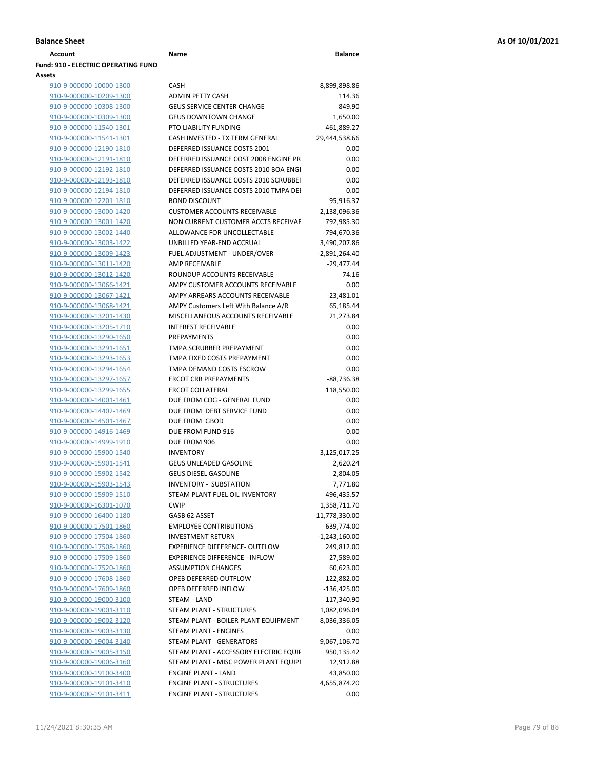**Balance Sheet** — As Of 10/01/2021

| Account | Name | Balance |
|---|---|---|
| **Fund: 910 - ELECTRIC OPERATING FUND** | | |
| **Assets** | | |
| 910-9-000000-10000-1300 | CASH | 8,899,898.86 |
| 910-9-000000-10209-1300 | ADMIN PETTY CASH | 114.36 |
| 910-9-000000-10308-1300 | GEUS SERVICE CENTER CHANGE | 849.90 |
| 910-9-000000-10309-1300 | GEUS DOWNTOWN CHANGE | 1,650.00 |
| 910-9-000000-11540-1301 | PTO LIABILITY FUNDING | 461,889.27 |
| 910-9-000000-11541-1301 | CASH INVESTED - TX TERM GENERAL | 29,444,538.66 |
| 910-9-000000-12190-1810 | DEFERRED ISSUANCE COSTS 2001 | 0.00 |
| 910-9-000000-12191-1810 | DEFERRED ISSUANCE COST 2008 ENGINE PR | 0.00 |
| 910-9-000000-12192-1810 | DEFERRED ISSUANCE COSTS 2010 BOA ENGI | 0.00 |
| 910-9-000000-12193-1810 | DEFERRED ISSUANCE COSTS 2010 SCRUBBEI | 0.00 |
| 910-9-000000-12194-1810 | DEFERRED ISSUANCE COSTS 2010 TMPA DEI | 0.00 |
| 910-9-000000-12201-1810 | BOND DISCOUNT | 95,916.37 |
| 910-9-000000-13000-1420 | CUSTOMER ACCOUNTS RECEIVABLE | 2,138,096.36 |
| 910-9-000000-13001-1420 | NON CURRENT CUSTOMER ACCTS RECEIVAE | 792,985.30 |
| 910-9-000000-13002-1440 | ALLOWANCE FOR UNCOLLECTABLE | -794,670.36 |
| 910-9-000000-13003-1422 | UNBILLED YEAR-END ACCRUAL | 3,490,207.86 |
| 910-9-000000-13009-1423 | FUEL ADJUSTMENT - UNDER/OVER | -2,891,264.40 |
| 910-9-000000-13011-1420 | AMP RECEIVABLE | -29,477.44 |
| 910-9-000000-13012-1420 | ROUNDUP ACCOUNTS RECEIVABLE | 74.16 |
| 910-9-000000-13066-1421 | AMPY CUSTOMER ACCOUNTS RECEIVABLE | 0.00 |
| 910-9-000000-13067-1421 | AMPY ARREARS ACCOUNTS RECEIVABLE | -23,481.01 |
| 910-9-000000-13068-1421 | AMPY Customers Left With Balance A/R | 65,185.44 |
| 910-9-000000-13201-1430 | MISCELLANEOUS ACCOUNTS RECEIVABLE | 21,273.84 |
| 910-9-000000-13205-1710 | INTEREST RECEIVABLE | 0.00 |
| 910-9-000000-13290-1650 | PREPAYMENTS | 0.00 |
| 910-9-000000-13291-1651 | TMPA SCRUBBER PREPAYMENT | 0.00 |
| 910-9-000000-13293-1653 | TMPA FIXED COSTS PREPAYMENT | 0.00 |
| 910-9-000000-13294-1654 | TMPA DEMAND COSTS ESCROW | 0.00 |
| 910-9-000000-13297-1657 | ERCOT CRR PREPAYMENTS | -88,736.38 |
| 910-9-000000-13299-1655 | ERCOT COLLATERAL | 118,550.00 |
| 910-9-000000-14001-1461 | DUE FROM COG - GENERAL FUND | 0.00 |
| 910-9-000000-14402-1469 | DUE FROM DEBT SERVICE FUND | 0.00 |
| 910-9-000000-14501-1467 | DUE FROM GBOD | 0.00 |
| 910-9-000000-14916-1469 | DUE FROM FUND 916 | 0.00 |
| 910-9-000000-14999-1910 | DUE FROM 906 | 0.00 |
| 910-9-000000-15900-1540 | INVENTORY | 3,125,017.25 |
| 910-9-000000-15901-1541 | GEUS UNLEADED GASOLINE | 2,620.24 |
| 910-9-000000-15902-1542 | GEUS DIESEL GASOLINE | 2,804.05 |
| 910-9-000000-15903-1543 | INVENTORY - SUBSTATION | 7,771.80 |
| 910-9-000000-15909-1510 | STEAM PLANT FUEL OIL INVENTORY | 496,435.57 |
| 910-9-000000-16301-1070 | CWIP | 1,358,711.70 |
| 910-9-000000-16400-1180 | GASB 62 ASSET | 11,778,330.00 |
| 910-9-000000-17501-1860 | EMPLOYEE CONTRIBUTIONS | 639,774.00 |
| 910-9-000000-17504-1860 | INVESTMENT RETURN | -1,243,160.00 |
| 910-9-000000-17508-1860 | EXPERIENCE DIFFERENCE- OUTFLOW | 249,812.00 |
| 910-9-000000-17509-1860 | EXPERIENCE DIFFERENCE - INFLOW | -27,589.00 |
| 910-9-000000-17520-1860 | ASSUMPTION CHANGES | 60,623.00 |
| 910-9-000000-17608-1860 | OPEB DEFERRED OUTFLOW | 122,882.00 |
| 910-9-000000-17609-1860 | OPEB DEFERRED INFLOW | -136,425.00 |
| 910-9-000000-19000-3100 | STEAM - LAND | 117,340.90 |
| 910-9-000000-19001-3110 | STEAM PLANT - STRUCTURES | 1,082,096.04 |
| 910-9-000000-19002-3120 | STEAM PLANT - BOILER PLANT EQUIPMENT | 8,036,336.05 |
| 910-9-000000-19003-3130 | STEAM PLANT - ENGINES | 0.00 |
| 910-9-000000-19004-3140 | STEAM PLANT - GENERATORS | 9,067,106.70 |
| 910-9-000000-19005-3150 | STEAM PLANT - ACCESSORY ELECTRIC EQUIF | 950,135.42 |
| 910-9-000000-19006-3160 | STEAM PLANT - MISC POWER PLANT EQUIPI | 12,912.88 |
| 910-9-000000-19100-3400 | ENGINE PLANT - LAND | 43,850.00 |
| 910-9-000000-19101-3410 | ENGINE PLANT - STRUCTURES | 4,655,874.20 |
| 910-9-000000-19101-3411 | ENGINE PLANT - STRUCTURES | 0.00 |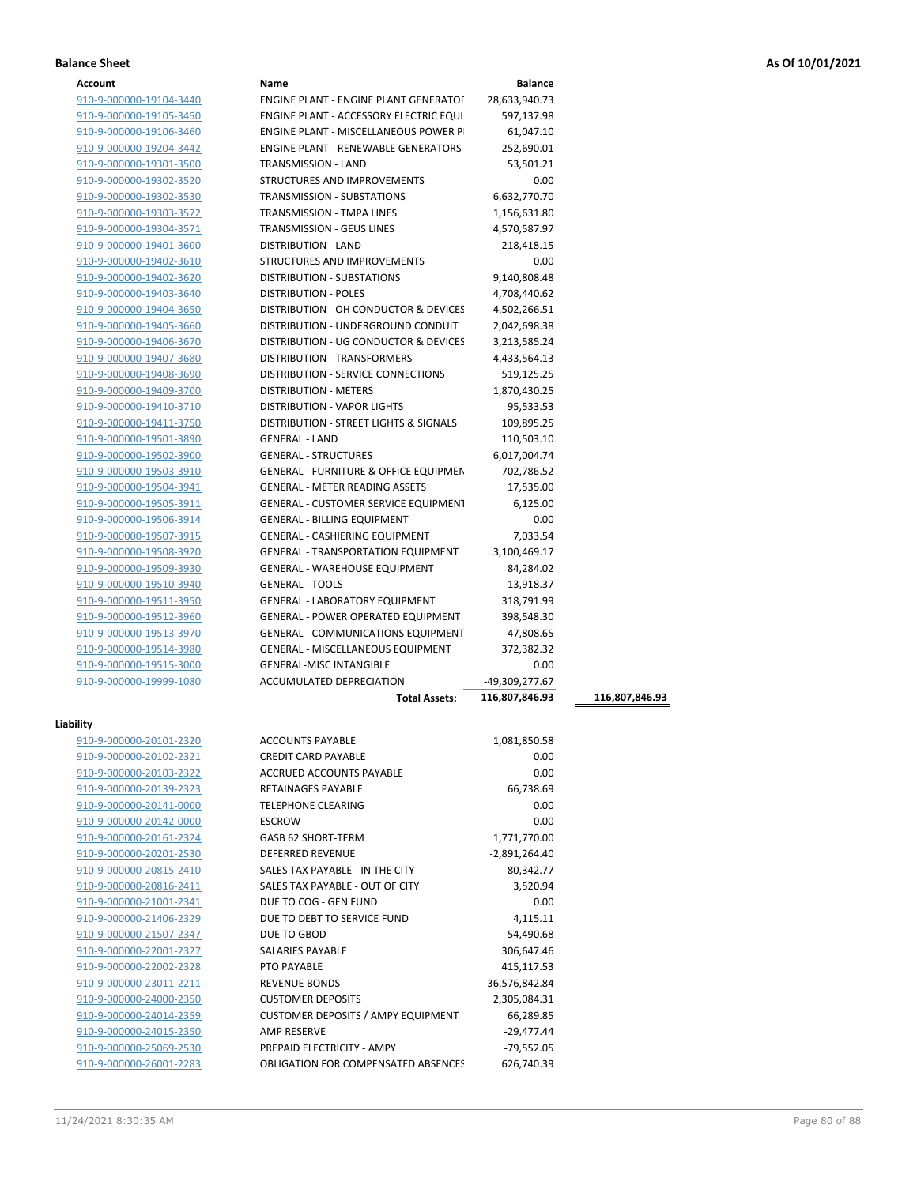**Balance Sheet** **As Of 10/01/2021**

| Account | Name | Balance | |
|---|---|---|---|
| 910-9-000000-19104-3440 | ENGINE PLANT - ENGINE PLANT GENERATOF | 28,633,940.73 | |
| 910-9-000000-19105-3450 | ENGINE PLANT - ACCESSORY ELECTRIC EQUI | 597,137.98 | |
| 910-9-000000-19106-3460 | ENGINE PLANT - MISCELLANEOUS POWER P | 61,047.10 | |
| 910-9-000000-19204-3442 | ENGINE PLANT - RENEWABLE GENERATORS | 252,690.01 | |
| 910-9-000000-19301-3500 | TRANSMISSION - LAND | 53,501.21 | |
| 910-9-000000-19302-3520 | STRUCTURES AND IMPROVEMENTS | 0.00 | |
| 910-9-000000-19302-3530 | TRANSMISSION - SUBSTATIONS | 6,632,770.70 | |
| 910-9-000000-19303-3572 | TRANSMISSION - TMPA LINES | 1,156,631.80 | |
| 910-9-000000-19304-3571 | TRANSMISSION - GEUS LINES | 4,570,587.97 | |
| 910-9-000000-19401-3600 | DISTRIBUTION - LAND | 218,418.15 | |
| 910-9-000000-19402-3610 | STRUCTURES AND IMPROVEMENTS | 0.00 | |
| 910-9-000000-19402-3620 | DISTRIBUTION - SUBSTATIONS | 9,140,808.48 | |
| 910-9-000000-19403-3640 | DISTRIBUTION - POLES | 4,708,440.62 | |
| 910-9-000000-19404-3650 | DISTRIBUTION - OH CONDUCTOR & DEVICES | 4,502,266.51 | |
| 910-9-000000-19405-3660 | DISTRIBUTION - UNDERGROUND CONDUIT | 2,042,698.38 | |
| 910-9-000000-19406-3670 | DISTRIBUTION - UG CONDUCTOR & DEVICES | 3,213,585.24 | |
| 910-9-000000-19407-3680 | DISTRIBUTION - TRANSFORMERS | 4,433,564.13 | |
| 910-9-000000-19408-3690 | DISTRIBUTION - SERVICE CONNECTIONS | 519,125.25 | |
| 910-9-000000-19409-3700 | DISTRIBUTION - METERS | 1,870,430.25 | |
| 910-9-000000-19410-3710 | DISTRIBUTION - VAPOR LIGHTS | 95,533.53 | |
| 910-9-000000-19411-3750 | DISTRIBUTION - STREET LIGHTS & SIGNALS | 109,895.25 | |
| 910-9-000000-19501-3890 | GENERAL - LAND | 110,503.10 | |
| 910-9-000000-19502-3900 | GENERAL - STRUCTURES | 6,017,004.74 | |
| 910-9-000000-19503-3910 | GENERAL - FURNITURE & OFFICE EQUIPMEN | 702,786.52 | |
| 910-9-000000-19504-3941 | GENERAL - METER READING ASSETS | 17,535.00 | |
| 910-9-000000-19505-3911 | GENERAL - CUSTOMER SERVICE EQUIPMENT | 6,125.00 | |
| 910-9-000000-19506-3914 | GENERAL - BILLING EQUIPMENT | 0.00 | |
| 910-9-000000-19507-3915 | GENERAL - CASHIERING EQUIPMENT | 7,033.54 | |
| 910-9-000000-19508-3920 | GENERAL - TRANSPORTATION EQUIPMENT | 3,100,469.17 | |
| 910-9-000000-19509-3930 | GENERAL - WAREHOUSE EQUIPMENT | 84,284.02 | |
| 910-9-000000-19510-3940 | GENERAL - TOOLS | 13,918.37 | |
| 910-9-000000-19511-3950 | GENERAL - LABORATORY EQUIPMENT | 318,791.99 | |
| 910-9-000000-19512-3960 | GENERAL - POWER OPERATED EQUIPMENT | 398,548.30 | |
| 910-9-000000-19513-3970 | GENERAL - COMMUNICATIONS EQUIPMENT | 47,808.65 | |
| 910-9-000000-19514-3980 | GENERAL - MISCELLANEOUS EQUIPMENT | 372,382.32 | |
| 910-9-000000-19515-3000 | GENERAL-MISC INTANGIBLE | 0.00 | |
| 910-9-000000-19999-1080 | ACCUMULATED DEPRECIATION | -49,309,277.67 | |
| | **Total Assets:** | **116,807,846.93** | **116,807,846.93** |

**Liability**

| Account | Name | Balance |
|---|---|---|
| 910-9-000000-20101-2320 | ACCOUNTS PAYABLE | 1,081,850.58 |
| 910-9-000000-20102-2321 | CREDIT CARD PAYABLE | 0.00 |
| 910-9-000000-20103-2322 | ACCRUED ACCOUNTS PAYABLE | 0.00 |
| 910-9-000000-20139-2323 | RETAINAGES PAYABLE | 66,738.69 |
| 910-9-000000-20141-0000 | TELEPHONE CLEARING | 0.00 |
| 910-9-000000-20142-0000 | ESCROW | 0.00 |
| 910-9-000000-20161-2324 | GASB 62 SHORT-TERM | 1,771,770.00 |
| 910-9-000000-20201-2530 | DEFERRED REVENUE | -2,891,264.40 |
| 910-9-000000-20815-2410 | SALES TAX PAYABLE - IN THE CITY | 80,342.77 |
| 910-9-000000-20816-2411 | SALES TAX PAYABLE - OUT OF CITY | 3,520.94 |
| 910-9-000000-21001-2341 | DUE TO COG - GEN FUND | 0.00 |
| 910-9-000000-21406-2329 | DUE TO DEBT TO SERVICE FUND | 4,115.11 |
| 910-9-000000-21507-2347 | DUE TO GBOD | 54,490.68 |
| 910-9-000000-22001-2327 | SALARIES PAYABLE | 306,647.46 |
| 910-9-000000-22002-2328 | PTO PAYABLE | 415,117.53 |
| 910-9-000000-23011-2211 | REVENUE BONDS | 36,576,842.84 |
| 910-9-000000-24000-2350 | CUSTOMER DEPOSITS | 2,305,084.31 |
| 910-9-000000-24014-2359 | CUSTOMER DEPOSITS / AMPY EQUIPMENT | 66,289.85 |
| 910-9-000000-24015-2350 | AMP RESERVE | -29,477.44 |
| 910-9-000000-25069-2530 | PREPAID ELECTRICITY - AMPY | -79,552.05 |
| 910-9-000000-26001-2283 | OBLIGATION FOR COMPENSATED ABSENCES | 626,740.39 |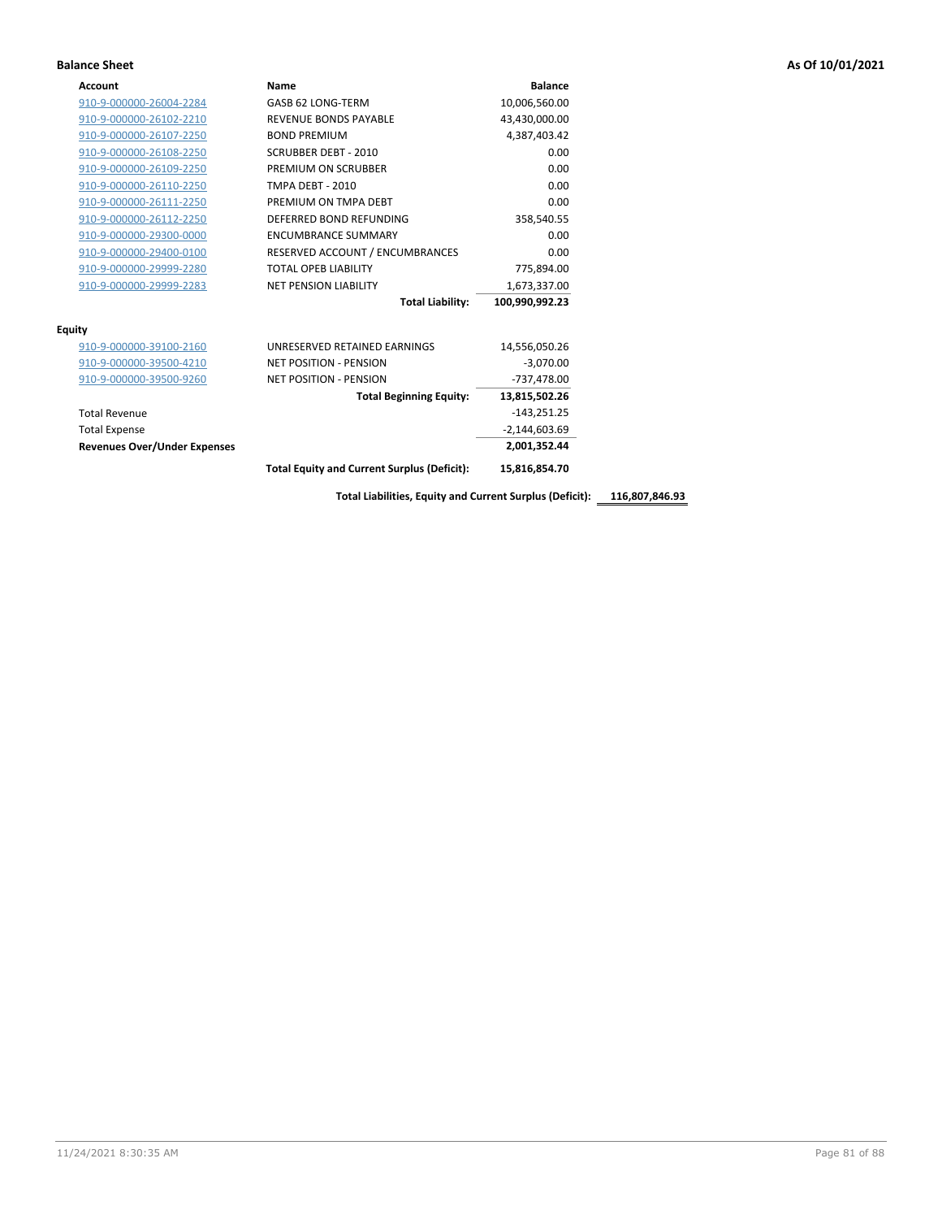## Balance Sheet

As Of 10/01/2021

| Account | Name | Balance | |
|---|---|---|---|
| 910-9-000000-26004-2284 | GASB 62 LONG-TERM | 10,006,560.00 | |
| 910-9-000000-26102-2210 | REVENUE BONDS PAYABLE | 43,430,000.00 | |
| 910-9-000000-26107-2250 | BOND PREMIUM | 4,387,403.42 | |
| 910-9-000000-26108-2250 | SCRUBBER DEBT - 2010 | 0.00 | |
| 910-9-000000-26109-2250 | PREMIUM ON SCRUBBER | 0.00 | |
| 910-9-000000-26110-2250 | TMPA DEBT - 2010 | 0.00 | |
| 910-9-000000-26111-2250 | PREMIUM ON TMPA DEBT | 0.00 | |
| 910-9-000000-26112-2250 | DEFERRED BOND REFUNDING | 358,540.55 | |
| 910-9-000000-29300-0000 | ENCUMBRANCE SUMMARY | 0.00 | |
| 910-9-000000-29400-0100 | RESERVED ACCOUNT / ENCUMBRANCES | 0.00 | |
| 910-9-000000-29999-2280 | TOTAL OPEB LIABILITY | 775,894.00 | |
| 910-9-000000-29999-2283 | NET PENSION LIABILITY | 1,673,337.00 | |
| | **Total Liability:** | **100,990,992.23** | |
| **Equity** | | | |
| 910-9-000000-39100-2160 | UNRESERVED RETAINED EARNINGS | 14,556,050.26 | |
| 910-9-000000-39500-4210 | NET POSITION - PENSION | -3,070.00 | |
| 910-9-000000-39500-9260 | NET POSITION - PENSION | -737,478.00 | |
| | **Total Beginning Equity:** | **13,815,502.26** | |
| Total Revenue | | -143,251.25 | |
| Total Expense | | -2,144,603.69 | |
| **Revenues Over/Under Expenses** | | **2,001,352.44** | |
| | **Total Equity and Current Surplus (Deficit):** | **15,816,854.70** | |
| | **Total Liabilities, Equity and Current Surplus (Deficit):** | | **116,807,846.93** |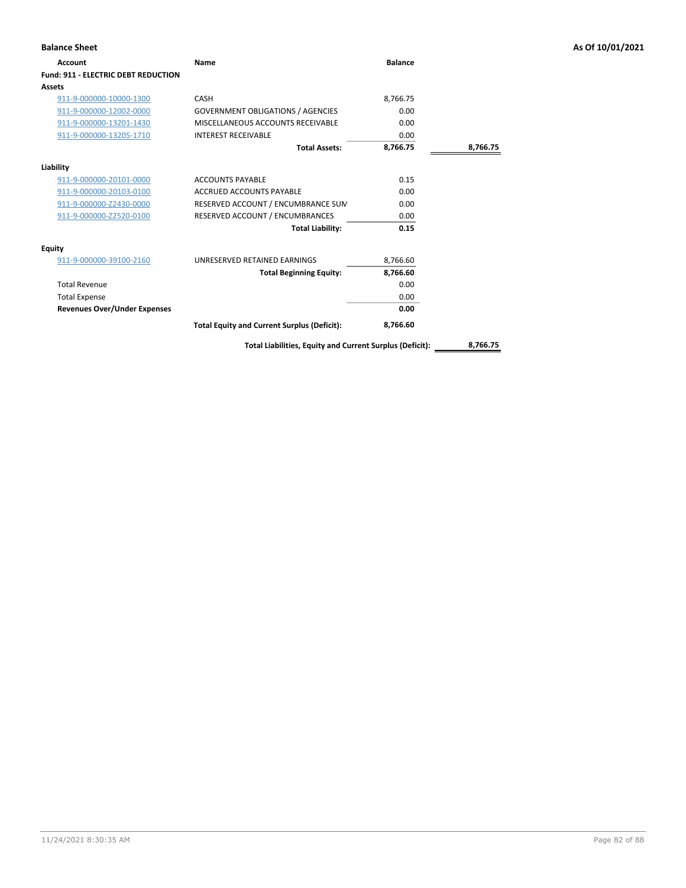## Balance Sheet

As Of 10/01/2021

| Account | Name | Balance | |
|---|---|---|---|
| **Fund: 911 - ELECTRIC DEBT REDUCTION** | | | |
| **Assets** | | | |
| 911-9-000000-10000-1300 | CASH | 8,766.75 | |
| 911-9-000000-12002-0000 | GOVERNMENT OBLIGATIONS / AGENCIES | 0.00 | |
| 911-9-000000-13201-1430 | MISCELLANEOUS ACCOUNTS RECEIVABLE | 0.00 | |
| 911-9-000000-13205-1710 | INTEREST RECEIVABLE | 0.00 | |
| | **Total Assets:** | **8,766.75** | **8,766.75** |
| **Liability** | | | |
| 911-9-000000-20101-0000 | ACCOUNTS PAYABLE | 0.15 | |
| 911-9-000000-20103-0100 | ACCRUED ACCOUNTS PAYABLE | 0.00 | |
| 911-9-000000-Z2430-0000 | RESERVED ACCOUNT / ENCUMBRANCE SUM | 0.00 | |
| 911-9-000000-Z2520-0100 | RESERVED ACCOUNT / ENCUMBRANCES | 0.00 | |
| | **Total Liability:** | **0.15** | |
| **Equity** | | | |
| 911-9-000000-39100-2160 | UNRESERVED RETAINED EARNINGS | 8,766.60 | |
| | **Total Beginning Equity:** | **8,766.60** | |
| Total Revenue | | 0.00 | |
| Total Expense | | 0.00 | |
| **Revenues Over/Under Expenses** | | **0.00** | |
| | **Total Equity and Current Surplus (Deficit):** | **8,766.60** | |
| | **Total Liabilities, Equity and Current Surplus (Deficit):** | | **8,766.75** |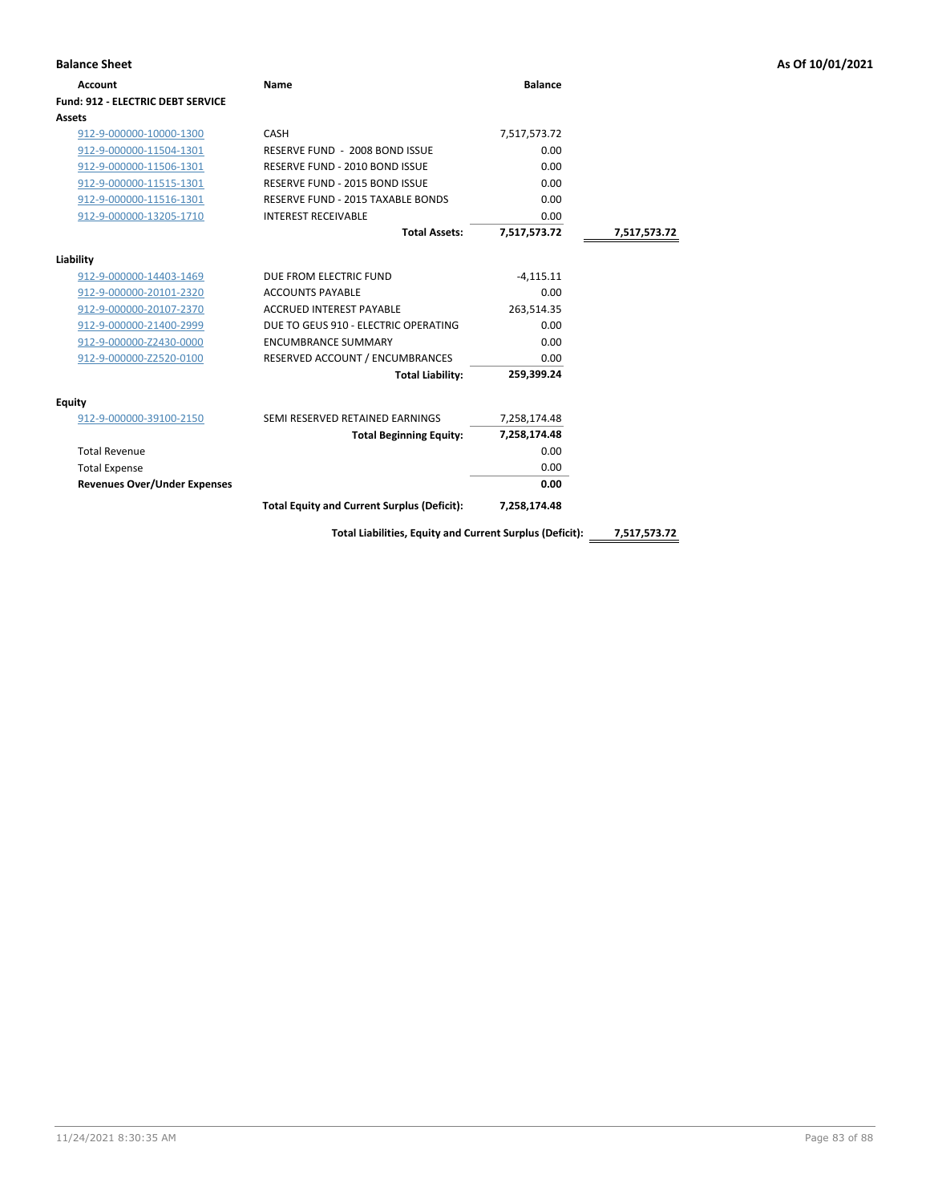## Balance Sheet

As Of 10/01/2021

| Account | Name | Balance | |
|---|---|---|---|
| **Fund: 912 - ELECTRIC DEBT SERVICE** | | | |
| **Assets** | | | |
| 912-9-000000-10000-1300 | CASH | 7,517,573.72 | |
| 912-9-000000-11504-1301 | RESERVE FUND - 2008 BOND ISSUE | 0.00 | |
| 912-9-000000-11506-1301 | RESERVE FUND - 2010 BOND ISSUE | 0.00 | |
| 912-9-000000-11515-1301 | RESERVE FUND - 2015 BOND ISSUE | 0.00 | |
| 912-9-000000-11516-1301 | RESERVE FUND - 2015 TAXABLE BONDS | 0.00 | |
| 912-9-000000-13205-1710 | INTEREST RECEIVABLE | 0.00 | |
| | **Total Assets:** | **7,517,573.72** | **7,517,573.72** |
| **Liability** | | | |
| 912-9-000000-14403-1469 | DUE FROM ELECTRIC FUND | -4,115.11 | |
| 912-9-000000-20101-2320 | ACCOUNTS PAYABLE | 0.00 | |
| 912-9-000000-20107-2370 | ACCRUED INTEREST PAYABLE | 263,514.35 | |
| 912-9-000000-21400-2999 | DUE TO GEUS 910 - ELECTRIC OPERATING | 0.00 | |
| 912-9-000000-Z2430-0000 | ENCUMBRANCE SUMMARY | 0.00 | |
| 912-9-000000-Z2520-0100 | RESERVED ACCOUNT / ENCUMBRANCES | 0.00 | |
| | **Total Liability:** | **259,399.24** | |
| **Equity** | | | |
| 912-9-000000-39100-2150 | SEMI RESERVED RETAINED EARNINGS | 7,258,174.48 | |
| | **Total Beginning Equity:** | **7,258,174.48** | |
| Total Revenue | | 0.00 | |
| Total Expense | | 0.00 | |
| **Revenues Over/Under Expenses** | | **0.00** | |
| | **Total Equity and Current Surplus (Deficit):** | **7,258,174.48** | |
| | **Total Liabilities, Equity and Current Surplus (Deficit):** | | **7,517,573.72** |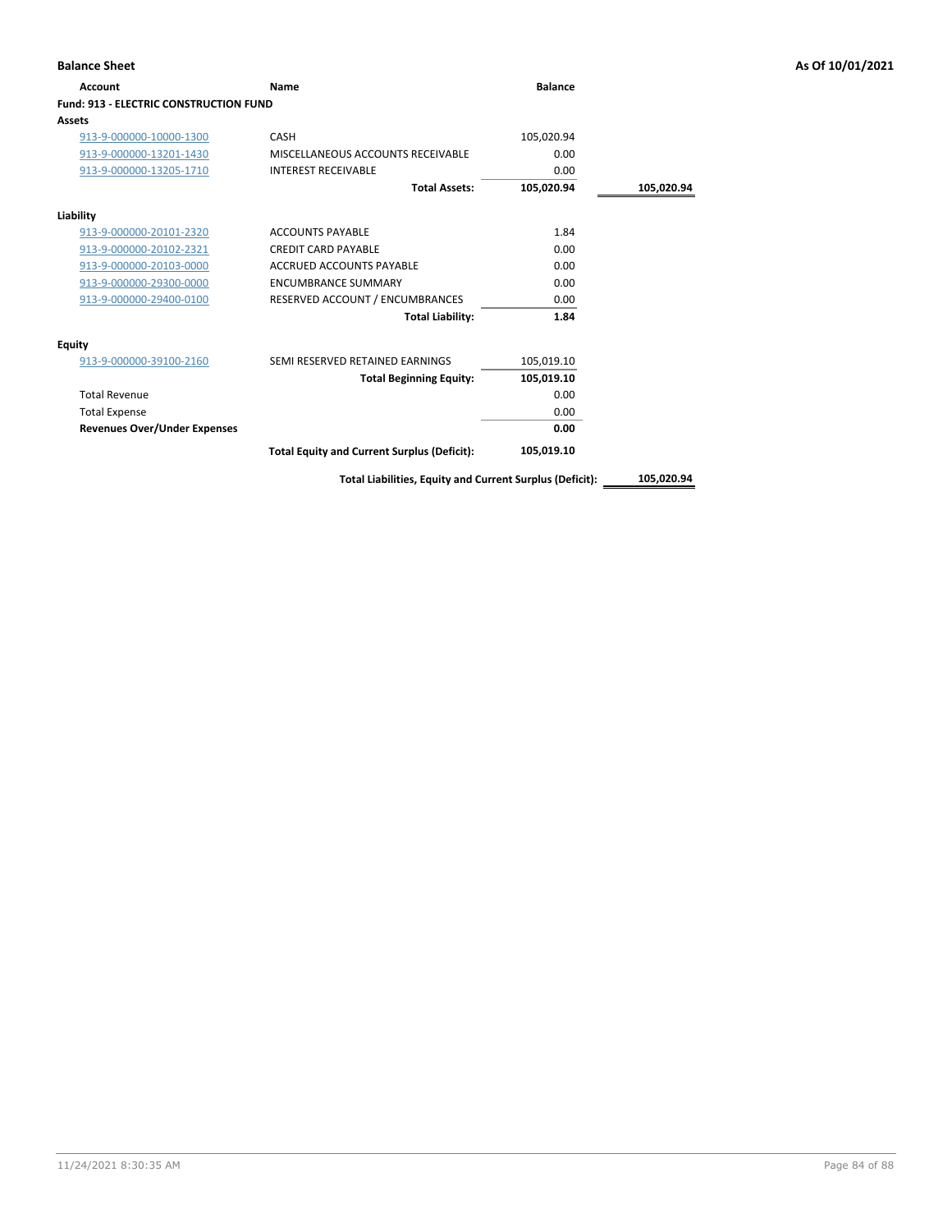## Balance Sheet

As Of 10/01/2021

| Account | Name | Balance | |
|---|---|---|---|
| **Fund: 913 - ELECTRIC CONSTRUCTION FUND** | | | |
| **Assets** | | | |
| 913-9-000000-10000-1300 | CASH | 105,020.94 | |
| 913-9-000000-13201-1430 | MISCELLANEOUS ACCOUNTS RECEIVABLE | 0.00 | |
| 913-9-000000-13205-1710 | INTEREST RECEIVABLE | 0.00 | |
| | **Total Assets:** | **105,020.94** | **105,020.94** |
| **Liability** | | | |
| 913-9-000000-20101-2320 | ACCOUNTS PAYABLE | 1.84 | |
| 913-9-000000-20102-2321 | CREDIT CARD PAYABLE | 0.00 | |
| 913-9-000000-20103-0000 | ACCRUED ACCOUNTS PAYABLE | 0.00 | |
| 913-9-000000-29300-0000 | ENCUMBRANCE SUMMARY | 0.00 | |
| 913-9-000000-29400-0100 | RESERVED ACCOUNT / ENCUMBRANCES | 0.00 | |
| | **Total Liability:** | **1.84** | |
| **Equity** | | | |
| 913-9-000000-39100-2160 | SEMI RESERVED RETAINED EARNINGS | 105,019.10 | |
| | **Total Beginning Equity:** | **105,019.10** | |
| Total Revenue | | 0.00 | |
| Total Expense | | 0.00 | |
| **Revenues Over/Under Expenses** | | **0.00** | |
| | **Total Equity and Current Surplus (Deficit):** | **105,019.10** | |
| | **Total Liabilities, Equity and Current Surplus (Deficit):** | | **105,020.94** |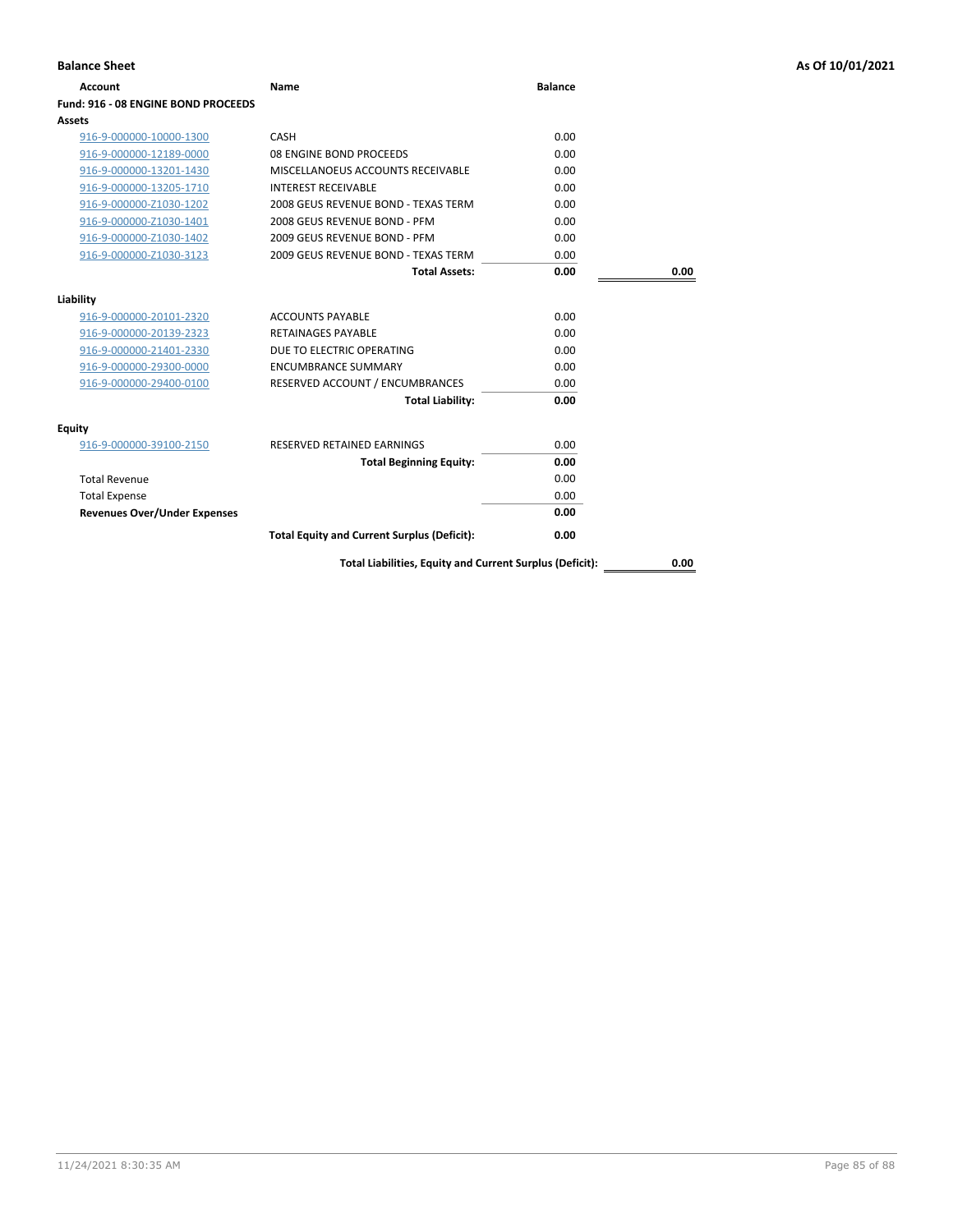**Balance Sheet** — As Of 10/01/2021

| Account | Name | Balance | |
|---|---|---|---|
| **Fund: 916 - 08 ENGINE BOND PROCEEDS** | | | |
| **Assets** | | | |
| 916-9-000000-10000-1300 | CASH | 0.00 | |
| 916-9-000000-12189-0000 | 08 ENGINE BOND PROCEEDS | 0.00 | |
| 916-9-000000-13201-1430 | MISCELLANOEUS ACCOUNTS RECEIVABLE | 0.00 | |
| 916-9-000000-13205-1710 | INTEREST RECEIVABLE | 0.00 | |
| 916-9-000000-Z1030-1202 | 2008 GEUS REVENUE BOND - TEXAS TERM | 0.00 | |
| 916-9-000000-Z1030-1401 | 2008 GEUS REVENUE BOND - PFM | 0.00 | |
| 916-9-000000-Z1030-1402 | 2009 GEUS REVENUE BOND - PFM | 0.00 | |
| 916-9-000000-Z1030-3123 | 2009 GEUS REVENUE BOND - TEXAS TERM | 0.00 | |
| | **Total Assets:** | **0.00** | **0.00** |
| **Liability** | | | |
| 916-9-000000-20101-2320 | ACCOUNTS PAYABLE | 0.00 | |
| 916-9-000000-20139-2323 | RETAINAGES PAYABLE | 0.00 | |
| 916-9-000000-21401-2330 | DUE TO ELECTRIC OPERATING | 0.00 | |
| 916-9-000000-29300-0000 | ENCUMBRANCE SUMMARY | 0.00 | |
| 916-9-000000-29400-0100 | RESERVED ACCOUNT / ENCUMBRANCES | 0.00 | |
| | **Total Liability:** | **0.00** | |
| **Equity** | | | |
| 916-9-000000-39100-2150 | RESERVED RETAINED EARNINGS | 0.00 | |
| | **Total Beginning Equity:** | **0.00** | |
| Total Revenue | | 0.00 | |
| Total Expense | | 0.00 | |
| **Revenues Over/Under Expenses** | | **0.00** | |
| | **Total Equity and Current Surplus (Deficit):** | **0.00** | |
| | **Total Liabilities, Equity and Current Surplus (Deficit):** | | **0.00** |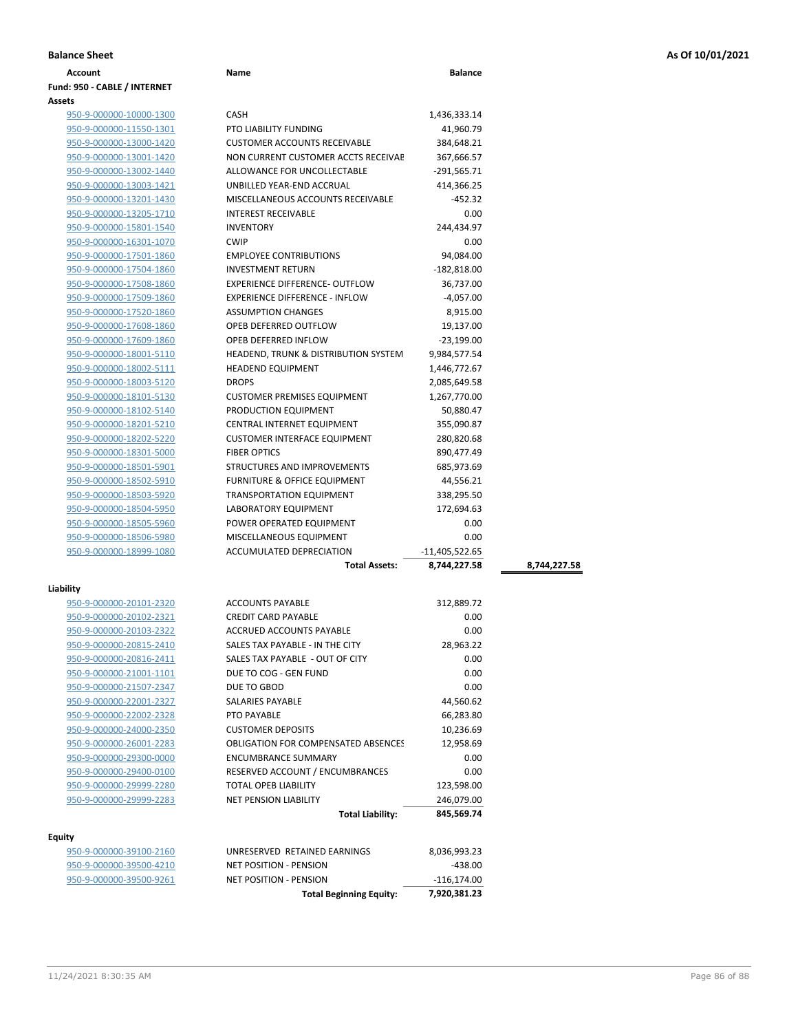**Balance Sheet** **As Of 10/01/2021**

| Account | Name | Balance | |
|---|---|---|---|
| **Fund: 950 - CABLE / INTERNET** | | | |
| **Assets** | | | |
| 950-9-000000-10000-1300 | CASH | 1,436,333.14 | |
| 950-9-000000-11550-1301 | PTO LIABILITY FUNDING | 41,960.79 | |
| 950-9-000000-13000-1420 | CUSTOMER ACCOUNTS RECEIVABLE | 384,648.21 | |
| 950-9-000000-13001-1420 | NON CURRENT CUSTOMER ACCTS RECEIVAE | 367,666.57 | |
| 950-9-000000-13002-1440 | ALLOWANCE FOR UNCOLLECTABLE | -291,565.71 | |
| 950-9-000000-13003-1421 | UNBILLED YEAR-END ACCRUAL | 414,366.25 | |
| 950-9-000000-13201-1430 | MISCELLANEOUS ACCOUNTS RECEIVABLE | -452.32 | |
| 950-9-000000-13205-1710 | INTEREST RECEIVABLE | 0.00 | |
| 950-9-000000-15801-1540 | INVENTORY | 244,434.97 | |
| 950-9-000000-16301-1070 | CWIP | 0.00 | |
| 950-9-000000-17501-1860 | EMPLOYEE CONTRIBUTIONS | 94,084.00 | |
| 950-9-000000-17504-1860 | INVESTMENT RETURN | -182,818.00 | |
| 950-9-000000-17508-1860 | EXPERIENCE DIFFERENCE- OUTFLOW | 36,737.00 | |
| 950-9-000000-17509-1860 | EXPERIENCE DIFFERENCE - INFLOW | -4,057.00 | |
| 950-9-000000-17520-1860 | ASSUMPTION CHANGES | 8,915.00 | |
| 950-9-000000-17608-1860 | OPEB DEFERRED OUTFLOW | 19,137.00 | |
| 950-9-000000-17609-1860 | OPEB DEFERRED INFLOW | -23,199.00 | |
| 950-9-000000-18001-5110 | HEADEND, TRUNK & DISTRIBUTION SYSTEM | 9,984,577.54 | |
| 950-9-000000-18002-5111 | HEADEND EQUIPMENT | 1,446,772.67 | |
| 950-9-000000-18003-5120 | DROPS | 2,085,649.58 | |
| 950-9-000000-18101-5130 | CUSTOMER PREMISES EQUIPMENT | 1,267,770.00 | |
| 950-9-000000-18102-5140 | PRODUCTION EQUIPMENT | 50,880.47 | |
| 950-9-000000-18201-5210 | CENTRAL INTERNET EQUIPMENT | 355,090.87 | |
| 950-9-000000-18202-5220 | CUSTOMER INTERFACE EQUIPMENT | 280,820.68 | |
| 950-9-000000-18301-5000 | FIBER OPTICS | 890,477.49 | |
| 950-9-000000-18501-5901 | STRUCTURES AND IMPROVEMENTS | 685,973.69 | |
| 950-9-000000-18502-5910 | FURNITURE & OFFICE EQUIPMENT | 44,556.21 | |
| 950-9-000000-18503-5920 | TRANSPORTATION EQUIPMENT | 338,295.50 | |
| 950-9-000000-18504-5950 | LABORATORY EQUIPMENT | 172,694.63 | |
| 950-9-000000-18505-5960 | POWER OPERATED EQUIPMENT | 0.00 | |
| 950-9-000000-18506-5980 | MISCELLANEOUS EQUIPMENT | 0.00 | |
| 950-9-000000-18999-1080 | ACCUMULATED DEPRECIATION | -11,405,522.65 | |
| | **Total Assets:** | **8,744,227.58** | **8,744,227.58** |
| **Liability** | | | |
| 950-9-000000-20101-2320 | ACCOUNTS PAYABLE | 312,889.72 | |
| 950-9-000000-20102-2321 | CREDIT CARD PAYABLE | 0.00 | |
| 950-9-000000-20103-2322 | ACCRUED ACCOUNTS PAYABLE | 0.00 | |
| 950-9-000000-20815-2410 | SALES TAX PAYABLE - IN THE CITY | 28,963.22 | |
| 950-9-000000-20816-2411 | SALES TAX PAYABLE - OUT OF CITY | 0.00 | |
| 950-9-000000-21001-1101 | DUE TO COG - GEN FUND | 0.00 | |
| 950-9-000000-21507-2347 | DUE TO GBOD | 0.00 | |
| 950-9-000000-22001-2327 | SALARIES PAYABLE | 44,560.62 | |
| 950-9-000000-22002-2328 | PTO PAYABLE | 66,283.80 | |
| 950-9-000000-24000-2350 | CUSTOMER DEPOSITS | 10,236.69 | |
| 950-9-000000-26001-2283 | OBLIGATION FOR COMPENSATED ABSENCES | 12,958.69 | |
| 950-9-000000-29300-0000 | ENCUMBRANCE SUMMARY | 0.00 | |
| 950-9-000000-29400-0100 | RESERVED ACCOUNT / ENCUMBRANCES | 0.00 | |
| 950-9-000000-29999-2280 | TOTAL OPEB LIABILITY | 123,598.00 | |
| 950-9-000000-29999-2283 | NET PENSION LIABILITY | 246,079.00 | |
| | **Total Liability:** | **845,569.74** | |
| **Equity** | | | |
| 950-9-000000-39100-2160 | UNRESERVED RETAINED EARNINGS | 8,036,993.23 | |
| 950-9-000000-39500-4210 | NET POSITION - PENSION | -438.00 | |
| 950-9-000000-39500-9261 | NET POSITION - PENSION | -116,174.00 | |
| | **Total Beginning Equity:** | **7,920,381.23** | |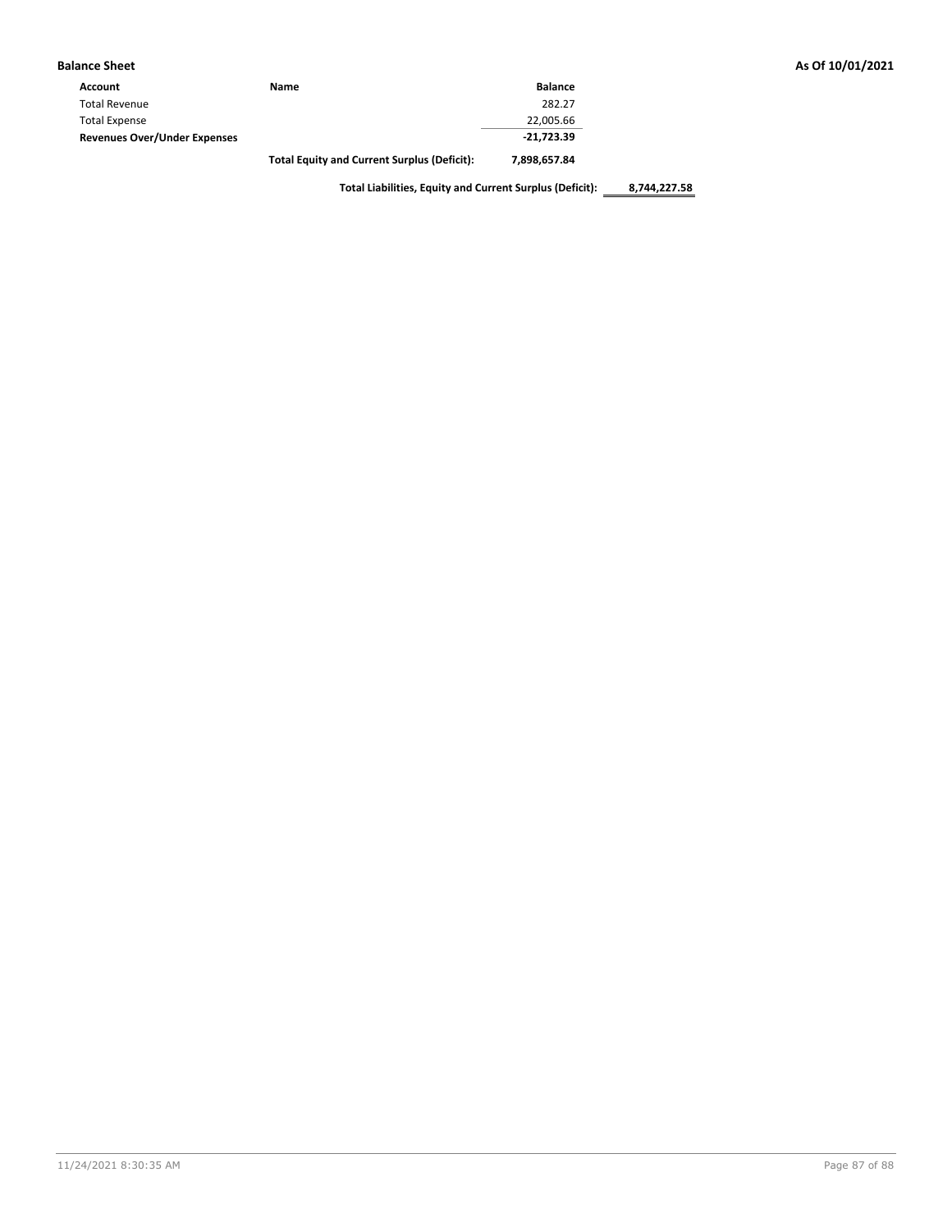**Balance Sheet** **As Of 10/01/2021**

| Account | Name | Balance | |
|---|---|---|---|
| Total Revenue | | 282.27 | |
| Total Expense | | 22,005.66 | |
| **Revenues Over/Under Expenses** | | **-21,723.39** | |
| | **Total Equity and Current Surplus (Deficit):** | **7,898,657.84** | |
| | **Total Liabilities, Equity and Current Surplus (Deficit):** | | **8,744,227.58** |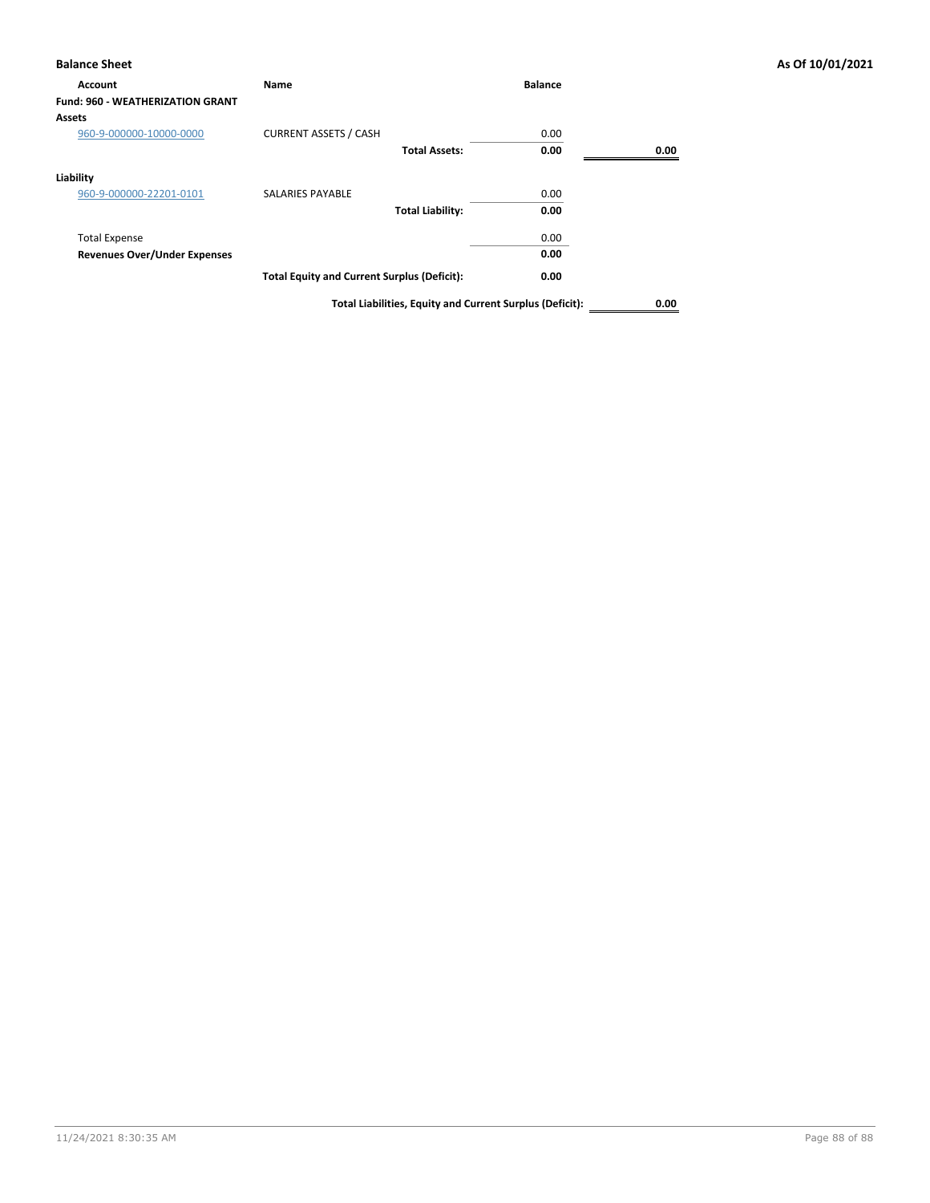**Balance Sheet** **As Of 10/01/2021**

| Account | Name | Balance | |
|---|---|---|---|
| **Fund: 960 - WEATHERIZATION GRANT** | | | |
| **Assets** | | | |
| 960-9-000000-10000-0000 | CURRENT ASSETS / CASH | 0.00 | |
| | **Total Assets:** | **0.00** | **0.00** |
| **Liability** | | | |
| 960-9-000000-22201-0101 | SALARIES PAYABLE | 0.00 | |
| | **Total Liability:** | **0.00** | |
| Total Expense | | 0.00 | |
| **Revenues Over/Under Expenses** | | **0.00** | |
| | **Total Equity and Current Surplus (Deficit):** | **0.00** | |
| | **Total Liabilities, Equity and Current Surplus (Deficit):** | | **0.00** |